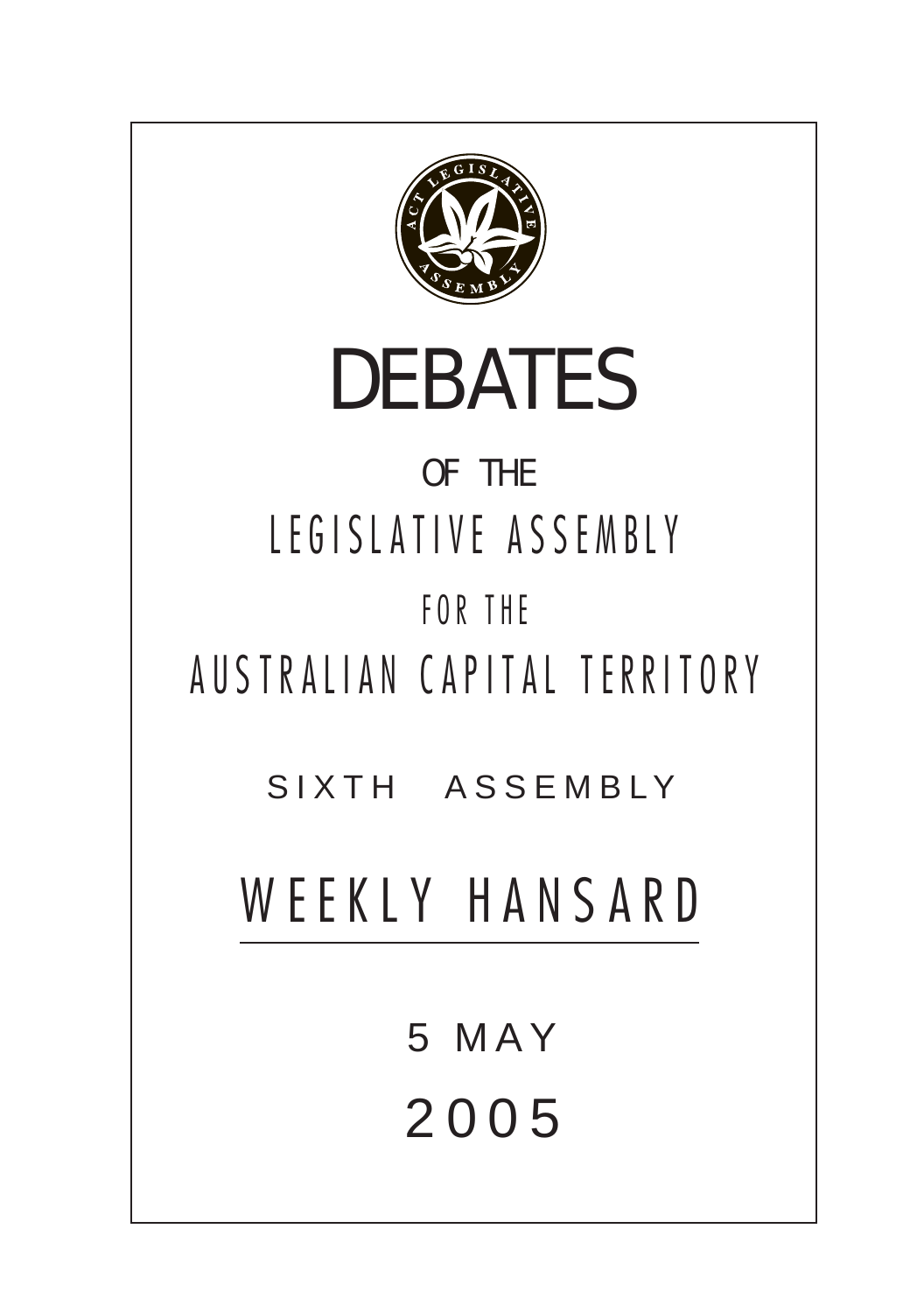# DEBATES

OF THE

LEGISLATIVE ASSEMBLY

FOR THE

AUSTRALIAN CAPITAL TERRITORY

SIXTH ASSEMBLY

## WEEKLY HANSARD

5 MAY

2005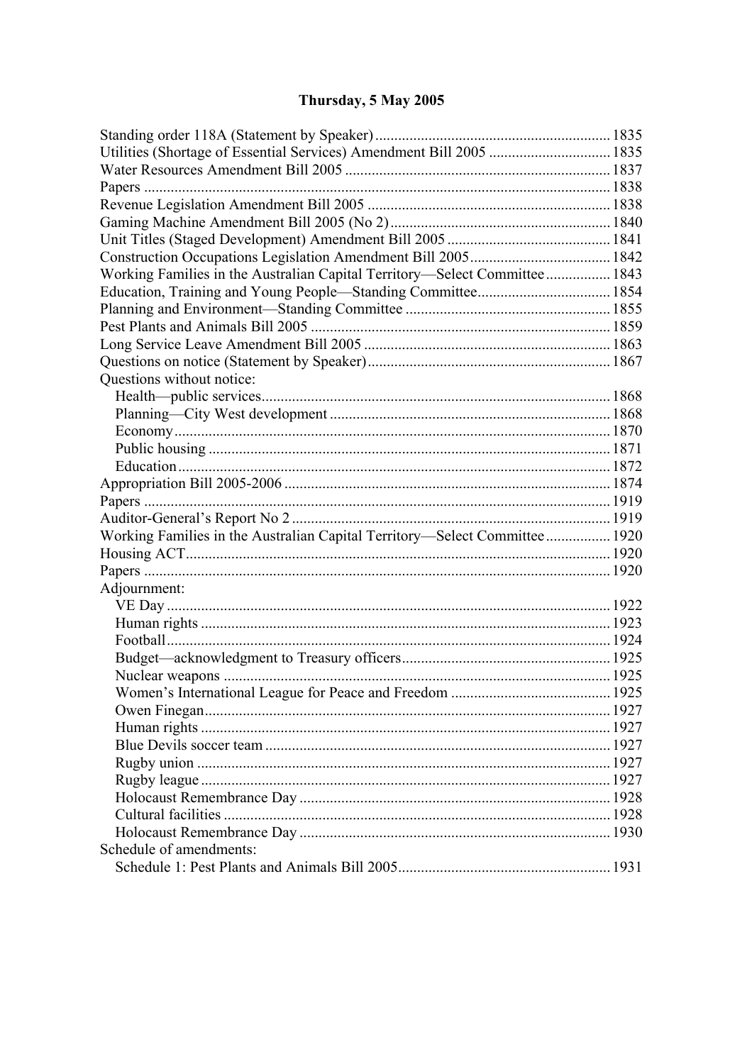# Thursday, 5 May 2005

Standing order 118A (Statement by Speaker) .......... 1835
Utilities (Shortage of Essential Services) Amendment Bill 2005 .......... 1835
Water Resources Amendment Bill 2005 .......... 1837
Papers .......... 1838
Revenue Legislation Amendment Bill 2005 .......... 1838
Gaming Machine Amendment Bill 2005 (No 2) .......... 1840
Unit Titles (Staged Development) Amendment Bill 2005 .......... 1841
Construction Occupations Legislation Amendment Bill 2005 .......... 1842
Working Families in the Australian Capital Territory—Select Committee .......... 1843
Education, Training and Young People—Standing Committee .......... 1854
Planning and Environment—Standing Committee .......... 1855
Pest Plants and Animals Bill 2005 .......... 1859
Long Service Leave Amendment Bill 2005 .......... 1863
Questions on notice (Statement by Speaker) .......... 1867
Questions without notice:
- Health—public services .......... 1868
- Planning—City West development .......... 1868
- Economy .......... 1870
- Public housing .......... 1871
- Education .......... 1872

Appropriation Bill 2005-2006 .......... 1874
Papers .......... 1919
Auditor-General's Report No 2 .......... 1919
Working Families in the Australian Capital Territory—Select Committee .......... 1920
Housing ACT .......... 1920
Papers .......... 1920
Adjournment:
- VE Day .......... 1922
- Human rights .......... 1923
- Football .......... 1924
- Budget—acknowledgment to Treasury officers .......... 1925
- Nuclear weapons .......... 1925
- Women's International League for Peace and Freedom .......... 1925
- Owen Finegan .......... 1927
- Human rights .......... 1927
- Blue Devils soccer team .......... 1927
- Rugby union .......... 1927
- Rugby league .......... 1927
- Holocaust Remembrance Day .......... 1928
- Cultural facilities .......... 1928
- Holocaust Remembrance Day .......... 1930

Schedule of amendments:
- Schedule 1: Pest Plants and Animals Bill 2005 .......... 1931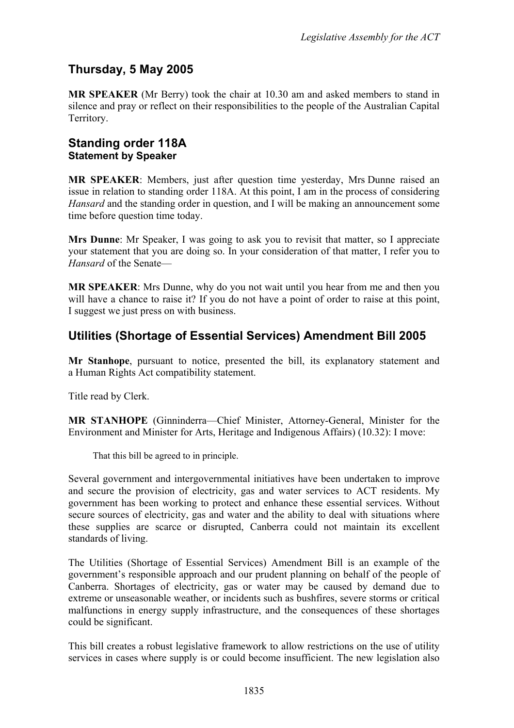## Thursday, 5 May 2005

**MR SPEAKER** (Mr Berry) took the chair at 10.30 am and asked members to stand in silence and pray or reflect on their responsibilities to the people of the Australian Capital Territory.

## Standing order 118A
### Statement by Speaker

**MR SPEAKER**: Members, just after question time yesterday, Mrs Dunne raised an issue in relation to standing order 118A. At this point, I am in the process of considering *Hansard* and the standing order in question, and I will be making an announcement some time before question time today.

**Mrs Dunne**: Mr Speaker, I was going to ask you to revisit that matter, so I appreciate your statement that you are doing so. In your consideration of that matter, I refer you to *Hansard* of the Senate—

**MR SPEAKER**: Mrs Dunne, why do you not wait until you hear from me and then you will have a chance to raise it? If you do not have a point of order to raise at this point, I suggest we just press on with business.

## Utilities (Shortage of Essential Services) Amendment Bill 2005

**Mr Stanhope**, pursuant to notice, presented the bill, its explanatory statement and a Human Rights Act compatibility statement.

Title read by Clerk.

**MR STANHOPE** (Ginninderra—Chief Minister, Attorney-General, Minister for the Environment and Minister for Arts, Heritage and Indigenous Affairs) (10.32): I move:

> That this bill be agreed to in principle.

Several government and intergovernmental initiatives have been undertaken to improve and secure the provision of electricity, gas and water services to ACT residents. My government has been working to protect and enhance these essential services. Without secure sources of electricity, gas and water and the ability to deal with situations where these supplies are scarce or disrupted, Canberra could not maintain its excellent standards of living.

The Utilities (Shortage of Essential Services) Amendment Bill is an example of the government's responsible approach and our prudent planning on behalf of the people of Canberra. Shortages of electricity, gas or water may be caused by demand due to extreme or unseasonable weather, or incidents such as bushfires, severe storms or critical malfunctions in energy supply infrastructure, and the consequences of these shortages could be significant.

This bill creates a robust legislative framework to allow restrictions on the use of utility services in cases where supply is or could become insufficient. The new legislation also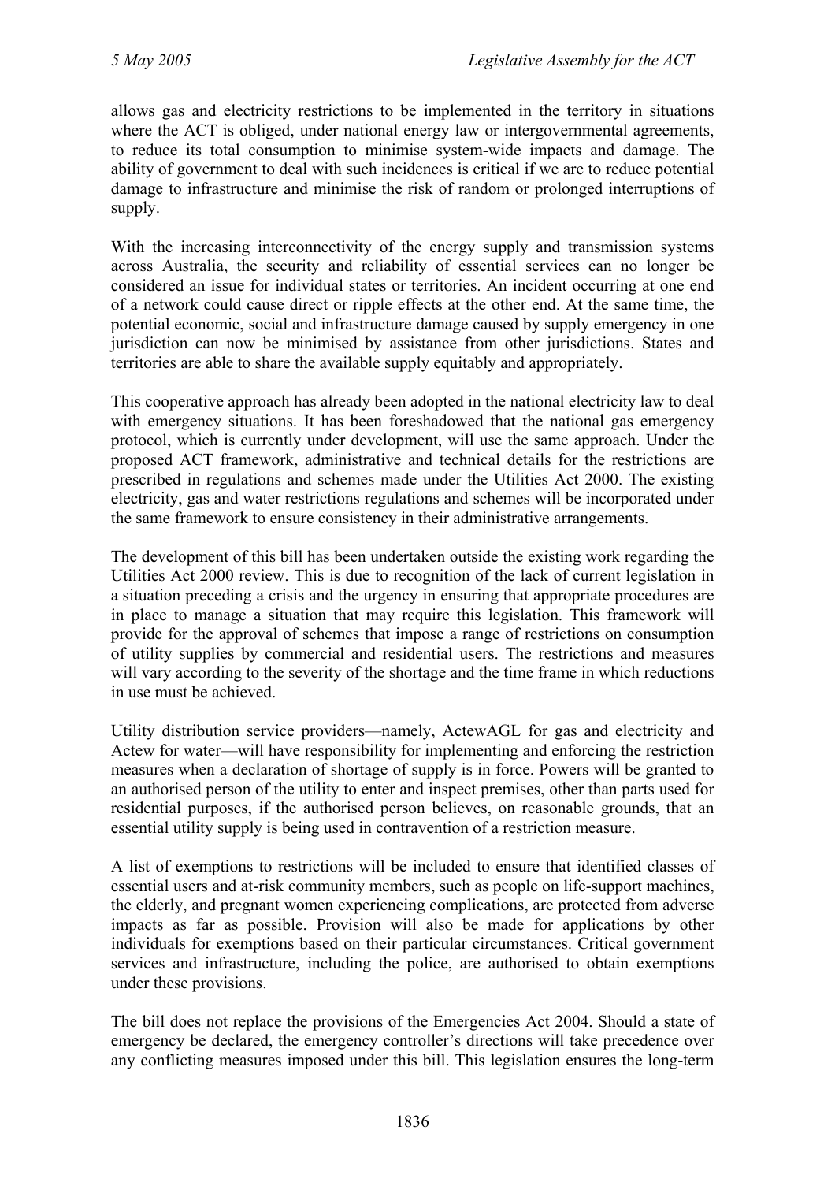allows gas and electricity restrictions to be implemented in the territory in situations where the ACT is obliged, under national energy law or intergovernmental agreements, to reduce its total consumption to minimise system-wide impacts and damage. The ability of government to deal with such incidences is critical if we are to reduce potential damage to infrastructure and minimise the risk of random or prolonged interruptions of supply.

With the increasing interconnectivity of the energy supply and transmission systems across Australia, the security and reliability of essential services can no longer be considered an issue for individual states or territories. An incident occurring at one end of a network could cause direct or ripple effects at the other end. At the same time, the potential economic, social and infrastructure damage caused by supply emergency in one jurisdiction can now be minimised by assistance from other jurisdictions. States and territories are able to share the available supply equitably and appropriately.

This cooperative approach has already been adopted in the national electricity law to deal with emergency situations. It has been foreshadowed that the national gas emergency protocol, which is currently under development, will use the same approach. Under the proposed ACT framework, administrative and technical details for the restrictions are prescribed in regulations and schemes made under the Utilities Act 2000. The existing electricity, gas and water restrictions regulations and schemes will be incorporated under the same framework to ensure consistency in their administrative arrangements.

The development of this bill has been undertaken outside the existing work regarding the Utilities Act 2000 review. This is due to recognition of the lack of current legislation in a situation preceding a crisis and the urgency in ensuring that appropriate procedures are in place to manage a situation that may require this legislation. This framework will provide for the approval of schemes that impose a range of restrictions on consumption of utility supplies by commercial and residential users. The restrictions and measures will vary according to the severity of the shortage and the time frame in which reductions in use must be achieved.

Utility distribution service providers—namely, ActewAGL for gas and electricity and Actew for water—will have responsibility for implementing and enforcing the restriction measures when a declaration of shortage of supply is in force. Powers will be granted to an authorised person of the utility to enter and inspect premises, other than parts used for residential purposes, if the authorised person believes, on reasonable grounds, that an essential utility supply is being used in contravention of a restriction measure.

A list of exemptions to restrictions will be included to ensure that identified classes of essential users and at-risk community members, such as people on life-support machines, the elderly, and pregnant women experiencing complications, are protected from adverse impacts as far as possible. Provision will also be made for applications by other individuals for exemptions based on their particular circumstances. Critical government services and infrastructure, including the police, are authorised to obtain exemptions under these provisions.

The bill does not replace the provisions of the Emergencies Act 2004. Should a state of emergency be declared, the emergency controller's directions will take precedence over any conflicting measures imposed under this bill. This legislation ensures the long-term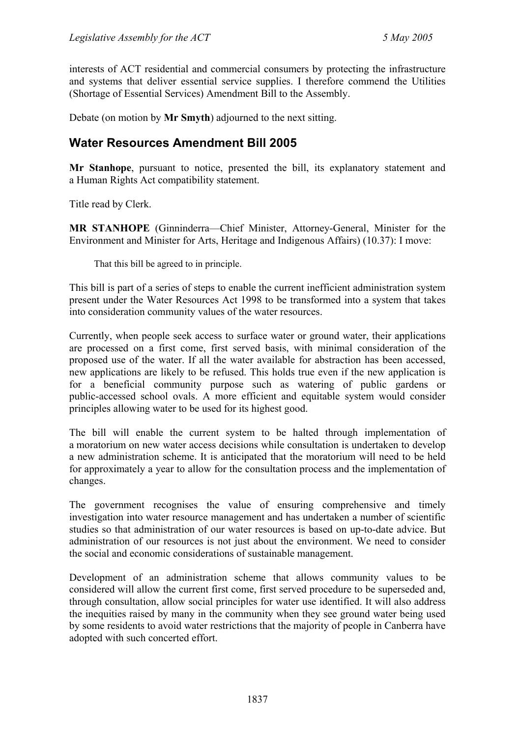interests of ACT residential and commercial consumers by protecting the infrastructure and systems that deliver essential service supplies. I therefore commend the Utilities (Shortage of Essential Services) Amendment Bill to the Assembly.

Debate (on motion by **Mr Smyth**) adjourned to the next sitting.

## Water Resources Amendment Bill 2005

**Mr Stanhope**, pursuant to notice, presented the bill, its explanatory statement and a Human Rights Act compatibility statement.

Title read by Clerk.

**MR STANHOPE** (Ginninderra—Chief Minister, Attorney-General, Minister for the Environment and Minister for Arts, Heritage and Indigenous Affairs) (10.37): I move:

> That this bill be agreed to in principle.

This bill is part of a series of steps to enable the current inefficient administration system present under the Water Resources Act 1998 to be transformed into a system that takes into consideration community values of the water resources.

Currently, when people seek access to surface water or ground water, their applications are processed on a first come, first served basis, with minimal consideration of the proposed use of the water. If all the water available for abstraction has been accessed, new applications are likely to be refused. This holds true even if the new application is for a beneficial community purpose such as watering of public gardens or public-accessed school ovals. A more efficient and equitable system would consider principles allowing water to be used for its highest good.

The bill will enable the current system to be halted through implementation of a moratorium on new water access decisions while consultation is undertaken to develop a new administration scheme. It is anticipated that the moratorium will need to be held for approximately a year to allow for the consultation process and the implementation of changes.

The government recognises the value of ensuring comprehensive and timely investigation into water resource management and has undertaken a number of scientific studies so that administration of our water resources is based on up-to-date advice. But administration of our resources is not just about the environment. We need to consider the social and economic considerations of sustainable management.

Development of an administration scheme that allows community values to be considered will allow the current first come, first served procedure to be superseded and, through consultation, allow social principles for water use identified. It will also address the inequities raised by many in the community when they see ground water being used by some residents to avoid water restrictions that the majority of people in Canberra have adopted with such concerted effort.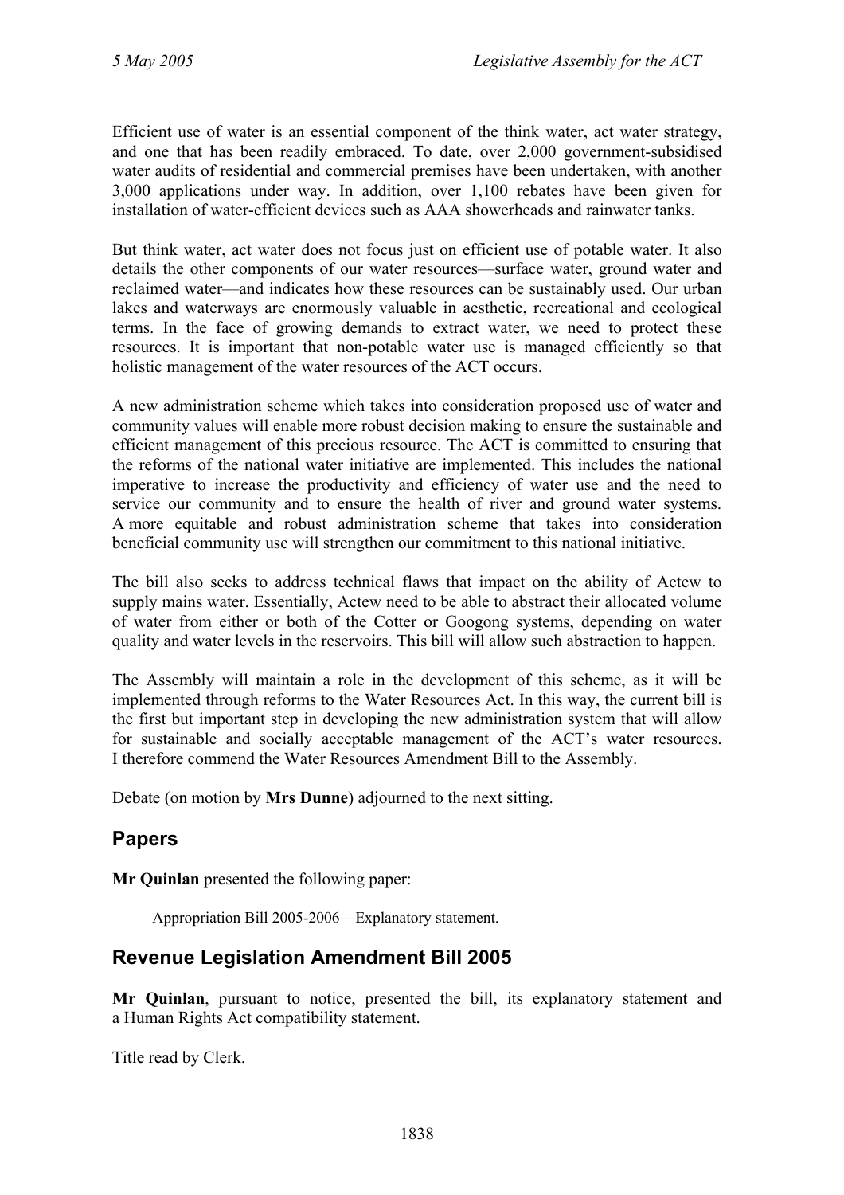Efficient use of water is an essential component of the think water, act water strategy, and one that has been readily embraced. To date, over 2,000 government-subsidised water audits of residential and commercial premises have been undertaken, with another 3,000 applications under way. In addition, over 1,100 rebates have been given for installation of water-efficient devices such as AAA showerheads and rainwater tanks.

But think water, act water does not focus just on efficient use of potable water. It also details the other components of our water resources—surface water, ground water and reclaimed water—and indicates how these resources can be sustainably used. Our urban lakes and waterways are enormously valuable in aesthetic, recreational and ecological terms. In the face of growing demands to extract water, we need to protect these resources. It is important that non-potable water use is managed efficiently so that holistic management of the water resources of the ACT occurs.

A new administration scheme which takes into consideration proposed use of water and community values will enable more robust decision making to ensure the sustainable and efficient management of this precious resource. The ACT is committed to ensuring that the reforms of the national water initiative are implemented. This includes the national imperative to increase the productivity and efficiency of water use and the need to service our community and to ensure the health of river and ground water systems. A more equitable and robust administration scheme that takes into consideration beneficial community use will strengthen our commitment to this national initiative.

The bill also seeks to address technical flaws that impact on the ability of Actew to supply mains water. Essentially, Actew need to be able to abstract their allocated volume of water from either or both of the Cotter or Googong systems, depending on water quality and water levels in the reservoirs. This bill will allow such abstraction to happen.

The Assembly will maintain a role in the development of this scheme, as it will be implemented through reforms to the Water Resources Act. In this way, the current bill is the first but important step in developing the new administration system that will allow for sustainable and socially acceptable management of the ACT's water resources. I therefore commend the Water Resources Amendment Bill to the Assembly.

Debate (on motion by **Mrs Dunne**) adjourned to the next sitting.

## Papers

**Mr Quinlan** presented the following paper:

> Appropriation Bill 2005-2006—Explanatory statement.

## Revenue Legislation Amendment Bill 2005

**Mr Quinlan**, pursuant to notice, presented the bill, its explanatory statement and a Human Rights Act compatibility statement.

Title read by Clerk.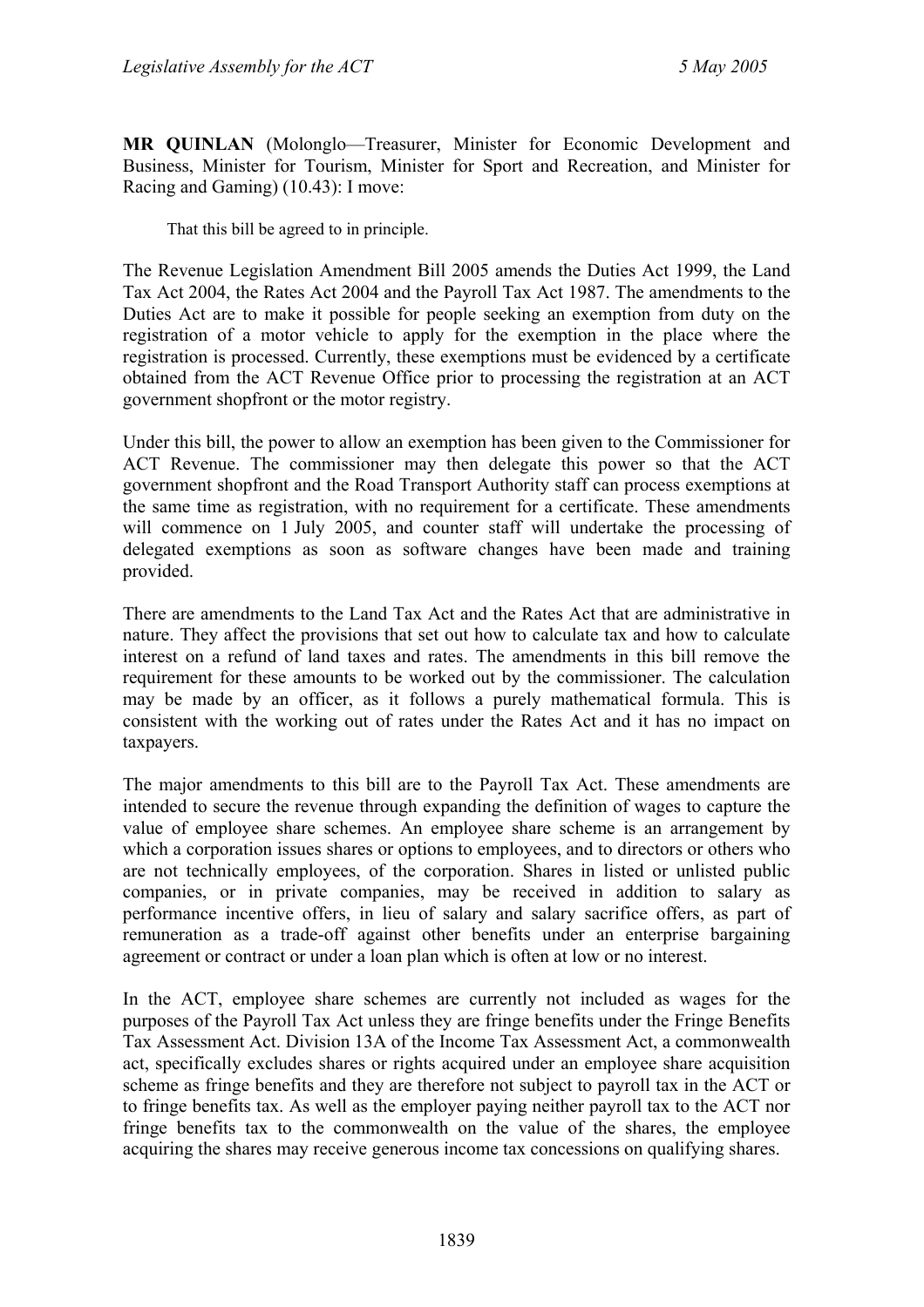**MR QUINLAN** (Molonglo—Treasurer, Minister for Economic Development and Business, Minister for Tourism, Minister for Sport and Recreation, and Minister for Racing and Gaming) (10.43): I move:

> That this bill be agreed to in principle.

The Revenue Legislation Amendment Bill 2005 amends the Duties Act 1999, the Land Tax Act 2004, the Rates Act 2004 and the Payroll Tax Act 1987. The amendments to the Duties Act are to make it possible for people seeking an exemption from duty on the registration of a motor vehicle to apply for the exemption in the place where the registration is processed. Currently, these exemptions must be evidenced by a certificate obtained from the ACT Revenue Office prior to processing the registration at an ACT government shopfront or the motor registry.

Under this bill, the power to allow an exemption has been given to the Commissioner for ACT Revenue. The commissioner may then delegate this power so that the ACT government shopfront and the Road Transport Authority staff can process exemptions at the same time as registration, with no requirement for a certificate. These amendments will commence on 1 July 2005, and counter staff will undertake the processing of delegated exemptions as soon as software changes have been made and training provided.

There are amendments to the Land Tax Act and the Rates Act that are administrative in nature. They affect the provisions that set out how to calculate tax and how to calculate interest on a refund of land taxes and rates. The amendments in this bill remove the requirement for these amounts to be worked out by the commissioner. The calculation may be made by an officer, as it follows a purely mathematical formula. This is consistent with the working out of rates under the Rates Act and it has no impact on taxpayers.

The major amendments to this bill are to the Payroll Tax Act. These amendments are intended to secure the revenue through expanding the definition of wages to capture the value of employee share schemes. An employee share scheme is an arrangement by which a corporation issues shares or options to employees, and to directors or others who are not technically employees, of the corporation. Shares in listed or unlisted public companies, or in private companies, may be received in addition to salary as performance incentive offers, in lieu of salary and salary sacrifice offers, as part of remuneration as a trade-off against other benefits under an enterprise bargaining agreement or contract or under a loan plan which is often at low or no interest.

In the ACT, employee share schemes are currently not included as wages for the purposes of the Payroll Tax Act unless they are fringe benefits under the Fringe Benefits Tax Assessment Act. Division 13A of the Income Tax Assessment Act, a commonwealth act, specifically excludes shares or rights acquired under an employee share acquisition scheme as fringe benefits and they are therefore not subject to payroll tax in the ACT or to fringe benefits tax. As well as the employer paying neither payroll tax to the ACT nor fringe benefits tax to the commonwealth on the value of the shares, the employee acquiring the shares may receive generous income tax concessions on qualifying shares.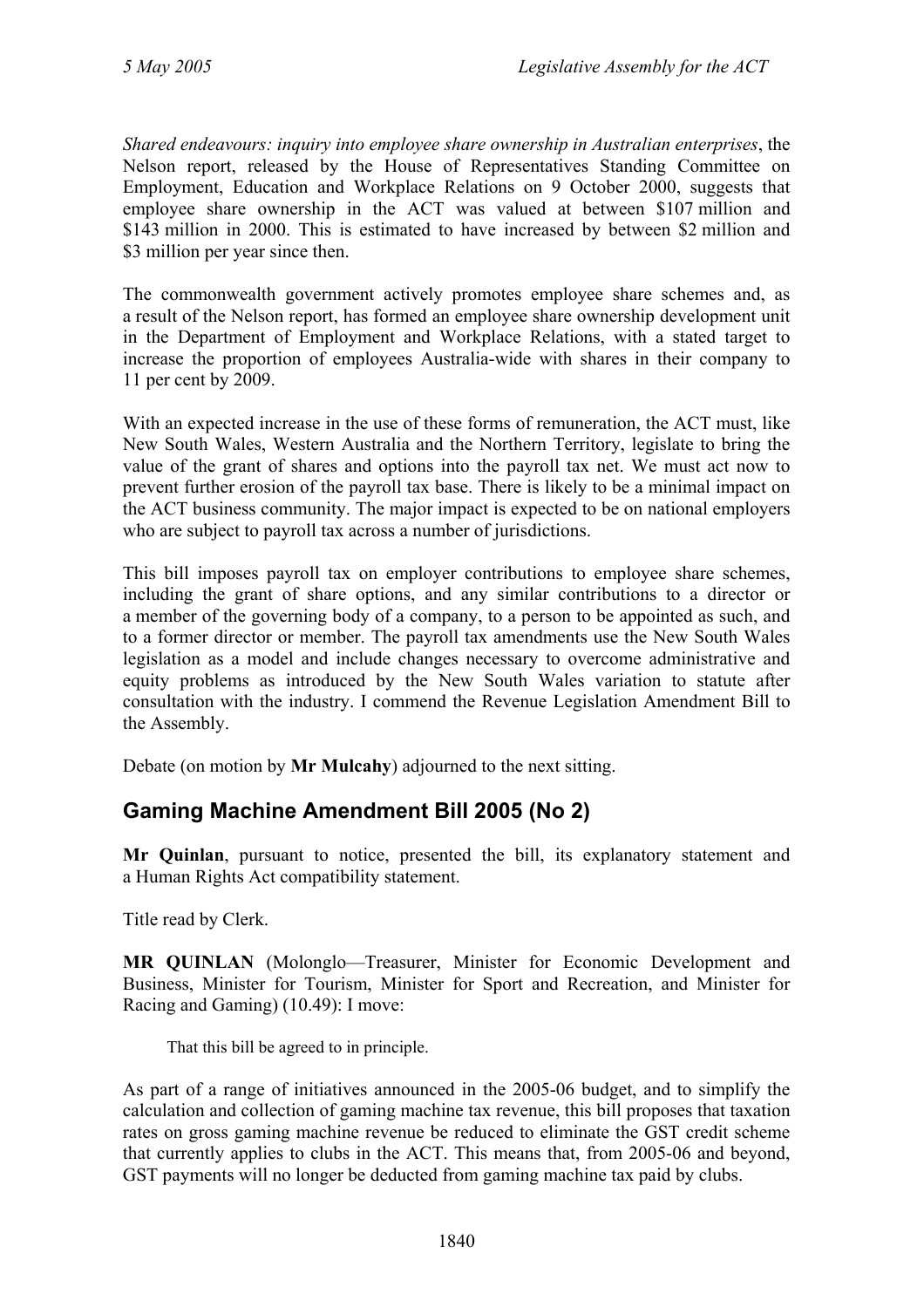*Shared endeavours: inquiry into employee share ownership in Australian enterprises*, the Nelson report, released by the House of Representatives Standing Committee on Employment, Education and Workplace Relations on 9 October 2000, suggests that employee share ownership in the ACT was valued at between \$107 million and \$143 million in 2000. This is estimated to have increased by between \$2 million and \$3 million per year since then.

The commonwealth government actively promotes employee share schemes and, as a result of the Nelson report, has formed an employee share ownership development unit in the Department of Employment and Workplace Relations, with a stated target to increase the proportion of employees Australia-wide with shares in their company to 11 per cent by 2009.

With an expected increase in the use of these forms of remuneration, the ACT must, like New South Wales, Western Australia and the Northern Territory, legislate to bring the value of the grant of shares and options into the payroll tax net. We must act now to prevent further erosion of the payroll tax base. There is likely to be a minimal impact on the ACT business community. The major impact is expected to be on national employers who are subject to payroll tax across a number of jurisdictions.

This bill imposes payroll tax on employer contributions to employee share schemes, including the grant of share options, and any similar contributions to a director or a member of the governing body of a company, to a person to be appointed as such, and to a former director or member. The payroll tax amendments use the New South Wales legislation as a model and include changes necessary to overcome administrative and equity problems as introduced by the New South Wales variation to statute after consultation with the industry. I commend the Revenue Legislation Amendment Bill to the Assembly.

Debate (on motion by **Mr Mulcahy**) adjourned to the next sitting.

## Gaming Machine Amendment Bill 2005 (No 2)

**Mr Quinlan**, pursuant to notice, presented the bill, its explanatory statement and a Human Rights Act compatibility statement.

Title read by Clerk.

**MR QUINLAN** (Molonglo—Treasurer, Minister for Economic Development and Business, Minister for Tourism, Minister for Sport and Recreation, and Minister for Racing and Gaming) (10.49): I move:

> That this bill be agreed to in principle.

As part of a range of initiatives announced in the 2005-06 budget, and to simplify the calculation and collection of gaming machine tax revenue, this bill proposes that taxation rates on gross gaming machine revenue be reduced to eliminate the GST credit scheme that currently applies to clubs in the ACT. This means that, from 2005-06 and beyond, GST payments will no longer be deducted from gaming machine tax paid by clubs.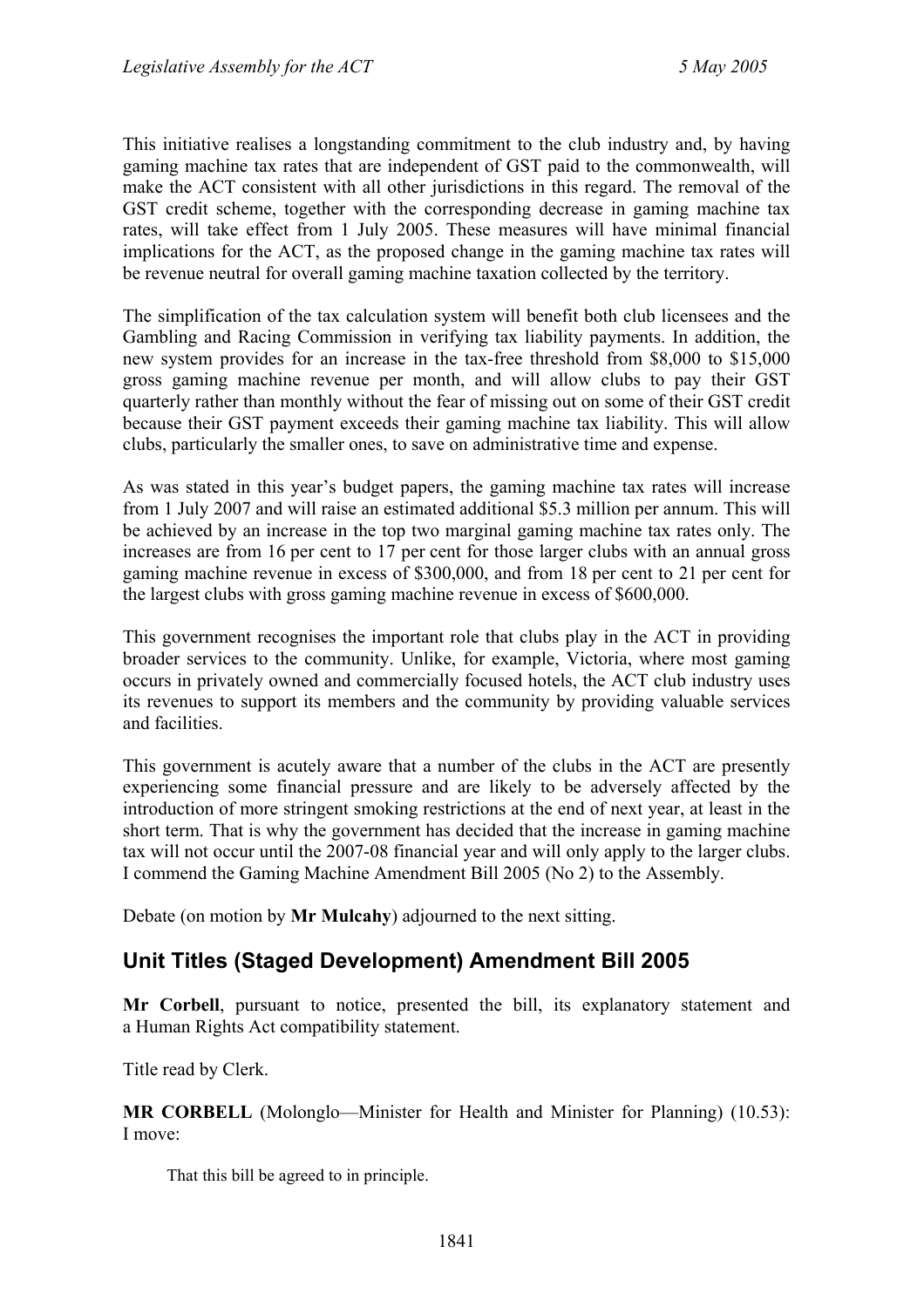This initiative realises a longstanding commitment to the club industry and, by having gaming machine tax rates that are independent of GST paid to the commonwealth, will make the ACT consistent with all other jurisdictions in this regard. The removal of the GST credit scheme, together with the corresponding decrease in gaming machine tax rates, will take effect from 1 July 2005. These measures will have minimal financial implications for the ACT, as the proposed change in the gaming machine tax rates will be revenue neutral for overall gaming machine taxation collected by the territory.

The simplification of the tax calculation system will benefit both club licensees and the Gambling and Racing Commission in verifying tax liability payments. In addition, the new system provides for an increase in the tax-free threshold from $8,000 to $15,000 gross gaming machine revenue per month, and will allow clubs to pay their GST quarterly rather than monthly without the fear of missing out on some of their GST credit because their GST payment exceeds their gaming machine tax liability. This will allow clubs, particularly the smaller ones, to save on administrative time and expense.

As was stated in this year's budget papers, the gaming machine tax rates will increase from 1 July 2007 and will raise an estimated additional $5.3 million per annum. This will be achieved by an increase in the top two marginal gaming machine tax rates only. The increases are from 16 per cent to 17 per cent for those larger clubs with an annual gross gaming machine revenue in excess of $300,000, and from 18 per cent to 21 per cent for the largest clubs with gross gaming machine revenue in excess of $600,000.

This government recognises the important role that clubs play in the ACT in providing broader services to the community. Unlike, for example, Victoria, where most gaming occurs in privately owned and commercially focused hotels, the ACT club industry uses its revenues to support its members and the community by providing valuable services and facilities.

This government is acutely aware that a number of the clubs in the ACT are presently experiencing some financial pressure and are likely to be adversely affected by the introduction of more stringent smoking restrictions at the end of next year, at least in the short term. That is why the government has decided that the increase in gaming machine tax will not occur until the 2007-08 financial year and will only apply to the larger clubs. I commend the Gaming Machine Amendment Bill 2005 (No 2) to the Assembly.

Debate (on motion by **Mr Mulcahy**) adjourned to the next sitting.

## Unit Titles (Staged Development) Amendment Bill 2005

**Mr Corbell**, pursuant to notice, presented the bill, its explanatory statement and a Human Rights Act compatibility statement.

Title read by Clerk.

**MR CORBELL** (Molonglo—Minister for Health and Minister for Planning) (10.53): I move:

> That this bill be agreed to in principle.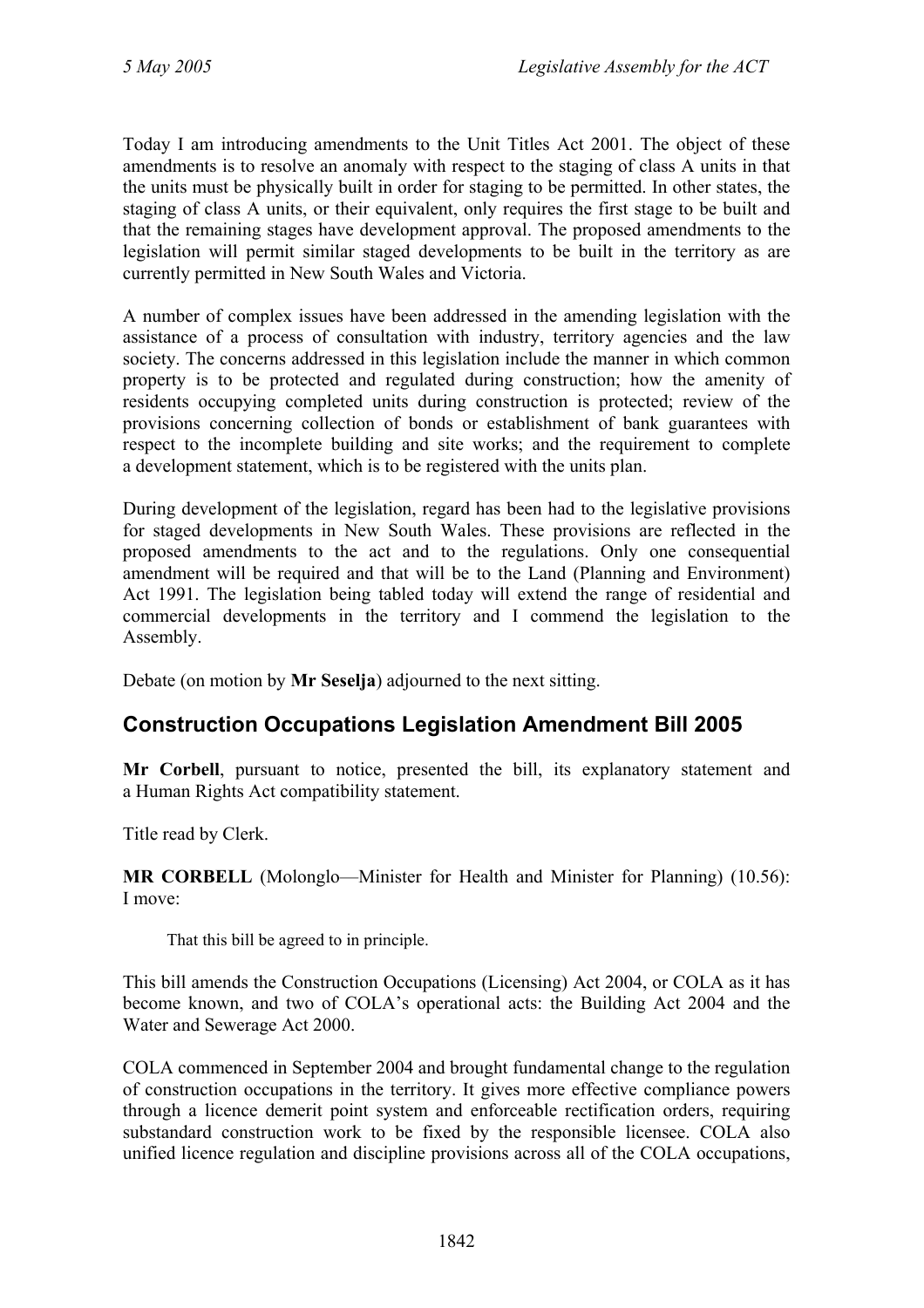Today I am introducing amendments to the Unit Titles Act 2001. The object of these amendments is to resolve an anomaly with respect to the staging of class A units in that the units must be physically built in order for staging to be permitted. In other states, the staging of class A units, or their equivalent, only requires the first stage to be built and that the remaining stages have development approval. The proposed amendments to the legislation will permit similar staged developments to be built in the territory as are currently permitted in New South Wales and Victoria.

A number of complex issues have been addressed in the amending legislation with the assistance of a process of consultation with industry, territory agencies and the law society. The concerns addressed in this legislation include the manner in which common property is to be protected and regulated during construction; how the amenity of residents occupying completed units during construction is protected; review of the provisions concerning collection of bonds or establishment of bank guarantees with respect to the incomplete building and site works; and the requirement to complete a development statement, which is to be registered with the units plan.

During development of the legislation, regard has been had to the legislative provisions for staged developments in New South Wales. These provisions are reflected in the proposed amendments to the act and to the regulations. Only one consequential amendment will be required and that will be to the Land (Planning and Environment) Act 1991. The legislation being tabled today will extend the range of residential and commercial developments in the territory and I commend the legislation to the Assembly.

Debate (on motion by **Mr Seselja**) adjourned to the next sitting.

## Construction Occupations Legislation Amendment Bill 2005

**Mr Corbell**, pursuant to notice, presented the bill, its explanatory statement and a Human Rights Act compatibility statement.

Title read by Clerk.

**MR CORBELL** (Molonglo—Minister for Health and Minister for Planning) (10.56): I move:

> That this bill be agreed to in principle.

This bill amends the Construction Occupations (Licensing) Act 2004, or COLA as it has become known, and two of COLA's operational acts: the Building Act 2004 and the Water and Sewerage Act 2000.

COLA commenced in September 2004 and brought fundamental change to the regulation of construction occupations in the territory. It gives more effective compliance powers through a licence demerit point system and enforceable rectification orders, requiring substandard construction work to be fixed by the responsible licensee. COLA also unified licence regulation and discipline provisions across all of the COLA occupations,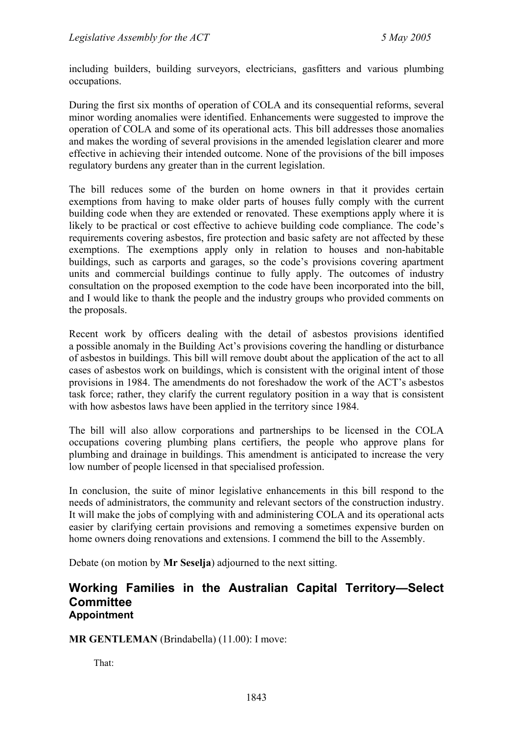including builders, building surveyors, electricians, gasfitters and various plumbing occupations.

During the first six months of operation of COLA and its consequential reforms, several minor wording anomalies were identified. Enhancements were suggested to improve the operation of COLA and some of its operational acts. This bill addresses those anomalies and makes the wording of several provisions in the amended legislation clearer and more effective in achieving their intended outcome. None of the provisions of the bill imposes regulatory burdens any greater than in the current legislation.

The bill reduces some of the burden on home owners in that it provides certain exemptions from having to make older parts of houses fully comply with the current building code when they are extended or renovated. These exemptions apply where it is likely to be practical or cost effective to achieve building code compliance. The code's requirements covering asbestos, fire protection and basic safety are not affected by these exemptions. The exemptions apply only in relation to houses and non-habitable buildings, such as carports and garages, so the code's provisions covering apartment units and commercial buildings continue to fully apply. The outcomes of industry consultation on the proposed exemption to the code have been incorporated into the bill, and I would like to thank the people and the industry groups who provided comments on the proposals.

Recent work by officers dealing with the detail of asbestos provisions identified a possible anomaly in the Building Act's provisions covering the handling or disturbance of asbestos in buildings. This bill will remove doubt about the application of the act to all cases of asbestos work on buildings, which is consistent with the original intent of those provisions in 1984. The amendments do not foreshadow the work of the ACT's asbestos task force; rather, they clarify the current regulatory position in a way that is consistent with how asbestos laws have been applied in the territory since 1984.

The bill will also allow corporations and partnerships to be licensed in the COLA occupations covering plumbing plans certifiers, the people who approve plans for plumbing and drainage in buildings. This amendment is anticipated to increase the very low number of people licensed in that specialised profession.

In conclusion, the suite of minor legislative enhancements in this bill respond to the needs of administrators, the community and relevant sectors of the construction industry. It will make the jobs of complying with and administering COLA and its operational acts easier by clarifying certain provisions and removing a sometimes expensive burden on home owners doing renovations and extensions. I commend the bill to the Assembly.

Debate (on motion by **Mr Seselja**) adjourned to the next sitting.

## Working Families in the Australian Capital Territory—Select Committee
### Appointment

**MR GENTLEMAN** (Brindabella) (11.00): I move:

That: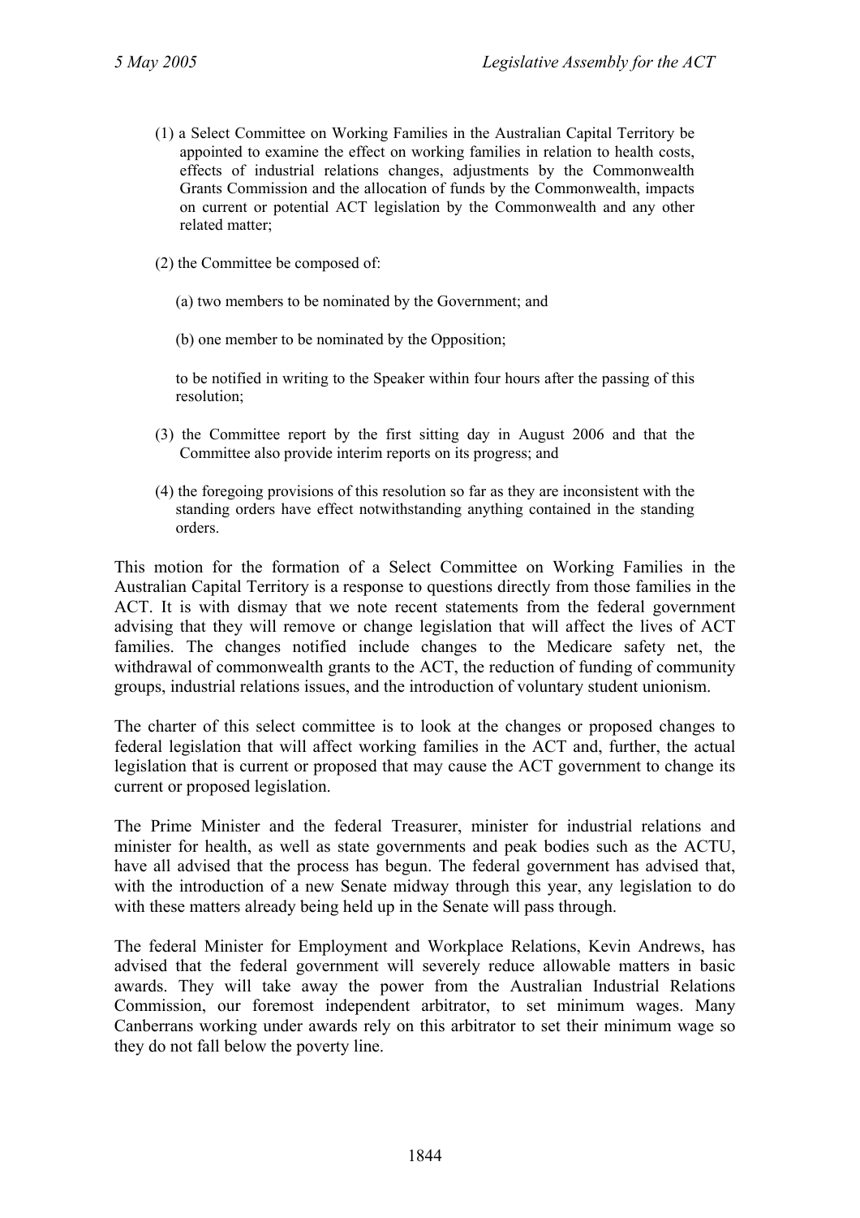(1) a Select Committee on Working Families in the Australian Capital Territory be appointed to examine the effect on working families in relation to health costs, effects of industrial relations changes, adjustments by the Commonwealth Grants Commission and the allocation of funds by the Commonwealth, impacts on current or potential ACT legislation by the Commonwealth and any other related matter;

(2) the Committee be composed of:

(a) two members to be nominated by the Government; and

(b) one member to be nominated by the Opposition;

to be notified in writing to the Speaker within four hours after the passing of this resolution;

(3) the Committee report by the first sitting day in August 2006 and that the Committee also provide interim reports on its progress; and

(4) the foregoing provisions of this resolution so far as they are inconsistent with the standing orders have effect notwithstanding anything contained in the standing orders.

This motion for the formation of a Select Committee on Working Families in the Australian Capital Territory is a response to questions directly from those families in the ACT. It is with dismay that we note recent statements from the federal government advising that they will remove or change legislation that will affect the lives of ACT families. The changes notified include changes to the Medicare safety net, the withdrawal of commonwealth grants to the ACT, the reduction of funding of community groups, industrial relations issues, and the introduction of voluntary student unionism.

The charter of this select committee is to look at the changes or proposed changes to federal legislation that will affect working families in the ACT and, further, the actual legislation that is current or proposed that may cause the ACT government to change its current or proposed legislation.

The Prime Minister and the federal Treasurer, minister for industrial relations and minister for health, as well as state governments and peak bodies such as the ACTU, have all advised that the process has begun. The federal government has advised that, with the introduction of a new Senate midway through this year, any legislation to do with these matters already being held up in the Senate will pass through.

The federal Minister for Employment and Workplace Relations, Kevin Andrews, has advised that the federal government will severely reduce allowable matters in basic awards. They will take away the power from the Australian Industrial Relations Commission, our foremost independent arbitrator, to set minimum wages. Many Canberrans working under awards rely on this arbitrator to set their minimum wage so they do not fall below the poverty line.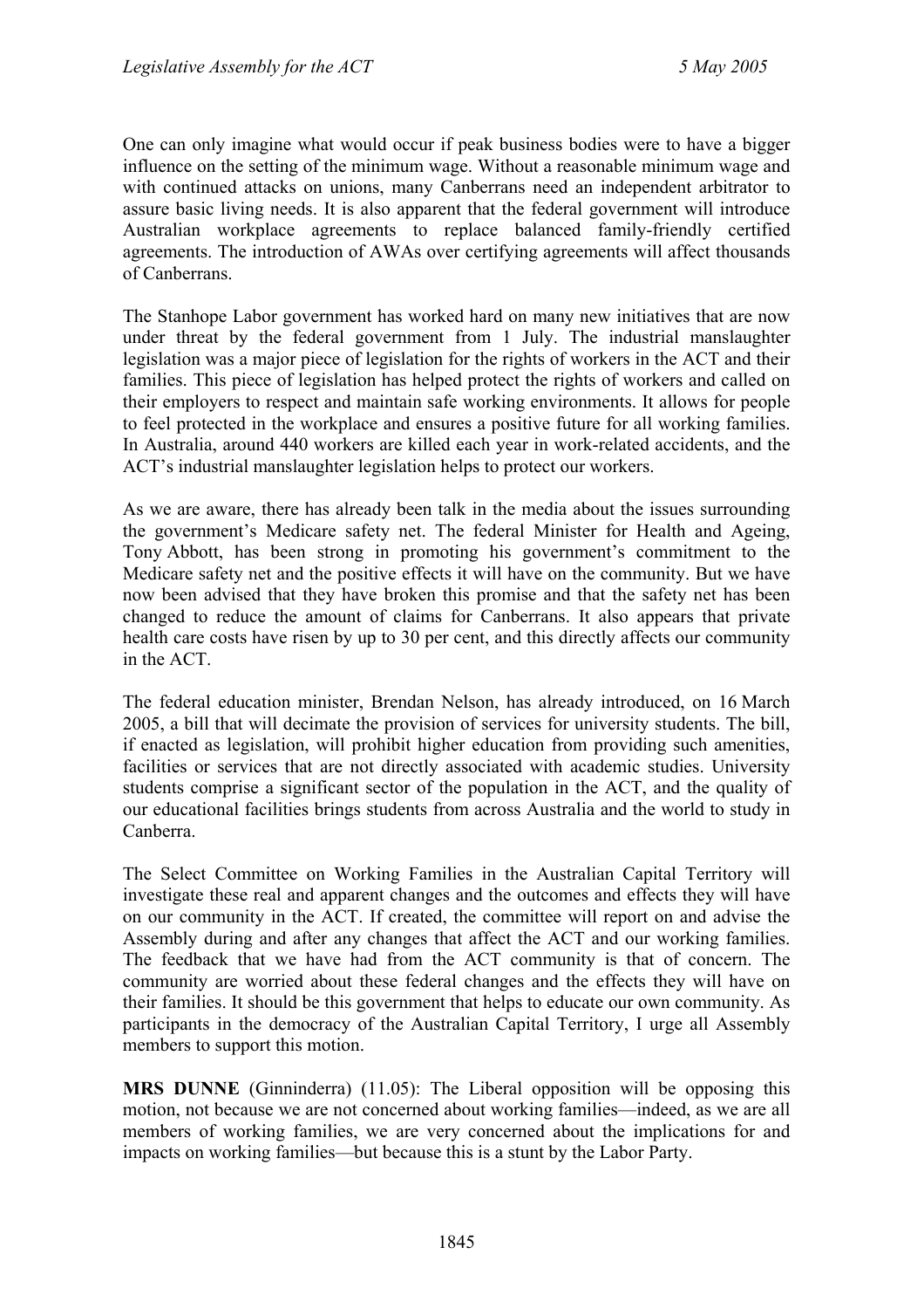One can only imagine what would occur if peak business bodies were to have a bigger influence on the setting of the minimum wage. Without a reasonable minimum wage and with continued attacks on unions, many Canberrans need an independent arbitrator to assure basic living needs. It is also apparent that the federal government will introduce Australian workplace agreements to replace balanced family-friendly certified agreements. The introduction of AWAs over certifying agreements will affect thousands of Canberrans.

The Stanhope Labor government has worked hard on many new initiatives that are now under threat by the federal government from 1 July. The industrial manslaughter legislation was a major piece of legislation for the rights of workers in the ACT and their families. This piece of legislation has helped protect the rights of workers and called on their employers to respect and maintain safe working environments. It allows for people to feel protected in the workplace and ensures a positive future for all working families. In Australia, around 440 workers are killed each year in work-related accidents, and the ACT's industrial manslaughter legislation helps to protect our workers.

As we are aware, there has already been talk in the media about the issues surrounding the government's Medicare safety net. The federal Minister for Health and Ageing, Tony Abbott, has been strong in promoting his government's commitment to the Medicare safety net and the positive effects it will have on the community. But we have now been advised that they have broken this promise and that the safety net has been changed to reduce the amount of claims for Canberrans. It also appears that private health care costs have risen by up to 30 per cent, and this directly affects our community in the ACT.

The federal education minister, Brendan Nelson, has already introduced, on 16 March 2005, a bill that will decimate the provision of services for university students. The bill, if enacted as legislation, will prohibit higher education from providing such amenities, facilities or services that are not directly associated with academic studies. University students comprise a significant sector of the population in the ACT, and the quality of our educational facilities brings students from across Australia and the world to study in Canberra.

The Select Committee on Working Families in the Australian Capital Territory will investigate these real and apparent changes and the outcomes and effects they will have on our community in the ACT. If created, the committee will report on and advise the Assembly during and after any changes that affect the ACT and our working families. The feedback that we have had from the ACT community is that of concern. The community are worried about these federal changes and the effects they will have on their families. It should be this government that helps to educate our own community. As participants in the democracy of the Australian Capital Territory, I urge all Assembly members to support this motion.

**MRS DUNNE** (Ginninderra) (11.05): The Liberal opposition will be opposing this motion, not because we are not concerned about working families—indeed, as we are all members of working families, we are very concerned about the implications for and impacts on working families—but because this is a stunt by the Labor Party.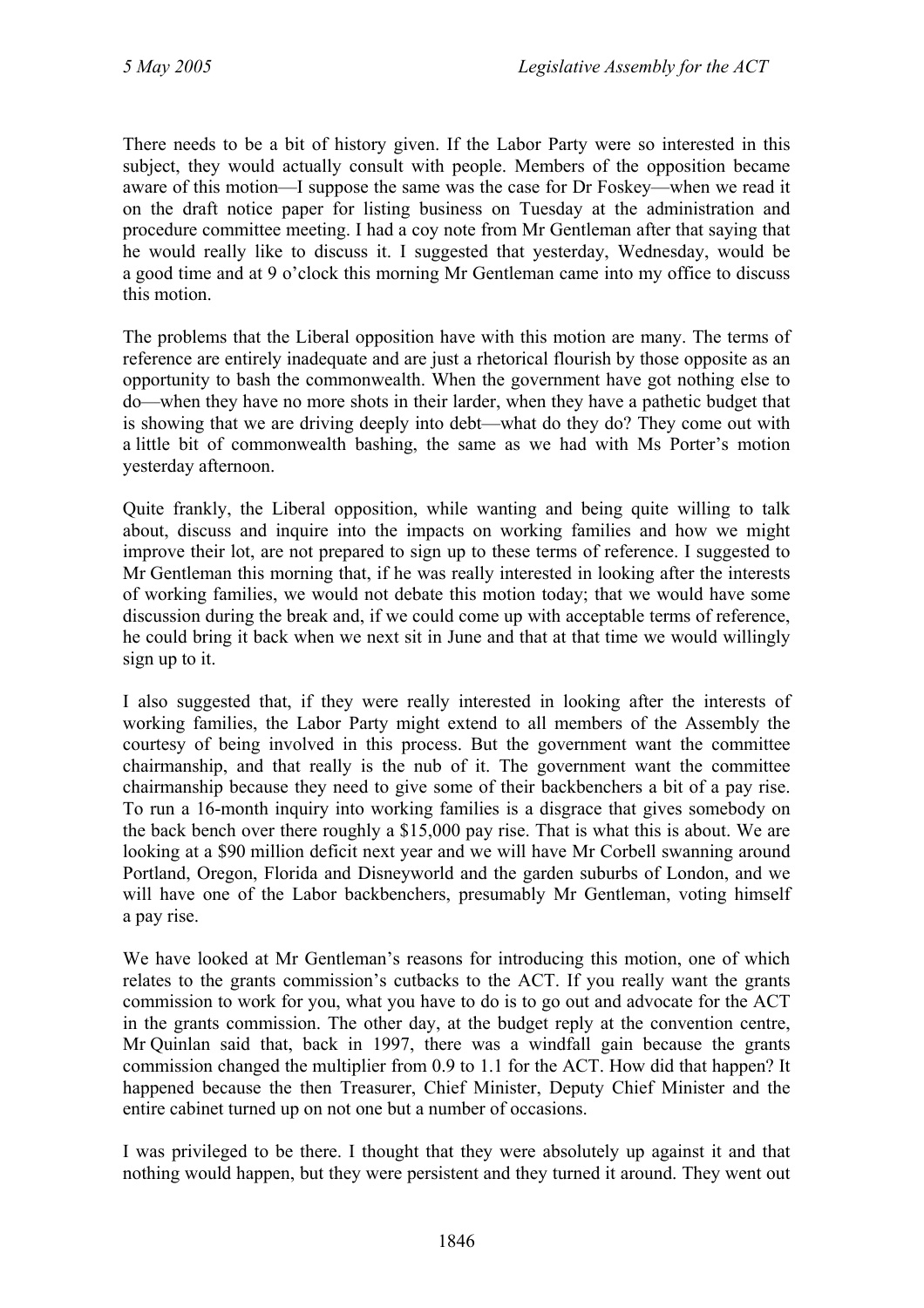There needs to be a bit of history given. If the Labor Party were so interested in this subject, they would actually consult with people. Members of the opposition became aware of this motion—I suppose the same was the case for Dr Foskey—when we read it on the draft notice paper for listing business on Tuesday at the administration and procedure committee meeting. I had a coy note from Mr Gentleman after that saying that he would really like to discuss it. I suggested that yesterday, Wednesday, would be a good time and at 9 o'clock this morning Mr Gentleman came into my office to discuss this motion.

The problems that the Liberal opposition have with this motion are many. The terms of reference are entirely inadequate and are just a rhetorical flourish by those opposite as an opportunity to bash the commonwealth. When the government have got nothing else to do—when they have no more shots in their larder, when they have a pathetic budget that is showing that we are driving deeply into debt—what do they do? They come out with a little bit of commonwealth bashing, the same as we had with Ms Porter's motion yesterday afternoon.

Quite frankly, the Liberal opposition, while wanting and being quite willing to talk about, discuss and inquire into the impacts on working families and how we might improve their lot, are not prepared to sign up to these terms of reference. I suggested to Mr Gentleman this morning that, if he was really interested in looking after the interests of working families, we would not debate this motion today; that we would have some discussion during the break and, if we could come up with acceptable terms of reference, he could bring it back when we next sit in June and that at that time we would willingly sign up to it.

I also suggested that, if they were really interested in looking after the interests of working families, the Labor Party might extend to all members of the Assembly the courtesy of being involved in this process. But the government want the committee chairmanship, and that really is the nub of it. The government want the committee chairmanship because they need to give some of their backbenchers a bit of a pay rise. To run a 16-month inquiry into working families is a disgrace that gives somebody on the back bench over there roughly a $15,000 pay rise. That is what this is about. We are looking at a $90 million deficit next year and we will have Mr Corbell swanning around Portland, Oregon, Florida and Disneyworld and the garden suburbs of London, and we will have one of the Labor backbenchers, presumably Mr Gentleman, voting himself a pay rise.

We have looked at Mr Gentleman's reasons for introducing this motion, one of which relates to the grants commission's cutbacks to the ACT. If you really want the grants commission to work for you, what you have to do is to go out and advocate for the ACT in the grants commission. The other day, at the budget reply at the convention centre, Mr Quinlan said that, back in 1997, there was a windfall gain because the grants commission changed the multiplier from 0.9 to 1.1 for the ACT. How did that happen? It happened because the then Treasurer, Chief Minister, Deputy Chief Minister and the entire cabinet turned up on not one but a number of occasions.

I was privileged to be there. I thought that they were absolutely up against it and that nothing would happen, but they were persistent and they turned it around. They went out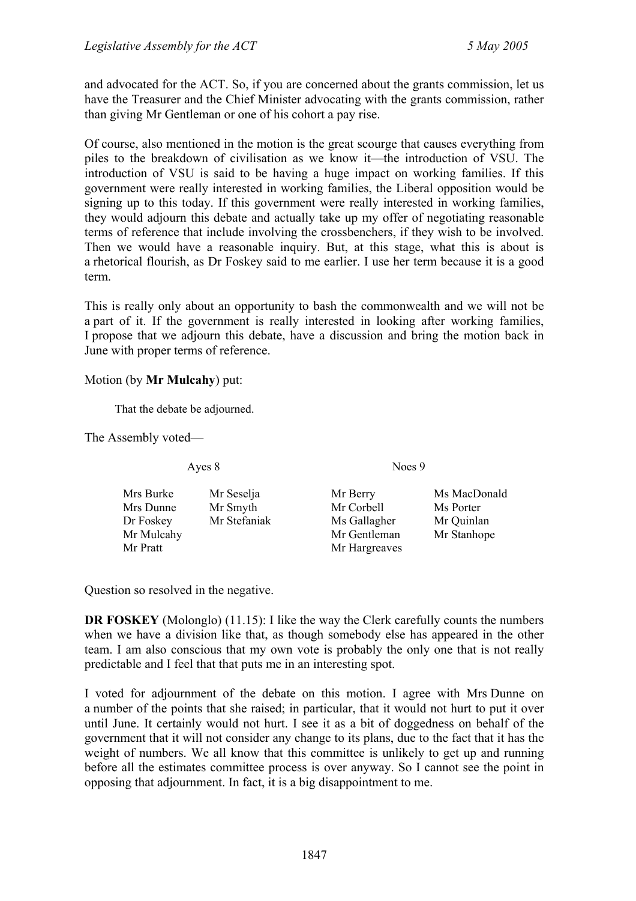and advocated for the ACT. So, if you are concerned about the grants commission, let us have the Treasurer and the Chief Minister advocating with the grants commission, rather than giving Mr Gentleman or one of his cohort a pay rise.

Of course, also mentioned in the motion is the great scourge that causes everything from piles to the breakdown of civilisation as we know it—the introduction of VSU. The introduction of VSU is said to be having a huge impact on working families. If this government were really interested in working families, the Liberal opposition would be signing up to this today. If this government were really interested in working families, they would adjourn this debate and actually take up my offer of negotiating reasonable terms of reference that include involving the crossbenchers, if they wish to be involved. Then we would have a reasonable inquiry. But, at this stage, what this is about is a rhetorical flourish, as Dr Foskey said to me earlier. I use her term because it is a good term.

This is really only about an opportunity to bash the commonwealth and we will not be a part of it. If the government is really interested in looking after working families, I propose that we adjourn this debate, have a discussion and bring the motion back in June with proper terms of reference.

Motion (by **Mr Mulcahy**) put:

> That the debate be adjourned.

The Assembly voted—

| Ayes 8 | | Noes 9 | |
|---|---|---|---|
| Mrs Burke | Mr Seselja | Mr Berry | Ms MacDonald |
| Mrs Dunne | Mr Smyth | Mr Corbell | Ms Porter |
| Dr Foskey | Mr Stefaniak | Ms Gallagher | Mr Quinlan |
| Mr Mulcahy | | Mr Gentleman | Mr Stanhope |
| Mr Pratt | | Mr Hargreaves | |

Question so resolved in the negative.

**DR FOSKEY** (Molonglo) (11.15): I like the way the Clerk carefully counts the numbers when we have a division like that, as though somebody else has appeared in the other team. I am also conscious that my own vote is probably the only one that is not really predictable and I feel that that puts me in an interesting spot.

I voted for adjournment of the debate on this motion. I agree with Mrs Dunne on a number of the points that she raised; in particular, that it would not hurt to put it over until June. It certainly would not hurt. I see it as a bit of doggedness on behalf of the government that it will not consider any change to its plans, due to the fact that it has the weight of numbers. We all know that this committee is unlikely to get up and running before all the estimates committee process is over anyway. So I cannot see the point in opposing that adjournment. In fact, it is a big disappointment to me.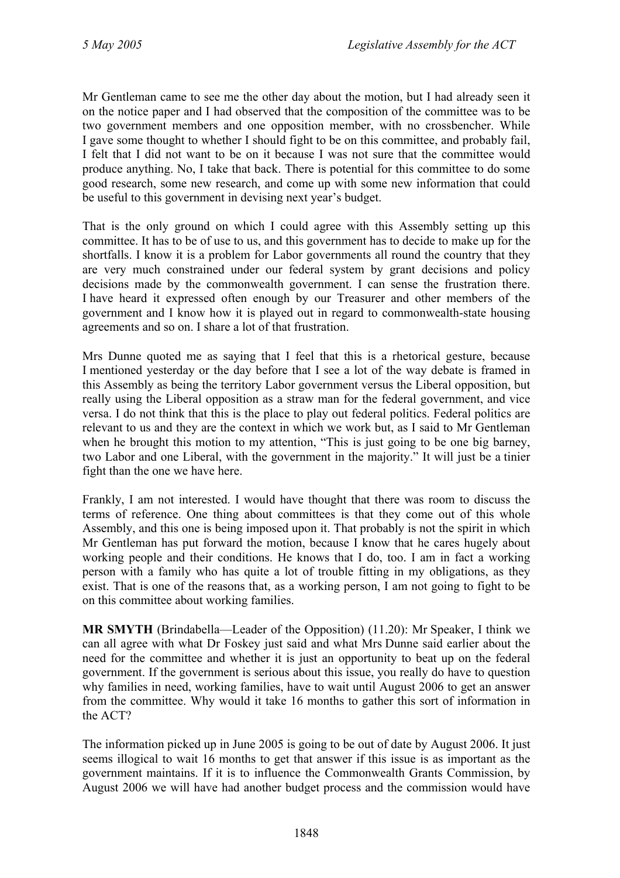Mr Gentleman came to see me the other day about the motion, but I had already seen it on the notice paper and I had observed that the composition of the committee was to be two government members and one opposition member, with no crossbencher. While I gave some thought to whether I should fight to be on this committee, and probably fail, I felt that I did not want to be on it because I was not sure that the committee would produce anything. No, I take that back. There is potential for this committee to do some good research, some new research, and come up with some new information that could be useful to this government in devising next year's budget.

That is the only ground on which I could agree with this Assembly setting up this committee. It has to be of use to us, and this government has to decide to make up for the shortfalls. I know it is a problem for Labor governments all round the country that they are very much constrained under our federal system by grant decisions and policy decisions made by the commonwealth government. I can sense the frustration there. I have heard it expressed often enough by our Treasurer and other members of the government and I know how it is played out in regard to commonwealth-state housing agreements and so on. I share a lot of that frustration.

Mrs Dunne quoted me as saying that I feel that this is a rhetorical gesture, because I mentioned yesterday or the day before that I see a lot of the way debate is framed in this Assembly as being the territory Labor government versus the Liberal opposition, but really using the Liberal opposition as a straw man for the federal government, and vice versa. I do not think that this is the place to play out federal politics. Federal politics are relevant to us and they are the context in which we work but, as I said to Mr Gentleman when he brought this motion to my attention, "This is just going to be one big barney, two Labor and one Liberal, with the government in the majority." It will just be a tinier fight than the one we have here.

Frankly, I am not interested. I would have thought that there was room to discuss the terms of reference. One thing about committees is that they come out of this whole Assembly, and this one is being imposed upon it. That probably is not the spirit in which Mr Gentleman has put forward the motion, because I know that he cares hugely about working people and their conditions. He knows that I do, too. I am in fact a working person with a family who has quite a lot of trouble fitting in my obligations, as they exist. That is one of the reasons that, as a working person, I am not going to fight to be on this committee about working families.

**MR SMYTH** (Brindabella—Leader of the Opposition) (11.20): Mr Speaker, I think we can all agree with what Dr Foskey just said and what Mrs Dunne said earlier about the need for the committee and whether it is just an opportunity to beat up on the federal government. If the government is serious about this issue, you really do have to question why families in need, working families, have to wait until August 2006 to get an answer from the committee. Why would it take 16 months to gather this sort of information in the ACT?

The information picked up in June 2005 is going to be out of date by August 2006. It just seems illogical to wait 16 months to get that answer if this issue is as important as the government maintains. If it is to influence the Commonwealth Grants Commission, by August 2006 we will have had another budget process and the commission would have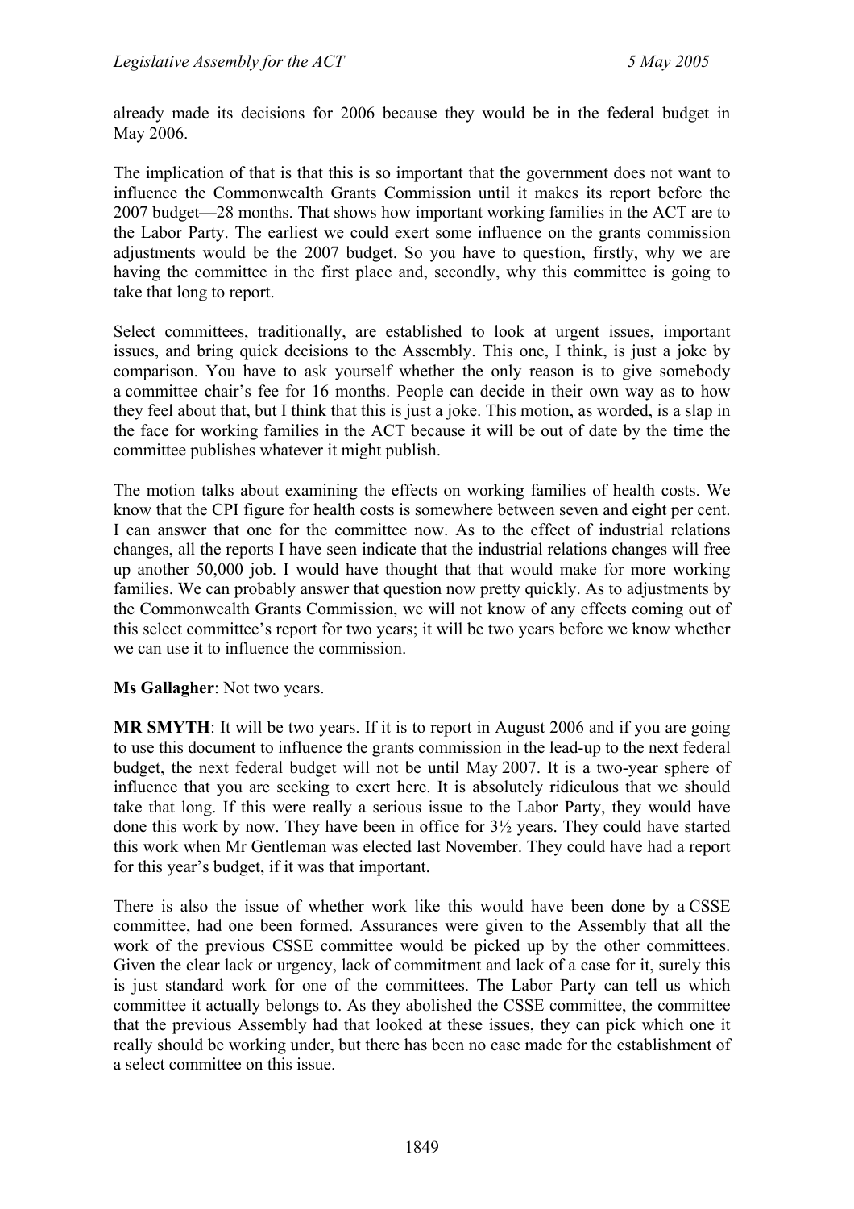already made its decisions for 2006 because they would be in the federal budget in May 2006.

The implication of that is that this is so important that the government does not want to influence the Commonwealth Grants Commission until it makes its report before the 2007 budget—28 months. That shows how important working families in the ACT are to the Labor Party. The earliest we could exert some influence on the grants commission adjustments would be the 2007 budget. So you have to question, firstly, why we are having the committee in the first place and, secondly, why this committee is going to take that long to report.

Select committees, traditionally, are established to look at urgent issues, important issues, and bring quick decisions to the Assembly. This one, I think, is just a joke by comparison. You have to ask yourself whether the only reason is to give somebody a committee chair's fee for 16 months. People can decide in their own way as to how they feel about that, but I think that this is just a joke. This motion, as worded, is a slap in the face for working families in the ACT because it will be out of date by the time the committee publishes whatever it might publish.

The motion talks about examining the effects on working families of health costs. We know that the CPI figure for health costs is somewhere between seven and eight per cent. I can answer that one for the committee now. As to the effect of industrial relations changes, all the reports I have seen indicate that the industrial relations changes will free up another 50,000 job. I would have thought that that would make for more working families. We can probably answer that question now pretty quickly. As to adjustments by the Commonwealth Grants Commission, we will not know of any effects coming out of this select committee's report for two years; it will be two years before we know whether we can use it to influence the commission.

**Ms Gallagher**: Not two years.

**MR SMYTH**: It will be two years. If it is to report in August 2006 and if you are going to use this document to influence the grants commission in the lead-up to the next federal budget, the next federal budget will not be until May 2007. It is a two-year sphere of influence that you are seeking to exert here. It is absolutely ridiculous that we should take that long. If this were really a serious issue to the Labor Party, they would have done this work by now. They have been in office for 3½ years. They could have started this work when Mr Gentleman was elected last November. They could have had a report for this year's budget, if it was that important.

There is also the issue of whether work like this would have been done by a CSSE committee, had one been formed. Assurances were given to the Assembly that all the work of the previous CSSE committee would be picked up by the other committees. Given the clear lack or urgency, lack of commitment and lack of a case for it, surely this is just standard work for one of the committees. The Labor Party can tell us which committee it actually belongs to. As they abolished the CSSE committee, the committee that the previous Assembly had that looked at these issues, they can pick which one it really should be working under, but there has been no case made for the establishment of a select committee on this issue.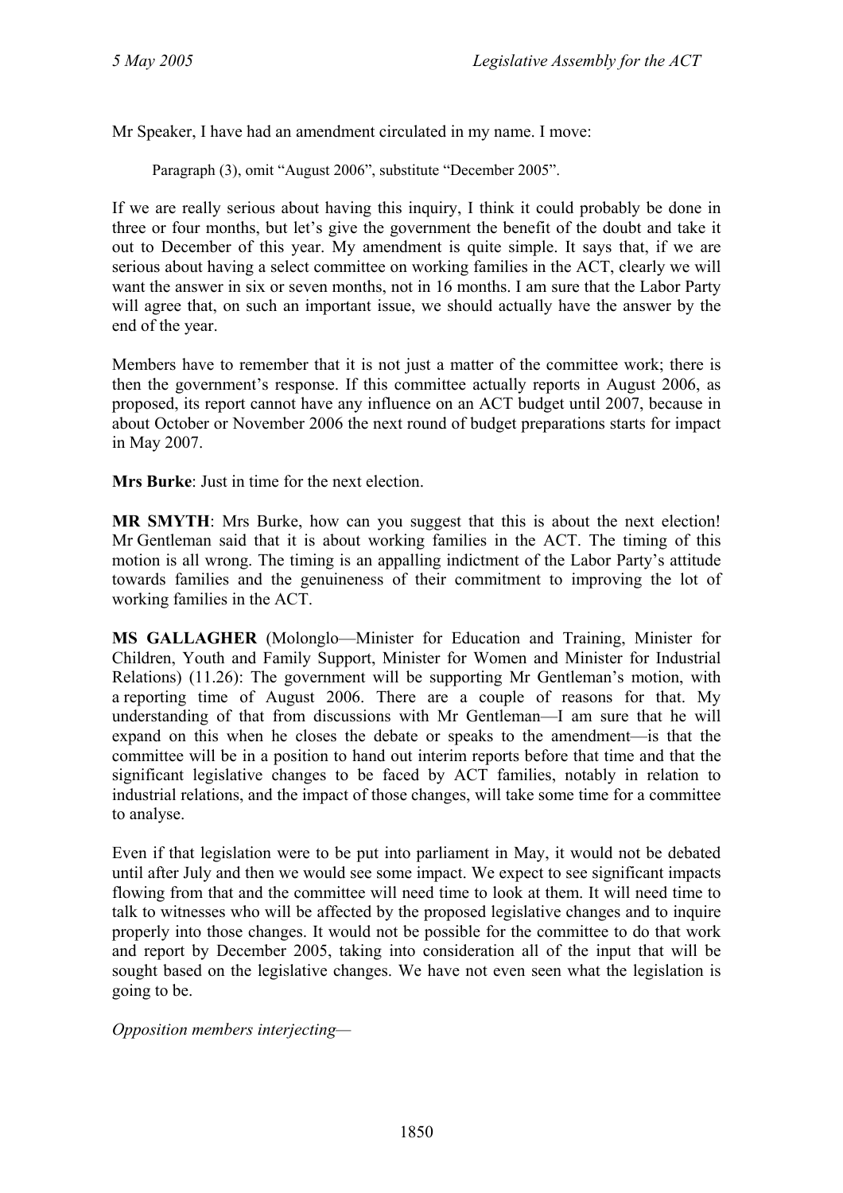Mr Speaker, I have had an amendment circulated in my name. I move:

> Paragraph (3), omit “August 2006”, substitute “December 2005”.

If we are really serious about having this inquiry, I think it could probably be done in three or four months, but let’s give the government the benefit of the doubt and take it out to December of this year. My amendment is quite simple. It says that, if we are serious about having a select committee on working families in the ACT, clearly we will want the answer in six or seven months, not in 16 months. I am sure that the Labor Party will agree that, on such an important issue, we should actually have the answer by the end of the year.

Members have to remember that it is not just a matter of the committee work; there is then the government’s response. If this committee actually reports in August 2006, as proposed, its report cannot have any influence on an ACT budget until 2007, because in about October or November 2006 the next round of budget preparations starts for impact in May 2007.

**Mrs Burke**: Just in time for the next election.

**MR SMYTH**: Mrs Burke, how can you suggest that this is about the next election! Mr Gentleman said that it is about working families in the ACT. The timing of this motion is all wrong. The timing is an appalling indictment of the Labor Party’s attitude towards families and the genuineness of their commitment to improving the lot of working families in the ACT.

**MS GALLAGHER** (Molonglo—Minister for Education and Training, Minister for Children, Youth and Family Support, Minister for Women and Minister for Industrial Relations) (11.26): The government will be supporting Mr Gentleman’s motion, with a reporting time of August 2006. There are a couple of reasons for that. My understanding of that from discussions with Mr Gentleman—I am sure that he will expand on this when he closes the debate or speaks to the amendment—is that the committee will be in a position to hand out interim reports before that time and that the significant legislative changes to be faced by ACT families, notably in relation to industrial relations, and the impact of those changes, will take some time for a committee to analyse.

Even if that legislation were to be put into parliament in May, it would not be debated until after July and then we would see some impact. We expect to see significant impacts flowing from that and the committee will need time to look at them. It will need time to talk to witnesses who will be affected by the proposed legislative changes and to inquire properly into those changes. It would not be possible for the committee to do that work and report by December 2005, taking into consideration all of the input that will be sought based on the legislative changes. We have not even seen what the legislation is going to be.

*Opposition members interjecting*—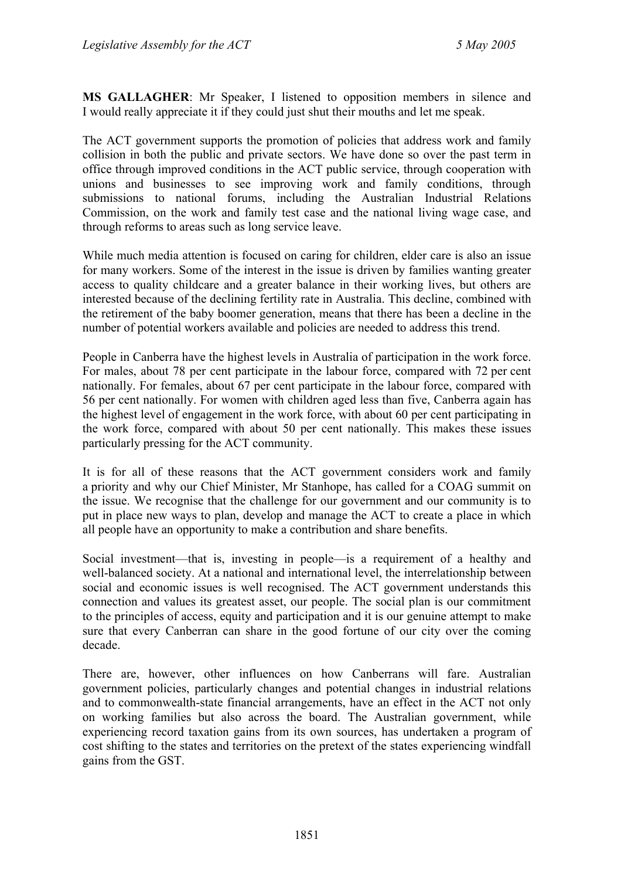**MS GALLAGHER**: Mr Speaker, I listened to opposition members in silence and I would really appreciate it if they could just shut their mouths and let me speak.

The ACT government supports the promotion of policies that address work and family collision in both the public and private sectors. We have done so over the past term in office through improved conditions in the ACT public service, through cooperation with unions and businesses to see improving work and family conditions, through submissions to national forums, including the Australian Industrial Relations Commission, on the work and family test case and the national living wage case, and through reforms to areas such as long service leave.

While much media attention is focused on caring for children, elder care is also an issue for many workers. Some of the interest in the issue is driven by families wanting greater access to quality childcare and a greater balance in their working lives, but others are interested because of the declining fertility rate in Australia. This decline, combined with the retirement of the baby boomer generation, means that there has been a decline in the number of potential workers available and policies are needed to address this trend.

People in Canberra have the highest levels in Australia of participation in the work force. For males, about 78 per cent participate in the labour force, compared with 72 per cent nationally. For females, about 67 per cent participate in the labour force, compared with 56 per cent nationally. For women with children aged less than five, Canberra again has the highest level of engagement in the work force, with about 60 per cent participating in the work force, compared with about 50 per cent nationally. This makes these issues particularly pressing for the ACT community.

It is for all of these reasons that the ACT government considers work and family a priority and why our Chief Minister, Mr Stanhope, has called for a COAG summit on the issue. We recognise that the challenge for our government and our community is to put in place new ways to plan, develop and manage the ACT to create a place in which all people have an opportunity to make a contribution and share benefits.

Social investment—that is, investing in people—is a requirement of a healthy and well-balanced society. At a national and international level, the interrelationship between social and economic issues is well recognised. The ACT government understands this connection and values its greatest asset, our people. The social plan is our commitment to the principles of access, equity and participation and it is our genuine attempt to make sure that every Canberran can share in the good fortune of our city over the coming decade.

There are, however, other influences on how Canberrans will fare. Australian government policies, particularly changes and potential changes in industrial relations and to commonwealth-state financial arrangements, have an effect in the ACT not only on working families but also across the board. The Australian government, while experiencing record taxation gains from its own sources, has undertaken a program of cost shifting to the states and territories on the pretext of the states experiencing windfall gains from the GST.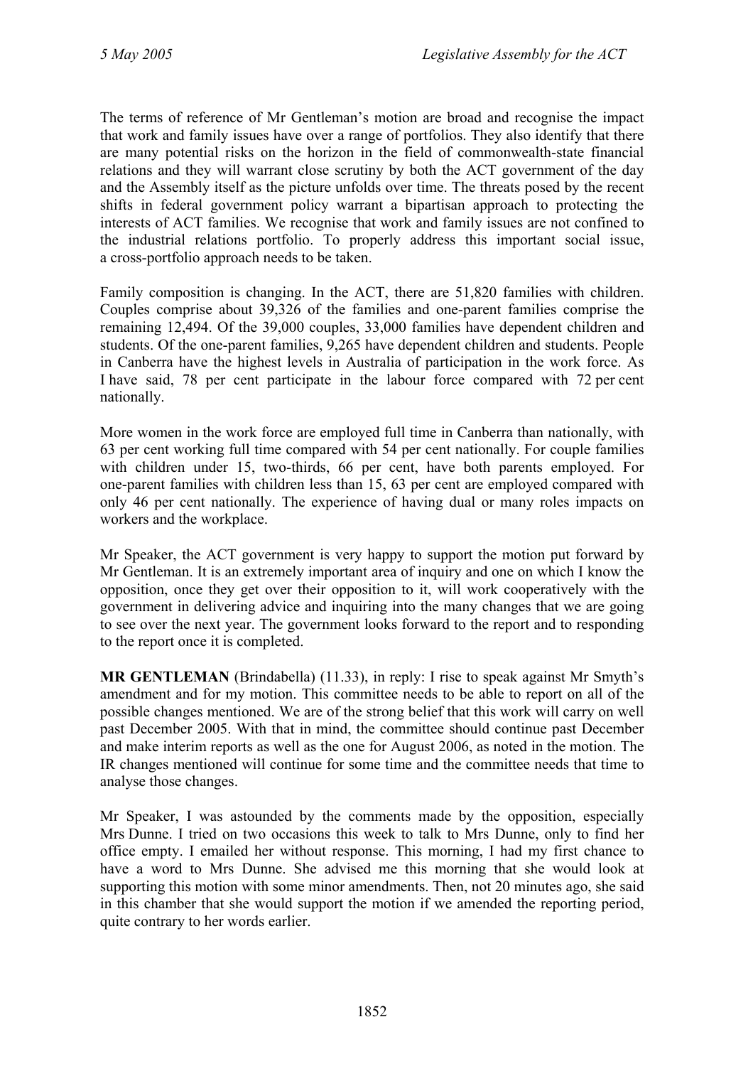The terms of reference of Mr Gentleman's motion are broad and recognise the impact that work and family issues have over a range of portfolios. They also identify that there are many potential risks on the horizon in the field of commonwealth-state financial relations and they will warrant close scrutiny by both the ACT government of the day and the Assembly itself as the picture unfolds over time. The threats posed by the recent shifts in federal government policy warrant a bipartisan approach to protecting the interests of ACT families. We recognise that work and family issues are not confined to the industrial relations portfolio. To properly address this important social issue, a cross-portfolio approach needs to be taken.

Family composition is changing. In the ACT, there are 51,820 families with children. Couples comprise about 39,326 of the families and one-parent families comprise the remaining 12,494. Of the 39,000 couples, 33,000 families have dependent children and students. Of the one-parent families, 9,265 have dependent children and students. People in Canberra have the highest levels in Australia of participation in the work force. As I have said, 78 per cent participate in the labour force compared with 72 per cent nationally.

More women in the work force are employed full time in Canberra than nationally, with 63 per cent working full time compared with 54 per cent nationally. For couple families with children under 15, two-thirds, 66 per cent, have both parents employed. For one-parent families with children less than 15, 63 per cent are employed compared with only 46 per cent nationally. The experience of having dual or many roles impacts on workers and the workplace.

Mr Speaker, the ACT government is very happy to support the motion put forward by Mr Gentleman. It is an extremely important area of inquiry and one on which I know the opposition, once they get over their opposition to it, will work cooperatively with the government in delivering advice and inquiring into the many changes that we are going to see over the next year. The government looks forward to the report and to responding to the report once it is completed.

**MR GENTLEMAN** (Brindabella) (11.33), in reply: I rise to speak against Mr Smyth's amendment and for my motion. This committee needs to be able to report on all of the possible changes mentioned. We are of the strong belief that this work will carry on well past December 2005. With that in mind, the committee should continue past December and make interim reports as well as the one for August 2006, as noted in the motion. The IR changes mentioned will continue for some time and the committee needs that time to analyse those changes.

Mr Speaker, I was astounded by the comments made by the opposition, especially Mrs Dunne. I tried on two occasions this week to talk to Mrs Dunne, only to find her office empty. I emailed her without response. This morning, I had my first chance to have a word to Mrs Dunne. She advised me this morning that she would look at supporting this motion with some minor amendments. Then, not 20 minutes ago, she said in this chamber that she would support the motion if we amended the reporting period, quite contrary to her words earlier.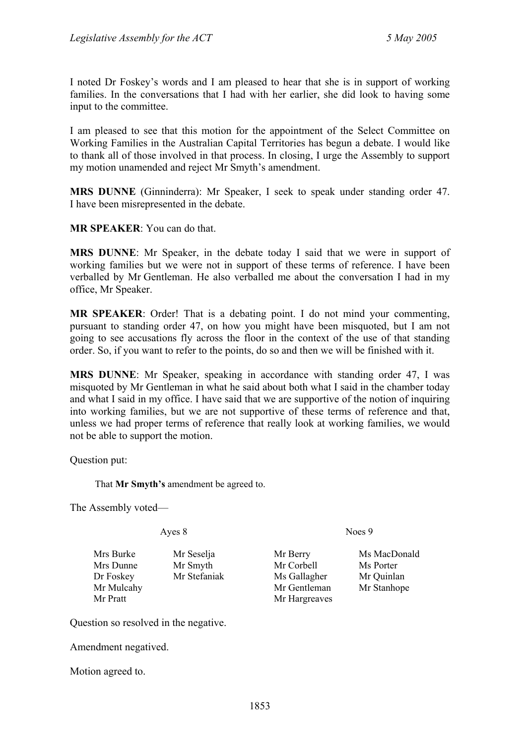I noted Dr Foskey's words and I am pleased to hear that she is in support of working families. In the conversations that I had with her earlier, she did look to having some input to the committee.

I am pleased to see that this motion for the appointment of the Select Committee on Working Families in the Australian Capital Territories has begun a debate. I would like to thank all of those involved in that process. In closing, I urge the Assembly to support my motion unamended and reject Mr Smyth's amendment.

**MRS DUNNE** (Ginninderra): Mr Speaker, I seek to speak under standing order 47. I have been misrepresented in the debate.

**MR SPEAKER**: You can do that.

**MRS DUNNE**: Mr Speaker, in the debate today I said that we were in support of working families but we were not in support of these terms of reference. I have been verballed by Mr Gentleman. He also verballed me about the conversation I had in my office, Mr Speaker.

**MR SPEAKER**: Order! That is a debating point. I do not mind your commenting, pursuant to standing order 47, on how you might have been misquoted, but I am not going to see accusations fly across the floor in the context of the use of that standing order. So, if you want to refer to the points, do so and then we will be finished with it.

**MRS DUNNE**: Mr Speaker, speaking in accordance with standing order 47, I was misquoted by Mr Gentleman in what he said about both what I said in the chamber today and what I said in my office. I have said that we are supportive of the notion of inquiring into working families, but we are not supportive of these terms of reference and that, unless we had proper terms of reference that really look at working families, we would not be able to support the motion.

Question put:

> That **Mr Smyth's** amendment be agreed to.

The Assembly voted—

| Ayes 8 | | Noes 9 | |
|---|---|---|---|
| Mrs Burke | Mr Seselja | Mr Berry | Ms MacDonald |
| Mrs Dunne | Mr Smyth | Mr Corbell | Ms Porter |
| Dr Foskey | Mr Stefaniak | Ms Gallagher | Mr Quinlan |
| Mr Mulcahy | | Mr Gentleman | Mr Stanhope |
| Mr Pratt | | Mr Hargreaves | |

Question so resolved in the negative.

Amendment negatived.

Motion agreed to.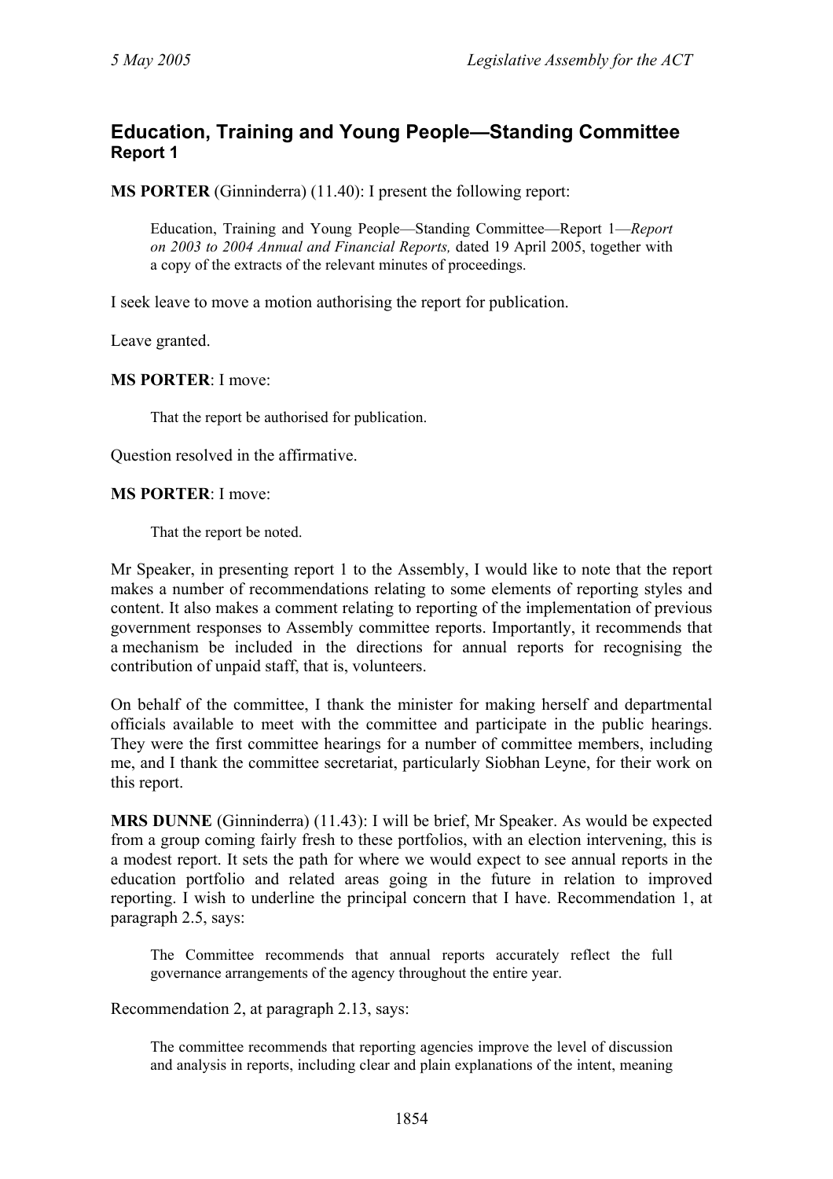## Education, Training and Young People—Standing Committee
### Report 1

**MS PORTER** (Ginninderra) (11.40): I present the following report:

> Education, Training and Young People—Standing Committee—Report 1—*Report on 2003 to 2004 Annual and Financial Reports,* dated 19 April 2005, together with a copy of the extracts of the relevant minutes of proceedings.

I seek leave to move a motion authorising the report for publication.

Leave granted.

**MS PORTER**: I move:

> That the report be authorised for publication.

Question resolved in the affirmative.

**MS PORTER**: I move:

> That the report be noted.

Mr Speaker, in presenting report 1 to the Assembly, I would like to note that the report makes a number of recommendations relating to some elements of reporting styles and content. It also makes a comment relating to reporting of the implementation of previous government responses to Assembly committee reports. Importantly, it recommends that a mechanism be included in the directions for annual reports for recognising the contribution of unpaid staff, that is, volunteers.

On behalf of the committee, I thank the minister for making herself and departmental officials available to meet with the committee and participate in the public hearings. They were the first committee hearings for a number of committee members, including me, and I thank the committee secretariat, particularly Siobhan Leyne, for their work on this report.

**MRS DUNNE** (Ginninderra) (11.43): I will be brief, Mr Speaker. As would be expected from a group coming fairly fresh to these portfolios, with an election intervening, this is a modest report. It sets the path for where we would expect to see annual reports in the education portfolio and related areas going in the future in relation to improved reporting. I wish to underline the principal concern that I have. Recommendation 1, at paragraph 2.5, says:

> The Committee recommends that annual reports accurately reflect the full governance arrangements of the agency throughout the entire year.

Recommendation 2, at paragraph 2.13, says:

> The committee recommends that reporting agencies improve the level of discussion and analysis in reports, including clear and plain explanations of the intent, meaning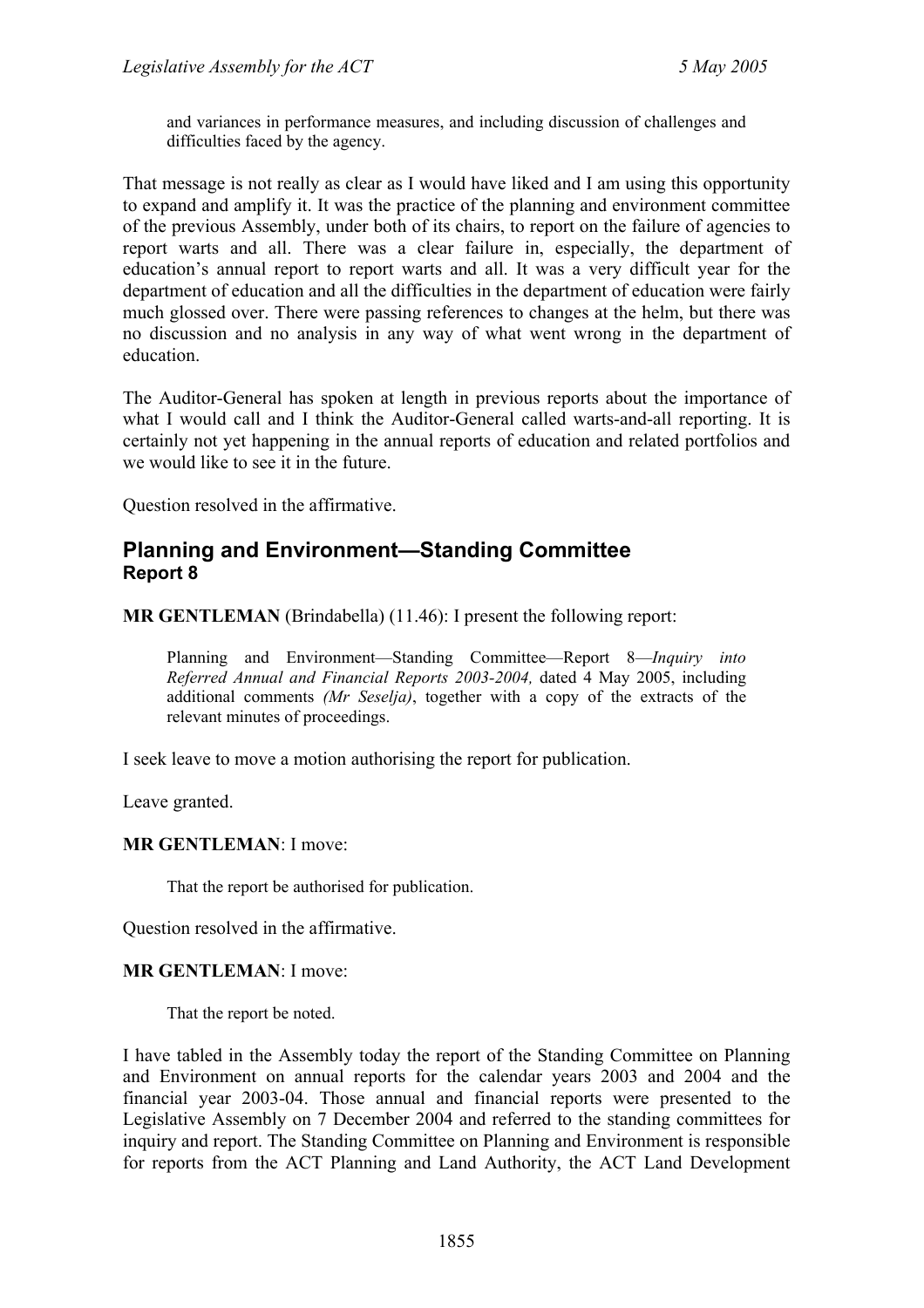> and variances in performance measures, and including discussion of challenges and difficulties faced by the agency.

That message is not really as clear as I would have liked and I am using this opportunity to expand and amplify it. It was the practice of the planning and environment committee of the previous Assembly, under both of its chairs, to report on the failure of agencies to report warts and all. There was a clear failure in, especially, the department of education's annual report to report warts and all. It was a very difficult year for the department of education and all the difficulties in the department of education were fairly much glossed over. There were passing references to changes at the helm, but there was no discussion and no analysis in any way of what went wrong in the department of education.

The Auditor-General has spoken at length in previous reports about the importance of what I would call and I think the Auditor-General called warts-and-all reporting. It is certainly not yet happening in the annual reports of education and related portfolios and we would like to see it in the future.

Question resolved in the affirmative.

## Planning and Environment—Standing Committee
### Report 8

**MR GENTLEMAN** (Brindabella) (11.46): I present the following report:

> Planning and Environment—Standing Committee—Report 8—*Inquiry into Referred Annual and Financial Reports 2003-2004,* dated 4 May 2005, including additional comments *(Mr Seselja)*, together with a copy of the extracts of the relevant minutes of proceedings.

I seek leave to move a motion authorising the report for publication.

Leave granted.

**MR GENTLEMAN**: I move:

> That the report be authorised for publication.

Question resolved in the affirmative.

**MR GENTLEMAN**: I move:

> That the report be noted.

I have tabled in the Assembly today the report of the Standing Committee on Planning and Environment on annual reports for the calendar years 2003 and 2004 and the financial year 2003-04. Those annual and financial reports were presented to the Legislative Assembly on 7 December 2004 and referred to the standing committees for inquiry and report. The Standing Committee on Planning and Environment is responsible for reports from the ACT Planning and Land Authority, the ACT Land Development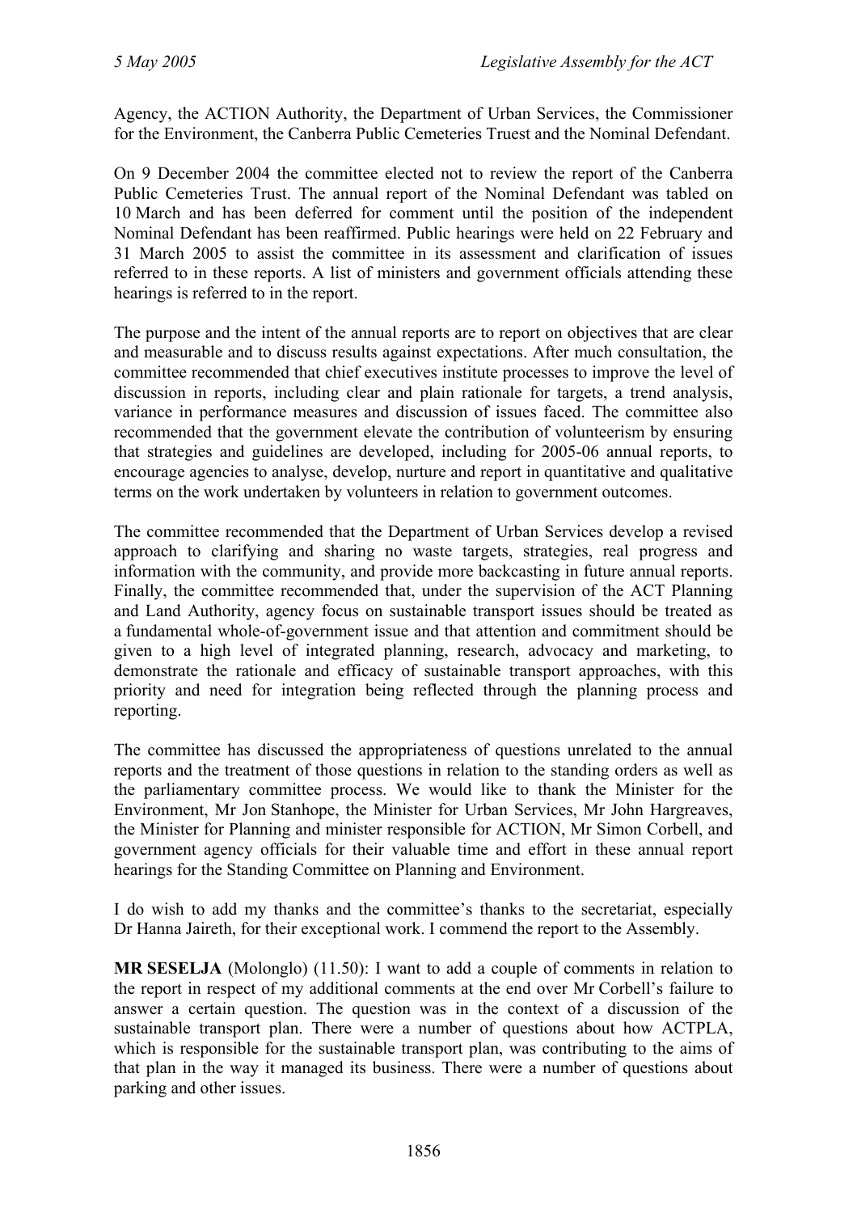Agency, the ACTION Authority, the Department of Urban Services, the Commissioner for the Environment, the Canberra Public Cemeteries Truest and the Nominal Defendant.

On 9 December 2004 the committee elected not to review the report of the Canberra Public Cemeteries Trust. The annual report of the Nominal Defendant was tabled on 10 March and has been deferred for comment until the position of the independent Nominal Defendant has been reaffirmed. Public hearings were held on 22 February and 31 March 2005 to assist the committee in its assessment and clarification of issues referred to in these reports. A list of ministers and government officials attending these hearings is referred to in the report.

The purpose and the intent of the annual reports are to report on objectives that are clear and measurable and to discuss results against expectations. After much consultation, the committee recommended that chief executives institute processes to improve the level of discussion in reports, including clear and plain rationale for targets, a trend analysis, variance in performance measures and discussion of issues faced. The committee also recommended that the government elevate the contribution of volunteerism by ensuring that strategies and guidelines are developed, including for 2005-06 annual reports, to encourage agencies to analyse, develop, nurture and report in quantitative and qualitative terms on the work undertaken by volunteers in relation to government outcomes.

The committee recommended that the Department of Urban Services develop a revised approach to clarifying and sharing no waste targets, strategies, real progress and information with the community, and provide more backcasting in future annual reports. Finally, the committee recommended that, under the supervision of the ACT Planning and Land Authority, agency focus on sustainable transport issues should be treated as a fundamental whole-of-government issue and that attention and commitment should be given to a high level of integrated planning, research, advocacy and marketing, to demonstrate the rationale and efficacy of sustainable transport approaches, with this priority and need for integration being reflected through the planning process and reporting.

The committee has discussed the appropriateness of questions unrelated to the annual reports and the treatment of those questions in relation to the standing orders as well as the parliamentary committee process. We would like to thank the Minister for the Environment, Mr Jon Stanhope, the Minister for Urban Services, Mr John Hargreaves, the Minister for Planning and minister responsible for ACTION, Mr Simon Corbell, and government agency officials for their valuable time and effort in these annual report hearings for the Standing Committee on Planning and Environment.

I do wish to add my thanks and the committee's thanks to the secretariat, especially Dr Hanna Jaireth, for their exceptional work. I commend the report to the Assembly.

**MR SESELJA** (Molonglo) (11.50): I want to add a couple of comments in relation to the report in respect of my additional comments at the end over Mr Corbell's failure to answer a certain question. The question was in the context of a discussion of the sustainable transport plan. There were a number of questions about how ACTPLA, which is responsible for the sustainable transport plan, was contributing to the aims of that plan in the way it managed its business. There were a number of questions about parking and other issues.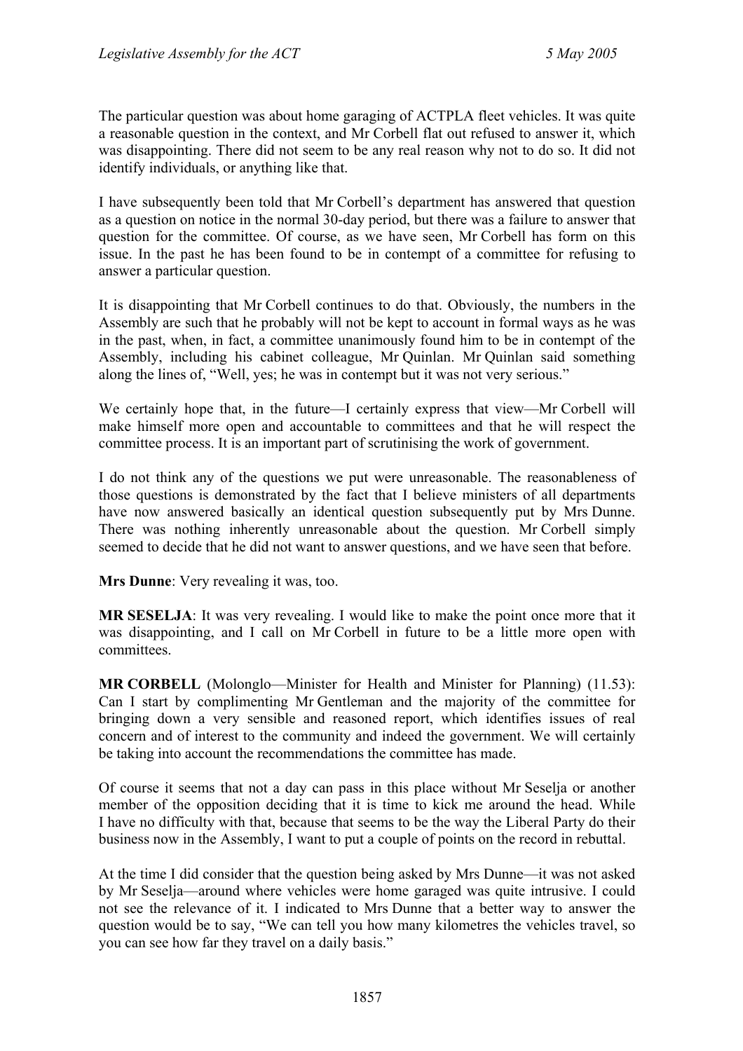The particular question was about home garaging of ACTPLA fleet vehicles. It was quite a reasonable question in the context, and Mr Corbell flat out refused to answer it, which was disappointing. There did not seem to be any real reason why not to do so. It did not identify individuals, or anything like that.

I have subsequently been told that Mr Corbell's department has answered that question as a question on notice in the normal 30-day period, but there was a failure to answer that question for the committee. Of course, as we have seen, Mr Corbell has form on this issue. In the past he has been found to be in contempt of a committee for refusing to answer a particular question.

It is disappointing that Mr Corbell continues to do that. Obviously, the numbers in the Assembly are such that he probably will not be kept to account in formal ways as he was in the past, when, in fact, a committee unanimously found him to be in contempt of the Assembly, including his cabinet colleague, Mr Quinlan. Mr Quinlan said something along the lines of, "Well, yes; he was in contempt but it was not very serious."

We certainly hope that, in the future—I certainly express that view—Mr Corbell will make himself more open and accountable to committees and that he will respect the committee process. It is an important part of scrutinising the work of government.

I do not think any of the questions we put were unreasonable. The reasonableness of those questions is demonstrated by the fact that I believe ministers of all departments have now answered basically an identical question subsequently put by Mrs Dunne. There was nothing inherently unreasonable about the question. Mr Corbell simply seemed to decide that he did not want to answer questions, and we have seen that before.

**Mrs Dunne**: Very revealing it was, too.

**MR SESELJA**: It was very revealing. I would like to make the point once more that it was disappointing, and I call on Mr Corbell in future to be a little more open with committees.

**MR CORBELL** (Molonglo—Minister for Health and Minister for Planning) (11.53): Can I start by complimenting Mr Gentleman and the majority of the committee for bringing down a very sensible and reasoned report, which identifies issues of real concern and of interest to the community and indeed the government. We will certainly be taking into account the recommendations the committee has made.

Of course it seems that not a day can pass in this place without Mr Seselja or another member of the opposition deciding that it is time to kick me around the head. While I have no difficulty with that, because that seems to be the way the Liberal Party do their business now in the Assembly, I want to put a couple of points on the record in rebuttal.

At the time I did consider that the question being asked by Mrs Dunne—it was not asked by Mr Seselja—around where vehicles were home garaged was quite intrusive. I could not see the relevance of it. I indicated to Mrs Dunne that a better way to answer the question would be to say, "We can tell you how many kilometres the vehicles travel, so you can see how far they travel on a daily basis."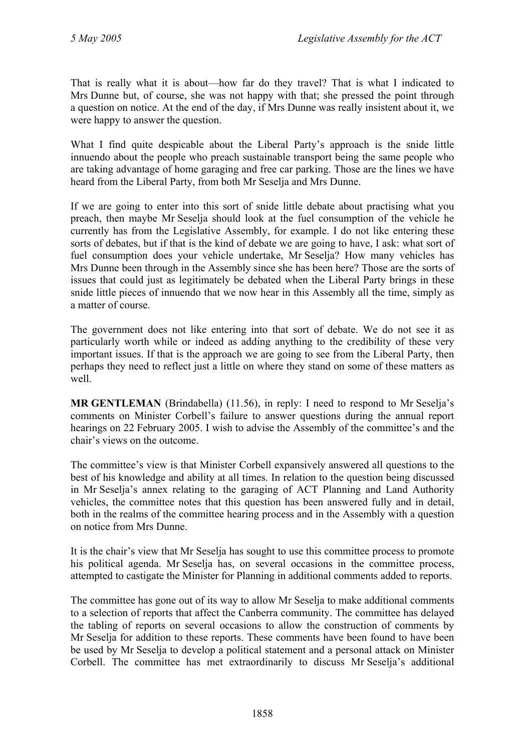That is really what it is about—how far do they travel? That is what I indicated to Mrs Dunne but, of course, she was not happy with that; she pressed the point through a question on notice. At the end of the day, if Mrs Dunne was really insistent about it, we were happy to answer the question.

What I find quite despicable about the Liberal Party's approach is the snide little innuendo about the people who preach sustainable transport being the same people who are taking advantage of home garaging and free car parking. Those are the lines we have heard from the Liberal Party, from both Mr Seselja and Mrs Dunne.

If we are going to enter into this sort of snide little debate about practising what you preach, then maybe Mr Seselja should look at the fuel consumption of the vehicle he currently has from the Legislative Assembly, for example. I do not like entering these sorts of debates, but if that is the kind of debate we are going to have, I ask: what sort of fuel consumption does your vehicle undertake, Mr Seselja? How many vehicles has Mrs Dunne been through in the Assembly since she has been here? Those are the sorts of issues that could just as legitimately be debated when the Liberal Party brings in these snide little pieces of innuendo that we now hear in this Assembly all the time, simply as a matter of course.

The government does not like entering into that sort of debate. We do not see it as particularly worth while or indeed as adding anything to the credibility of these very important issues. If that is the approach we are going to see from the Liberal Party, then perhaps they need to reflect just a little on where they stand on some of these matters as well.

**MR GENTLEMAN** (Brindabella) (11.56), in reply: I need to respond to Mr Seselja's comments on Minister Corbell's failure to answer questions during the annual report hearings on 22 February 2005. I wish to advise the Assembly of the committee's and the chair's views on the outcome.

The committee's view is that Minister Corbell expansively answered all questions to the best of his knowledge and ability at all times. In relation to the question being discussed in Mr Seselja's annex relating to the garaging of ACT Planning and Land Authority vehicles, the committee notes that this question has been answered fully and in detail, both in the realms of the committee hearing process and in the Assembly with a question on notice from Mrs Dunne.

It is the chair's view that Mr Seselja has sought to use this committee process to promote his political agenda. Mr Seselja has, on several occasions in the committee process, attempted to castigate the Minister for Planning in additional comments added to reports.

The committee has gone out of its way to allow Mr Seselja to make additional comments to a selection of reports that affect the Canberra community. The committee has delayed the tabling of reports on several occasions to allow the construction of comments by Mr Seselja for addition to these reports. These comments have been found to have been be used by Mr Seselja to develop a political statement and a personal attack on Minister Corbell. The committee has met extraordinarily to discuss Mr Seselja's additional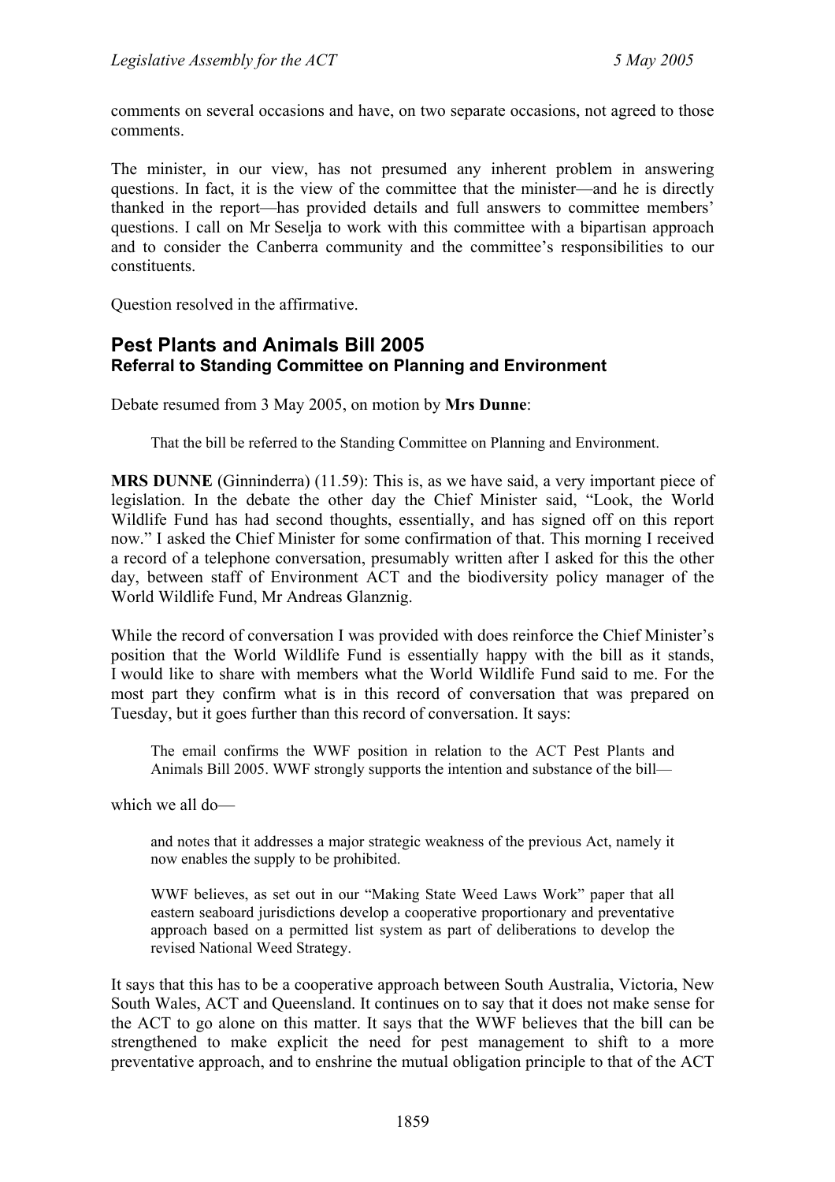comments on several occasions and have, on two separate occasions, not agreed to those comments.

The minister, in our view, has not presumed any inherent problem in answering questions. In fact, it is the view of the committee that the minister—and he is directly thanked in the report—has provided details and full answers to committee members' questions. I call on Mr Seselja to work with this committee with a bipartisan approach and to consider the Canberra community and the committee's responsibilities to our constituents.

Question resolved in the affirmative.

## Pest Plants and Animals Bill 2005

### Referral to Standing Committee on Planning and Environment

Debate resumed from 3 May 2005, on motion by **Mrs Dunne**:

> That the bill be referred to the Standing Committee on Planning and Environment.

**MRS DUNNE** (Ginninderra) (11.59): This is, as we have said, a very important piece of legislation. In the debate the other day the Chief Minister said, "Look, the World Wildlife Fund has had second thoughts, essentially, and has signed off on this report now." I asked the Chief Minister for some confirmation of that. This morning I received a record of a telephone conversation, presumably written after I asked for this the other day, between staff of Environment ACT and the biodiversity policy manager of the World Wildlife Fund, Mr Andreas Glanznig.

While the record of conversation I was provided with does reinforce the Chief Minister's position that the World Wildlife Fund is essentially happy with the bill as it stands, I would like to share with members what the World Wildlife Fund said to me. For the most part they confirm what is in this record of conversation that was prepared on Tuesday, but it goes further than this record of conversation. It says:

> The email confirms the WWF position in relation to the ACT Pest Plants and Animals Bill 2005. WWF strongly supports the intention and substance of the bill—

which we all do—

> and notes that it addresses a major strategic weakness of the previous Act, namely it now enables the supply to be prohibited.
>
> WWF believes, as set out in our "Making State Weed Laws Work" paper that all eastern seaboard jurisdictions develop a cooperative proportionary and preventative approach based on a permitted list system as part of deliberations to develop the revised National Weed Strategy.

It says that this has to be a cooperative approach between South Australia, Victoria, New South Wales, ACT and Queensland. It continues on to say that it does not make sense for the ACT to go alone on this matter. It says that the WWF believes that the bill can be strengthened to make explicit the need for pest management to shift to a more preventative approach, and to enshrine the mutual obligation principle to that of the ACT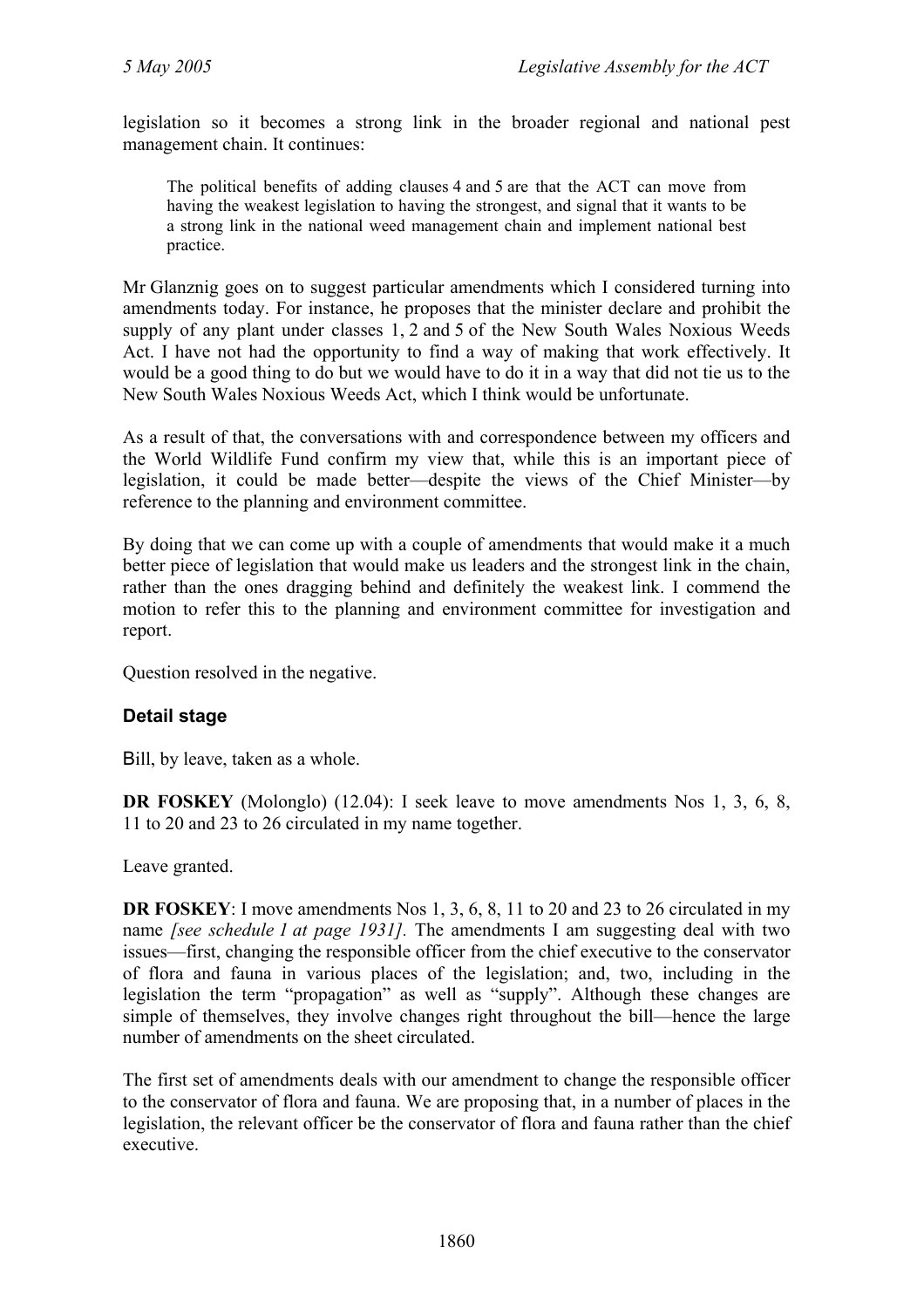legislation so it becomes a strong link in the broader regional and national pest management chain. It continues:

> The political benefits of adding clauses 4 and 5 are that the ACT can move from having the weakest legislation to having the strongest, and signal that it wants to be a strong link in the national weed management chain and implement national best practice.

Mr Glanznig goes on to suggest particular amendments which I considered turning into amendments today. For instance, he proposes that the minister declare and prohibit the supply of any plant under classes 1, 2 and 5 of the New South Wales Noxious Weeds Act. I have not had the opportunity to find a way of making that work effectively. It would be a good thing to do but we would have to do it in a way that did not tie us to the New South Wales Noxious Weeds Act, which I think would be unfortunate.

As a result of that, the conversations with and correspondence between my officers and the World Wildlife Fund confirm my view that, while this is an important piece of legislation, it could be made better—despite the views of the Chief Minister—by reference to the planning and environment committee.

By doing that we can come up with a couple of amendments that would make it a much better piece of legislation that would make us leaders and the strongest link in the chain, rather than the ones dragging behind and definitely the weakest link. I commend the motion to refer this to the planning and environment committee for investigation and report.

Question resolved in the negative.

### Detail stage

Bill, by leave, taken as a whole.

**DR FOSKEY** (Molonglo) (12.04): I seek leave to move amendments Nos 1, 3, 6, 8, 11 to 20 and 23 to 26 circulated in my name together.

Leave granted.

**DR FOSKEY**: I move amendments Nos 1, 3, 6, 8, 11 to 20 and 23 to 26 circulated in my name *[see schedule 1 at page 1931]*. The amendments I am suggesting deal with two issues—first, changing the responsible officer from the chief executive to the conservator of flora and fauna in various places of the legislation; and, two, including in the legislation the term "propagation" as well as "supply". Although these changes are simple of themselves, they involve changes right throughout the bill—hence the large number of amendments on the sheet circulated.

The first set of amendments deals with our amendment to change the responsible officer to the conservator of flora and fauna. We are proposing that, in a number of places in the legislation, the relevant officer be the conservator of flora and fauna rather than the chief executive.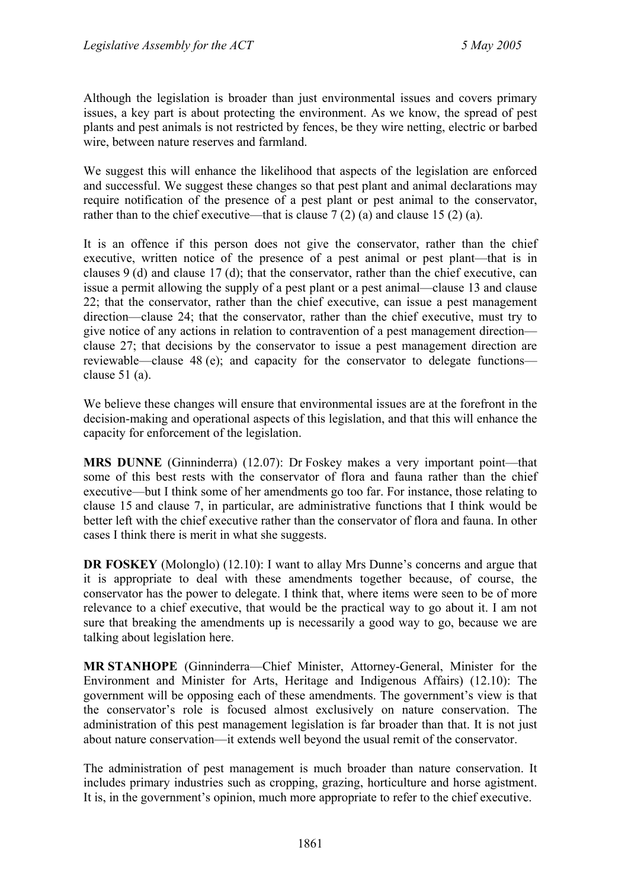Although the legislation is broader than just environmental issues and covers primary issues, a key part is about protecting the environment. As we know, the spread of pest plants and pest animals is not restricted by fences, be they wire netting, electric or barbed wire, between nature reserves and farmland.

We suggest this will enhance the likelihood that aspects of the legislation are enforced and successful. We suggest these changes so that pest plant and animal declarations may require notification of the presence of a pest plant or pest animal to the conservator, rather than to the chief executive—that is clause 7 (2) (a) and clause 15 (2) (a).

It is an offence if this person does not give the conservator, rather than the chief executive, written notice of the presence of a pest animal or pest plant—that is in clauses 9 (d) and clause 17 (d); that the conservator, rather than the chief executive, can issue a permit allowing the supply of a pest plant or a pest animal—clause 13 and clause 22; that the conservator, rather than the chief executive, can issue a pest management direction—clause 24; that the conservator, rather than the chief executive, must try to give notice of any actions in relation to contravention of a pest management direction—clause 27; that decisions by the conservator to issue a pest management direction are reviewable—clause 48 (e); and capacity for the conservator to delegate functions—clause 51 (a).

We believe these changes will ensure that environmental issues are at the forefront in the decision-making and operational aspects of this legislation, and that this will enhance the capacity for enforcement of the legislation.

**MRS DUNNE** (Ginninderra) (12.07): Dr Foskey makes a very important point—that some of this best rests with the conservator of flora and fauna rather than the chief executive—but I think some of her amendments go too far. For instance, those relating to clause 15 and clause 7, in particular, are administrative functions that I think would be better left with the chief executive rather than the conservator of flora and fauna. In other cases I think there is merit in what she suggests.

**DR FOSKEY** (Molonglo) (12.10): I want to allay Mrs Dunne's concerns and argue that it is appropriate to deal with these amendments together because, of course, the conservator has the power to delegate. I think that, where items were seen to be of more relevance to a chief executive, that would be the practical way to go about it. I am not sure that breaking the amendments up is necessarily a good way to go, because we are talking about legislation here.

**MR STANHOPE** (Ginninderra—Chief Minister, Attorney-General, Minister for the Environment and Minister for Arts, Heritage and Indigenous Affairs) (12.10): The government will be opposing each of these amendments. The government's view is that the conservator's role is focused almost exclusively on nature conservation. The administration of this pest management legislation is far broader than that. It is not just about nature conservation—it extends well beyond the usual remit of the conservator.

The administration of pest management is much broader than nature conservation. It includes primary industries such as cropping, grazing, horticulture and horse agistment. It is, in the government's opinion, much more appropriate to refer to the chief executive.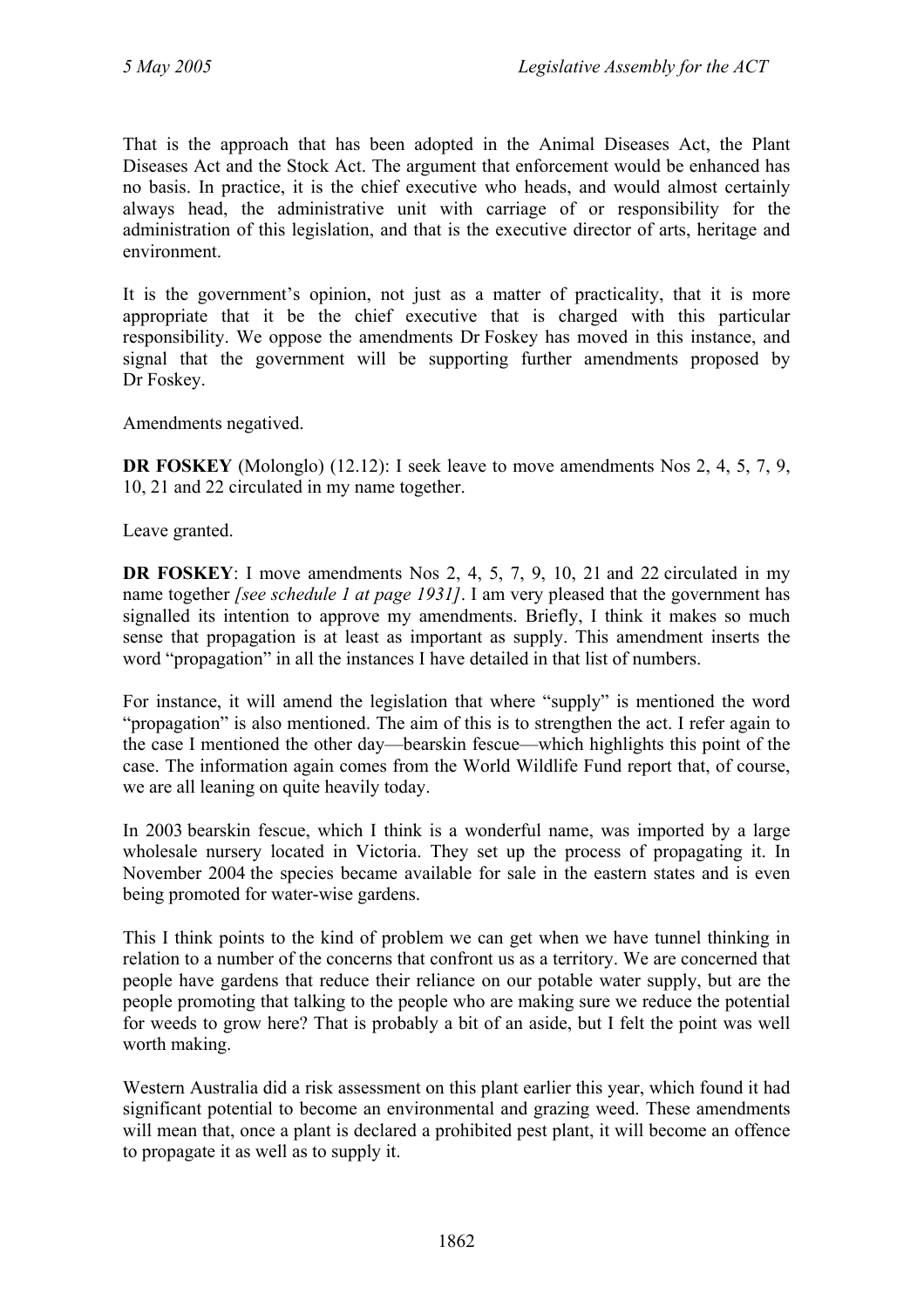That is the approach that has been adopted in the Animal Diseases Act, the Plant Diseases Act and the Stock Act. The argument that enforcement would be enhanced has no basis. In practice, it is the chief executive who heads, and would almost certainly always head, the administrative unit with carriage of or responsibility for the administration of this legislation, and that is the executive director of arts, heritage and environment.

It is the government's opinion, not just as a matter of practicality, that it is more appropriate that it be the chief executive that is charged with this particular responsibility. We oppose the amendments Dr Foskey has moved in this instance, and signal that the government will be supporting further amendments proposed by Dr Foskey.

Amendments negatived.

**DR FOSKEY** (Molonglo) (12.12): I seek leave to move amendments Nos 2, 4, 5, 7, 9, 10, 21 and 22 circulated in my name together.

Leave granted.

**DR FOSKEY**: I move amendments Nos 2, 4, 5, 7, 9, 10, 21 and 22 circulated in my name together *[see schedule 1 at page 1931]*. I am very pleased that the government has signalled its intention to approve my amendments. Briefly, I think it makes so much sense that propagation is at least as important as supply. This amendment inserts the word "propagation" in all the instances I have detailed in that list of numbers.

For instance, it will amend the legislation that where "supply" is mentioned the word "propagation" is also mentioned. The aim of this is to strengthen the act. I refer again to the case I mentioned the other day—bearskin fescue—which highlights this point of the case. The information again comes from the World Wildlife Fund report that, of course, we are all leaning on quite heavily today.

In 2003 bearskin fescue, which I think is a wonderful name, was imported by a large wholesale nursery located in Victoria. They set up the process of propagating it. In November 2004 the species became available for sale in the eastern states and is even being promoted for water-wise gardens.

This I think points to the kind of problem we can get when we have tunnel thinking in relation to a number of the concerns that confront us as a territory. We are concerned that people have gardens that reduce their reliance on our potable water supply, but are the people promoting that talking to the people who are making sure we reduce the potential for weeds to grow here? That is probably a bit of an aside, but I felt the point was well worth making.

Western Australia did a risk assessment on this plant earlier this year, which found it had significant potential to become an environmental and grazing weed. These amendments will mean that, once a plant is declared a prohibited pest plant, it will become an offence to propagate it as well as to supply it.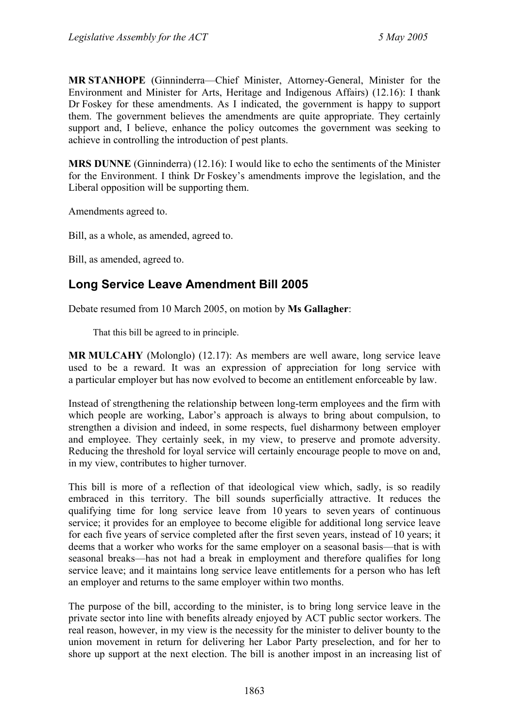**MR STANHOPE** (Ginninderra—Chief Minister, Attorney-General, Minister for the Environment and Minister for Arts, Heritage and Indigenous Affairs) (12.16): I thank Dr Foskey for these amendments. As I indicated, the government is happy to support them. The government believes the amendments are quite appropriate. They certainly support and, I believe, enhance the policy outcomes the government was seeking to achieve in controlling the introduction of pest plants.

**MRS DUNNE** (Ginninderra) (12.16): I would like to echo the sentiments of the Minister for the Environment. I think Dr Foskey's amendments improve the legislation, and the Liberal opposition will be supporting them.

Amendments agreed to.

Bill, as a whole, as amended, agreed to.

Bill, as amended, agreed to.

## Long Service Leave Amendment Bill 2005

Debate resumed from 10 March 2005, on motion by **Ms Gallagher**:

> That this bill be agreed to in principle.

**MR MULCAHY** (Molonglo) (12.17): As members are well aware, long service leave used to be a reward. It was an expression of appreciation for long service with a particular employer but has now evolved to become an entitlement enforceable by law.

Instead of strengthening the relationship between long-term employees and the firm with which people are working, Labor's approach is always to bring about compulsion, to strengthen a division and indeed, in some respects, fuel disharmony between employer and employee. They certainly seek, in my view, to preserve and promote adversity. Reducing the threshold for loyal service will certainly encourage people to move on and, in my view, contributes to higher turnover.

This bill is more of a reflection of that ideological view which, sadly, is so readily embraced in this territory. The bill sounds superficially attractive. It reduces the qualifying time for long service leave from 10 years to seven years of continuous service; it provides for an employee to become eligible for additional long service leave for each five years of service completed after the first seven years, instead of 10 years; it deems that a worker who works for the same employer on a seasonal basis—that is with seasonal breaks—has not had a break in employment and therefore qualifies for long service leave; and it maintains long service leave entitlements for a person who has left an employer and returns to the same employer within two months.

The purpose of the bill, according to the minister, is to bring long service leave in the private sector into line with benefits already enjoyed by ACT public sector workers. The real reason, however, in my view is the necessity for the minister to deliver bounty to the union movement in return for delivering her Labor Party preselection, and for her to shore up support at the next election. The bill is another impost in an increasing list of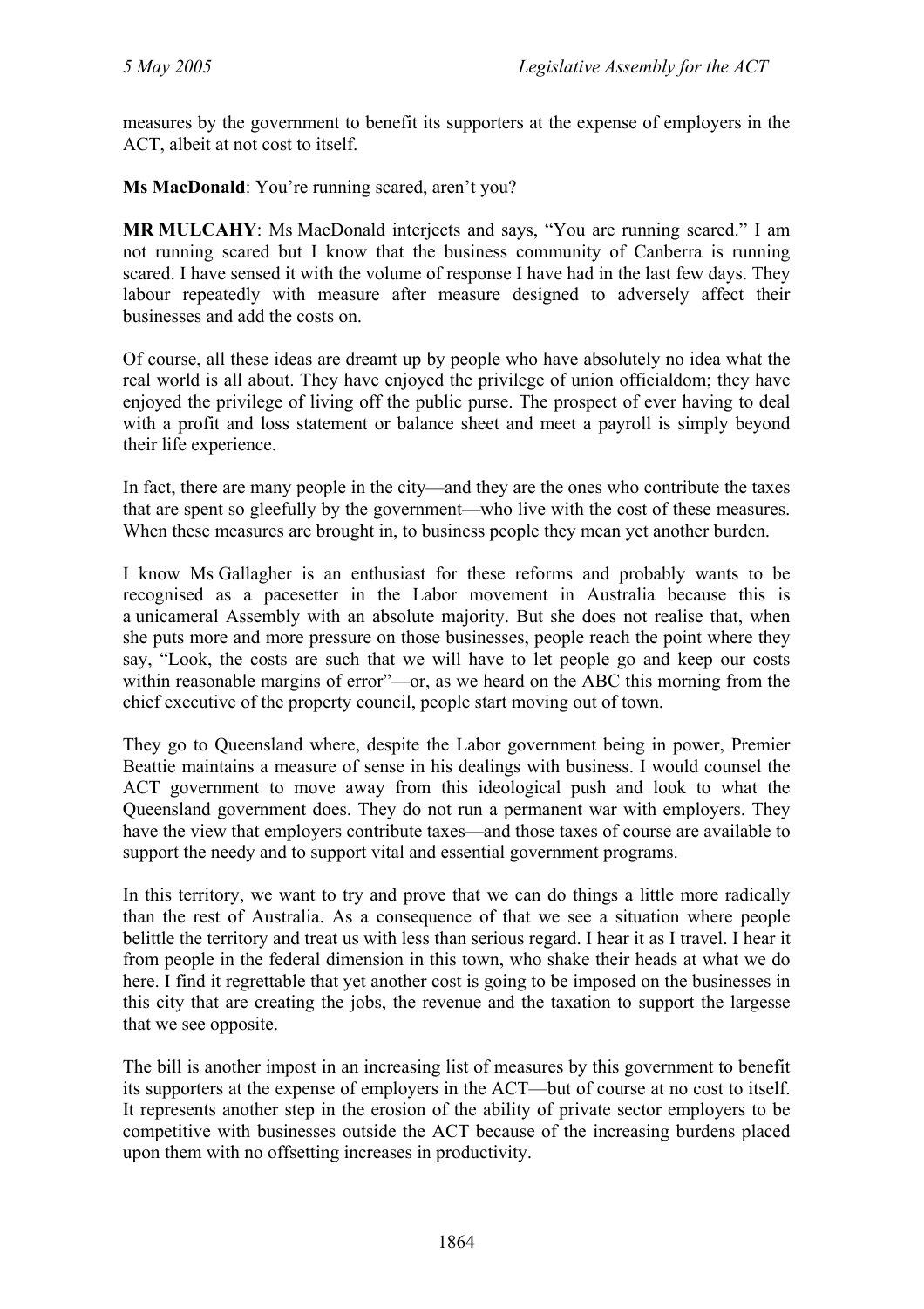measures by the government to benefit its supporters at the expense of employers in the ACT, albeit at not cost to itself.

**Ms MacDonald**: You're running scared, aren't you?

**MR MULCAHY**: Ms MacDonald interjects and says, "You are running scared." I am not running scared but I know that the business community of Canberra is running scared. I have sensed it with the volume of response I have had in the last few days. They labour repeatedly with measure after measure designed to adversely affect their businesses and add the costs on.

Of course, all these ideas are dreamt up by people who have absolutely no idea what the real world is all about. They have enjoyed the privilege of union officialdom; they have enjoyed the privilege of living off the public purse. The prospect of ever having to deal with a profit and loss statement or balance sheet and meet a payroll is simply beyond their life experience.

In fact, there are many people in the city—and they are the ones who contribute the taxes that are spent so gleefully by the government—who live with the cost of these measures. When these measures are brought in, to business people they mean yet another burden.

I know Ms Gallagher is an enthusiast for these reforms and probably wants to be recognised as a pacesetter in the Labor movement in Australia because this is a unicameral Assembly with an absolute majority. But she does not realise that, when she puts more and more pressure on those businesses, people reach the point where they say, "Look, the costs are such that we will have to let people go and keep our costs within reasonable margins of error"—or, as we heard on the ABC this morning from the chief executive of the property council, people start moving out of town.

They go to Queensland where, despite the Labor government being in power, Premier Beattie maintains a measure of sense in his dealings with business. I would counsel the ACT government to move away from this ideological push and look to what the Queensland government does. They do not run a permanent war with employers. They have the view that employers contribute taxes—and those taxes of course are available to support the needy and to support vital and essential government programs.

In this territory, we want to try and prove that we can do things a little more radically than the rest of Australia. As a consequence of that we see a situation where people belittle the territory and treat us with less than serious regard. I hear it as I travel. I hear it from people in the federal dimension in this town, who shake their heads at what we do here. I find it regrettable that yet another cost is going to be imposed on the businesses in this city that are creating the jobs, the revenue and the taxation to support the largesse that we see opposite.

The bill is another impost in an increasing list of measures by this government to benefit its supporters at the expense of employers in the ACT—but of course at no cost to itself. It represents another step in the erosion of the ability of private sector employers to be competitive with businesses outside the ACT because of the increasing burdens placed upon them with no offsetting increases in productivity.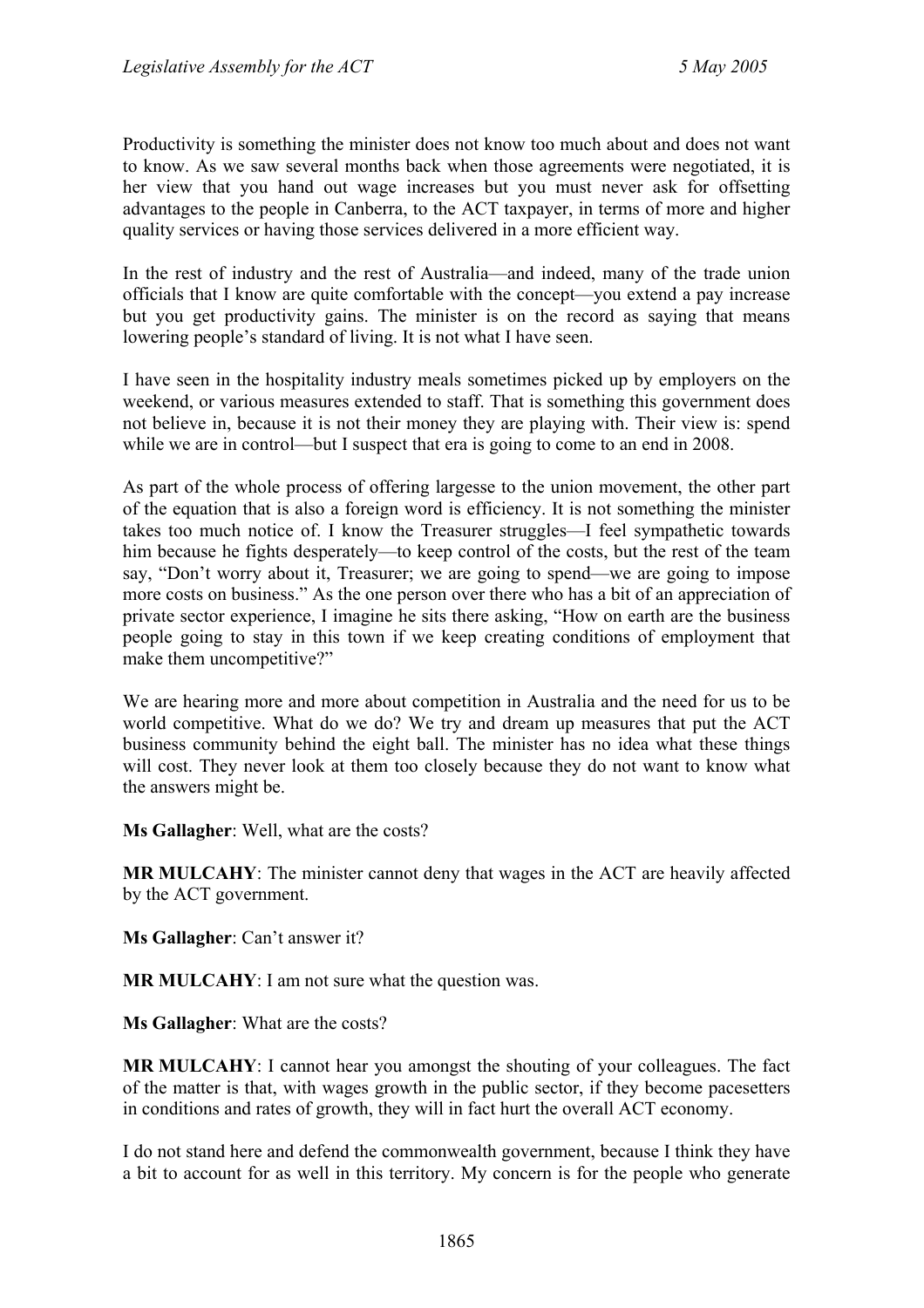Productivity is something the minister does not know too much about and does not want to know. As we saw several months back when those agreements were negotiated, it is her view that you hand out wage increases but you must never ask for offsetting advantages to the people in Canberra, to the ACT taxpayer, in terms of more and higher quality services or having those services delivered in a more efficient way.

In the rest of industry and the rest of Australia—and indeed, many of the trade union officials that I know are quite comfortable with the concept—you extend a pay increase but you get productivity gains. The minister is on the record as saying that means lowering people's standard of living. It is not what I have seen.

I have seen in the hospitality industry meals sometimes picked up by employers on the weekend, or various measures extended to staff. That is something this government does not believe in, because it is not their money they are playing with. Their view is: spend while we are in control—but I suspect that era is going to come to an end in 2008.

As part of the whole process of offering largesse to the union movement, the other part of the equation that is also a foreign word is efficiency. It is not something the minister takes too much notice of. I know the Treasurer struggles—I feel sympathetic towards him because he fights desperately—to keep control of the costs, but the rest of the team say, "Don't worry about it, Treasurer; we are going to spend—we are going to impose more costs on business." As the one person over there who has a bit of an appreciation of private sector experience, I imagine he sits there asking, "How on earth are the business people going to stay in this town if we keep creating conditions of employment that make them uncompetitive?"

We are hearing more and more about competition in Australia and the need for us to be world competitive. What do we do? We try and dream up measures that put the ACT business community behind the eight ball. The minister has no idea what these things will cost. They never look at them too closely because they do not want to know what the answers might be.

**Ms Gallagher**: Well, what are the costs?

**MR MULCAHY**: The minister cannot deny that wages in the ACT are heavily affected by the ACT government.

**Ms Gallagher**: Can't answer it?

**MR MULCAHY**: I am not sure what the question was.

**Ms Gallagher**: What are the costs?

**MR MULCAHY**: I cannot hear you amongst the shouting of your colleagues. The fact of the matter is that, with wages growth in the public sector, if they become pacesetters in conditions and rates of growth, they will in fact hurt the overall ACT economy.

I do not stand here and defend the commonwealth government, because I think they have a bit to account for as well in this territory. My concern is for the people who generate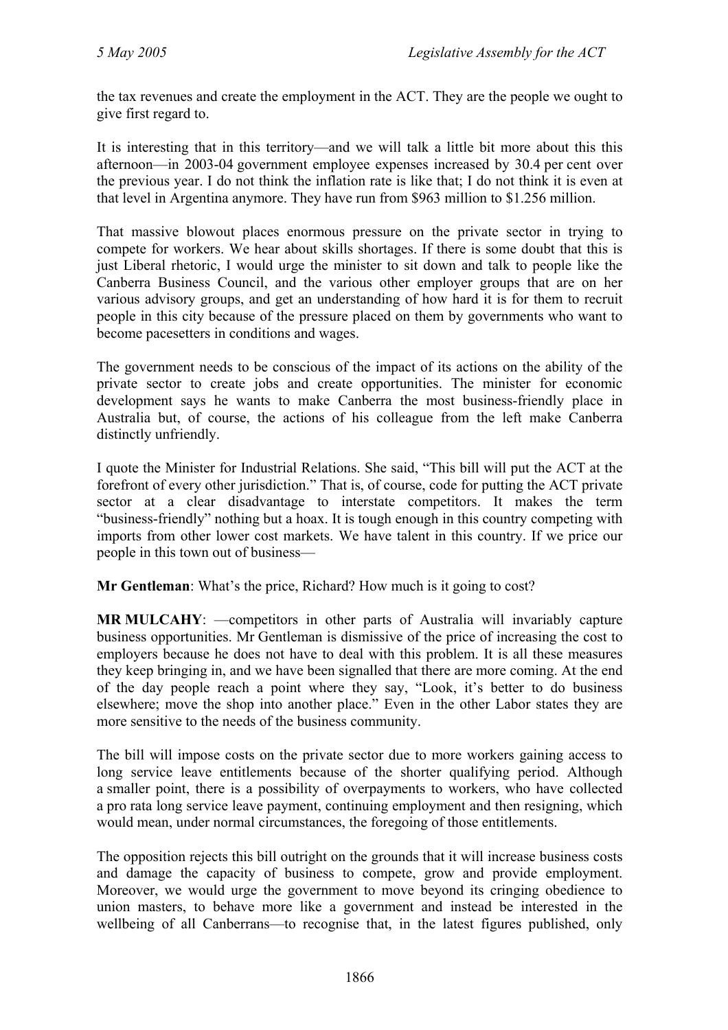the tax revenues and create the employment in the ACT. They are the people we ought to give first regard to.

It is interesting that in this territory—and we will talk a little bit more about this this afternoon—in 2003-04 government employee expenses increased by 30.4 per cent over the previous year. I do not think the inflation rate is like that; I do not think it is even at that level in Argentina anymore. They have run from $963 million to $1.256 million.

That massive blowout places enormous pressure on the private sector in trying to compete for workers. We hear about skills shortages. If there is some doubt that this is just Liberal rhetoric, I would urge the minister to sit down and talk to people like the Canberra Business Council, and the various other employer groups that are on her various advisory groups, and get an understanding of how hard it is for them to recruit people in this city because of the pressure placed on them by governments who want to become pacesetters in conditions and wages.

The government needs to be conscious of the impact of its actions on the ability of the private sector to create jobs and create opportunities. The minister for economic development says he wants to make Canberra the most business-friendly place in Australia but, of course, the actions of his colleague from the left make Canberra distinctly unfriendly.

I quote the Minister for Industrial Relations. She said, "This bill will put the ACT at the forefront of every other jurisdiction." That is, of course, code for putting the ACT private sector at a clear disadvantage to interstate competitors. It makes the term "business-friendly" nothing but a hoax. It is tough enough in this country competing with imports from other lower cost markets. We have talent in this country. If we price our people in this town out of business—

**Mr Gentleman**: What's the price, Richard? How much is it going to cost?

**MR MULCAHY**: —competitors in other parts of Australia will invariably capture business opportunities. Mr Gentleman is dismissive of the price of increasing the cost to employers because he does not have to deal with this problem. It is all these measures they keep bringing in, and we have been signalled that there are more coming. At the end of the day people reach a point where they say, "Look, it's better to do business elsewhere; move the shop into another place." Even in the other Labor states they are more sensitive to the needs of the business community.

The bill will impose costs on the private sector due to more workers gaining access to long service leave entitlements because of the shorter qualifying period. Although a smaller point, there is a possibility of overpayments to workers, who have collected a pro rata long service leave payment, continuing employment and then resigning, which would mean, under normal circumstances, the foregoing of those entitlements.

The opposition rejects this bill outright on the grounds that it will increase business costs and damage the capacity of business to compete, grow and provide employment. Moreover, we would urge the government to move beyond its cringing obedience to union masters, to behave more like a government and instead be interested in the wellbeing of all Canberrans—to recognise that, in the latest figures published, only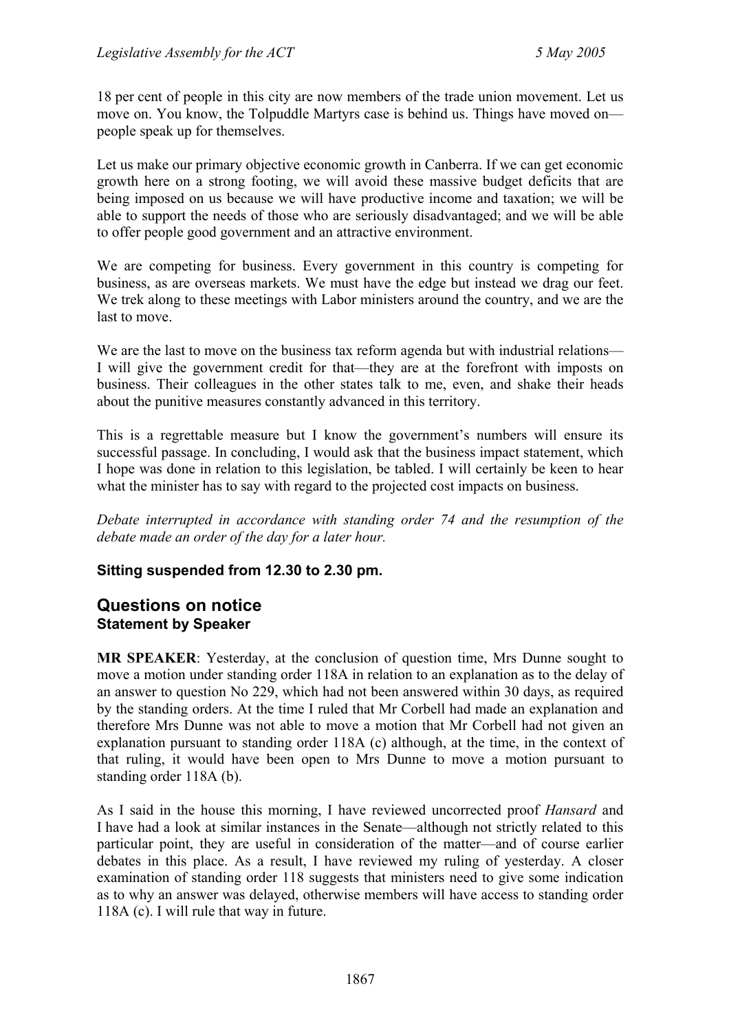18 per cent of people in this city are now members of the trade union movement. Let us move on. You know, the Tolpuddle Martyrs case is behind us. Things have moved on—people speak up for themselves.

Let us make our primary objective economic growth in Canberra. If we can get economic growth here on a strong footing, we will avoid these massive budget deficits that are being imposed on us because we will have productive income and taxation; we will be able to support the needs of those who are seriously disadvantaged; and we will be able to offer people good government and an attractive environment.

We are competing for business. Every government in this country is competing for business, as are overseas markets. We must have the edge but instead we drag our feet. We trek along to these meetings with Labor ministers around the country, and we are the last to move.

We are the last to move on the business tax reform agenda but with industrial relations—I will give the government credit for that—they are at the forefront with imposts on business. Their colleagues in the other states talk to me, even, and shake their heads about the punitive measures constantly advanced in this territory.

This is a regrettable measure but I know the government's numbers will ensure its successful passage. In concluding, I would ask that the business impact statement, which I hope was done in relation to this legislation, be tabled. I will certainly be keen to hear what the minister has to say with regard to the projected cost impacts on business.

*Debate interrupted in accordance with standing order 74 and the resumption of the debate made an order of the day for a later hour.*

**Sitting suspended from 12.30 to 2.30 pm.**

## Questions on notice

### Statement by Speaker

**MR SPEAKER**: Yesterday, at the conclusion of question time, Mrs Dunne sought to move a motion under standing order 118A in relation to an explanation as to the delay of an answer to question No 229, which had not been answered within 30 days, as required by the standing orders. At the time I ruled that Mr Corbell had made an explanation and therefore Mrs Dunne was not able to move a motion that Mr Corbell had not given an explanation pursuant to standing order 118A (c) although, at the time, in the context of that ruling, it would have been open to Mrs Dunne to move a motion pursuant to standing order 118A (b).

As I said in the house this morning, I have reviewed uncorrected proof *Hansard* and I have had a look at similar instances in the Senate—although not strictly related to this particular point, they are useful in consideration of the matter—and of course earlier debates in this place. As a result, I have reviewed my ruling of yesterday. A closer examination of standing order 118 suggests that ministers need to give some indication as to why an answer was delayed, otherwise members will have access to standing order 118A (c). I will rule that way in future.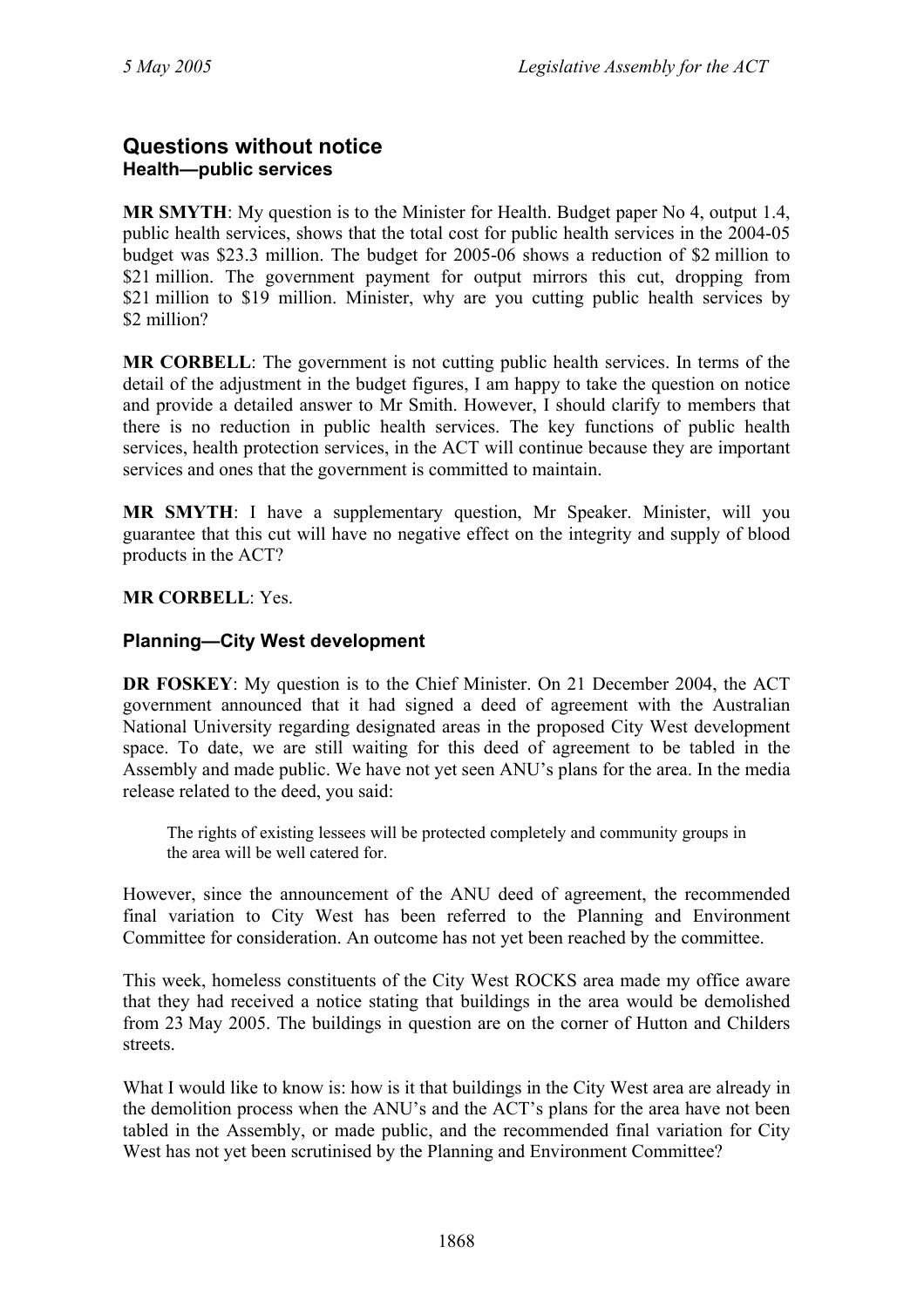## Questions without notice

### Health—public services

**MR SMYTH**: My question is to the Minister for Health. Budget paper No 4, output 1.4, public health services, shows that the total cost for public health services in the 2004-05 budget was $23.3 million. The budget for 2005-06 shows a reduction of $2 million to $21 million. The government payment for output mirrors this cut, dropping from $21 million to $19 million. Minister, why are you cutting public health services by $2 million?

**MR CORBELL**: The government is not cutting public health services. In terms of the detail of the adjustment in the budget figures, I am happy to take the question on notice and provide a detailed answer to Mr Smith. However, I should clarify to members that there is no reduction in public health services. The key functions of public health services, health protection services, in the ACT will continue because they are important services and ones that the government is committed to maintain.

**MR SMYTH**: I have a supplementary question, Mr Speaker. Minister, will you guarantee that this cut will have no negative effect on the integrity and supply of blood products in the ACT?

**MR CORBELL**: Yes.

### Planning—City West development

**DR FOSKEY**: My question is to the Chief Minister. On 21 December 2004, the ACT government announced that it had signed a deed of agreement with the Australian National University regarding designated areas in the proposed City West development space. To date, we are still waiting for this deed of agreement to be tabled in the Assembly and made public. We have not yet seen ANU's plans for the area. In the media release related to the deed, you said:

> The rights of existing lessees will be protected completely and community groups in the area will be well catered for.

However, since the announcement of the ANU deed of agreement, the recommended final variation to City West has been referred to the Planning and Environment Committee for consideration. An outcome has not yet been reached by the committee.

This week, homeless constituents of the City West ROCKS area made my office aware that they had received a notice stating that buildings in the area would be demolished from 23 May 2005. The buildings in question are on the corner of Hutton and Childers streets.

What I would like to know is: how is it that buildings in the City West area are already in the demolition process when the ANU's and the ACT's plans for the area have not been tabled in the Assembly, or made public, and the recommended final variation for City West has not yet been scrutinised by the Planning and Environment Committee?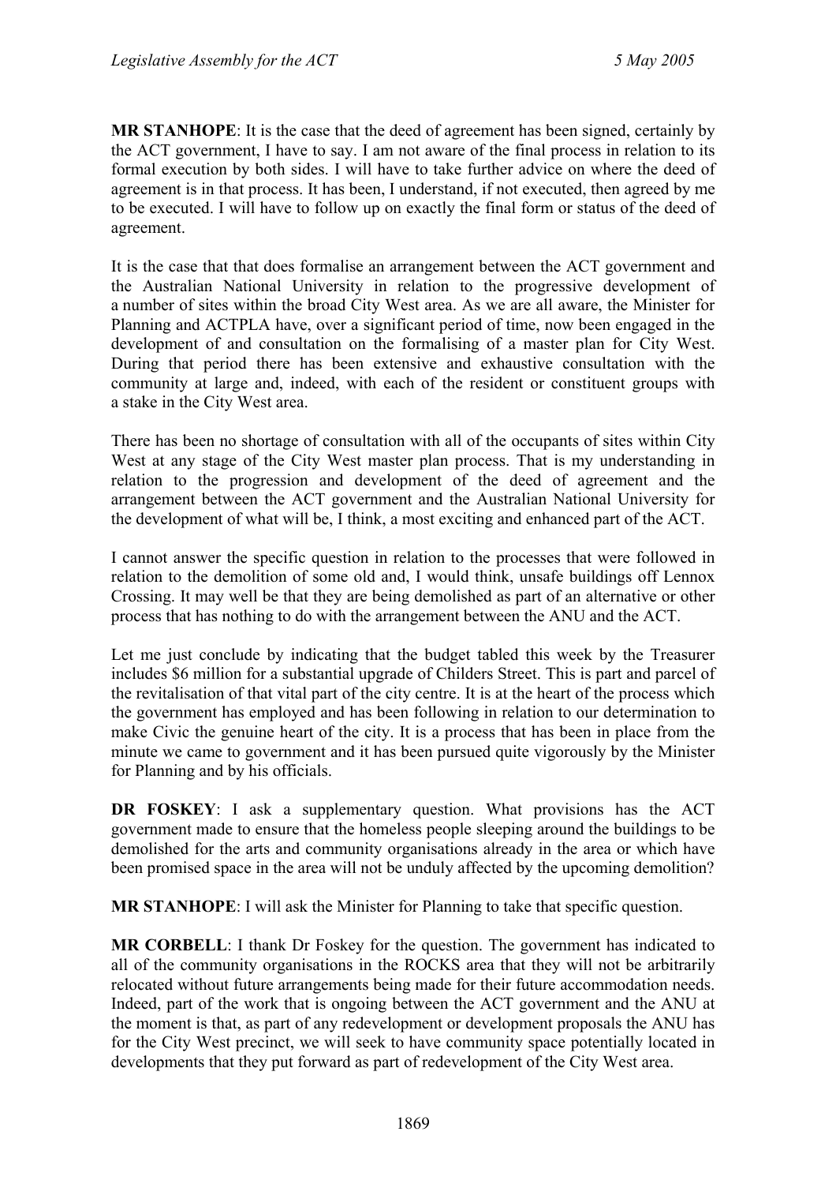**MR STANHOPE**: It is the case that the deed of agreement has been signed, certainly by the ACT government, I have to say. I am not aware of the final process in relation to its formal execution by both sides. I will have to take further advice on where the deed of agreement is in that process. It has been, I understand, if not executed, then agreed by me to be executed. I will have to follow up on exactly the final form or status of the deed of agreement.

It is the case that that does formalise an arrangement between the ACT government and the Australian National University in relation to the progressive development of a number of sites within the broad City West area. As we are all aware, the Minister for Planning and ACTPLA have, over a significant period of time, now been engaged in the development of and consultation on the formalising of a master plan for City West. During that period there has been extensive and exhaustive consultation with the community at large and, indeed, with each of the resident or constituent groups with a stake in the City West area.

There has been no shortage of consultation with all of the occupants of sites within City West at any stage of the City West master plan process. That is my understanding in relation to the progression and development of the deed of agreement and the arrangement between the ACT government and the Australian National University for the development of what will be, I think, a most exciting and enhanced part of the ACT.

I cannot answer the specific question in relation to the processes that were followed in relation to the demolition of some old and, I would think, unsafe buildings off Lennox Crossing. It may well be that they are being demolished as part of an alternative or other process that has nothing to do with the arrangement between the ANU and the ACT.

Let me just conclude by indicating that the budget tabled this week by the Treasurer includes $6 million for a substantial upgrade of Childers Street. This is part and parcel of the revitalisation of that vital part of the city centre. It is at the heart of the process which the government has employed and has been following in relation to our determination to make Civic the genuine heart of the city. It is a process that has been in place from the minute we came to government and it has been pursued quite vigorously by the Minister for Planning and by his officials.

**DR FOSKEY**: I ask a supplementary question. What provisions has the ACT government made to ensure that the homeless people sleeping around the buildings to be demolished for the arts and community organisations already in the area or which have been promised space in the area will not be unduly affected by the upcoming demolition?

**MR STANHOPE**: I will ask the Minister for Planning to take that specific question.

**MR CORBELL**: I thank Dr Foskey for the question. The government has indicated to all of the community organisations in the ROCKS area that they will not be arbitrarily relocated without future arrangements being made for their future accommodation needs. Indeed, part of the work that is ongoing between the ACT government and the ANU at the moment is that, as part of any redevelopment or development proposals the ANU has for the City West precinct, we will seek to have community space potentially located in developments that they put forward as part of redevelopment of the City West area.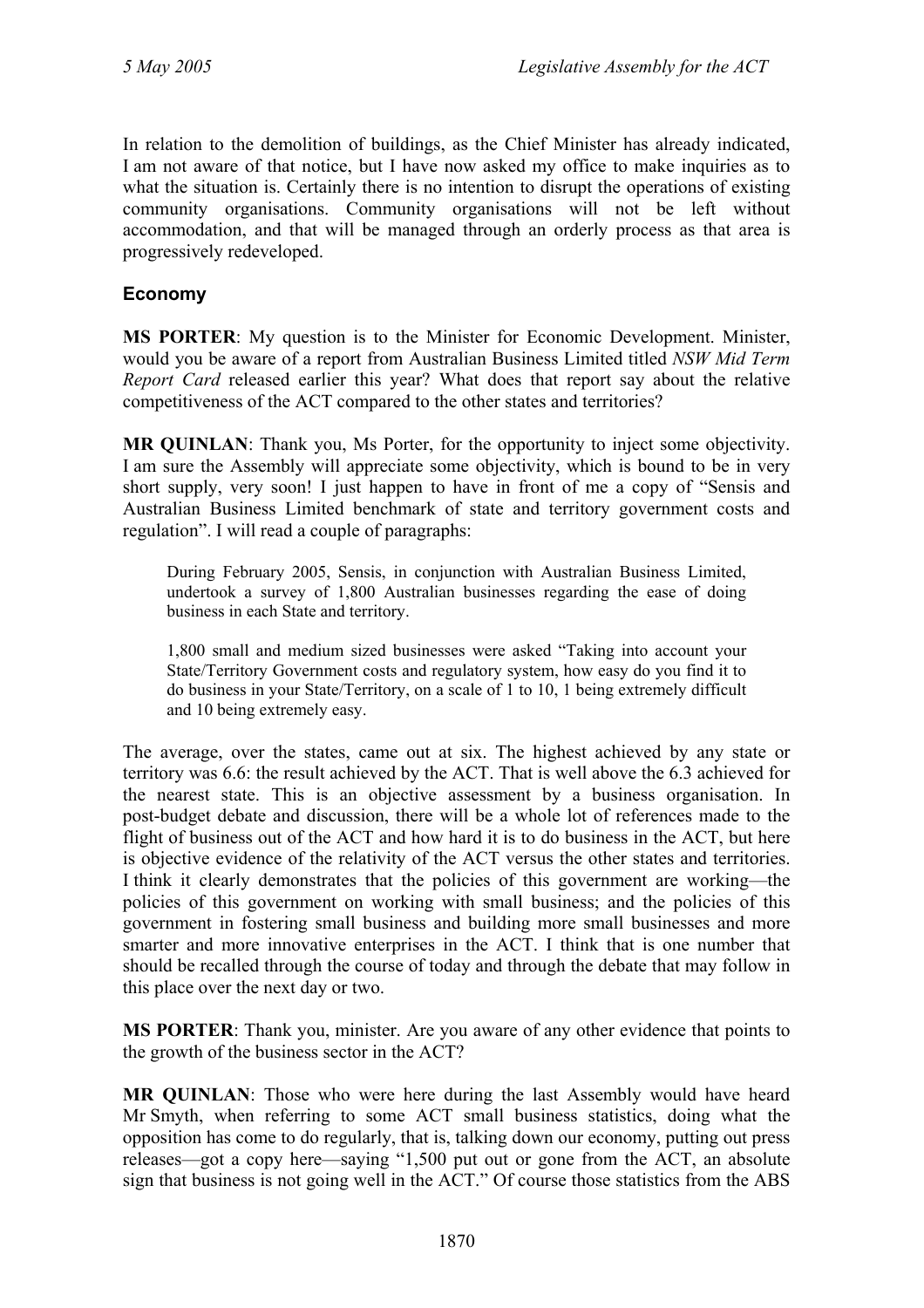In relation to the demolition of buildings, as the Chief Minister has already indicated, I am not aware of that notice, but I have now asked my office to make inquiries as to what the situation is. Certainly there is no intention to disrupt the operations of existing community organisations. Community organisations will not be left without accommodation, and that will be managed through an orderly process as that area is progressively redeveloped.

## Economy

**MS PORTER**: My question is to the Minister for Economic Development. Minister, would you be aware of a report from Australian Business Limited titled *NSW Mid Term Report Card* released earlier this year? What does that report say about the relative competitiveness of the ACT compared to the other states and territories?

**MR QUINLAN**: Thank you, Ms Porter, for the opportunity to inject some objectivity. I am sure the Assembly will appreciate some objectivity, which is bound to be in very short supply, very soon! I just happen to have in front of me a copy of "Sensis and Australian Business Limited benchmark of state and territory government costs and regulation". I will read a couple of paragraphs:

> During February 2005, Sensis, in conjunction with Australian Business Limited, undertook a survey of 1,800 Australian businesses regarding the ease of doing business in each State and territory.
>
> 1,800 small and medium sized businesses were asked "Taking into account your State/Territory Government costs and regulatory system, how easy do you find it to do business in your State/Territory, on a scale of 1 to 10, 1 being extremely difficult and 10 being extremely easy.

The average, over the states, came out at six. The highest achieved by any state or territory was 6.6: the result achieved by the ACT. That is well above the 6.3 achieved for the nearest state. This is an objective assessment by a business organisation. In post-budget debate and discussion, there will be a whole lot of references made to the flight of business out of the ACT and how hard it is to do business in the ACT, but here is objective evidence of the relativity of the ACT versus the other states and territories. I think it clearly demonstrates that the policies of this government are working—the policies of this government on working with small business; and the policies of this government in fostering small business and building more small businesses and more smarter and more innovative enterprises in the ACT. I think that is one number that should be recalled through the course of today and through the debate that may follow in this place over the next day or two.

**MS PORTER**: Thank you, minister. Are you aware of any other evidence that points to the growth of the business sector in the ACT?

**MR QUINLAN**: Those who were here during the last Assembly would have heard Mr Smyth, when referring to some ACT small business statistics, doing what the opposition has come to do regularly, that is, talking down our economy, putting out press releases—got a copy here—saying "1,500 put out or gone from the ACT, an absolute sign that business is not going well in the ACT." Of course those statistics from the ABS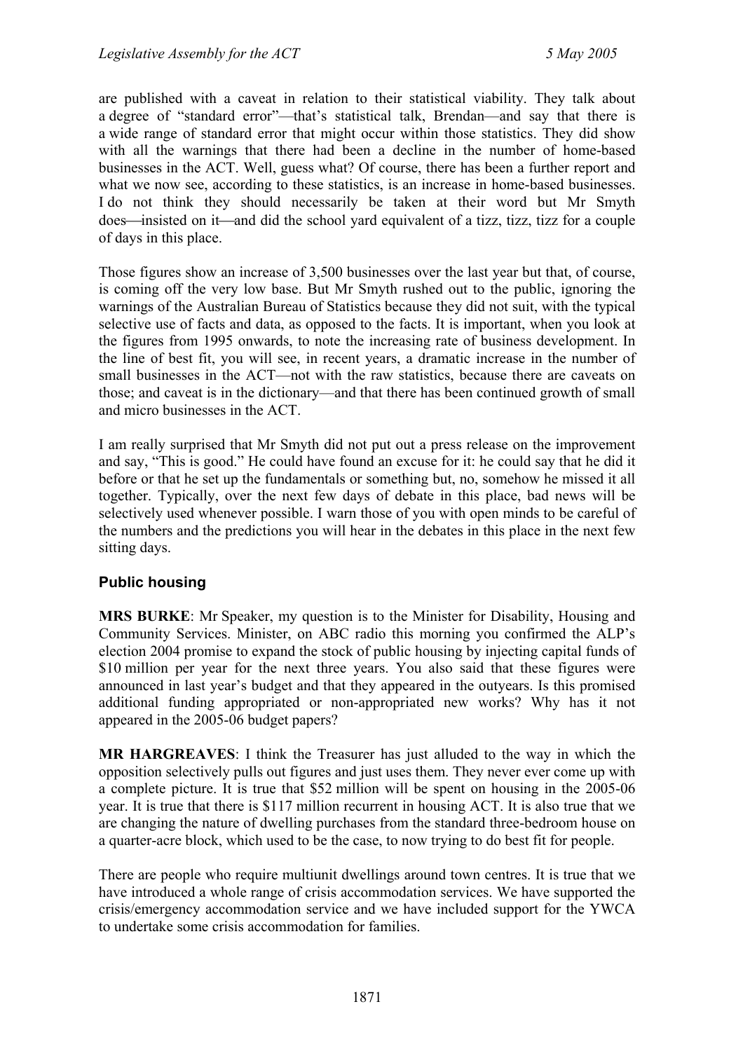are published with a caveat in relation to their statistical viability. They talk about a degree of "standard error"—that's statistical talk, Brendan—and say that there is a wide range of standard error that might occur within those statistics. They did show with all the warnings that there had been a decline in the number of home-based businesses in the ACT. Well, guess what? Of course, there has been a further report and what we now see, according to these statistics, is an increase in home-based businesses. I do not think they should necessarily be taken at their word but Mr Smyth does—insisted on it—and did the school yard equivalent of a tizz, tizz, tizz for a couple of days in this place.

Those figures show an increase of 3,500 businesses over the last year but that, of course, is coming off the very low base. But Mr Smyth rushed out to the public, ignoring the warnings of the Australian Bureau of Statistics because they did not suit, with the typical selective use of facts and data, as opposed to the facts. It is important, when you look at the figures from 1995 onwards, to note the increasing rate of business development. In the line of best fit, you will see, in recent years, a dramatic increase in the number of small businesses in the ACT—not with the raw statistics, because there are caveats on those; and caveat is in the dictionary—and that there has been continued growth of small and micro businesses in the ACT.

I am really surprised that Mr Smyth did not put out a press release on the improvement and say, "This is good." He could have found an excuse for it: he could say that he did it before or that he set up the fundamentals or something but, no, somehow he missed it all together. Typically, over the next few days of debate in this place, bad news will be selectively used whenever possible. I warn those of you with open minds to be careful of the numbers and the predictions you will hear in the debates in this place in the next few sitting days.

## Public housing

**MRS BURKE**: Mr Speaker, my question is to the Minister for Disability, Housing and Community Services. Minister, on ABC radio this morning you confirmed the ALP's election 2004 promise to expand the stock of public housing by injecting capital funds of $10 million per year for the next three years. You also said that these figures were announced in last year's budget and that they appeared in the outyears. Is this promised additional funding appropriated or non-appropriated new works? Why has it not appeared in the 2005-06 budget papers?

**MR HARGREAVES**: I think the Treasurer has just alluded to the way in which the opposition selectively pulls out figures and just uses them. They never ever come up with a complete picture. It is true that $52 million will be spent on housing in the 2005-06 year. It is true that there is $117 million recurrent in housing ACT. It is also true that we are changing the nature of dwelling purchases from the standard three-bedroom house on a quarter-acre block, which used to be the case, to now trying to do best fit for people.

There are people who require multiunit dwellings around town centres. It is true that we have introduced a whole range of crisis accommodation services. We have supported the crisis/emergency accommodation service and we have included support for the YWCA to undertake some crisis accommodation for families.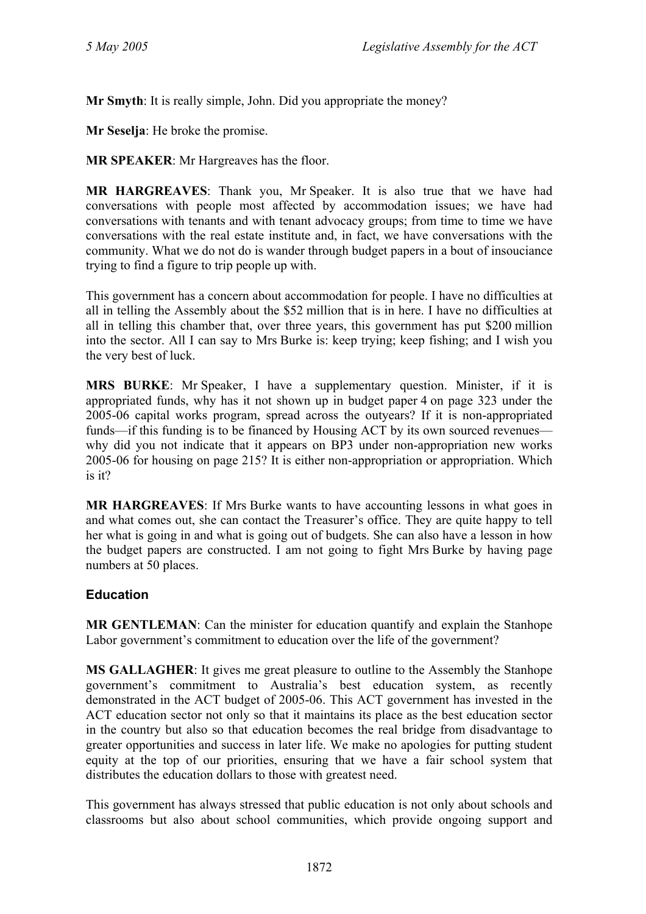**Mr Smyth**: It is really simple, John. Did you appropriate the money?

**Mr Seselja**: He broke the promise.

**MR SPEAKER**: Mr Hargreaves has the floor.

**MR HARGREAVES**: Thank you, Mr Speaker. It is also true that we have had conversations with people most affected by accommodation issues; we have had conversations with tenants and with tenant advocacy groups; from time to time we have conversations with the real estate institute and, in fact, we have conversations with the community. What we do not do is wander through budget papers in a bout of insouciance trying to find a figure to trip people up with.

This government has a concern about accommodation for people. I have no difficulties at all in telling the Assembly about the $52 million that is in here. I have no difficulties at all in telling this chamber that, over three years, this government has put $200 million into the sector. All I can say to Mrs Burke is: keep trying; keep fishing; and I wish you the very best of luck.

**MRS BURKE**: Mr Speaker, I have a supplementary question. Minister, if it is appropriated funds, why has it not shown up in budget paper 4 on page 323 under the 2005-06 capital works program, spread across the outyears? If it is non-appropriated funds—if this funding is to be financed by Housing ACT by its own sourced revenues—why did you not indicate that it appears on BP3 under non-appropriation new works 2005-06 for housing on page 215? It is either non-appropriation or appropriation. Which is it?

**MR HARGREAVES**: If Mrs Burke wants to have accounting lessons in what goes in and what comes out, she can contact the Treasurer's office. They are quite happy to tell her what is going in and what is going out of budgets. She can also have a lesson in how the budget papers are constructed. I am not going to fight Mrs Burke by having page numbers at 50 places.

## Education

**MR GENTLEMAN**: Can the minister for education quantify and explain the Stanhope Labor government's commitment to education over the life of the government?

**MS GALLAGHER**: It gives me great pleasure to outline to the Assembly the Stanhope government's commitment to Australia's best education system, as recently demonstrated in the ACT budget of 2005-06. This ACT government has invested in the ACT education sector not only so that it maintains its place as the best education sector in the country but also so that education becomes the real bridge from disadvantage to greater opportunities and success in later life. We make no apologies for putting student equity at the top of our priorities, ensuring that we have a fair school system that distributes the education dollars to those with greatest need.

This government has always stressed that public education is not only about schools and classrooms but also about school communities, which provide ongoing support and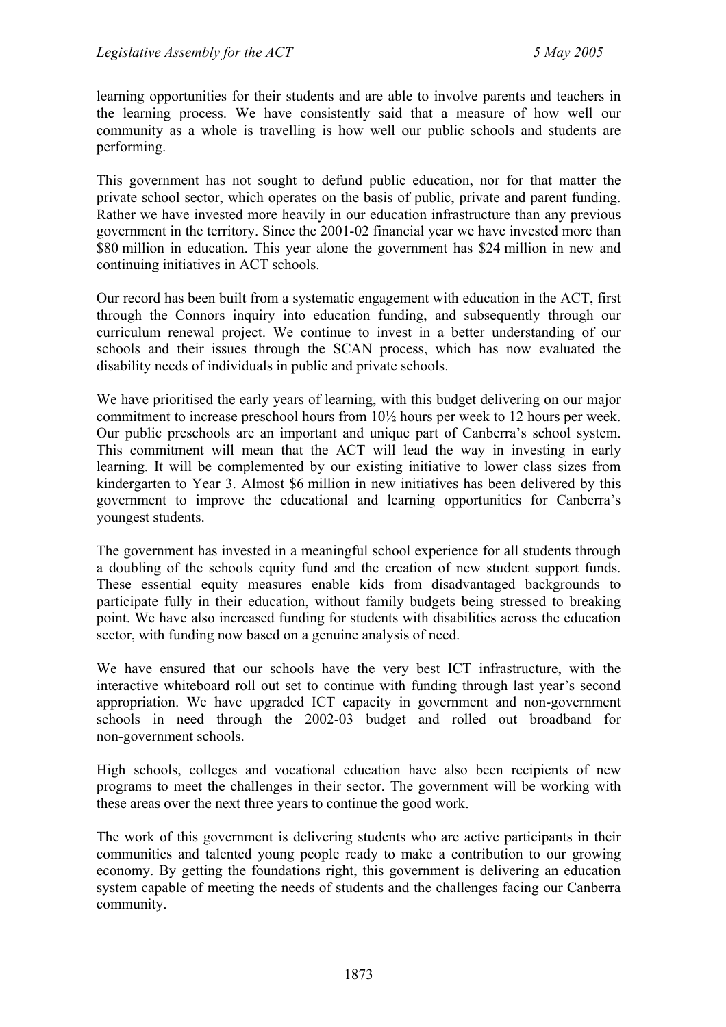learning opportunities for their students and are able to involve parents and teachers in the learning process. We have consistently said that a measure of how well our community as a whole is travelling is how well our public schools and students are performing.

This government has not sought to defund public education, nor for that matter the private school sector, which operates on the basis of public, private and parent funding. Rather we have invested more heavily in our education infrastructure than any previous government in the territory. Since the 2001-02 financial year we have invested more than $80 million in education. This year alone the government has $24 million in new and continuing initiatives in ACT schools.

Our record has been built from a systematic engagement with education in the ACT, first through the Connors inquiry into education funding, and subsequently through our curriculum renewal project. We continue to invest in a better understanding of our schools and their issues through the SCAN process, which has now evaluated the disability needs of individuals in public and private schools.

We have prioritised the early years of learning, with this budget delivering on our major commitment to increase preschool hours from 10½ hours per week to 12 hours per week. Our public preschools are an important and unique part of Canberra's school system. This commitment will mean that the ACT will lead the way in investing in early learning. It will be complemented by our existing initiative to lower class sizes from kindergarten to Year 3. Almost $6 million in new initiatives has been delivered by this government to improve the educational and learning opportunities for Canberra's youngest students.

The government has invested in a meaningful school experience for all students through a doubling of the schools equity fund and the creation of new student support funds. These essential equity measures enable kids from disadvantaged backgrounds to participate fully in their education, without family budgets being stressed to breaking point. We have also increased funding for students with disabilities across the education sector, with funding now based on a genuine analysis of need.

We have ensured that our schools have the very best ICT infrastructure, with the interactive whiteboard roll out set to continue with funding through last year's second appropriation. We have upgraded ICT capacity in government and non-government schools in need through the 2002-03 budget and rolled out broadband for non-government schools.

High schools, colleges and vocational education have also been recipients of new programs to meet the challenges in their sector. The government will be working with these areas over the next three years to continue the good work.

The work of this government is delivering students who are active participants in their communities and talented young people ready to make a contribution to our growing economy. By getting the foundations right, this government is delivering an education system capable of meeting the needs of students and the challenges facing our Canberra community.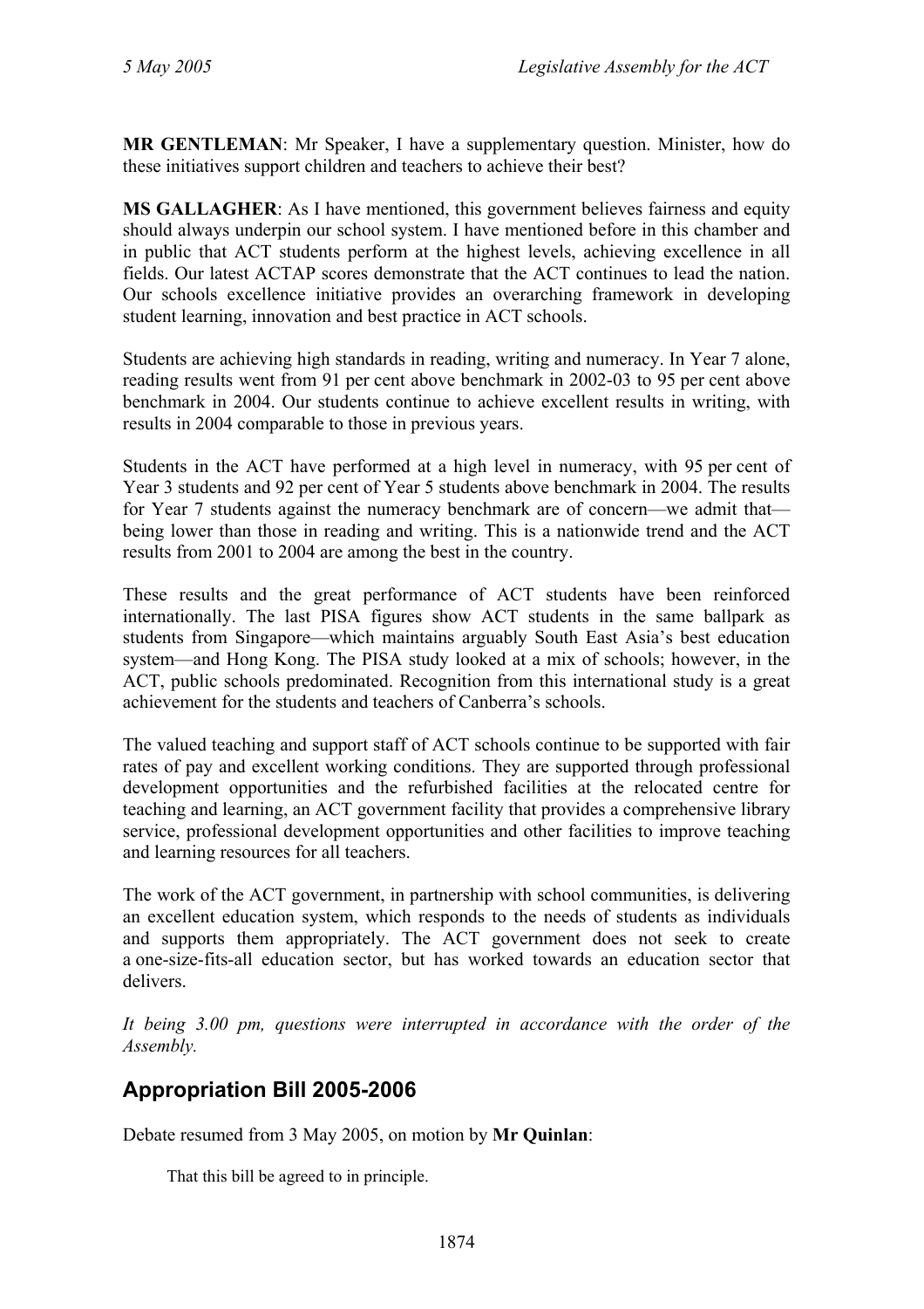**MR GENTLEMAN**: Mr Speaker, I have a supplementary question. Minister, how do these initiatives support children and teachers to achieve their best?

**MS GALLAGHER**: As I have mentioned, this government believes fairness and equity should always underpin our school system. I have mentioned before in this chamber and in public that ACT students perform at the highest levels, achieving excellence in all fields. Our latest ACTAP scores demonstrate that the ACT continues to lead the nation. Our schools excellence initiative provides an overarching framework in developing student learning, innovation and best practice in ACT schools.

Students are achieving high standards in reading, writing and numeracy. In Year 7 alone, reading results went from 91 per cent above benchmark in 2002-03 to 95 per cent above benchmark in 2004. Our students continue to achieve excellent results in writing, with results in 2004 comparable to those in previous years.

Students in the ACT have performed at a high level in numeracy, with 95 per cent of Year 3 students and 92 per cent of Year 5 students above benchmark in 2004. The results for Year 7 students against the numeracy benchmark are of concern—we admit that—being lower than those in reading and writing. This is a nationwide trend and the ACT results from 2001 to 2004 are among the best in the country.

These results and the great performance of ACT students have been reinforced internationally. The last PISA figures show ACT students in the same ballpark as students from Singapore—which maintains arguably South East Asia's best education system—and Hong Kong. The PISA study looked at a mix of schools; however, in the ACT, public schools predominated. Recognition from this international study is a great achievement for the students and teachers of Canberra's schools.

The valued teaching and support staff of ACT schools continue to be supported with fair rates of pay and excellent working conditions. They are supported through professional development opportunities and the refurbished facilities at the relocated centre for teaching and learning, an ACT government facility that provides a comprehensive library service, professional development opportunities and other facilities to improve teaching and learning resources for all teachers.

The work of the ACT government, in partnership with school communities, is delivering an excellent education system, which responds to the needs of students as individuals and supports them appropriately. The ACT government does not seek to create a one-size-fits-all education sector, but has worked towards an education sector that delivers.

*It being 3.00 pm, questions were interrupted in accordance with the order of the Assembly.*

## Appropriation Bill 2005-2006

Debate resumed from 3 May 2005, on motion by **Mr Quinlan**:

> That this bill be agreed to in principle.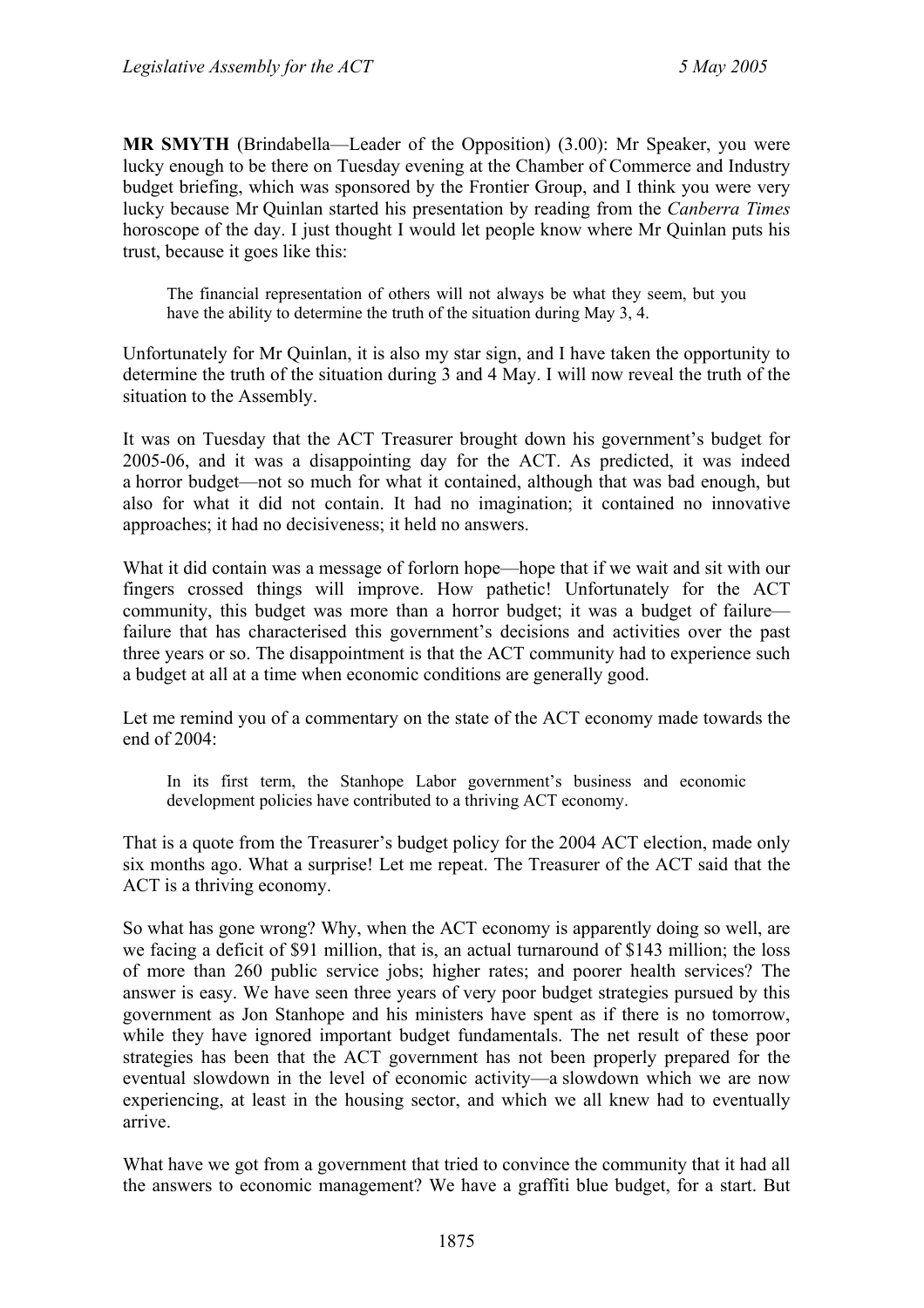**MR SMYTH** (Brindabella—Leader of the Opposition) (3.00): Mr Speaker, you were lucky enough to be there on Tuesday evening at the Chamber of Commerce and Industry budget briefing, which was sponsored by the Frontier Group, and I think you were very lucky because Mr Quinlan started his presentation by reading from the *Canberra Times* horoscope of the day. I just thought I would let people know where Mr Quinlan puts his trust, because it goes like this:

> The financial representation of others will not always be what they seem, but you have the ability to determine the truth of the situation during May 3, 4.

Unfortunately for Mr Quinlan, it is also my star sign, and I have taken the opportunity to determine the truth of the situation during 3 and 4 May. I will now reveal the truth of the situation to the Assembly.

It was on Tuesday that the ACT Treasurer brought down his government's budget for 2005-06, and it was a disappointing day for the ACT. As predicted, it was indeed a horror budget—not so much for what it contained, although that was bad enough, but also for what it did not contain. It had no imagination; it contained no innovative approaches; it had no decisiveness; it held no answers.

What it did contain was a message of forlorn hope—hope that if we wait and sit with our fingers crossed things will improve. How pathetic! Unfortunately for the ACT community, this budget was more than a horror budget; it was a budget of failure—failure that has characterised this government's decisions and activities over the past three years or so. The disappointment is that the ACT community had to experience such a budget at all at a time when economic conditions are generally good.

Let me remind you of a commentary on the state of the ACT economy made towards the end of 2004:

> In its first term, the Stanhope Labor government's business and economic development policies have contributed to a thriving ACT economy.

That is a quote from the Treasurer's budget policy for the 2004 ACT election, made only six months ago. What a surprise! Let me repeat. The Treasurer of the ACT said that the ACT is a thriving economy.

So what has gone wrong? Why, when the ACT economy is apparently doing so well, are we facing a deficit of $91 million, that is, an actual turnaround of $143 million; the loss of more than 260 public service jobs; higher rates; and poorer health services? The answer is easy. We have seen three years of very poor budget strategies pursued by this government as Jon Stanhope and his ministers have spent as if there is no tomorrow, while they have ignored important budget fundamentals. The net result of these poor strategies has been that the ACT government has not been properly prepared for the eventual slowdown in the level of economic activity—a slowdown which we are now experiencing, at least in the housing sector, and which we all knew had to eventually arrive.

What have we got from a government that tried to convince the community that it had all the answers to economic management? We have a graffiti blue budget, for a start. But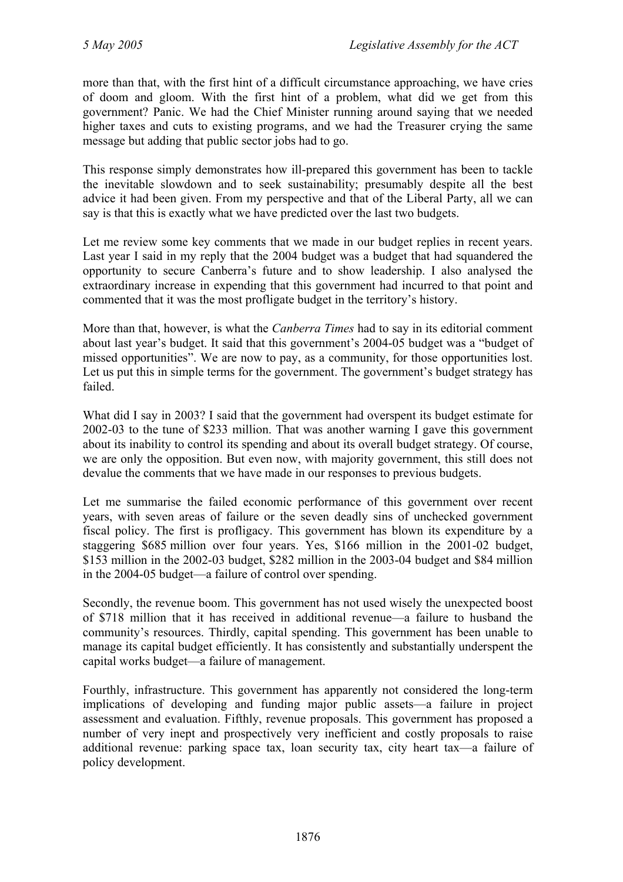more than that, with the first hint of a difficult circumstance approaching, we have cries of doom and gloom. With the first hint of a problem, what did we get from this government? Panic. We had the Chief Minister running around saying that we needed higher taxes and cuts to existing programs, and we had the Treasurer crying the same message but adding that public sector jobs had to go.

This response simply demonstrates how ill-prepared this government has been to tackle the inevitable slowdown and to seek sustainability; presumably despite all the best advice it had been given. From my perspective and that of the Liberal Party, all we can say is that this is exactly what we have predicted over the last two budgets.

Let me review some key comments that we made in our budget replies in recent years. Last year I said in my reply that the 2004 budget was a budget that had squandered the opportunity to secure Canberra's future and to show leadership. I also analysed the extraordinary increase in expending that this government had incurred to that point and commented that it was the most profligate budget in the territory's history.

More than that, however, is what the *Canberra Times* had to say in its editorial comment about last year's budget. It said that this government's 2004-05 budget was a "budget of missed opportunities". We are now to pay, as a community, for those opportunities lost. Let us put this in simple terms for the government. The government's budget strategy has failed.

What did I say in 2003? I said that the government had overspent its budget estimate for 2002-03 to the tune of $233 million. That was another warning I gave this government about its inability to control its spending and about its overall budget strategy. Of course, we are only the opposition. But even now, with majority government, this still does not devalue the comments that we have made in our responses to previous budgets.

Let me summarise the failed economic performance of this government over recent years, with seven areas of failure or the seven deadly sins of unchecked government fiscal policy. The first is profligacy. This government has blown its expenditure by a staggering $685 million over four years. Yes, $166 million in the 2001-02 budget, $153 million in the 2002-03 budget, $282 million in the 2003-04 budget and $84 million in the 2004-05 budget—a failure of control over spending.

Secondly, the revenue boom. This government has not used wisely the unexpected boost of $718 million that it has received in additional revenue—a failure to husband the community's resources. Thirdly, capital spending. This government has been unable to manage its capital budget efficiently. It has consistently and substantially underspent the capital works budget—a failure of management.

Fourthly, infrastructure. This government has apparently not considered the long-term implications of developing and funding major public assets—a failure in project assessment and evaluation. Fifthly, revenue proposals. This government has proposed a number of very inept and prospectively very inefficient and costly proposals to raise additional revenue: parking space tax, loan security tax, city heart tax—a failure of policy development.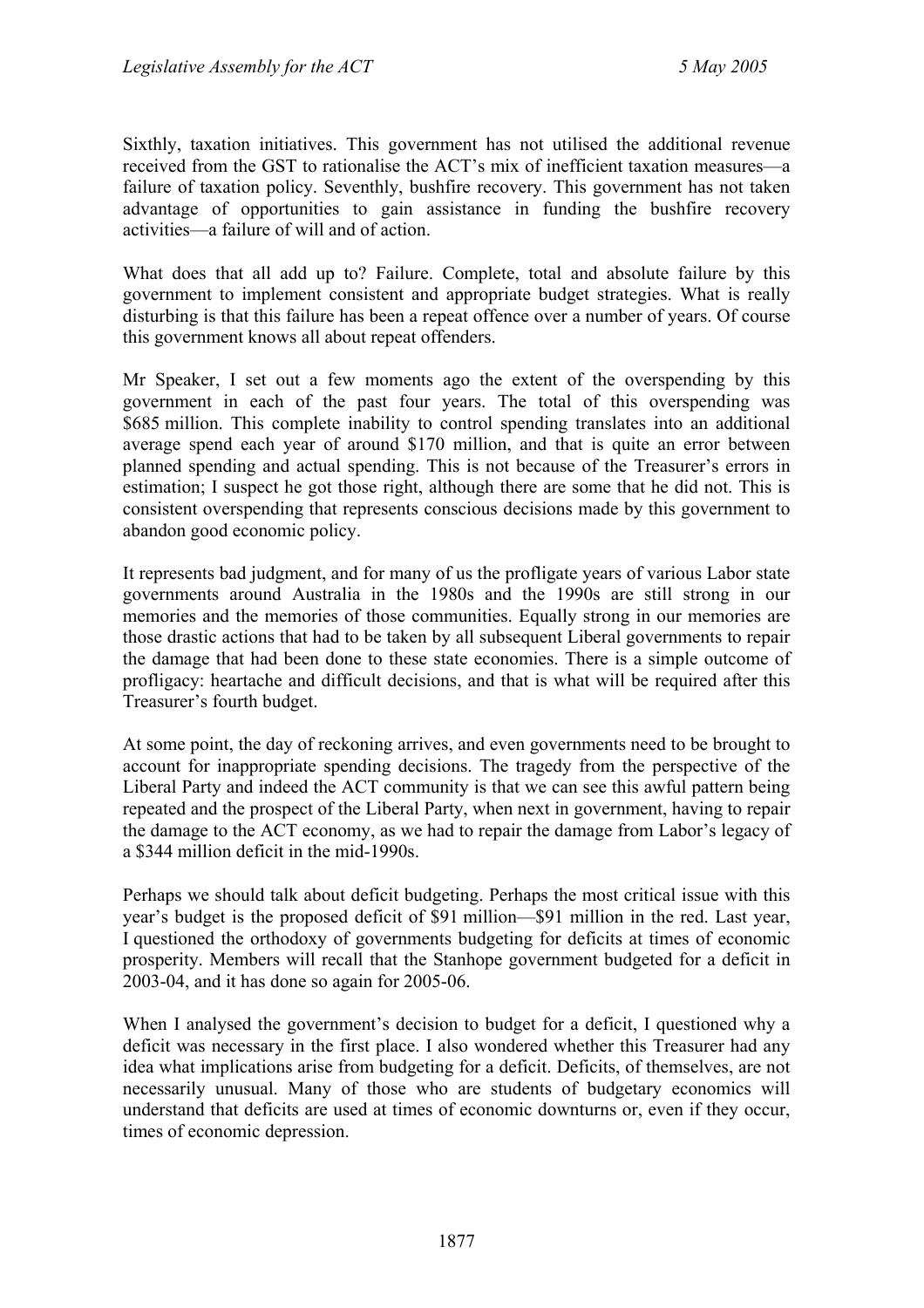Sixthly, taxation initiatives. This government has not utilised the additional revenue received from the GST to rationalise the ACT's mix of inefficient taxation measures—a failure of taxation policy. Seventhly, bushfire recovery. This government has not taken advantage of opportunities to gain assistance in funding the bushfire recovery activities—a failure of will and of action.

What does that all add up to? Failure. Complete, total and absolute failure by this government to implement consistent and appropriate budget strategies. What is really disturbing is that this failure has been a repeat offence over a number of years. Of course this government knows all about repeat offenders.

Mr Speaker, I set out a few moments ago the extent of the overspending by this government in each of the past four years. The total of this overspending was \$685 million. This complete inability to control spending translates into an additional average spend each year of around \$170 million, and that is quite an error between planned spending and actual spending. This is not because of the Treasurer's errors in estimation; I suspect he got those right, although there are some that he did not. This is consistent overspending that represents conscious decisions made by this government to abandon good economic policy.

It represents bad judgment, and for many of us the profligate years of various Labor state governments around Australia in the 1980s and the 1990s are still strong in our memories and the memories of those communities. Equally strong in our memories are those drastic actions that had to be taken by all subsequent Liberal governments to repair the damage that had been done to these state economies. There is a simple outcome of profligacy: heartache and difficult decisions, and that is what will be required after this Treasurer's fourth budget.

At some point, the day of reckoning arrives, and even governments need to be brought to account for inappropriate spending decisions. The tragedy from the perspective of the Liberal Party and indeed the ACT community is that we can see this awful pattern being repeated and the prospect of the Liberal Party, when next in government, having to repair the damage to the ACT economy, as we had to repair the damage from Labor's legacy of a \$344 million deficit in the mid-1990s.

Perhaps we should talk about deficit budgeting. Perhaps the most critical issue with this year's budget is the proposed deficit of \$91 million—\$91 million in the red. Last year, I questioned the orthodoxy of governments budgeting for deficits at times of economic prosperity. Members will recall that the Stanhope government budgeted for a deficit in 2003-04, and it has done so again for 2005-06.

When I analysed the government's decision to budget for a deficit, I questioned why a deficit was necessary in the first place. I also wondered whether this Treasurer had any idea what implications arise from budgeting for a deficit. Deficits, of themselves, are not necessarily unusual. Many of those who are students of budgetary economics will understand that deficits are used at times of economic downturns or, even if they occur, times of economic depression.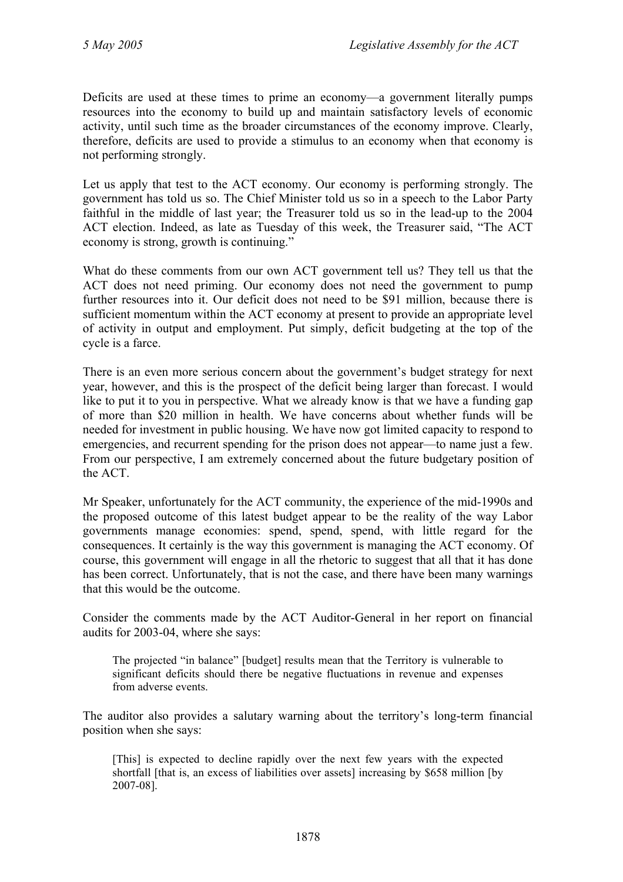Deficits are used at these times to prime an economy—a government literally pumps resources into the economy to build up and maintain satisfactory levels of economic activity, until such time as the broader circumstances of the economy improve. Clearly, therefore, deficits are used to provide a stimulus to an economy when that economy is not performing strongly.

Let us apply that test to the ACT economy. Our economy is performing strongly. The government has told us so. The Chief Minister told us so in a speech to the Labor Party faithful in the middle of last year; the Treasurer told us so in the lead-up to the 2004 ACT election. Indeed, as late as Tuesday of this week, the Treasurer said, "The ACT economy is strong, growth is continuing."

What do these comments from our own ACT government tell us? They tell us that the ACT does not need priming. Our economy does not need the government to pump further resources into it. Our deficit does not need to be $91 million, because there is sufficient momentum within the ACT economy at present to provide an appropriate level of activity in output and employment. Put simply, deficit budgeting at the top of the cycle is a farce.

There is an even more serious concern about the government's budget strategy for next year, however, and this is the prospect of the deficit being larger than forecast. I would like to put it to you in perspective. What we already know is that we have a funding gap of more than $20 million in health. We have concerns about whether funds will be needed for investment in public housing. We have now got limited capacity to respond to emergencies, and recurrent spending for the prison does not appear—to name just a few. From our perspective, I am extremely concerned about the future budgetary position of the ACT.

Mr Speaker, unfortunately for the ACT community, the experience of the mid-1990s and the proposed outcome of this latest budget appear to be the reality of the way Labor governments manage economies: spend, spend, spend, with little regard for the consequences. It certainly is the way this government is managing the ACT economy. Of course, this government will engage in all the rhetoric to suggest that all that it has done has been correct. Unfortunately, that is not the case, and there have been many warnings that this would be the outcome.

Consider the comments made by the ACT Auditor-General in her report on financial audits for 2003-04, where she says:

> The projected "in balance" [budget] results mean that the Territory is vulnerable to significant deficits should there be negative fluctuations in revenue and expenses from adverse events.

The auditor also provides a salutary warning about the territory's long-term financial position when she says:

> [This] is expected to decline rapidly over the next few years with the expected shortfall [that is, an excess of liabilities over assets] increasing by $658 million [by 2007-08].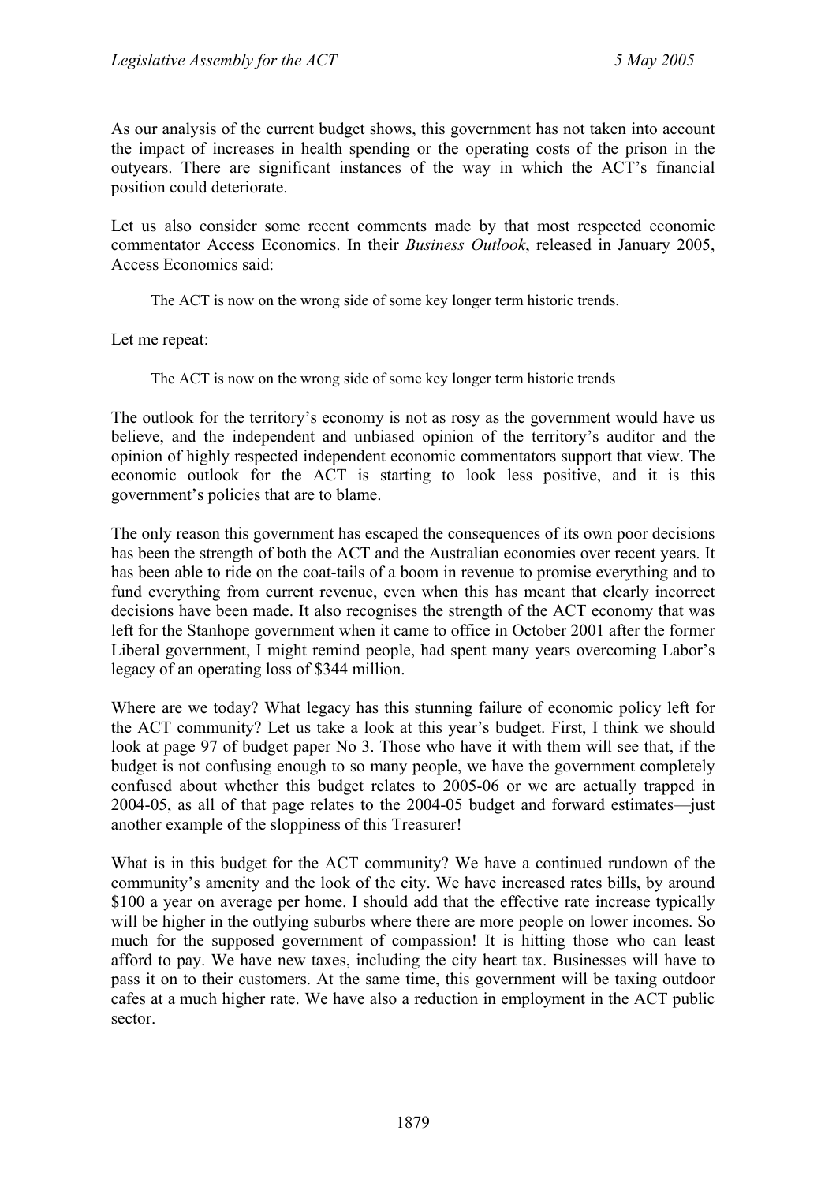As our analysis of the current budget shows, this government has not taken into account the impact of increases in health spending or the operating costs of the prison in the outyears. There are significant instances of the way in which the ACT's financial position could deteriorate.

Let us also consider some recent comments made by that most respected economic commentator Access Economics. In their *Business Outlook*, released in January 2005, Access Economics said:

> The ACT is now on the wrong side of some key longer term historic trends.

Let me repeat:

> The ACT is now on the wrong side of some key longer term historic trends

The outlook for the territory's economy is not as rosy as the government would have us believe, and the independent and unbiased opinion of the territory's auditor and the opinion of highly respected independent economic commentators support that view. The economic outlook for the ACT is starting to look less positive, and it is this government's policies that are to blame.

The only reason this government has escaped the consequences of its own poor decisions has been the strength of both the ACT and the Australian economies over recent years. It has been able to ride on the coat-tails of a boom in revenue to promise everything and to fund everything from current revenue, even when this has meant that clearly incorrect decisions have been made. It also recognises the strength of the ACT economy that was left for the Stanhope government when it came to office in October 2001 after the former Liberal government, I might remind people, had spent many years overcoming Labor's legacy of an operating loss of $344 million.

Where are we today? What legacy has this stunning failure of economic policy left for the ACT community? Let us take a look at this year's budget. First, I think we should look at page 97 of budget paper No 3. Those who have it with them will see that, if the budget is not confusing enough to so many people, we have the government completely confused about whether this budget relates to 2005-06 or we are actually trapped in 2004-05, as all of that page relates to the 2004-05 budget and forward estimates—just another example of the sloppiness of this Treasurer!

What is in this budget for the ACT community? We have a continued rundown of the community's amenity and the look of the city. We have increased rates bills, by around $100 a year on average per home. I should add that the effective rate increase typically will be higher in the outlying suburbs where there are more people on lower incomes. So much for the supposed government of compassion! It is hitting those who can least afford to pay. We have new taxes, including the city heart tax. Businesses will have to pass it on to their customers. At the same time, this government will be taxing outdoor cafes at a much higher rate. We have also a reduction in employment in the ACT public sector.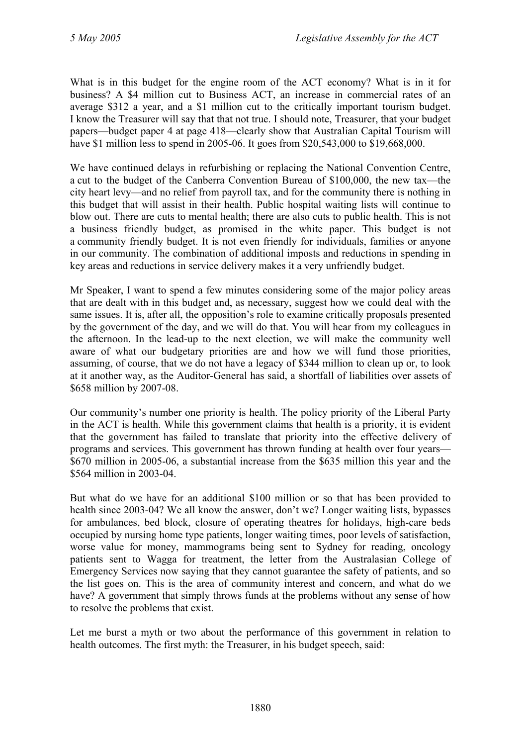What is in this budget for the engine room of the ACT economy? What is in it for business? A $4 million cut to Business ACT, an increase in commercial rates of an average $312 a year, and a $1 million cut to the critically important tourism budget. I know the Treasurer will say that that not true. I should note, Treasurer, that your budget papers—budget paper 4 at page 418—clearly show that Australian Capital Tourism will have $1 million less to spend in 2005-06. It goes from $20,543,000 to $19,668,000.

We have continued delays in refurbishing or replacing the National Convention Centre, a cut to the budget of the Canberra Convention Bureau of $100,000, the new tax—the city heart levy—and no relief from payroll tax, and for the community there is nothing in this budget that will assist in their health. Public hospital waiting lists will continue to blow out. There are cuts to mental health; there are also cuts to public health. This is not a business friendly budget, as promised in the white paper. This budget is not a community friendly budget. It is not even friendly for individuals, families or anyone in our community. The combination of additional imposts and reductions in spending in key areas and reductions in service delivery makes it a very unfriendly budget.

Mr Speaker, I want to spend a few minutes considering some of the major policy areas that are dealt with in this budget and, as necessary, suggest how we could deal with the same issues. It is, after all, the opposition's role to examine critically proposals presented by the government of the day, and we will do that. You will hear from my colleagues in the afternoon. In the lead-up to the next election, we will make the community well aware of what our budgetary priorities are and how we will fund those priorities, assuming, of course, that we do not have a legacy of $344 million to clean up or, to look at it another way, as the Auditor-General has said, a shortfall of liabilities over assets of $658 million by 2007-08.

Our community's number one priority is health. The policy priority of the Liberal Party in the ACT is health. While this government claims that health is a priority, it is evident that the government has failed to translate that priority into the effective delivery of programs and services. This government has thrown funding at health over four years—$670 million in 2005-06, a substantial increase from the $635 million this year and the $564 million in 2003-04.

But what do we have for an additional $100 million or so that has been provided to health since 2003-04? We all know the answer, don't we? Longer waiting lists, bypasses for ambulances, bed block, closure of operating theatres for holidays, high-care beds occupied by nursing home type patients, longer waiting times, poor levels of satisfaction, worse value for money, mammograms being sent to Sydney for reading, oncology patients sent to Wagga for treatment, the letter from the Australasian College of Emergency Services now saying that they cannot guarantee the safety of patients, and so the list goes on. This is the area of community interest and concern, and what do we have? A government that simply throws funds at the problems without any sense of how to resolve the problems that exist.

Let me burst a myth or two about the performance of this government in relation to health outcomes. The first myth: the Treasurer, in his budget speech, said: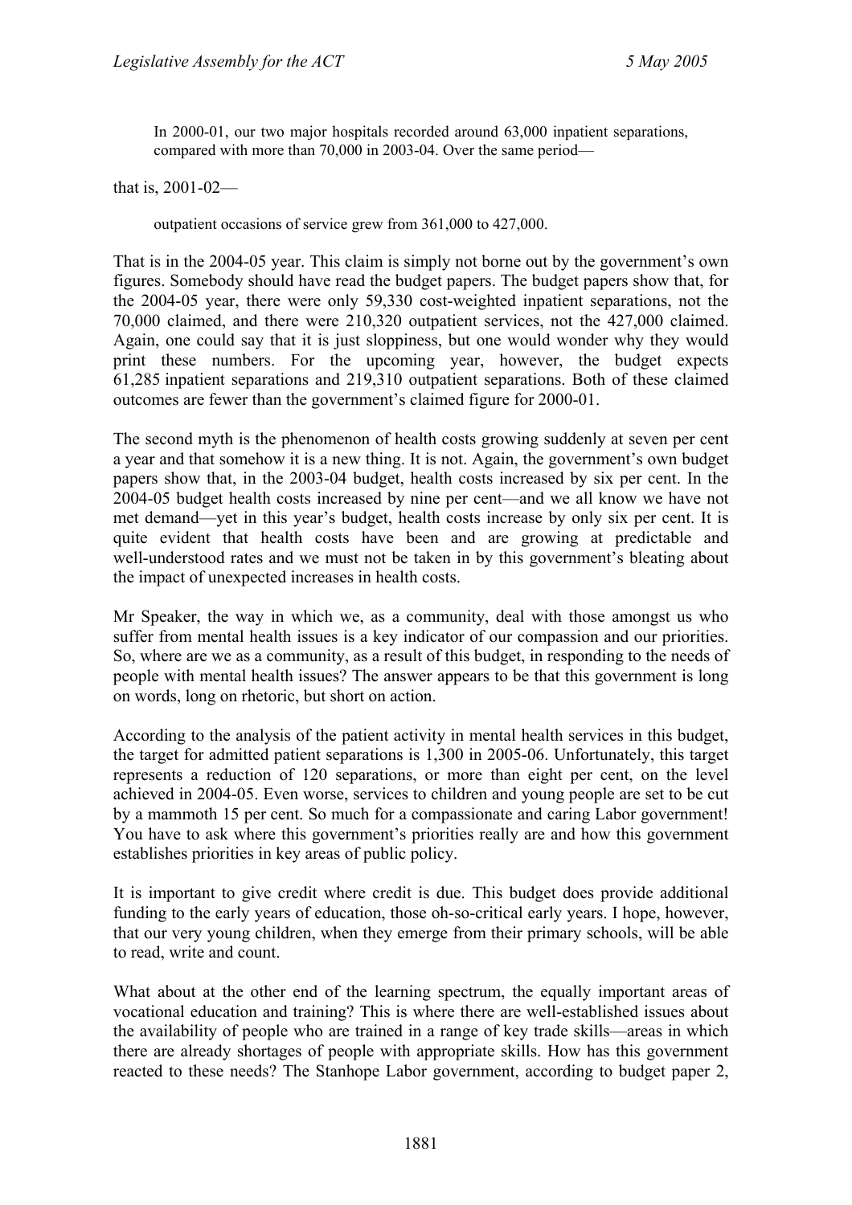> In 2000-01, our two major hospitals recorded around 63,000 inpatient separations, compared with more than 70,000 in 2003-04. Over the same period—

that is, 2001-02—

> outpatient occasions of service grew from 361,000 to 427,000.

That is in the 2004-05 year. This claim is simply not borne out by the government's own figures. Somebody should have read the budget papers. The budget papers show that, for the 2004-05 year, there were only 59,330 cost-weighted inpatient separations, not the 70,000 claimed, and there were 210,320 outpatient services, not the 427,000 claimed. Again, one could say that it is just sloppiness, but one would wonder why they would print these numbers. For the upcoming year, however, the budget expects 61,285 inpatient separations and 219,310 outpatient separations. Both of these claimed outcomes are fewer than the government's claimed figure for 2000-01.

The second myth is the phenomenon of health costs growing suddenly at seven per cent a year and that somehow it is a new thing. It is not. Again, the government's own budget papers show that, in the 2003-04 budget, health costs increased by six per cent. In the 2004-05 budget health costs increased by nine per cent—and we all know we have not met demand—yet in this year's budget, health costs increase by only six per cent. It is quite evident that health costs have been and are growing at predictable and well-understood rates and we must not be taken in by this government's bleating about the impact of unexpected increases in health costs.

Mr Speaker, the way in which we, as a community, deal with those amongst us who suffer from mental health issues is a key indicator of our compassion and our priorities. So, where are we as a community, as a result of this budget, in responding to the needs of people with mental health issues? The answer appears to be that this government is long on words, long on rhetoric, but short on action.

According to the analysis of the patient activity in mental health services in this budget, the target for admitted patient separations is 1,300 in 2005-06. Unfortunately, this target represents a reduction of 120 separations, or more than eight per cent, on the level achieved in 2004-05. Even worse, services to children and young people are set to be cut by a mammoth 15 per cent. So much for a compassionate and caring Labor government! You have to ask where this government's priorities really are and how this government establishes priorities in key areas of public policy.

It is important to give credit where credit is due. This budget does provide additional funding to the early years of education, those oh-so-critical early years. I hope, however, that our very young children, when they emerge from their primary schools, will be able to read, write and count.

What about at the other end of the learning spectrum, the equally important areas of vocational education and training? This is where there are well-established issues about the availability of people who are trained in a range of key trade skills—areas in which there are already shortages of people with appropriate skills. How has this government reacted to these needs? The Stanhope Labor government, according to budget paper 2,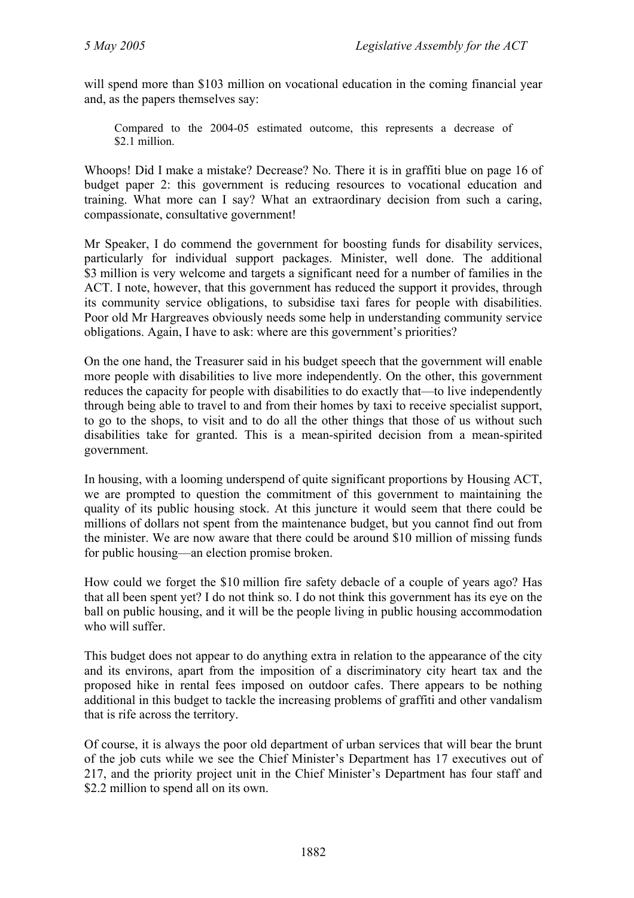will spend more than $103 million on vocational education in the coming financial year and, as the papers themselves say:

> Compared to the 2004-05 estimated outcome, this represents a decrease of $2.1 million.

Whoops! Did I make a mistake? Decrease? No. There it is in graffiti blue on page 16 of budget paper 2: this government is reducing resources to vocational education and training. What more can I say? What an extraordinary decision from such a caring, compassionate, consultative government!

Mr Speaker, I do commend the government for boosting funds for disability services, particularly for individual support packages. Minister, well done. The additional $3 million is very welcome and targets a significant need for a number of families in the ACT. I note, however, that this government has reduced the support it provides, through its community service obligations, to subsidise taxi fares for people with disabilities. Poor old Mr Hargreaves obviously needs some help in understanding community service obligations. Again, I have to ask: where are this government's priorities?

On the one hand, the Treasurer said in his budget speech that the government will enable more people with disabilities to live more independently. On the other, this government reduces the capacity for people with disabilities to do exactly that—to live independently through being able to travel to and from their homes by taxi to receive specialist support, to go to the shops, to visit and to do all the other things that those of us without such disabilities take for granted. This is a mean-spirited decision from a mean-spirited government.

In housing, with a looming underspend of quite significant proportions by Housing ACT, we are prompted to question the commitment of this government to maintaining the quality of its public housing stock. At this juncture it would seem that there could be millions of dollars not spent from the maintenance budget, but you cannot find out from the minister. We are now aware that there could be around $10 million of missing funds for public housing—an election promise broken.

How could we forget the $10 million fire safety debacle of a couple of years ago? Has that all been spent yet? I do not think so. I do not think this government has its eye on the ball on public housing, and it will be the people living in public housing accommodation who will suffer.

This budget does not appear to do anything extra in relation to the appearance of the city and its environs, apart from the imposition of a discriminatory city heart tax and the proposed hike in rental fees imposed on outdoor cafes. There appears to be nothing additional in this budget to tackle the increasing problems of graffiti and other vandalism that is rife across the territory.

Of course, it is always the poor old department of urban services that will bear the brunt of the job cuts while we see the Chief Minister's Department has 17 executives out of 217, and the priority project unit in the Chief Minister's Department has four staff and $2.2 million to spend all on its own.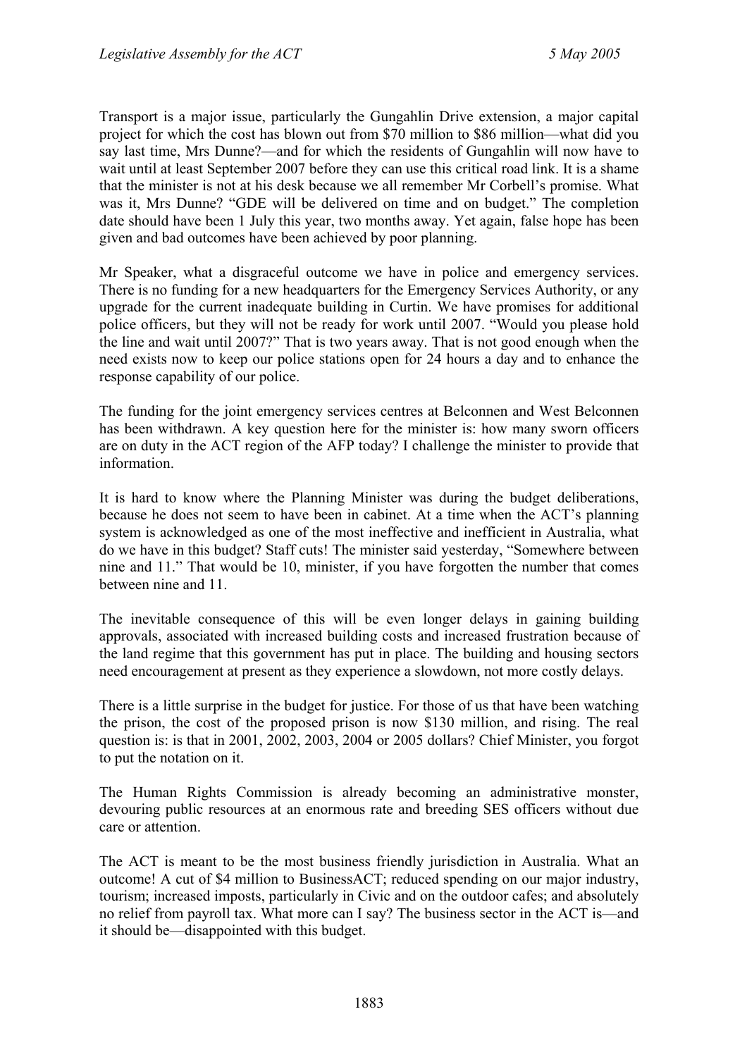Transport is a major issue, particularly the Gungahlin Drive extension, a major capital project for which the cost has blown out from $70 million to $86 million—what did you say last time, Mrs Dunne?—and for which the residents of Gungahlin will now have to wait until at least September 2007 before they can use this critical road link. It is a shame that the minister is not at his desk because we all remember Mr Corbell's promise. What was it, Mrs Dunne? "GDE will be delivered on time and on budget." The completion date should have been 1 July this year, two months away. Yet again, false hope has been given and bad outcomes have been achieved by poor planning.

Mr Speaker, what a disgraceful outcome we have in police and emergency services. There is no funding for a new headquarters for the Emergency Services Authority, or any upgrade for the current inadequate building in Curtin. We have promises for additional police officers, but they will not be ready for work until 2007. "Would you please hold the line and wait until 2007?" That is two years away. That is not good enough when the need exists now to keep our police stations open for 24 hours a day and to enhance the response capability of our police.

The funding for the joint emergency services centres at Belconnen and West Belconnen has been withdrawn. A key question here for the minister is: how many sworn officers are on duty in the ACT region of the AFP today? I challenge the minister to provide that information.

It is hard to know where the Planning Minister was during the budget deliberations, because he does not seem to have been in cabinet. At a time when the ACT's planning system is acknowledged as one of the most ineffective and inefficient in Australia, what do we have in this budget? Staff cuts! The minister said yesterday, "Somewhere between nine and 11." That would be 10, minister, if you have forgotten the number that comes between nine and 11.

The inevitable consequence of this will be even longer delays in gaining building approvals, associated with increased building costs and increased frustration because of the land regime that this government has put in place. The building and housing sectors need encouragement at present as they experience a slowdown, not more costly delays.

There is a little surprise in the budget for justice. For those of us that have been watching the prison, the cost of the proposed prison is now $130 million, and rising. The real question is: is that in 2001, 2002, 2003, 2004 or 2005 dollars? Chief Minister, you forgot to put the notation on it.

The Human Rights Commission is already becoming an administrative monster, devouring public resources at an enormous rate and breeding SES officers without due care or attention.

The ACT is meant to be the most business friendly jurisdiction in Australia. What an outcome! A cut of $4 million to BusinessACT; reduced spending on our major industry, tourism; increased imposts, particularly in Civic and on the outdoor cafes; and absolutely no relief from payroll tax. What more can I say? The business sector in the ACT is—and it should be—disappointed with this budget.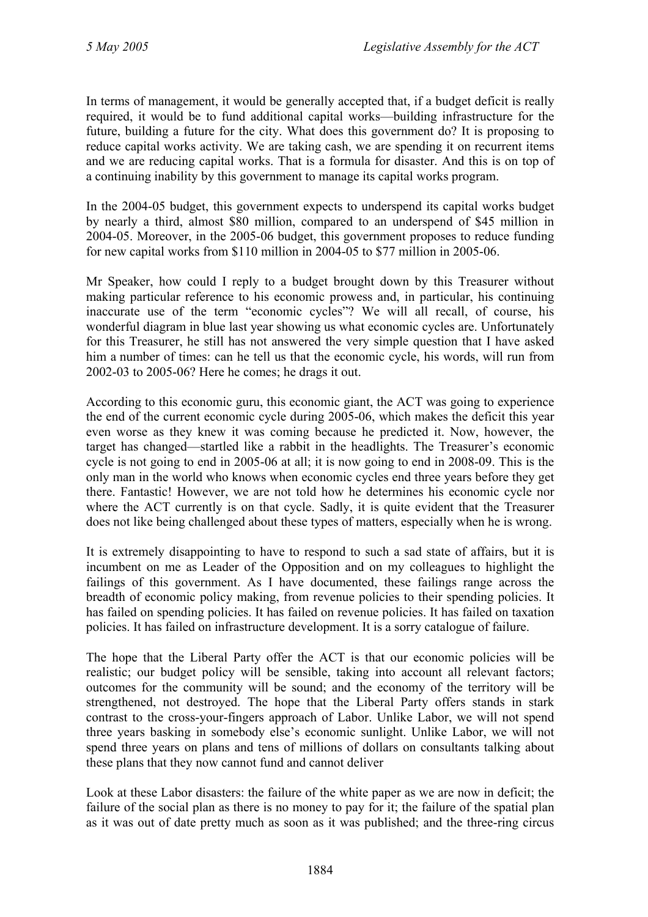In terms of management, it would be generally accepted that, if a budget deficit is really required, it would be to fund additional capital works—building infrastructure for the future, building a future for the city. What does this government do? It is proposing to reduce capital works activity. We are taking cash, we are spending it on recurrent items and we are reducing capital works. That is a formula for disaster. And this is on top of a continuing inability by this government to manage its capital works program.

In the 2004-05 budget, this government expects to underspend its capital works budget by nearly a third, almost $80 million, compared to an underspend of $45 million in 2004-05. Moreover, in the 2005-06 budget, this government proposes to reduce funding for new capital works from $110 million in 2004-05 to $77 million in 2005-06.

Mr Speaker, how could I reply to a budget brought down by this Treasurer without making particular reference to his economic prowess and, in particular, his continuing inaccurate use of the term "economic cycles"? We will all recall, of course, his wonderful diagram in blue last year showing us what economic cycles are. Unfortunately for this Treasurer, he still has not answered the very simple question that I have asked him a number of times: can he tell us that the economic cycle, his words, will run from 2002-03 to 2005-06? Here he comes; he drags it out.

According to this economic guru, this economic giant, the ACT was going to experience the end of the current economic cycle during 2005-06, which makes the deficit this year even worse as they knew it was coming because he predicted it. Now, however, the target has changed—startled like a rabbit in the headlights. The Treasurer's economic cycle is not going to end in 2005-06 at all; it is now going to end in 2008-09. This is the only man in the world who knows when economic cycles end three years before they get there. Fantastic! However, we are not told how he determines his economic cycle nor where the ACT currently is on that cycle. Sadly, it is quite evident that the Treasurer does not like being challenged about these types of matters, especially when he is wrong.

It is extremely disappointing to have to respond to such a sad state of affairs, but it is incumbent on me as Leader of the Opposition and on my colleagues to highlight the failings of this government. As I have documented, these failings range across the breadth of economic policy making, from revenue policies to their spending policies. It has failed on spending policies. It has failed on revenue policies. It has failed on taxation policies. It has failed on infrastructure development. It is a sorry catalogue of failure.

The hope that the Liberal Party offer the ACT is that our economic policies will be realistic; our budget policy will be sensible, taking into account all relevant factors; outcomes for the community will be sound; and the economy of the territory will be strengthened, not destroyed. The hope that the Liberal Party offers stands in stark contrast to the cross-your-fingers approach of Labor. Unlike Labor, we will not spend three years basking in somebody else's economic sunlight. Unlike Labor, we will not spend three years on plans and tens of millions of dollars on consultants talking about these plans that they now cannot fund and cannot deliver

Look at these Labor disasters: the failure of the white paper as we are now in deficit; the failure of the social plan as there is no money to pay for it; the failure of the spatial plan as it was out of date pretty much as soon as it was published; and the three-ring circus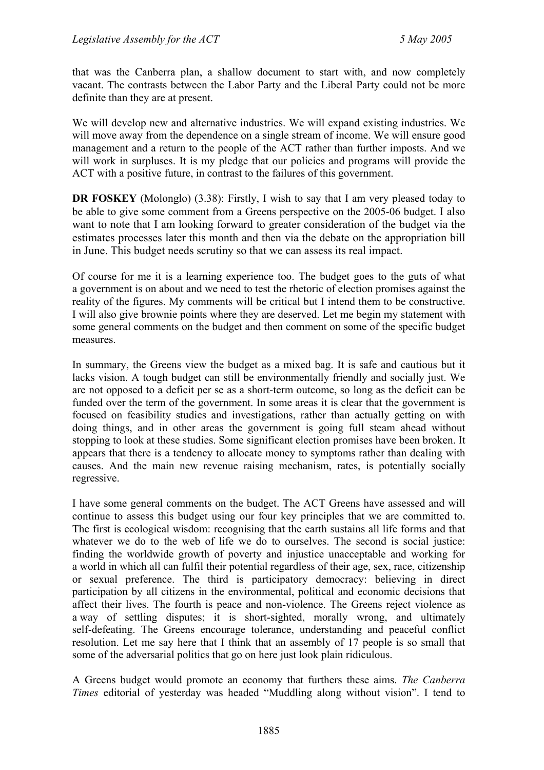that was the Canberra plan, a shallow document to start with, and now completely vacant. The contrasts between the Labor Party and the Liberal Party could not be more definite than they are at present.

We will develop new and alternative industries. We will expand existing industries. We will move away from the dependence on a single stream of income. We will ensure good management and a return to the people of the ACT rather than further imposts. And we will work in surpluses. It is my pledge that our policies and programs will provide the ACT with a positive future, in contrast to the failures of this government.

**DR FOSKEY** (Molonglo) (3.38): Firstly, I wish to say that I am very pleased today to be able to give some comment from a Greens perspective on the 2005-06 budget. I also want to note that I am looking forward to greater consideration of the budget via the estimates processes later this month and then via the debate on the appropriation bill in June. This budget needs scrutiny so that we can assess its real impact.

Of course for me it is a learning experience too. The budget goes to the guts of what a government is on about and we need to test the rhetoric of election promises against the reality of the figures. My comments will be critical but I intend them to be constructive. I will also give brownie points where they are deserved. Let me begin my statement with some general comments on the budget and then comment on some of the specific budget measures.

In summary, the Greens view the budget as a mixed bag. It is safe and cautious but it lacks vision. A tough budget can still be environmentally friendly and socially just. We are not opposed to a deficit per se as a short-term outcome, so long as the deficit can be funded over the term of the government. In some areas it is clear that the government is focused on feasibility studies and investigations, rather than actually getting on with doing things, and in other areas the government is going full steam ahead without stopping to look at these studies. Some significant election promises have been broken. It appears that there is a tendency to allocate money to symptoms rather than dealing with causes. And the main new revenue raising mechanism, rates, is potentially socially regressive.

I have some general comments on the budget. The ACT Greens have assessed and will continue to assess this budget using our four key principles that we are committed to. The first is ecological wisdom: recognising that the earth sustains all life forms and that whatever we do to the web of life we do to ourselves. The second is social justice: finding the worldwide growth of poverty and injustice unacceptable and working for a world in which all can fulfil their potential regardless of their age, sex, race, citizenship or sexual preference. The third is participatory democracy: believing in direct participation by all citizens in the environmental, political and economic decisions that affect their lives. The fourth is peace and non-violence. The Greens reject violence as a way of settling disputes; it is short-sighted, morally wrong, and ultimately self-defeating. The Greens encourage tolerance, understanding and peaceful conflict resolution. Let me say here that I think that an assembly of 17 people is so small that some of the adversarial politics that go on here just look plain ridiculous.

A Greens budget would promote an economy that furthers these aims. *The Canberra Times* editorial of yesterday was headed "Muddling along without vision". I tend to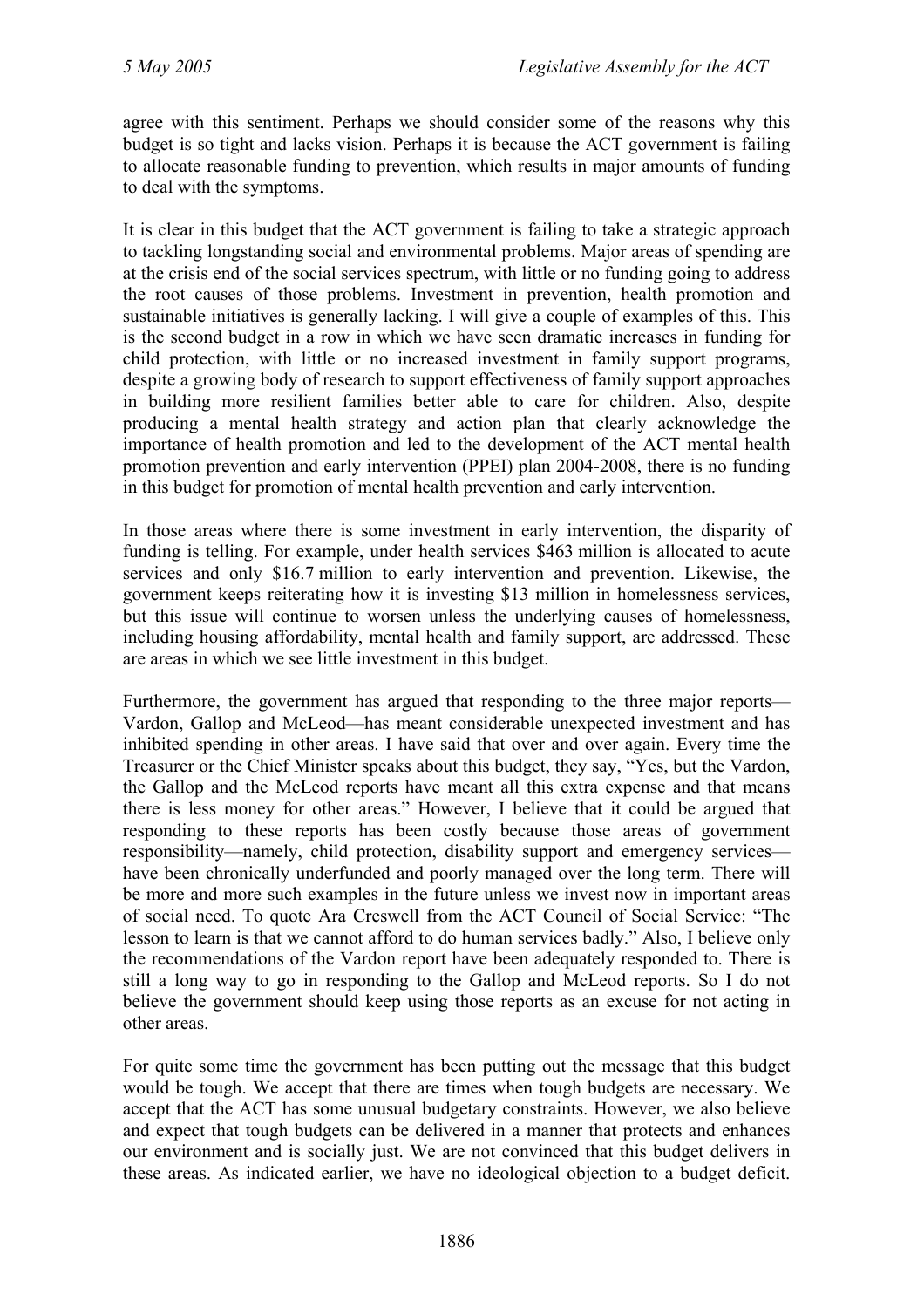agree with this sentiment. Perhaps we should consider some of the reasons why this budget is so tight and lacks vision. Perhaps it is because the ACT government is failing to allocate reasonable funding to prevention, which results in major amounts of funding to deal with the symptoms.

It is clear in this budget that the ACT government is failing to take a strategic approach to tackling longstanding social and environmental problems. Major areas of spending are at the crisis end of the social services spectrum, with little or no funding going to address the root causes of those problems. Investment in prevention, health promotion and sustainable initiatives is generally lacking. I will give a couple of examples of this. This is the second budget in a row in which we have seen dramatic increases in funding for child protection, with little or no increased investment in family support programs, despite a growing body of research to support effectiveness of family support approaches in building more resilient families better able to care for children. Also, despite producing a mental health strategy and action plan that clearly acknowledge the importance of health promotion and led to the development of the ACT mental health promotion prevention and early intervention (PPEI) plan 2004-2008, there is no funding in this budget for promotion of mental health prevention and early intervention.

In those areas where there is some investment in early intervention, the disparity of funding is telling. For example, under health services $463 million is allocated to acute services and only $16.7 million to early intervention and prevention. Likewise, the government keeps reiterating how it is investing $13 million in homelessness services, but this issue will continue to worsen unless the underlying causes of homelessness, including housing affordability, mental health and family support, are addressed. These are areas in which we see little investment in this budget.

Furthermore, the government has argued that responding to the three major reports—Vardon, Gallop and McLeod—has meant considerable unexpected investment and has inhibited spending in other areas. I have said that over and over again. Every time the Treasurer or the Chief Minister speaks about this budget, they say, "Yes, but the Vardon, the Gallop and the McLeod reports have meant all this extra expense and that means there is less money for other areas." However, I believe that it could be argued that responding to these reports has been costly because those areas of government responsibility—namely, child protection, disability support and emergency services—have been chronically underfunded and poorly managed over the long term. There will be more and more such examples in the future unless we invest now in important areas of social need. To quote Ara Creswell from the ACT Council of Social Service: "The lesson to learn is that we cannot afford to do human services badly." Also, I believe only the recommendations of the Vardon report have been adequately responded to. There is still a long way to go in responding to the Gallop and McLeod reports. So I do not believe the government should keep using those reports as an excuse for not acting in other areas.

For quite some time the government has been putting out the message that this budget would be tough. We accept that there are times when tough budgets are necessary. We accept that the ACT has some unusual budgetary constraints. However, we also believe and expect that tough budgets can be delivered in a manner that protects and enhances our environment and is socially just. We are not convinced that this budget delivers in these areas. As indicated earlier, we have no ideological objection to a budget deficit.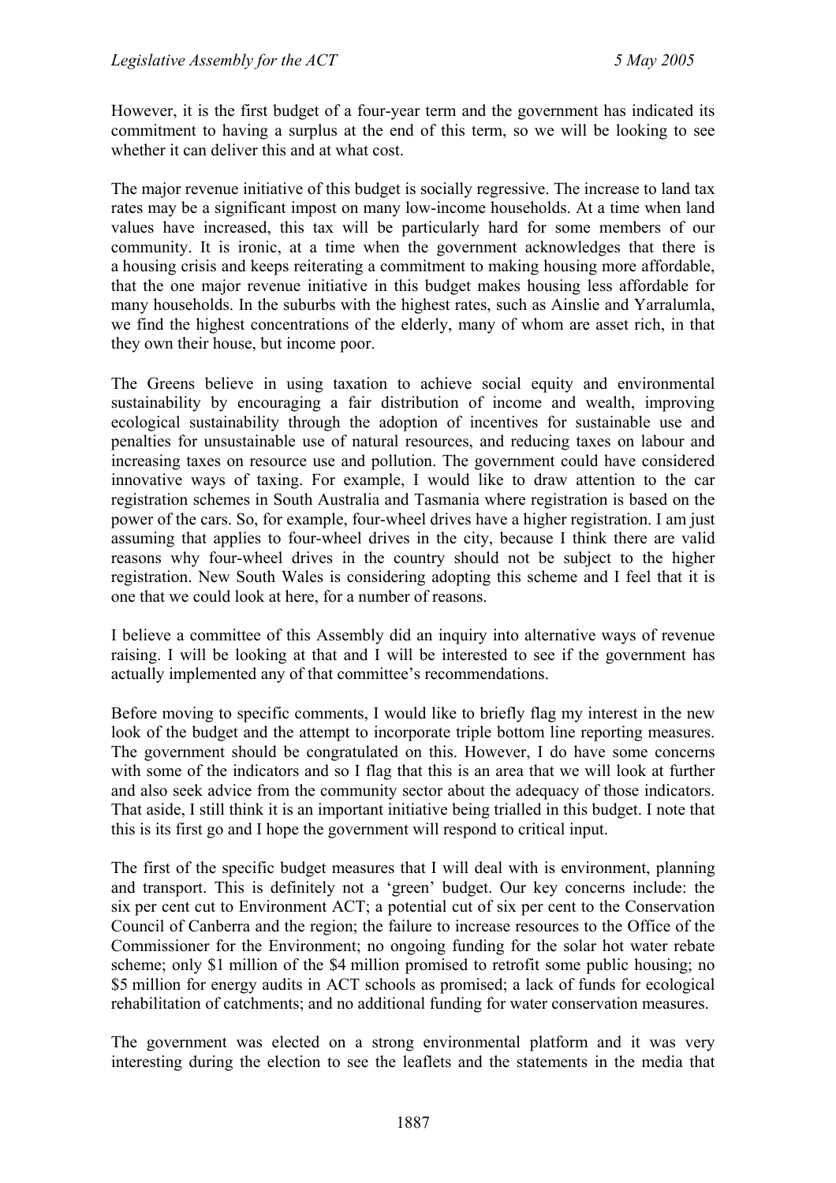However, it is the first budget of a four-year term and the government has indicated its commitment to having a surplus at the end of this term, so we will be looking to see whether it can deliver this and at what cost.

The major revenue initiative of this budget is socially regressive. The increase to land tax rates may be a significant impost on many low-income households. At a time when land values have increased, this tax will be particularly hard for some members of our community. It is ironic, at a time when the government acknowledges that there is a housing crisis and keeps reiterating a commitment to making housing more affordable, that the one major revenue initiative in this budget makes housing less affordable for many households. In the suburbs with the highest rates, such as Ainslie and Yarralumla, we find the highest concentrations of the elderly, many of whom are asset rich, in that they own their house, but income poor.

The Greens believe in using taxation to achieve social equity and environmental sustainability by encouraging a fair distribution of income and wealth, improving ecological sustainability through the adoption of incentives for sustainable use and penalties for unsustainable use of natural resources, and reducing taxes on labour and increasing taxes on resource use and pollution. The government could have considered innovative ways of taxing. For example, I would like to draw attention to the car registration schemes in South Australia and Tasmania where registration is based on the power of the cars. So, for example, four-wheel drives have a higher registration. I am just assuming that applies to four-wheel drives in the city, because I think there are valid reasons why four-wheel drives in the country should not be subject to the higher registration. New South Wales is considering adopting this scheme and I feel that it is one that we could look at here, for a number of reasons.

I believe a committee of this Assembly did an inquiry into alternative ways of revenue raising. I will be looking at that and I will be interested to see if the government has actually implemented any of that committee's recommendations.

Before moving to specific comments, I would like to briefly flag my interest in the new look of the budget and the attempt to incorporate triple bottom line reporting measures. The government should be congratulated on this. However, I do have some concerns with some of the indicators and so I flag that this is an area that we will look at further and also seek advice from the community sector about the adequacy of those indicators. That aside, I still think it is an important initiative being trialled in this budget. I note that this is its first go and I hope the government will respond to critical input.

The first of the specific budget measures that I will deal with is environment, planning and transport. This is definitely not a 'green' budget. Our key concerns include: the six per cent cut to Environment ACT; a potential cut of six per cent to the Conservation Council of Canberra and the region; the failure to increase resources to the Office of the Commissioner for the Environment; no ongoing funding for the solar hot water rebate scheme; only $1 million of the $4 million promised to retrofit some public housing; no $5 million for energy audits in ACT schools as promised; a lack of funds for ecological rehabilitation of catchments; and no additional funding for water conservation measures.

The government was elected on a strong environmental platform and it was very interesting during the election to see the leaflets and the statements in the media that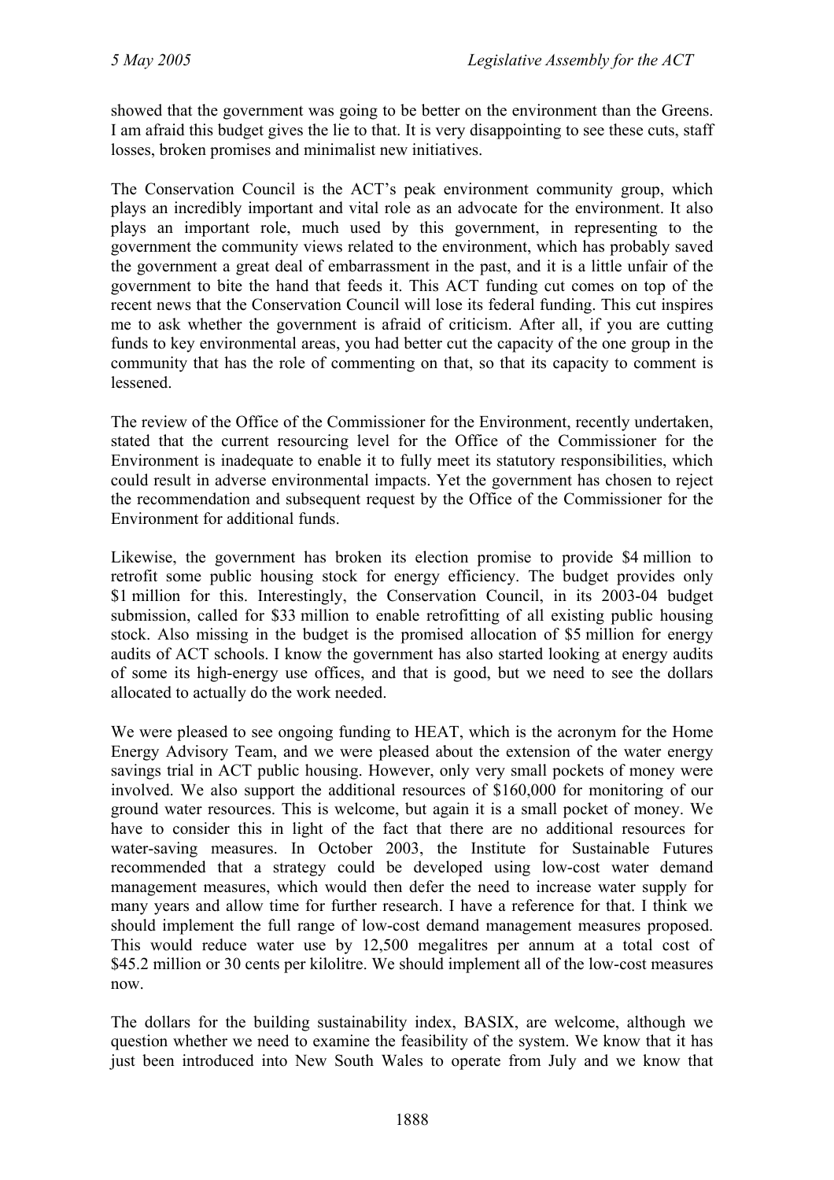showed that the government was going to be better on the environment than the Greens. I am afraid this budget gives the lie to that. It is very disappointing to see these cuts, staff losses, broken promises and minimalist new initiatives.

The Conservation Council is the ACT's peak environment community group, which plays an incredibly important and vital role as an advocate for the environment. It also plays an important role, much used by this government, in representing to the government the community views related to the environment, which has probably saved the government a great deal of embarrassment in the past, and it is a little unfair of the government to bite the hand that feeds it. This ACT funding cut comes on top of the recent news that the Conservation Council will lose its federal funding. This cut inspires me to ask whether the government is afraid of criticism. After all, if you are cutting funds to key environmental areas, you had better cut the capacity of the one group in the community that has the role of commenting on that, so that its capacity to comment is lessened.

The review of the Office of the Commissioner for the Environment, recently undertaken, stated that the current resourcing level for the Office of the Commissioner for the Environment is inadequate to enable it to fully meet its statutory responsibilities, which could result in adverse environmental impacts. Yet the government has chosen to reject the recommendation and subsequent request by the Office of the Commissioner for the Environment for additional funds.

Likewise, the government has broken its election promise to provide $4 million to retrofit some public housing stock for energy efficiency. The budget provides only $1 million for this. Interestingly, the Conservation Council, in its 2003-04 budget submission, called for $33 million to enable retrofitting of all existing public housing stock. Also missing in the budget is the promised allocation of $5 million for energy audits of ACT schools. I know the government has also started looking at energy audits of some its high-energy use offices, and that is good, but we need to see the dollars allocated to actually do the work needed.

We were pleased to see ongoing funding to HEAT, which is the acronym for the Home Energy Advisory Team, and we were pleased about the extension of the water energy savings trial in ACT public housing. However, only very small pockets of money were involved. We also support the additional resources of $160,000 for monitoring of our ground water resources. This is welcome, but again it is a small pocket of money. We have to consider this in light of the fact that there are no additional resources for water-saving measures. In October 2003, the Institute for Sustainable Futures recommended that a strategy could be developed using low-cost water demand management measures, which would then defer the need to increase water supply for many years and allow time for further research. I have a reference for that. I think we should implement the full range of low-cost demand management measures proposed. This would reduce water use by 12,500 megalitres per annum at a total cost of $45.2 million or 30 cents per kilolitre. We should implement all of the low-cost measures now.

The dollars for the building sustainability index, BASIX, are welcome, although we question whether we need to examine the feasibility of the system. We know that it has just been introduced into New South Wales to operate from July and we know that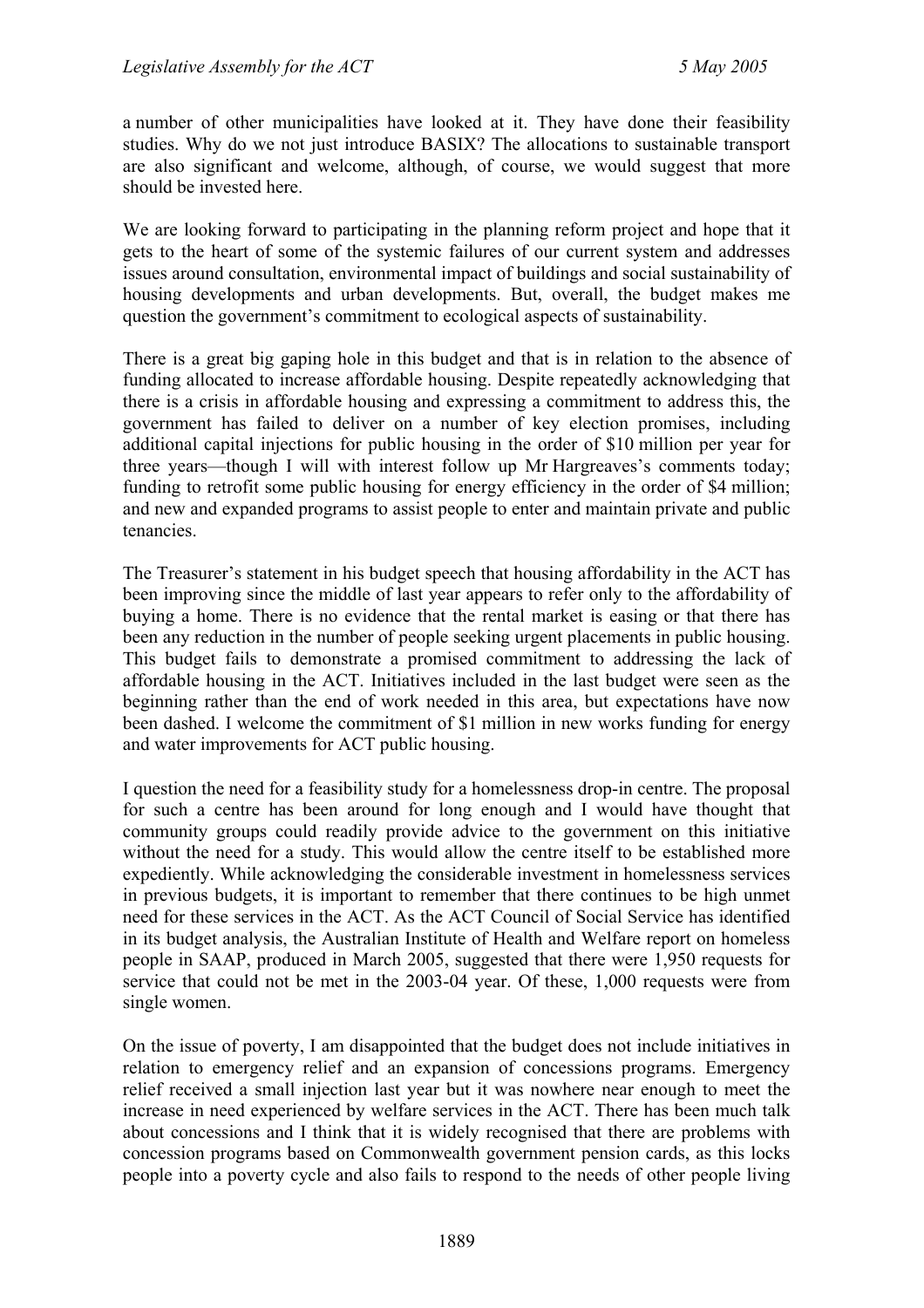a number of other municipalities have looked at it. They have done their feasibility studies. Why do we not just introduce BASIX? The allocations to sustainable transport are also significant and welcome, although, of course, we would suggest that more should be invested here.

We are looking forward to participating in the planning reform project and hope that it gets to the heart of some of the systemic failures of our current system and addresses issues around consultation, environmental impact of buildings and social sustainability of housing developments and urban developments. But, overall, the budget makes me question the government's commitment to ecological aspects of sustainability.

There is a great big gaping hole in this budget and that is in relation to the absence of funding allocated to increase affordable housing. Despite repeatedly acknowledging that there is a crisis in affordable housing and expressing a commitment to address this, the government has failed to deliver on a number of key election promises, including additional capital injections for public housing in the order of $10 million per year for three years—though I will with interest follow up Mr Hargreaves's comments today; funding to retrofit some public housing for energy efficiency in the order of $4 million; and new and expanded programs to assist people to enter and maintain private and public tenancies.

The Treasurer's statement in his budget speech that housing affordability in the ACT has been improving since the middle of last year appears to refer only to the affordability of buying a home. There is no evidence that the rental market is easing or that there has been any reduction in the number of people seeking urgent placements in public housing. This budget fails to demonstrate a promised commitment to addressing the lack of affordable housing in the ACT. Initiatives included in the last budget were seen as the beginning rather than the end of work needed in this area, but expectations have now been dashed. I welcome the commitment of $1 million in new works funding for energy and water improvements for ACT public housing.

I question the need for a feasibility study for a homelessness drop-in centre. The proposal for such a centre has been around for long enough and I would have thought that community groups could readily provide advice to the government on this initiative without the need for a study. This would allow the centre itself to be established more expediently. While acknowledging the considerable investment in homelessness services in previous budgets, it is important to remember that there continues to be high unmet need for these services in the ACT. As the ACT Council of Social Service has identified in its budget analysis, the Australian Institute of Health and Welfare report on homeless people in SAAP, produced in March 2005, suggested that there were 1,950 requests for service that could not be met in the 2003-04 year. Of these, 1,000 requests were from single women.

On the issue of poverty, I am disappointed that the budget does not include initiatives in relation to emergency relief and an expansion of concessions programs. Emergency relief received a small injection last year but it was nowhere near enough to meet the increase in need experienced by welfare services in the ACT. There has been much talk about concessions and I think that it is widely recognised that there are problems with concession programs based on Commonwealth government pension cards, as this locks people into a poverty cycle and also fails to respond to the needs of other people living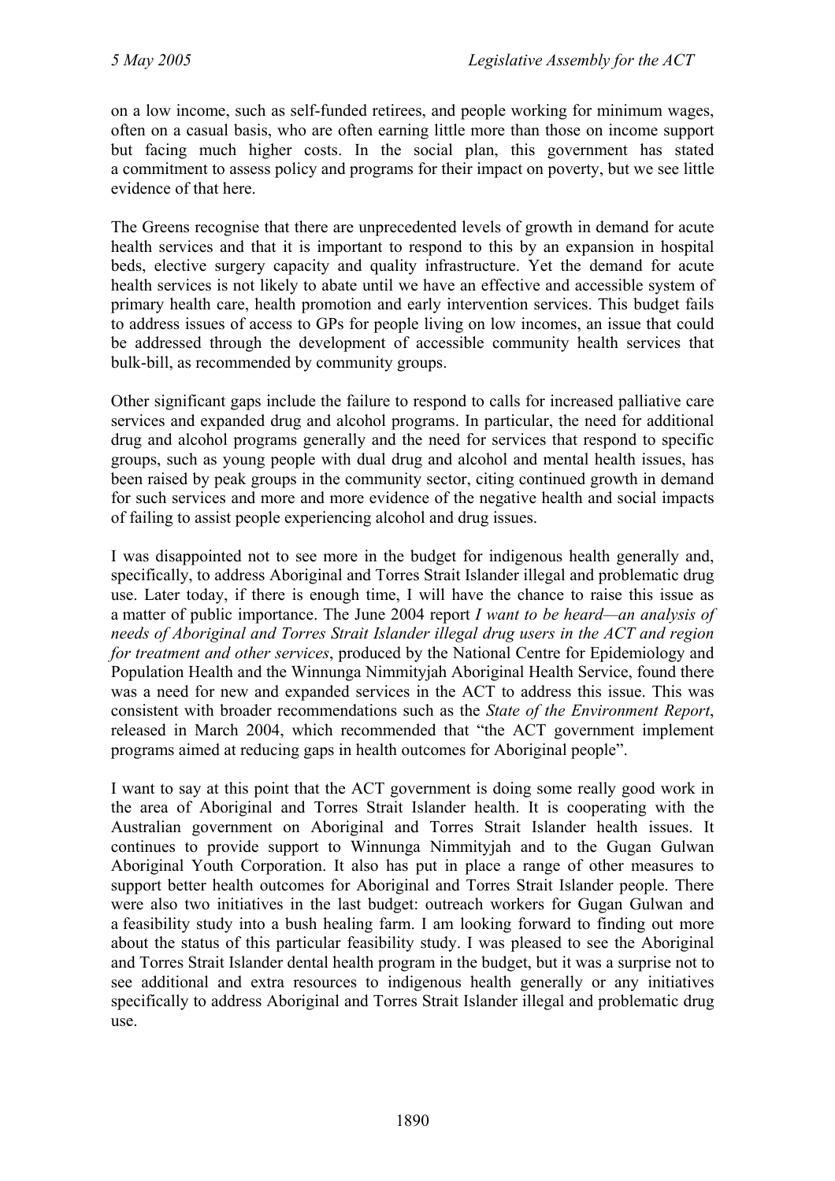on a low income, such as self-funded retirees, and people working for minimum wages, often on a casual basis, who are often earning little more than those on income support but facing much higher costs. In the social plan, this government has stated a commitment to assess policy and programs for their impact on poverty, but we see little evidence of that here.

The Greens recognise that there are unprecedented levels of growth in demand for acute health services and that it is important to respond to this by an expansion in hospital beds, elective surgery capacity and quality infrastructure. Yet the demand for acute health services is not likely to abate until we have an effective and accessible system of primary health care, health promotion and early intervention services. This budget fails to address issues of access to GPs for people living on low incomes, an issue that could be addressed through the development of accessible community health services that bulk-bill, as recommended by community groups.

Other significant gaps include the failure to respond to calls for increased palliative care services and expanded drug and alcohol programs. In particular, the need for additional drug and alcohol programs generally and the need for services that respond to specific groups, such as young people with dual drug and alcohol and mental health issues, has been raised by peak groups in the community sector, citing continued growth in demand for such services and more and more evidence of the negative health and social impacts of failing to assist people experiencing alcohol and drug issues.

I was disappointed not to see more in the budget for indigenous health generally and, specifically, to address Aboriginal and Torres Strait Islander illegal and problematic drug use. Later today, if there is enough time, I will have the chance to raise this issue as a matter of public importance. The June 2004 report *I want to be heard—an analysis of needs of Aboriginal and Torres Strait Islander illegal drug users in the ACT and region for treatment and other services*, produced by the National Centre for Epidemiology and Population Health and the Winnunga Nimmityjah Aboriginal Health Service, found there was a need for new and expanded services in the ACT to address this issue. This was consistent with broader recommendations such as the *State of the Environment Report*, released in March 2004, which recommended that "the ACT government implement programs aimed at reducing gaps in health outcomes for Aboriginal people".

I want to say at this point that the ACT government is doing some really good work in the area of Aboriginal and Torres Strait Islander health. It is cooperating with the Australian government on Aboriginal and Torres Strait Islander health issues. It continues to provide support to Winnunga Nimmityjah and to the Gugan Gulwan Aboriginal Youth Corporation. It also has put in place a range of other measures to support better health outcomes for Aboriginal and Torres Strait Islander people. There were also two initiatives in the last budget: outreach workers for Gugan Gulwan and a feasibility study into a bush healing farm. I am looking forward to finding out more about the status of this particular feasibility study. I was pleased to see the Aboriginal and Torres Strait Islander dental health program in the budget, but it was a surprise not to see additional and extra resources to indigenous health generally or any initiatives specifically to address Aboriginal and Torres Strait Islander illegal and problematic drug use.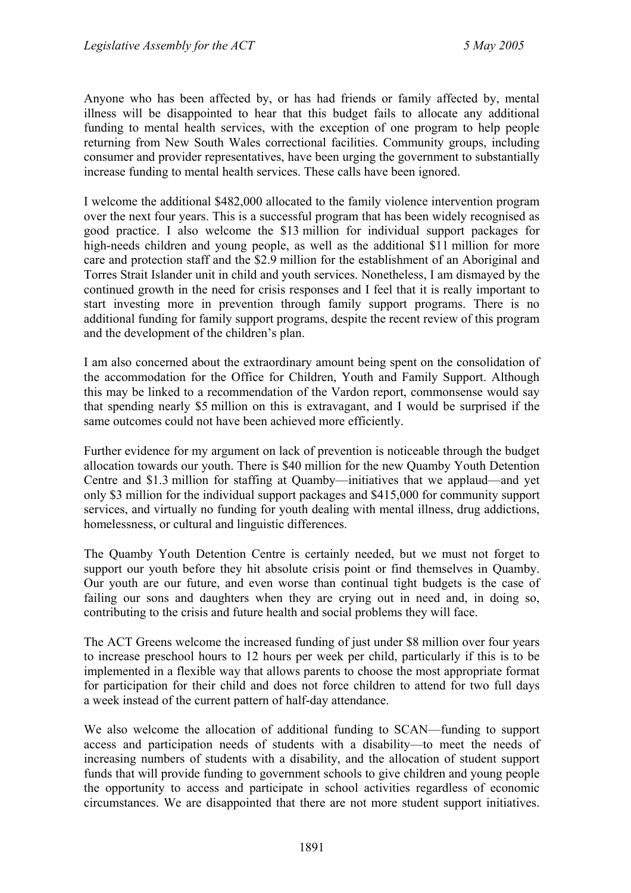Anyone who has been affected by, or has had friends or family affected by, mental illness will be disappointed to hear that this budget fails to allocate any additional funding to mental health services, with the exception of one program to help people returning from New South Wales correctional facilities. Community groups, including consumer and provider representatives, have been urging the government to substantially increase funding to mental health services. These calls have been ignored.

I welcome the additional $482,000 allocated to the family violence intervention program over the next four years. This is a successful program that has been widely recognised as good practice. I also welcome the $13 million for individual support packages for high-needs children and young people, as well as the additional $11 million for more care and protection staff and the $2.9 million for the establishment of an Aboriginal and Torres Strait Islander unit in child and youth services. Nonetheless, I am dismayed by the continued growth in the need for crisis responses and I feel that it is really important to start investing more in prevention through family support programs. There is no additional funding for family support programs, despite the recent review of this program and the development of the children's plan.

I am also concerned about the extraordinary amount being spent on the consolidation of the accommodation for the Office for Children, Youth and Family Support. Although this may be linked to a recommendation of the Vardon report, commonsense would say that spending nearly $5 million on this is extravagant, and I would be surprised if the same outcomes could not have been achieved more efficiently.

Further evidence for my argument on lack of prevention is noticeable through the budget allocation towards our youth. There is $40 million for the new Quamby Youth Detention Centre and $1.3 million for staffing at Quamby—initiatives that we applaud—and yet only $3 million for the individual support packages and $415,000 for community support services, and virtually no funding for youth dealing with mental illness, drug addictions, homelessness, or cultural and linguistic differences.

The Quamby Youth Detention Centre is certainly needed, but we must not forget to support our youth before they hit absolute crisis point or find themselves in Quamby. Our youth are our future, and even worse than continual tight budgets is the case of failing our sons and daughters when they are crying out in need and, in doing so, contributing to the crisis and future health and social problems they will face.

The ACT Greens welcome the increased funding of just under $8 million over four years to increase preschool hours to 12 hours per week per child, particularly if this is to be implemented in a flexible way that allows parents to choose the most appropriate format for participation for their child and does not force children to attend for two full days a week instead of the current pattern of half-day attendance.

We also welcome the allocation of additional funding to SCAN—funding to support access and participation needs of students with a disability—to meet the needs of increasing numbers of students with a disability, and the allocation of student support funds that will provide funding to government schools to give children and young people the opportunity to access and participate in school activities regardless of economic circumstances. We are disappointed that there are not more student support initiatives.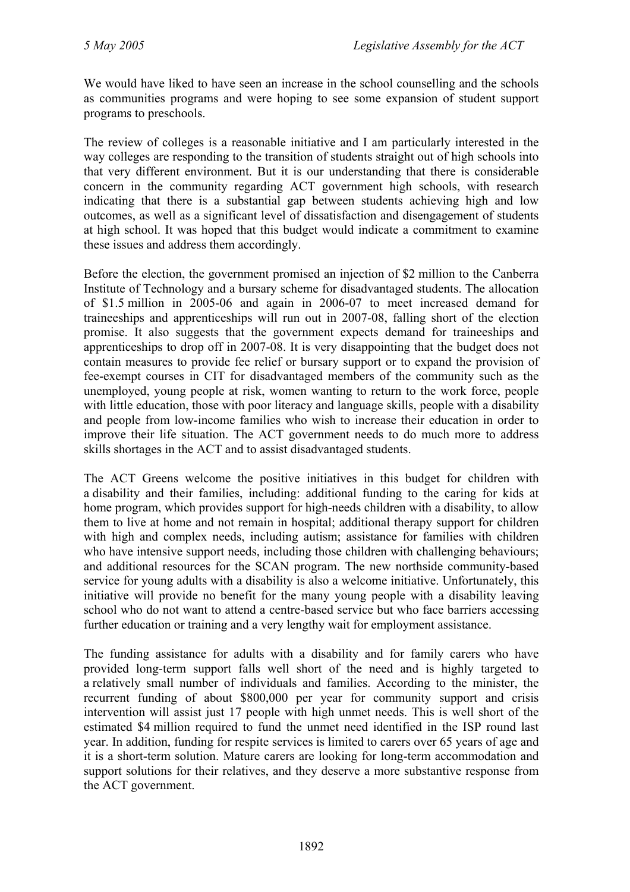We would have liked to have seen an increase in the school counselling and the schools as communities programs and were hoping to see some expansion of student support programs to preschools.

The review of colleges is a reasonable initiative and I am particularly interested in the way colleges are responding to the transition of students straight out of high schools into that very different environment. But it is our understanding that there is considerable concern in the community regarding ACT government high schools, with research indicating that there is a substantial gap between students achieving high and low outcomes, as well as a significant level of dissatisfaction and disengagement of students at high school. It was hoped that this budget would indicate a commitment to examine these issues and address them accordingly.

Before the election, the government promised an injection of $2 million to the Canberra Institute of Technology and a bursary scheme for disadvantaged students. The allocation of $1.5 million in 2005-06 and again in 2006-07 to meet increased demand for traineeships and apprenticeships will run out in 2007-08, falling short of the election promise. It also suggests that the government expects demand for traineeships and apprenticeships to drop off in 2007-08. It is very disappointing that the budget does not contain measures to provide fee relief or bursary support or to expand the provision of fee-exempt courses in CIT for disadvantaged members of the community such as the unemployed, young people at risk, women wanting to return to the work force, people with little education, those with poor literacy and language skills, people with a disability and people from low-income families who wish to increase their education in order to improve their life situation. The ACT government needs to do much more to address skills shortages in the ACT and to assist disadvantaged students.

The ACT Greens welcome the positive initiatives in this budget for children with a disability and their families, including: additional funding to the caring for kids at home program, which provides support for high-needs children with a disability, to allow them to live at home and not remain in hospital; additional therapy support for children with high and complex needs, including autism; assistance for families with children who have intensive support needs, including those children with challenging behaviours; and additional resources for the SCAN program. The new northside community-based service for young adults with a disability is also a welcome initiative. Unfortunately, this initiative will provide no benefit for the many young people with a disability leaving school who do not want to attend a centre-based service but who face barriers accessing further education or training and a very lengthy wait for employment assistance.

The funding assistance for adults with a disability and for family carers who have provided long-term support falls well short of the need and is highly targeted to a relatively small number of individuals and families. According to the minister, the recurrent funding of about $800,000 per year for community support and crisis intervention will assist just 17 people with high unmet needs. This is well short of the estimated $4 million required to fund the unmet need identified in the ISP round last year. In addition, funding for respite services is limited to carers over 65 years of age and it is a short-term solution. Mature carers are looking for long-term accommodation and support solutions for their relatives, and they deserve a more substantive response from the ACT government.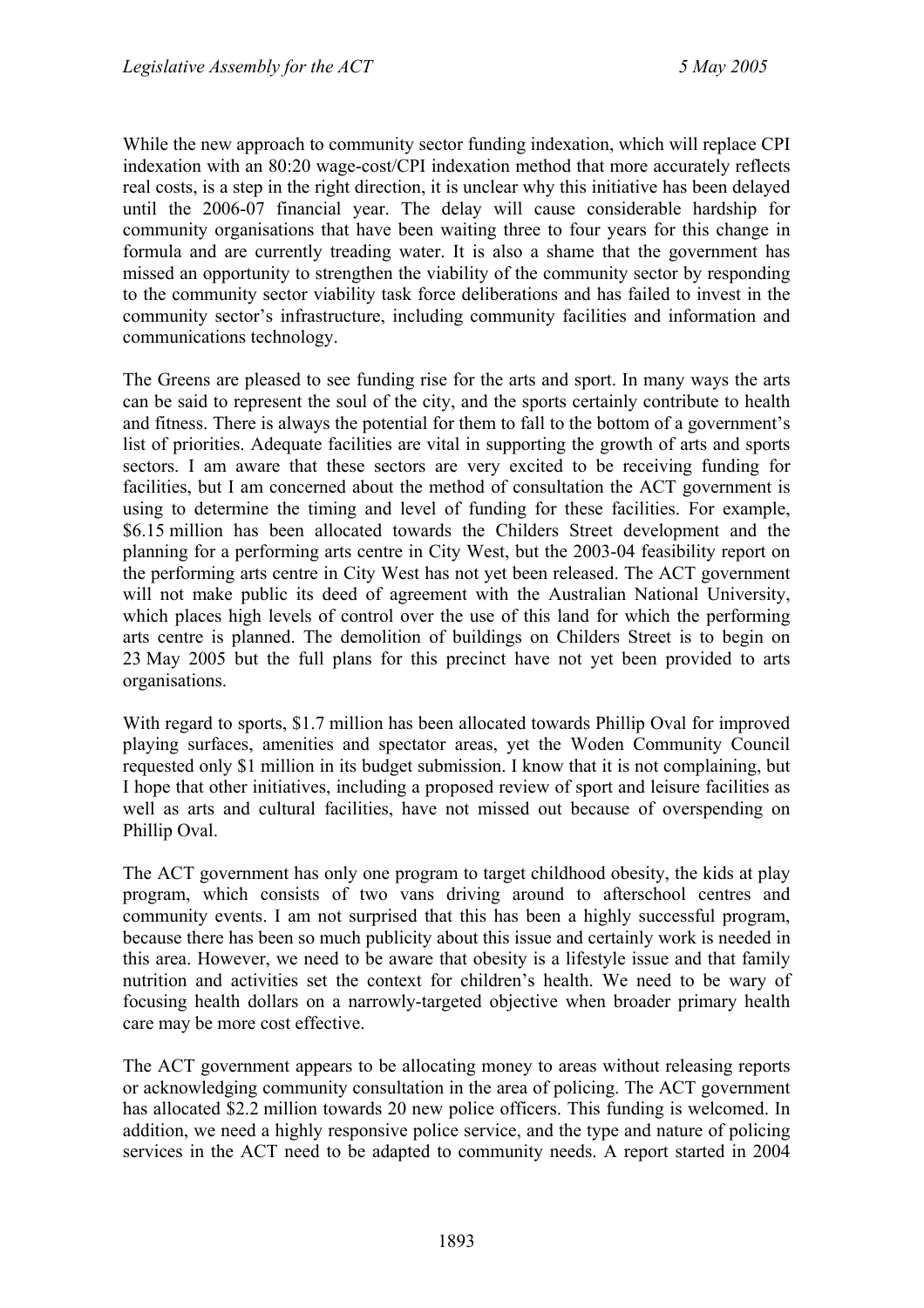While the new approach to community sector funding indexation, which will replace CPI indexation with an 80:20 wage-cost/CPI indexation method that more accurately reflects real costs, is a step in the right direction, it is unclear why this initiative has been delayed until the 2006-07 financial year. The delay will cause considerable hardship for community organisations that have been waiting three to four years for this change in formula and are currently treading water. It is also a shame that the government has missed an opportunity to strengthen the viability of the community sector by responding to the community sector viability task force deliberations and has failed to invest in the community sector's infrastructure, including community facilities and information and communications technology.

The Greens are pleased to see funding rise for the arts and sport. In many ways the arts can be said to represent the soul of the city, and the sports certainly contribute to health and fitness. There is always the potential for them to fall to the bottom of a government's list of priorities. Adequate facilities are vital in supporting the growth of arts and sports sectors. I am aware that these sectors are very excited to be receiving funding for facilities, but I am concerned about the method of consultation the ACT government is using to determine the timing and level of funding for these facilities. For example, $6.15 million has been allocated towards the Childers Street development and the planning for a performing arts centre in City West, but the 2003-04 feasibility report on the performing arts centre in City West has not yet been released. The ACT government will not make public its deed of agreement with the Australian National University, which places high levels of control over the use of this land for which the performing arts centre is planned. The demolition of buildings on Childers Street is to begin on 23 May 2005 but the full plans for this precinct have not yet been provided to arts organisations.

With regard to sports, $1.7 million has been allocated towards Phillip Oval for improved playing surfaces, amenities and spectator areas, yet the Woden Community Council requested only $1 million in its budget submission. I know that it is not complaining, but I hope that other initiatives, including a proposed review of sport and leisure facilities as well as arts and cultural facilities, have not missed out because of overspending on Phillip Oval.

The ACT government has only one program to target childhood obesity, the kids at play program, which consists of two vans driving around to afterschool centres and community events. I am not surprised that this has been a highly successful program, because there has been so much publicity about this issue and certainly work is needed in this area. However, we need to be aware that obesity is a lifestyle issue and that family nutrition and activities set the context for children's health. We need to be wary of focusing health dollars on a narrowly-targeted objective when broader primary health care may be more cost effective.

The ACT government appears to be allocating money to areas without releasing reports or acknowledging community consultation in the area of policing. The ACT government has allocated $2.2 million towards 20 new police officers. This funding is welcomed. In addition, we need a highly responsive police service, and the type and nature of policing services in the ACT need to be adapted to community needs. A report started in 2004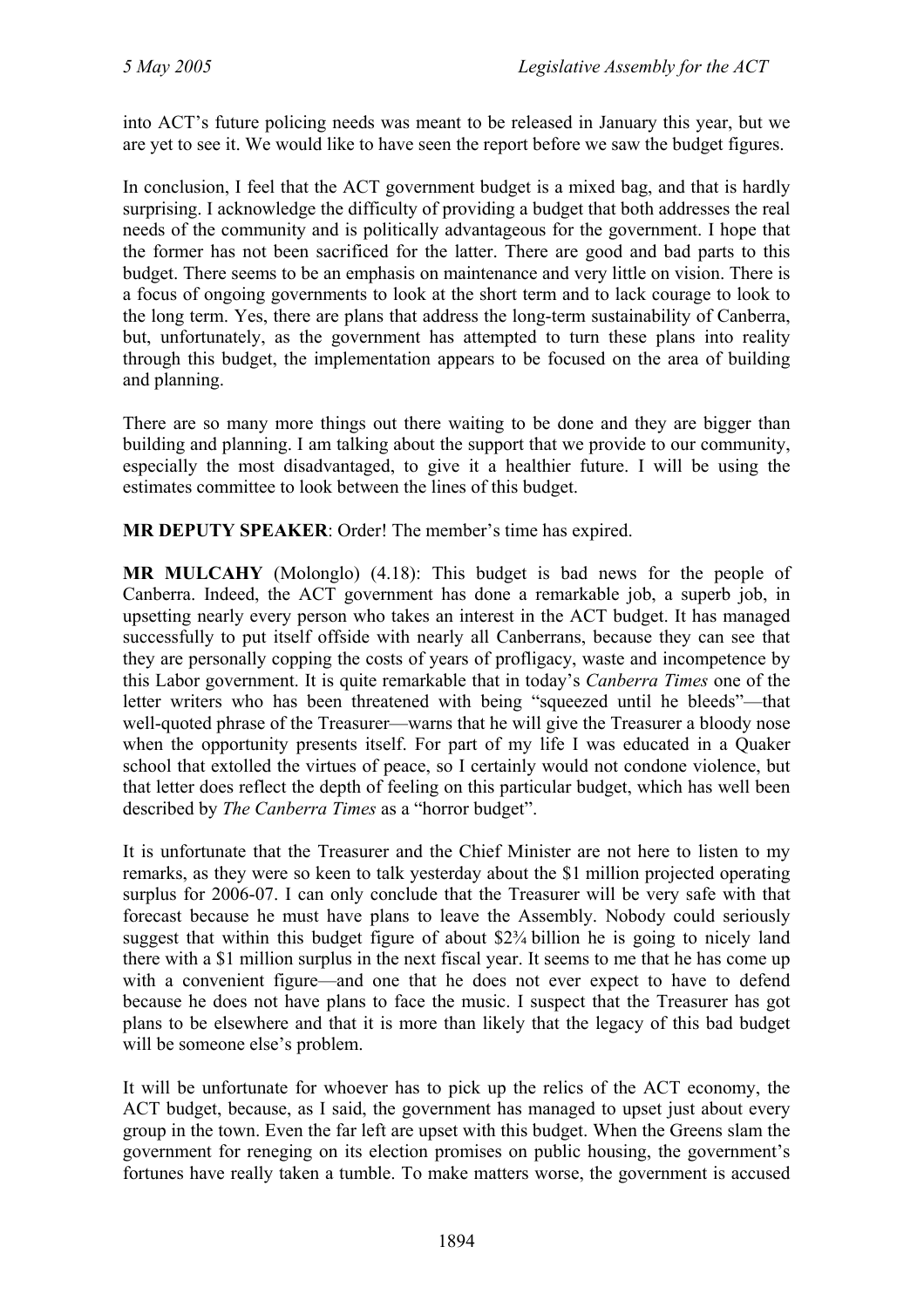into ACT's future policing needs was meant to be released in January this year, but we are yet to see it. We would like to have seen the report before we saw the budget figures.

In conclusion, I feel that the ACT government budget is a mixed bag, and that is hardly surprising. I acknowledge the difficulty of providing a budget that both addresses the real needs of the community and is politically advantageous for the government. I hope that the former has not been sacrificed for the latter. There are good and bad parts to this budget. There seems to be an emphasis on maintenance and very little on vision. There is a focus of ongoing governments to look at the short term and to lack courage to look to the long term. Yes, there are plans that address the long-term sustainability of Canberra, but, unfortunately, as the government has attempted to turn these plans into reality through this budget, the implementation appears to be focused on the area of building and planning.

There are so many more things out there waiting to be done and they are bigger than building and planning. I am talking about the support that we provide to our community, especially the most disadvantaged, to give it a healthier future. I will be using the estimates committee to look between the lines of this budget.

**MR DEPUTY SPEAKER**: Order! The member's time has expired.

**MR MULCAHY** (Molonglo) (4.18): This budget is bad news for the people of Canberra. Indeed, the ACT government has done a remarkable job, a superb job, in upsetting nearly every person who takes an interest in the ACT budget. It has managed successfully to put itself offside with nearly all Canberrans, because they can see that they are personally copping the costs of years of profligacy, waste and incompetence by this Labor government. It is quite remarkable that in today's *Canberra Times* one of the letter writers who has been threatened with being "squeezed until he bleeds"—that well-quoted phrase of the Treasurer—warns that he will give the Treasurer a bloody nose when the opportunity presents itself. For part of my life I was educated in a Quaker school that extolled the virtues of peace, so I certainly would not condone violence, but that letter does reflect the depth of feeling on this particular budget, which has well been described by *The Canberra Times* as a "horror budget".

It is unfortunate that the Treasurer and the Chief Minister are not here to listen to my remarks, as they were so keen to talk yesterday about the $1 million projected operating surplus for 2006-07. I can only conclude that the Treasurer will be very safe with that forecast because he must have plans to leave the Assembly. Nobody could seriously suggest that within this budget figure of about $2¾ billion he is going to nicely land there with a $1 million surplus in the next fiscal year. It seems to me that he has come up with a convenient figure—and one that he does not ever expect to have to defend because he does not have plans to face the music. I suspect that the Treasurer has got plans to be elsewhere and that it is more than likely that the legacy of this bad budget will be someone else's problem.

It will be unfortunate for whoever has to pick up the relics of the ACT economy, the ACT budget, because, as I said, the government has managed to upset just about every group in the town. Even the far left are upset with this budget. When the Greens slam the government for reneging on its election promises on public housing, the government's fortunes have really taken a tumble. To make matters worse, the government is accused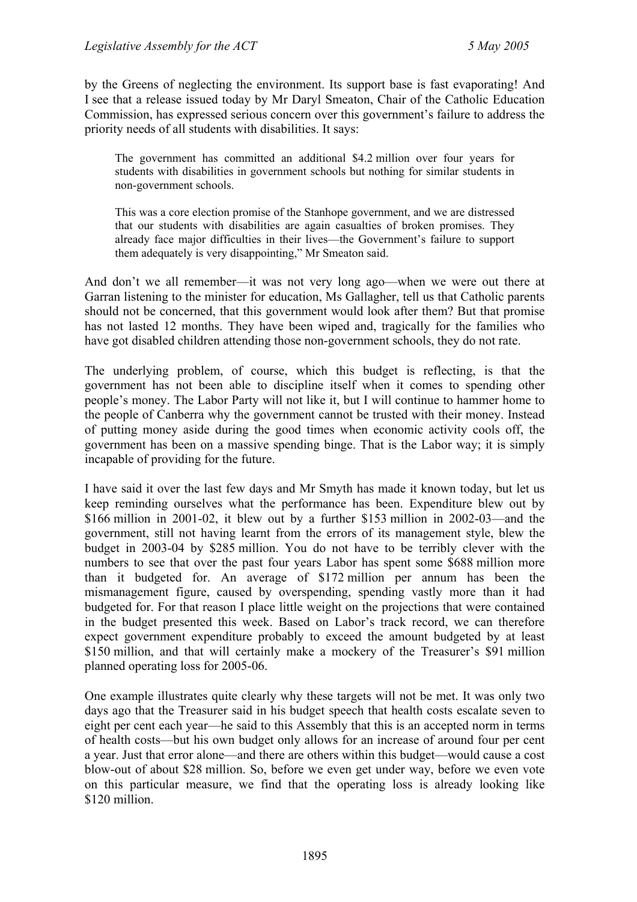by the Greens of neglecting the environment. Its support base is fast evaporating! And I see that a release issued today by Mr Daryl Smeaton, Chair of the Catholic Education Commission, has expressed serious concern over this government's failure to address the priority needs of all students with disabilities. It says:

> The government has committed an additional $4.2 million over four years for students with disabilities in government schools but nothing for similar students in non-government schools.
>
> This was a core election promise of the Stanhope government, and we are distressed that our students with disabilities are again casualties of broken promises. They already face major difficulties in their lives—the Government's failure to support them adequately is very disappointing," Mr Smeaton said.

And don't we all remember—it was not very long ago—when we were out there at Garran listening to the minister for education, Ms Gallagher, tell us that Catholic parents should not be concerned, that this government would look after them? But that promise has not lasted 12 months. They have been wiped and, tragically for the families who have got disabled children attending those non-government schools, they do not rate.

The underlying problem, of course, which this budget is reflecting, is that the government has not been able to discipline itself when it comes to spending other people's money. The Labor Party will not like it, but I will continue to hammer home to the people of Canberra why the government cannot be trusted with their money. Instead of putting money aside during the good times when economic activity cools off, the government has been on a massive spending binge. That is the Labor way; it is simply incapable of providing for the future.

I have said it over the last few days and Mr Smyth has made it known today, but let us keep reminding ourselves what the performance has been. Expenditure blew out by $166 million in 2001-02, it blew out by a further $153 million in 2002-03—and the government, still not having learnt from the errors of its management style, blew the budget in 2003-04 by $285 million. You do not have to be terribly clever with the numbers to see that over the past four years Labor has spent some $688 million more than it budgeted for. An average of $172 million per annum has been the mismanagement figure, caused by overspending, spending vastly more than it had budgeted for. For that reason I place little weight on the projections that were contained in the budget presented this week. Based on Labor's track record, we can therefore expect government expenditure probably to exceed the amount budgeted by at least $150 million, and that will certainly make a mockery of the Treasurer's $91 million planned operating loss for 2005-06.

One example illustrates quite clearly why these targets will not be met. It was only two days ago that the Treasurer said in his budget speech that health costs escalate seven to eight per cent each year—he said to this Assembly that this is an accepted norm in terms of health costs—but his own budget only allows for an increase of around four per cent a year. Just that error alone—and there are others within this budget—would cause a cost blow-out of about $28 million. So, before we even get under way, before we even vote on this particular measure, we find that the operating loss is already looking like $120 million.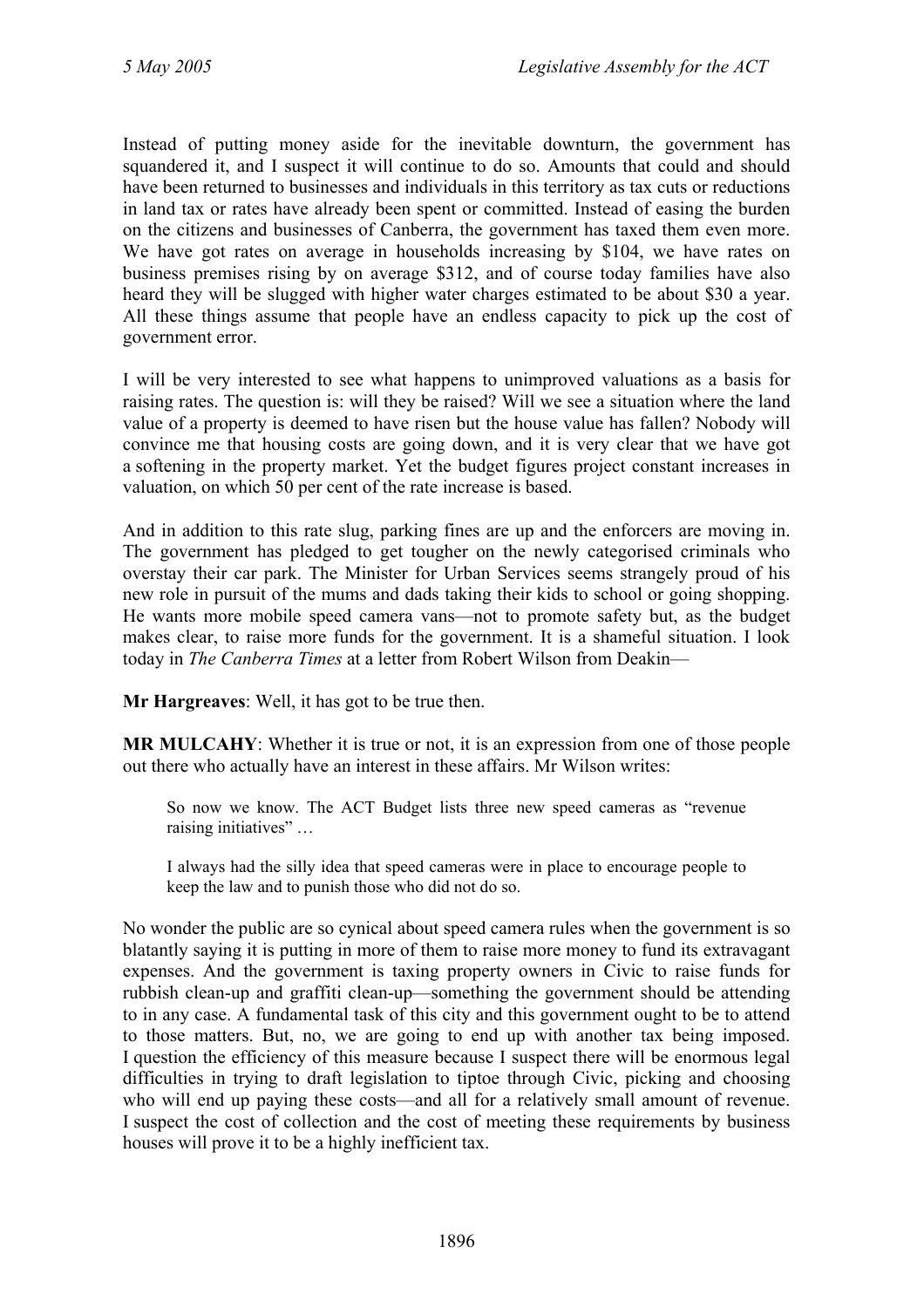Instead of putting money aside for the inevitable downturn, the government has squandered it, and I suspect it will continue to do so. Amounts that could and should have been returned to businesses and individuals in this territory as tax cuts or reductions in land tax or rates have already been spent or committed. Instead of easing the burden on the citizens and businesses of Canberra, the government has taxed them even more. We have got rates on average in households increasing by $104, we have rates on business premises rising by on average $312, and of course today families have also heard they will be slugged with higher water charges estimated to be about $30 a year. All these things assume that people have an endless capacity to pick up the cost of government error.

I will be very interested to see what happens to unimproved valuations as a basis for raising rates. The question is: will they be raised? Will we see a situation where the land value of a property is deemed to have risen but the house value has fallen? Nobody will convince me that housing costs are going down, and it is very clear that we have got a softening in the property market. Yet the budget figures project constant increases in valuation, on which 50 per cent of the rate increase is based.

And in addition to this rate slug, parking fines are up and the enforcers are moving in. The government has pledged to get tougher on the newly categorised criminals who overstay their car park. The Minister for Urban Services seems strangely proud of his new role in pursuit of the mums and dads taking their kids to school or going shopping. He wants more mobile speed camera vans—not to promote safety but, as the budget makes clear, to raise more funds for the government. It is a shameful situation. I look today in *The Canberra Times* at a letter from Robert Wilson from Deakin—

**Mr Hargreaves**: Well, it has got to be true then.

**MR MULCAHY**: Whether it is true or not, it is an expression from one of those people out there who actually have an interest in these affairs. Mr Wilson writes:

> So now we know. The ACT Budget lists three new speed cameras as "revenue raising initiatives" …
>
> I always had the silly idea that speed cameras were in place to encourage people to keep the law and to punish those who did not do so.

No wonder the public are so cynical about speed camera rules when the government is so blatantly saying it is putting in more of them to raise more money to fund its extravagant expenses. And the government is taxing property owners in Civic to raise funds for rubbish clean-up and graffiti clean-up—something the government should be attending to in any case. A fundamental task of this city and this government ought to be to attend to those matters. But, no, we are going to end up with another tax being imposed. I question the efficiency of this measure because I suspect there will be enormous legal difficulties in trying to draft legislation to tiptoe through Civic, picking and choosing who will end up paying these costs—and all for a relatively small amount of revenue. I suspect the cost of collection and the cost of meeting these requirements by business houses will prove it to be a highly inefficient tax.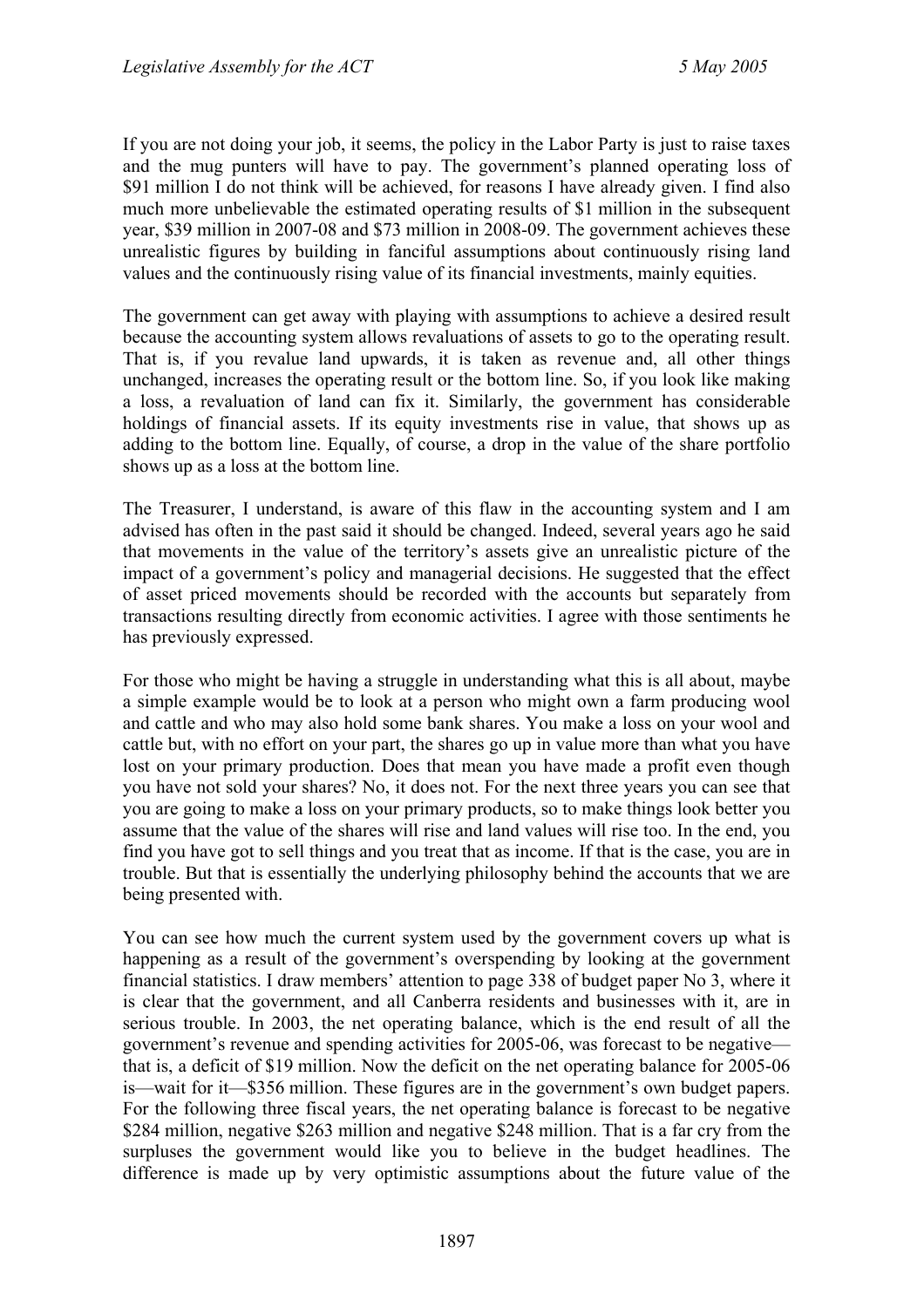If you are not doing your job, it seems, the policy in the Labor Party is just to raise taxes and the mug punters will have to pay. The government's planned operating loss of $91 million I do not think will be achieved, for reasons I have already given. I find also much more unbelievable the estimated operating results of $1 million in the subsequent year, $39 million in 2007-08 and $73 million in 2008-09. The government achieves these unrealistic figures by building in fanciful assumptions about continuously rising land values and the continuously rising value of its financial investments, mainly equities.

The government can get away with playing with assumptions to achieve a desired result because the accounting system allows revaluations of assets to go to the operating result. That is, if you revalue land upwards, it is taken as revenue and, all other things unchanged, increases the operating result or the bottom line. So, if you look like making a loss, a revaluation of land can fix it. Similarly, the government has considerable holdings of financial assets. If its equity investments rise in value, that shows up as adding to the bottom line. Equally, of course, a drop in the value of the share portfolio shows up as a loss at the bottom line.

The Treasurer, I understand, is aware of this flaw in the accounting system and I am advised has often in the past said it should be changed. Indeed, several years ago he said that movements in the value of the territory's assets give an unrealistic picture of the impact of a government's policy and managerial decisions. He suggested that the effect of asset priced movements should be recorded with the accounts but separately from transactions resulting directly from economic activities. I agree with those sentiments he has previously expressed.

For those who might be having a struggle in understanding what this is all about, maybe a simple example would be to look at a person who might own a farm producing wool and cattle and who may also hold some bank shares. You make a loss on your wool and cattle but, with no effort on your part, the shares go up in value more than what you have lost on your primary production. Does that mean you have made a profit even though you have not sold your shares? No, it does not. For the next three years you can see that you are going to make a loss on your primary products, so to make things look better you assume that the value of the shares will rise and land values will rise too. In the end, you find you have got to sell things and you treat that as income. If that is the case, you are in trouble. But that is essentially the underlying philosophy behind the accounts that we are being presented with.

You can see how much the current system used by the government covers up what is happening as a result of the government's overspending by looking at the government financial statistics. I draw members' attention to page 338 of budget paper No 3, where it is clear that the government, and all Canberra residents and businesses with it, are in serious trouble. In 2003, the net operating balance, which is the end result of all the government's revenue and spending activities for 2005-06, was forecast to be negative—that is, a deficit of $19 million. Now the deficit on the net operating balance for 2005-06 is—wait for it—$356 million. These figures are in the government's own budget papers. For the following three fiscal years, the net operating balance is forecast to be negative $284 million, negative $263 million and negative $248 million. That is a far cry from the surpluses the government would like you to believe in the budget headlines. The difference is made up by very optimistic assumptions about the future value of the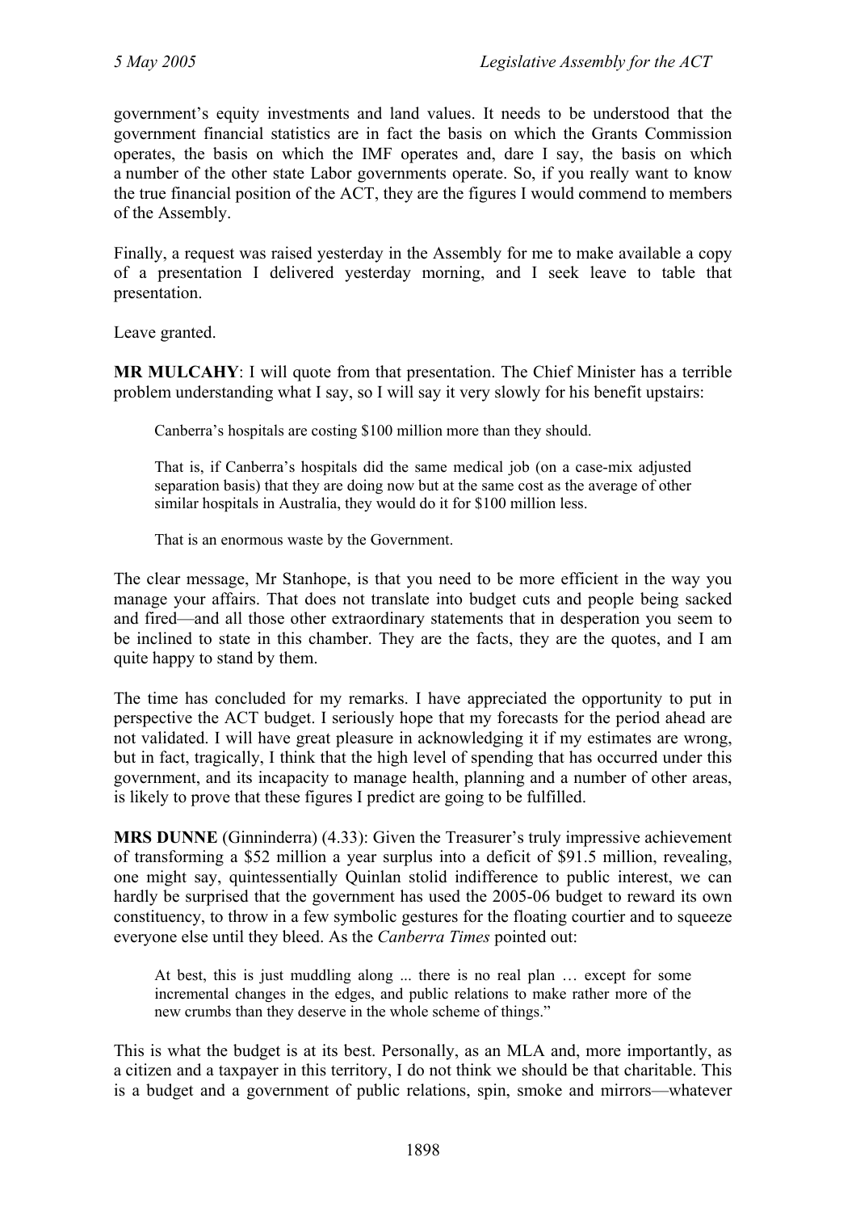government's equity investments and land values. It needs to be understood that the government financial statistics are in fact the basis on which the Grants Commission operates, the basis on which the IMF operates and, dare I say, the basis on which a number of the other state Labor governments operate. So, if you really want to know the true financial position of the ACT, they are the figures I would commend to members of the Assembly.

Finally, a request was raised yesterday in the Assembly for me to make available a copy of a presentation I delivered yesterday morning, and I seek leave to table that presentation.

Leave granted.

**MR MULCAHY**: I will quote from that presentation. The Chief Minister has a terrible problem understanding what I say, so I will say it very slowly for his benefit upstairs:

> Canberra's hospitals are costing $100 million more than they should.
>
> That is, if Canberra's hospitals did the same medical job (on a case-mix adjusted separation basis) that they are doing now but at the same cost as the average of other similar hospitals in Australia, they would do it for $100 million less.
>
> That is an enormous waste by the Government.

The clear message, Mr Stanhope, is that you need to be more efficient in the way you manage your affairs. That does not translate into budget cuts and people being sacked and fired—and all those other extraordinary statements that in desperation you seem to be inclined to state in this chamber. They are the facts, they are the quotes, and I am quite happy to stand by them.

The time has concluded for my remarks. I have appreciated the opportunity to put in perspective the ACT budget. I seriously hope that my forecasts for the period ahead are not validated. I will have great pleasure in acknowledging it if my estimates are wrong, but in fact, tragically, I think that the high level of spending that has occurred under this government, and its incapacity to manage health, planning and a number of other areas, is likely to prove that these figures I predict are going to be fulfilled.

**MRS DUNNE** (Ginninderra) (4.33): Given the Treasurer's truly impressive achievement of transforming a $52 million a year surplus into a deficit of $91.5 million, revealing, one might say, quintessentially Quinlan stolid indifference to public interest, we can hardly be surprised that the government has used the 2005-06 budget to reward its own constituency, to throw in a few symbolic gestures for the floating courtier and to squeeze everyone else until they bleed. As the *Canberra Times* pointed out:

> At best, this is just muddling along ... there is no real plan … except for some incremental changes in the edges, and public relations to make rather more of the new crumbs than they deserve in the whole scheme of things."

This is what the budget is at its best. Personally, as an MLA and, more importantly, as a citizen and a taxpayer in this territory, I do not think we should be that charitable. This is a budget and a government of public relations, spin, smoke and mirrors—whatever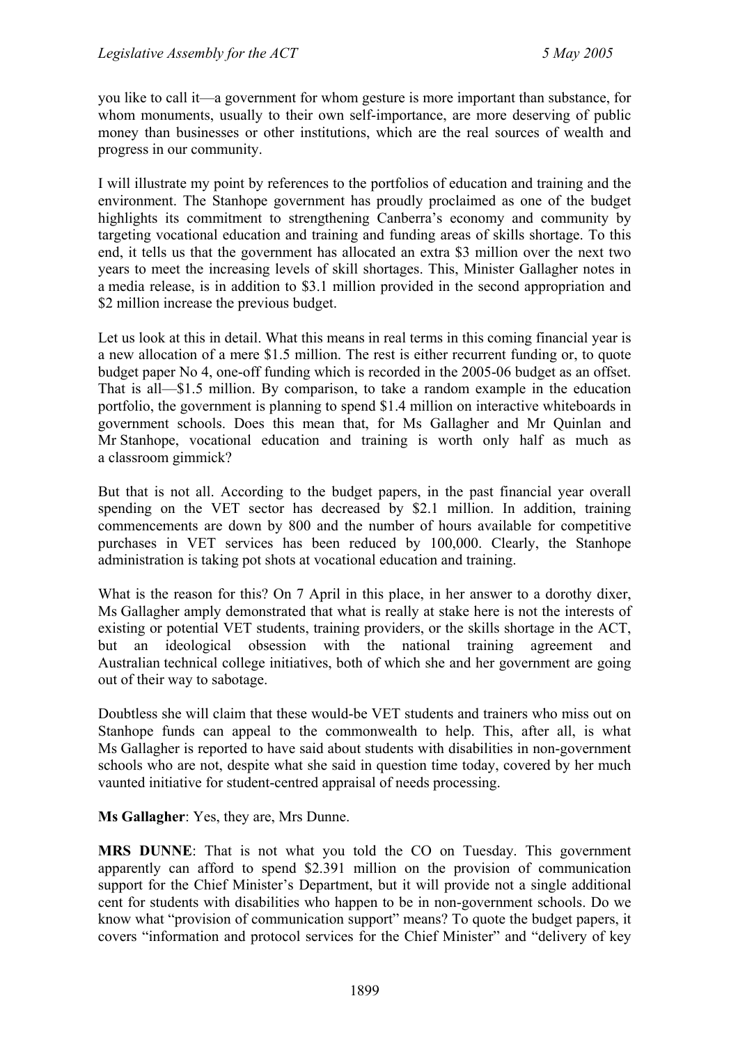you like to call it—a government for whom gesture is more important than substance, for whom monuments, usually to their own self-importance, are more deserving of public money than businesses or other institutions, which are the real sources of wealth and progress in our community.

I will illustrate my point by references to the portfolios of education and training and the environment. The Stanhope government has proudly proclaimed as one of the budget highlights its commitment to strengthening Canberra's economy and community by targeting vocational education and training and funding areas of skills shortage. To this end, it tells us that the government has allocated an extra $3 million over the next two years to meet the increasing levels of skill shortages. This, Minister Gallagher notes in a media release, is in addition to $3.1 million provided in the second appropriation and $2 million increase the previous budget.

Let us look at this in detail. What this means in real terms in this coming financial year is a new allocation of a mere $1.5 million. The rest is either recurrent funding or, to quote budget paper No 4, one-off funding which is recorded in the 2005-06 budget as an offset. That is all—$1.5 million. By comparison, to take a random example in the education portfolio, the government is planning to spend $1.4 million on interactive whiteboards in government schools. Does this mean that, for Ms Gallagher and Mr Quinlan and Mr Stanhope, vocational education and training is worth only half as much as a classroom gimmick?

But that is not all. According to the budget papers, in the past financial year overall spending on the VET sector has decreased by $2.1 million. In addition, training commencements are down by 800 and the number of hours available for competitive purchases in VET services has been reduced by 100,000. Clearly, the Stanhope administration is taking pot shots at vocational education and training.

What is the reason for this? On 7 April in this place, in her answer to a dorothy dixer, Ms Gallagher amply demonstrated that what is really at stake here is not the interests of existing or potential VET students, training providers, or the skills shortage in the ACT, but an ideological obsession with the national training agreement and Australian technical college initiatives, both of which she and her government are going out of their way to sabotage.

Doubtless she will claim that these would-be VET students and trainers who miss out on Stanhope funds can appeal to the commonwealth to help. This, after all, is what Ms Gallagher is reported to have said about students with disabilities in non-government schools who are not, despite what she said in question time today, covered by her much vaunted initiative for student-centred appraisal of needs processing.

**Ms Gallagher**: Yes, they are, Mrs Dunne.

**MRS DUNNE**: That is not what you told the CO on Tuesday. This government apparently can afford to spend $2.391 million on the provision of communication support for the Chief Minister's Department, but it will provide not a single additional cent for students with disabilities who happen to be in non-government schools. Do we know what "provision of communication support" means? To quote the budget papers, it covers "information and protocol services for the Chief Minister" and "delivery of key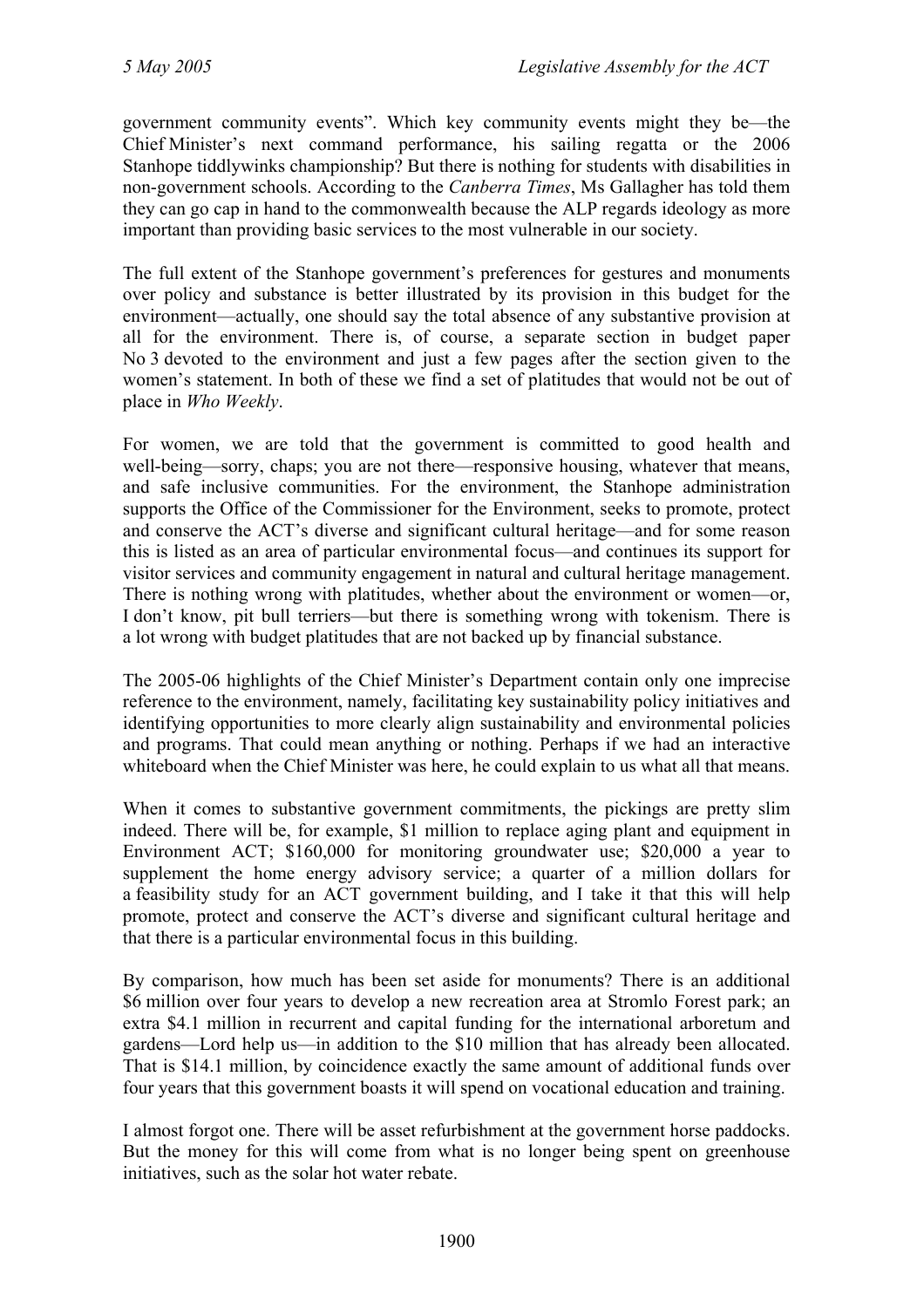government community events". Which key community events might they be—the Chief Minister's next command performance, his sailing regatta or the 2006 Stanhope tiddlywinks championship? But there is nothing for students with disabilities in non-government schools. According to the *Canberra Times*, Ms Gallagher has told them they can go cap in hand to the commonwealth because the ALP regards ideology as more important than providing basic services to the most vulnerable in our society.

The full extent of the Stanhope government's preferences for gestures and monuments over policy and substance is better illustrated by its provision in this budget for the environment—actually, one should say the total absence of any substantive provision at all for the environment. There is, of course, a separate section in budget paper No 3 devoted to the environment and just a few pages after the section given to the women's statement. In both of these we find a set of platitudes that would not be out of place in *Who Weekly*.

For women, we are told that the government is committed to good health and well-being—sorry, chaps; you are not there—responsive housing, whatever that means, and safe inclusive communities. For the environment, the Stanhope administration supports the Office of the Commissioner for the Environment, seeks to promote, protect and conserve the ACT's diverse and significant cultural heritage—and for some reason this is listed as an area of particular environmental focus—and continues its support for visitor services and community engagement in natural and cultural heritage management. There is nothing wrong with platitudes, whether about the environment or women—or, I don't know, pit bull terriers—but there is something wrong with tokenism. There is a lot wrong with budget platitudes that are not backed up by financial substance.

The 2005-06 highlights of the Chief Minister's Department contain only one imprecise reference to the environment, namely, facilitating key sustainability policy initiatives and identifying opportunities to more clearly align sustainability and environmental policies and programs. That could mean anything or nothing. Perhaps if we had an interactive whiteboard when the Chief Minister was here, he could explain to us what all that means.

When it comes to substantive government commitments, the pickings are pretty slim indeed. There will be, for example, $1 million to replace aging plant and equipment in Environment ACT; $160,000 for monitoring groundwater use; $20,000 a year to supplement the home energy advisory service; a quarter of a million dollars for a feasibility study for an ACT government building, and I take it that this will help promote, protect and conserve the ACT's diverse and significant cultural heritage and that there is a particular environmental focus in this building.

By comparison, how much has been set aside for monuments? There is an additional $6 million over four years to develop a new recreation area at Stromlo Forest park; an extra $4.1 million in recurrent and capital funding for the international arboretum and gardens—Lord help us—in addition to the $10 million that has already been allocated. That is $14.1 million, by coincidence exactly the same amount of additional funds over four years that this government boasts it will spend on vocational education and training.

I almost forgot one. There will be asset refurbishment at the government horse paddocks. But the money for this will come from what is no longer being spent on greenhouse initiatives, such as the solar hot water rebate.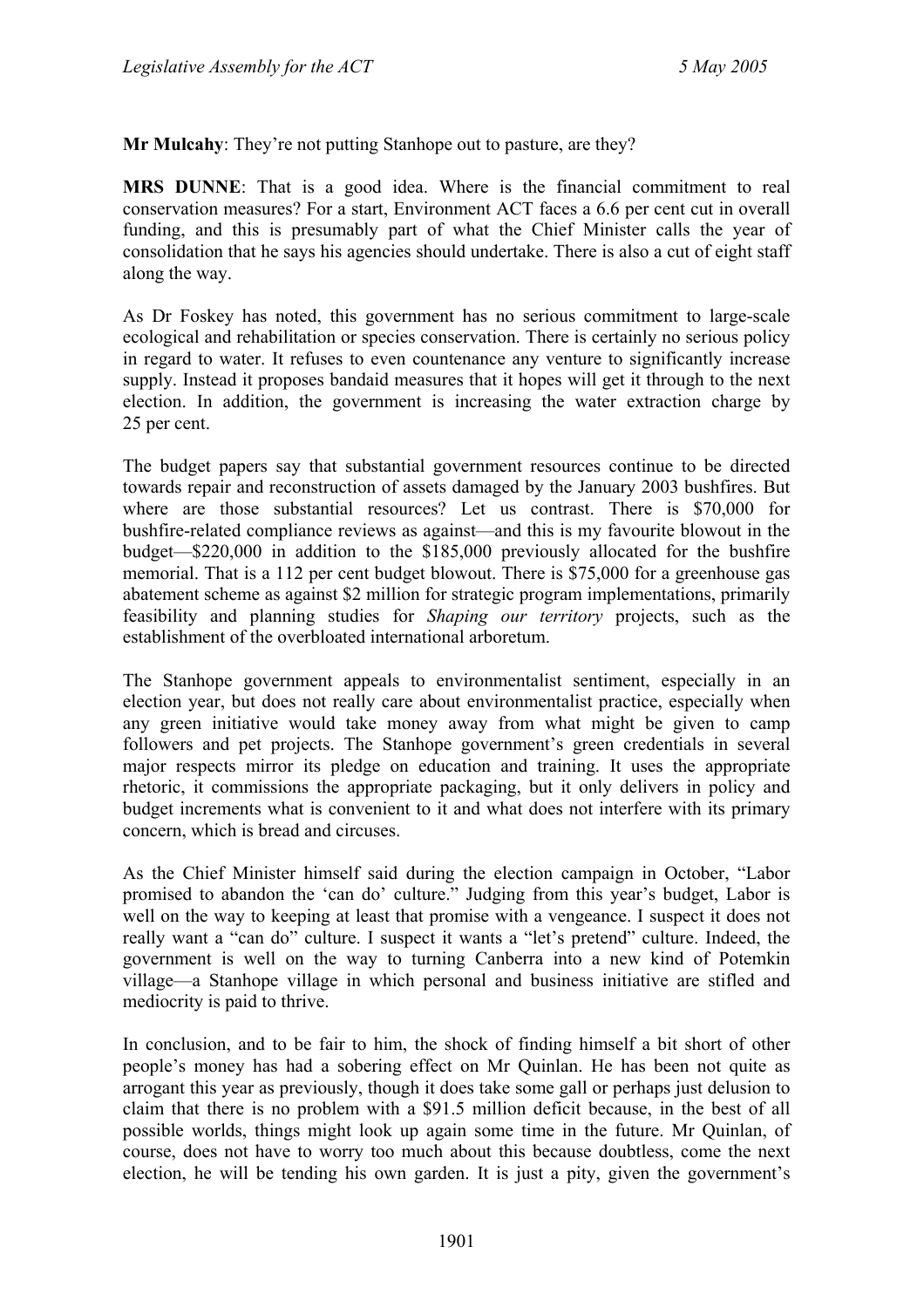**Mr Mulcahy**: They're not putting Stanhope out to pasture, are they?

**MRS DUNNE**: That is a good idea. Where is the financial commitment to real conservation measures? For a start, Environment ACT faces a 6.6 per cent cut in overall funding, and this is presumably part of what the Chief Minister calls the year of consolidation that he says his agencies should undertake. There is also a cut of eight staff along the way.

As Dr Foskey has noted, this government has no serious commitment to large-scale ecological and rehabilitation or species conservation. There is certainly no serious policy in regard to water. It refuses to even countenance any venture to significantly increase supply. Instead it proposes bandaid measures that it hopes will get it through to the next election. In addition, the government is increasing the water extraction charge by 25 per cent.

The budget papers say that substantial government resources continue to be directed towards repair and reconstruction of assets damaged by the January 2003 bushfires. But where are those substantial resources? Let us contrast. There is $70,000 for bushfire-related compliance reviews as against—and this is my favourite blowout in the budget—$220,000 in addition to the $185,000 previously allocated for the bushfire memorial. That is a 112 per cent budget blowout. There is $75,000 for a greenhouse gas abatement scheme as against $2 million for strategic program implementations, primarily feasibility and planning studies for *Shaping our territory* projects, such as the establishment of the overbloated international arboretum.

The Stanhope government appeals to environmentalist sentiment, especially in an election year, but does not really care about environmentalist practice, especially when any green initiative would take money away from what might be given to camp followers and pet projects. The Stanhope government's green credentials in several major respects mirror its pledge on education and training. It uses the appropriate rhetoric, it commissions the appropriate packaging, but it only delivers in policy and budget increments what is convenient to it and what does not interfere with its primary concern, which is bread and circuses.

As the Chief Minister himself said during the election campaign in October, "Labor promised to abandon the 'can do' culture." Judging from this year's budget, Labor is well on the way to keeping at least that promise with a vengeance. I suspect it does not really want a "can do" culture. I suspect it wants a "let's pretend" culture. Indeed, the government is well on the way to turning Canberra into a new kind of Potemkin village—a Stanhope village in which personal and business initiative are stifled and mediocrity is paid to thrive.

In conclusion, and to be fair to him, the shock of finding himself a bit short of other people's money has had a sobering effect on Mr Quinlan. He has been not quite as arrogant this year as previously, though it does take some gall or perhaps just delusion to claim that there is no problem with a $91.5 million deficit because, in the best of all possible worlds, things might look up again some time in the future. Mr Quinlan, of course, does not have to worry too much about this because doubtless, come the next election, he will be tending his own garden. It is just a pity, given the government's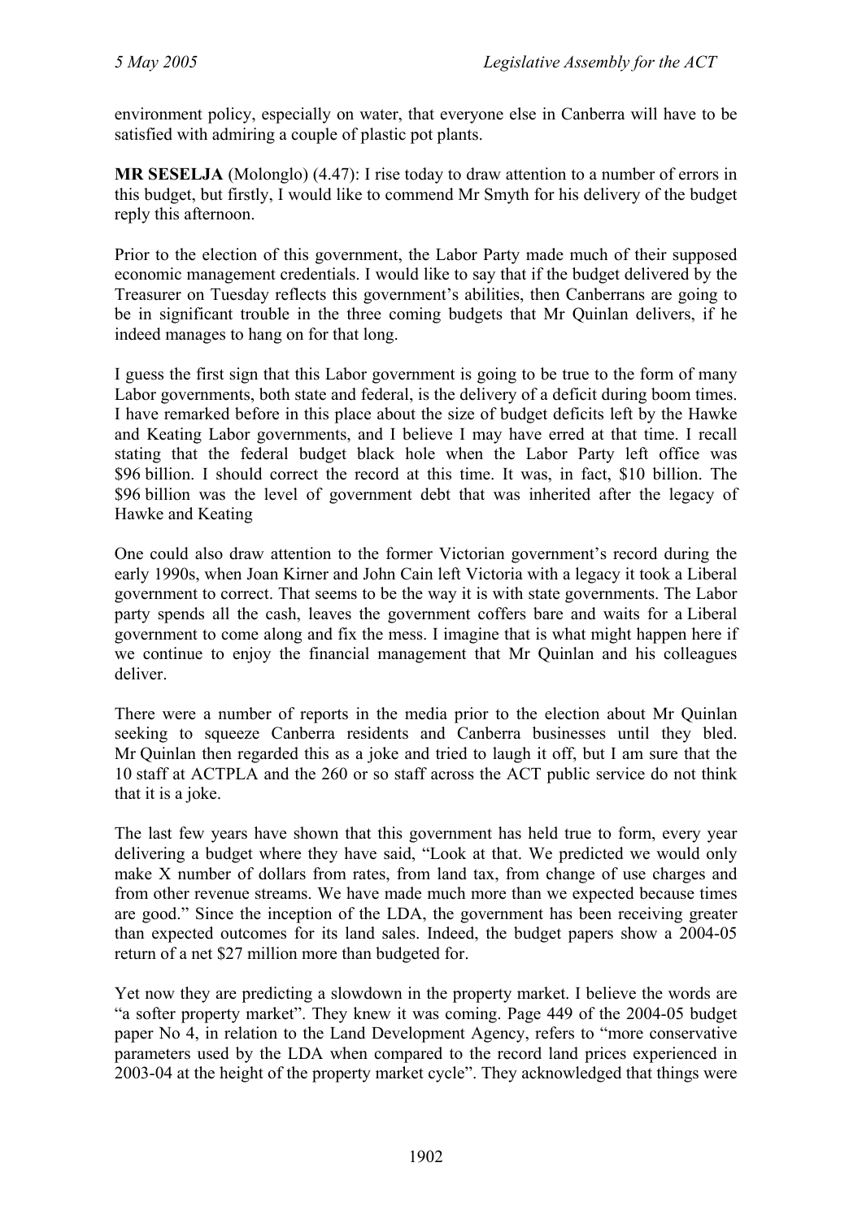environment policy, especially on water, that everyone else in Canberra will have to be satisfied with admiring a couple of plastic pot plants.

**MR SESELJA** (Molonglo) (4.47): I rise today to draw attention to a number of errors in this budget, but firstly, I would like to commend Mr Smyth for his delivery of the budget reply this afternoon.

Prior to the election of this government, the Labor Party made much of their supposed economic management credentials. I would like to say that if the budget delivered by the Treasurer on Tuesday reflects this government's abilities, then Canberrans are going to be in significant trouble in the three coming budgets that Mr Quinlan delivers, if he indeed manages to hang on for that long.

I guess the first sign that this Labor government is going to be true to the form of many Labor governments, both state and federal, is the delivery of a deficit during boom times. I have remarked before in this place about the size of budget deficits left by the Hawke and Keating Labor governments, and I believe I may have erred at that time. I recall stating that the federal budget black hole when the Labor Party left office was \$96 billion. I should correct the record at this time. It was, in fact, \$10 billion. The \$96 billion was the level of government debt that was inherited after the legacy of Hawke and Keating

One could also draw attention to the former Victorian government's record during the early 1990s, when Joan Kirner and John Cain left Victoria with a legacy it took a Liberal government to correct. That seems to be the way it is with state governments. The Labor party spends all the cash, leaves the government coffers bare and waits for a Liberal government to come along and fix the mess. I imagine that is what might happen here if we continue to enjoy the financial management that Mr Quinlan and his colleagues deliver.

There were a number of reports in the media prior to the election about Mr Quinlan seeking to squeeze Canberra residents and Canberra businesses until they bled. Mr Quinlan then regarded this as a joke and tried to laugh it off, but I am sure that the 10 staff at ACTPLA and the 260 or so staff across the ACT public service do not think that it is a joke.

The last few years have shown that this government has held true to form, every year delivering a budget where they have said, "Look at that. We predicted we would only make X number of dollars from rates, from land tax, from change of use charges and from other revenue streams. We have made much more than we expected because times are good." Since the inception of the LDA, the government has been receiving greater than expected outcomes for its land sales. Indeed, the budget papers show a 2004-05 return of a net \$27 million more than budgeted for.

Yet now they are predicting a slowdown in the property market. I believe the words are "a softer property market". They knew it was coming. Page 449 of the 2004-05 budget paper No 4, in relation to the Land Development Agency, refers to "more conservative parameters used by the LDA when compared to the record land prices experienced in 2003-04 at the height of the property market cycle". They acknowledged that things were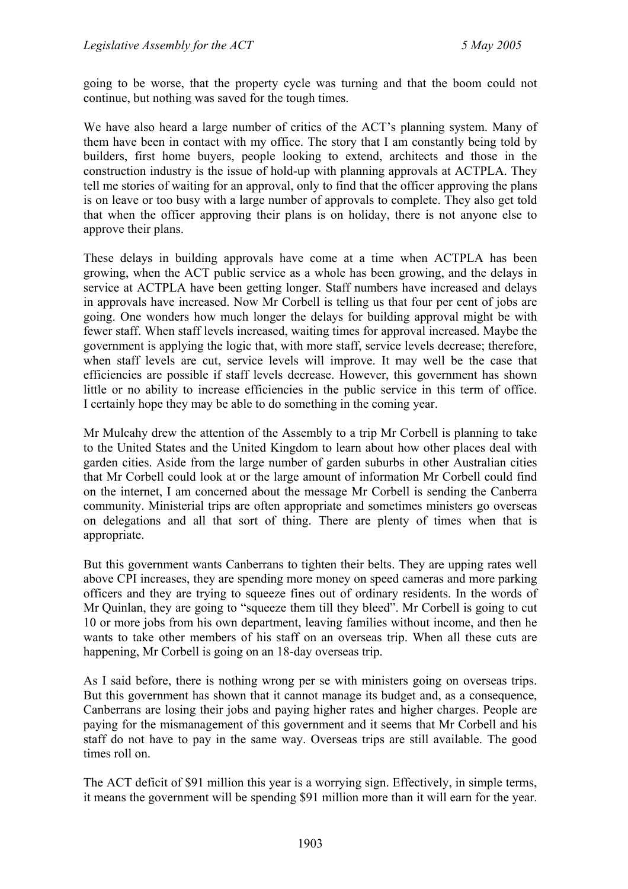going to be worse, that the property cycle was turning and that the boom could not continue, but nothing was saved for the tough times.

We have also heard a large number of critics of the ACT's planning system. Many of them have been in contact with my office. The story that I am constantly being told by builders, first home buyers, people looking to extend, architects and those in the construction industry is the issue of hold-up with planning approvals at ACTPLA. They tell me stories of waiting for an approval, only to find that the officer approving the plans is on leave or too busy with a large number of approvals to complete. They also get told that when the officer approving their plans is on holiday, there is not anyone else to approve their plans.

These delays in building approvals have come at a time when ACTPLA has been growing, when the ACT public service as a whole has been growing, and the delays in service at ACTPLA have been getting longer. Staff numbers have increased and delays in approvals have increased. Now Mr Corbell is telling us that four per cent of jobs are going. One wonders how much longer the delays for building approval might be with fewer staff. When staff levels increased, waiting times for approval increased. Maybe the government is applying the logic that, with more staff, service levels decrease; therefore, when staff levels are cut, service levels will improve. It may well be the case that efficiencies are possible if staff levels decrease. However, this government has shown little or no ability to increase efficiencies in the public service in this term of office. I certainly hope they may be able to do something in the coming year.

Mr Mulcahy drew the attention of the Assembly to a trip Mr Corbell is planning to take to the United States and the United Kingdom to learn about how other places deal with garden cities. Aside from the large number of garden suburbs in other Australian cities that Mr Corbell could look at or the large amount of information Mr Corbell could find on the internet, I am concerned about the message Mr Corbell is sending the Canberra community. Ministerial trips are often appropriate and sometimes ministers go overseas on delegations and all that sort of thing. There are plenty of times when that is appropriate.

But this government wants Canberrans to tighten their belts. They are upping rates well above CPI increases, they are spending more money on speed cameras and more parking officers and they are trying to squeeze fines out of ordinary residents. In the words of Mr Quinlan, they are going to "squeeze them till they bleed". Mr Corbell is going to cut 10 or more jobs from his own department, leaving families without income, and then he wants to take other members of his staff on an overseas trip. When all these cuts are happening, Mr Corbell is going on an 18-day overseas trip.

As I said before, there is nothing wrong per se with ministers going on overseas trips. But this government has shown that it cannot manage its budget and, as a consequence, Canberrans are losing their jobs and paying higher rates and higher charges. People are paying for the mismanagement of this government and it seems that Mr Corbell and his staff do not have to pay in the same way. Overseas trips are still available. The good times roll on.

The ACT deficit of $91 million this year is a worrying sign. Effectively, in simple terms, it means the government will be spending $91 million more than it will earn for the year.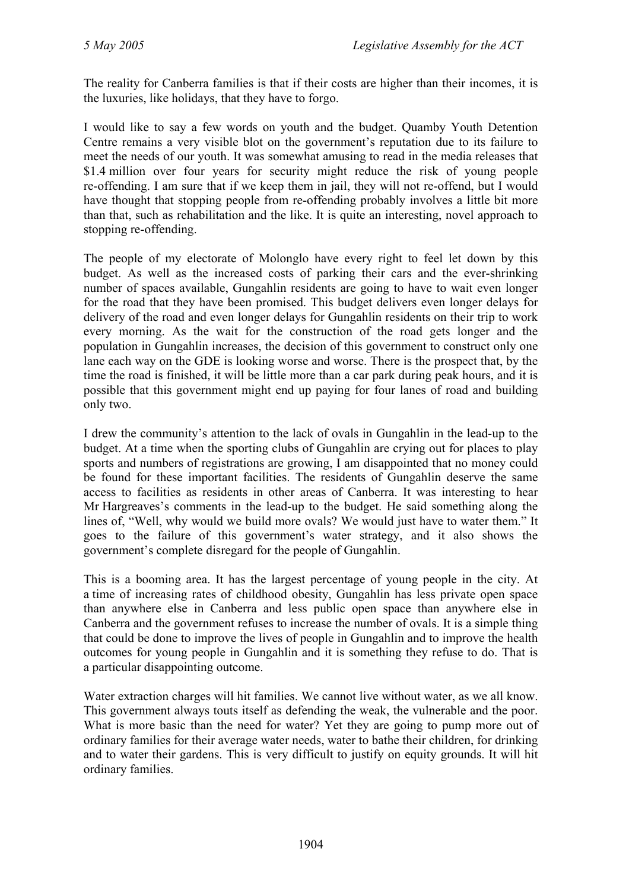The reality for Canberra families is that if their costs are higher than their incomes, it is the luxuries, like holidays, that they have to forgo.

I would like to say a few words on youth and the budget. Quamby Youth Detention Centre remains a very visible blot on the government's reputation due to its failure to meet the needs of our youth. It was somewhat amusing to read in the media releases that $1.4 million over four years for security might reduce the risk of young people re-offending. I am sure that if we keep them in jail, they will not re-offend, but I would have thought that stopping people from re-offending probably involves a little bit more than that, such as rehabilitation and the like. It is quite an interesting, novel approach to stopping re-offending.

The people of my electorate of Molonglo have every right to feel let down by this budget. As well as the increased costs of parking their cars and the ever-shrinking number of spaces available, Gungahlin residents are going to have to wait even longer for the road that they have been promised. This budget delivers even longer delays for delivery of the road and even longer delays for Gungahlin residents on their trip to work every morning. As the wait for the construction of the road gets longer and the population in Gungahlin increases, the decision of this government to construct only one lane each way on the GDE is looking worse and worse. There is the prospect that, by the time the road is finished, it will be little more than a car park during peak hours, and it is possible that this government might end up paying for four lanes of road and building only two.

I drew the community's attention to the lack of ovals in Gungahlin in the lead-up to the budget. At a time when the sporting clubs of Gungahlin are crying out for places to play sports and numbers of registrations are growing, I am disappointed that no money could be found for these important facilities. The residents of Gungahlin deserve the same access to facilities as residents in other areas of Canberra. It was interesting to hear Mr Hargreaves's comments in the lead-up to the budget. He said something along the lines of, "Well, why would we build more ovals? We would just have to water them." It goes to the failure of this government's water strategy, and it also shows the government's complete disregard for the people of Gungahlin.

This is a booming area. It has the largest percentage of young people in the city. At a time of increasing rates of childhood obesity, Gungahlin has less private open space than anywhere else in Canberra and less public open space than anywhere else in Canberra and the government refuses to increase the number of ovals. It is a simple thing that could be done to improve the lives of people in Gungahlin and to improve the health outcomes for young people in Gungahlin and it is something they refuse to do. That is a particular disappointing outcome.

Water extraction charges will hit families. We cannot live without water, as we all know. This government always touts itself as defending the weak, the vulnerable and the poor. What is more basic than the need for water? Yet they are going to pump more out of ordinary families for their average water needs, water to bathe their children, for drinking and to water their gardens. This is very difficult to justify on equity grounds. It will hit ordinary families.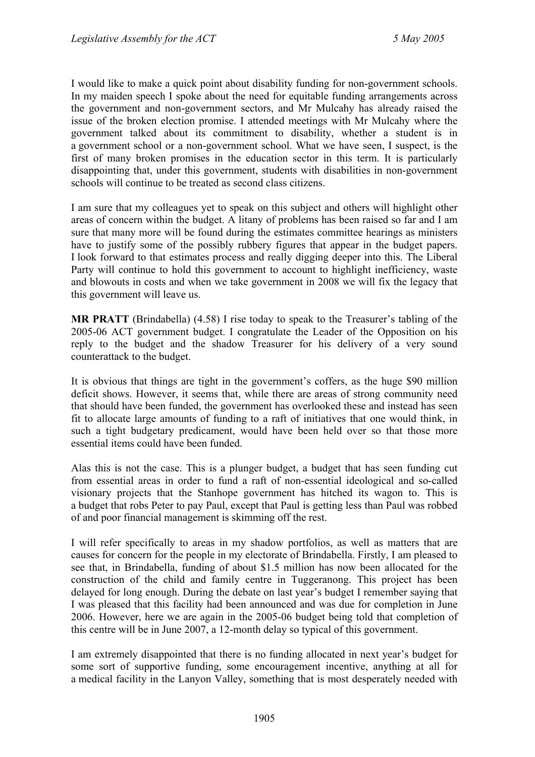I would like to make a quick point about disability funding for non-government schools. In my maiden speech I spoke about the need for equitable funding arrangements across the government and non-government sectors, and Mr Mulcahy has already raised the issue of the broken election promise. I attended meetings with Mr Mulcahy where the government talked about its commitment to disability, whether a student is in a government school or a non-government school. What we have seen, I suspect, is the first of many broken promises in the education sector in this term. It is particularly disappointing that, under this government, students with disabilities in non-government schools will continue to be treated as second class citizens.

I am sure that my colleagues yet to speak on this subject and others will highlight other areas of concern within the budget. A litany of problems has been raised so far and I am sure that many more will be found during the estimates committee hearings as ministers have to justify some of the possibly rubbery figures that appear in the budget papers. I look forward to that estimates process and really digging deeper into this. The Liberal Party will continue to hold this government to account to highlight inefficiency, waste and blowouts in costs and when we take government in 2008 we will fix the legacy that this government will leave us.

**MR PRATT** (Brindabella) (4.58) I rise today to speak to the Treasurer's tabling of the 2005-06 ACT government budget. I congratulate the Leader of the Opposition on his reply to the budget and the shadow Treasurer for his delivery of a very sound counterattack to the budget.

It is obvious that things are tight in the government's coffers, as the huge $90 million deficit shows. However, it seems that, while there are areas of strong community need that should have been funded, the government has overlooked these and instead has seen fit to allocate large amounts of funding to a raft of initiatives that one would think, in such a tight budgetary predicament, would have been held over so that those more essential items could have been funded.

Alas this is not the case. This is a plunger budget, a budget that has seen funding cut from essential areas in order to fund a raft of non-essential ideological and so-called visionary projects that the Stanhope government has hitched its wagon to. This is a budget that robs Peter to pay Paul, except that Paul is getting less than Paul was robbed of and poor financial management is skimming off the rest.

I will refer specifically to areas in my shadow portfolios, as well as matters that are causes for concern for the people in my electorate of Brindabella. Firstly, I am pleased to see that, in Brindabella, funding of about $1.5 million has now been allocated for the construction of the child and family centre in Tuggeranong. This project has been delayed for long enough. During the debate on last year's budget I remember saying that I was pleased that this facility had been announced and was due for completion in June 2006. However, here we are again in the 2005-06 budget being told that completion of this centre will be in June 2007, a 12-month delay so typical of this government.

I am extremely disappointed that there is no funding allocated in next year's budget for some sort of supportive funding, some encouragement incentive, anything at all for a medical facility in the Lanyon Valley, something that is most desperately needed with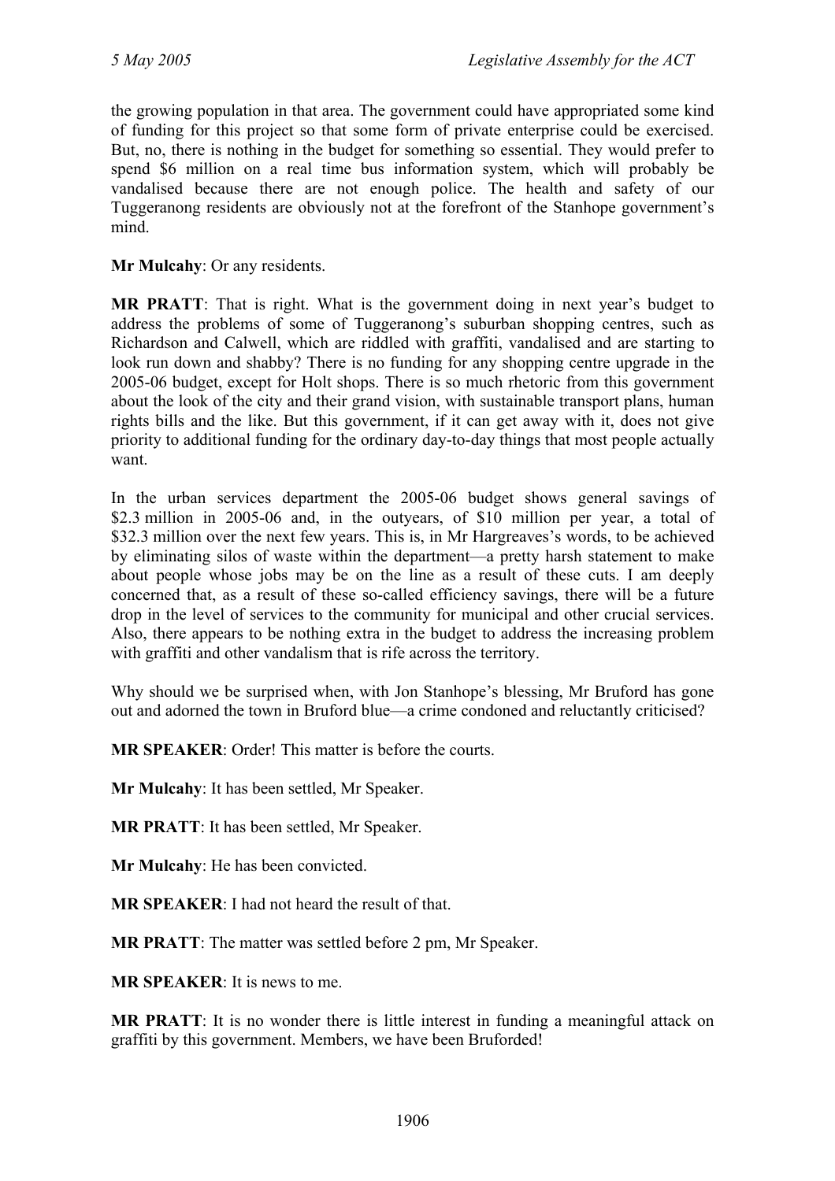the growing population in that area. The government could have appropriated some kind of funding for this project so that some form of private enterprise could be exercised. But, no, there is nothing in the budget for something so essential. They would prefer to spend \$6 million on a real time bus information system, which will probably be vandalised because there are not enough police. The health and safety of our Tuggeranong residents are obviously not at the forefront of the Stanhope government's mind.

**Mr Mulcahy**: Or any residents.

**MR PRATT**: That is right. What is the government doing in next year's budget to address the problems of some of Tuggeranong's suburban shopping centres, such as Richardson and Calwell, which are riddled with graffiti, vandalised and are starting to look run down and shabby? There is no funding for any shopping centre upgrade in the 2005-06 budget, except for Holt shops. There is so much rhetoric from this government about the look of the city and their grand vision, with sustainable transport plans, human rights bills and the like. But this government, if it can get away with it, does not give priority to additional funding for the ordinary day-to-day things that most people actually want.

In the urban services department the 2005-06 budget shows general savings of \$2.3 million in 2005-06 and, in the outyears, of \$10 million per year, a total of \$32.3 million over the next few years. This is, in Mr Hargreaves's words, to be achieved by eliminating silos of waste within the department—a pretty harsh statement to make about people whose jobs may be on the line as a result of these cuts. I am deeply concerned that, as a result of these so-called efficiency savings, there will be a future drop in the level of services to the community for municipal and other crucial services. Also, there appears to be nothing extra in the budget to address the increasing problem with graffiti and other vandalism that is rife across the territory.

Why should we be surprised when, with Jon Stanhope's blessing, Mr Bruford has gone out and adorned the town in Bruford blue—a crime condoned and reluctantly criticised?

**MR SPEAKER**: Order! This matter is before the courts.

**Mr Mulcahy**: It has been settled, Mr Speaker.

**MR PRATT**: It has been settled, Mr Speaker.

**Mr Mulcahy**: He has been convicted.

**MR SPEAKER**: I had not heard the result of that.

**MR PRATT**: The matter was settled before 2 pm, Mr Speaker.

**MR SPEAKER**: It is news to me.

**MR PRATT**: It is no wonder there is little interest in funding a meaningful attack on graffiti by this government. Members, we have been Bruforded!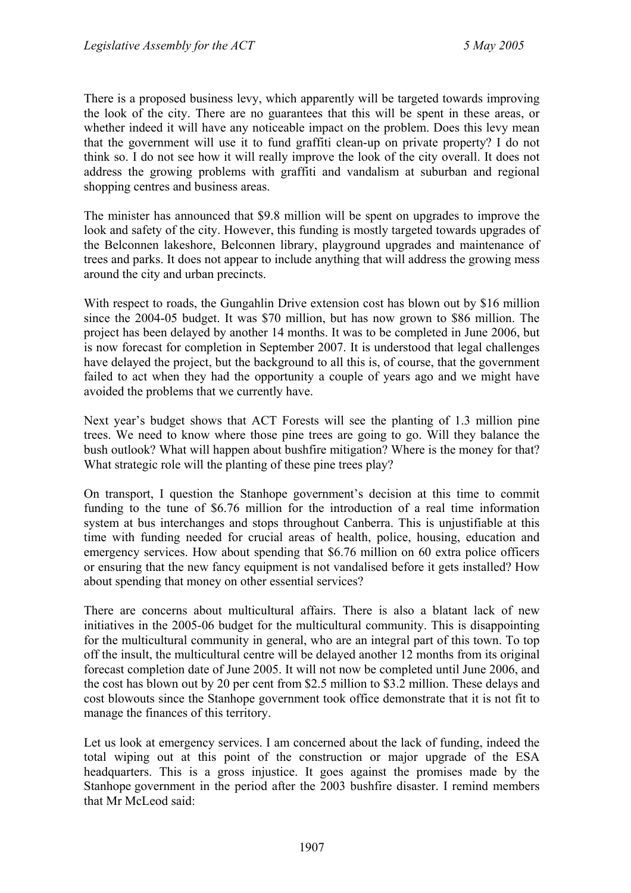There is a proposed business levy, which apparently will be targeted towards improving the look of the city. There are no guarantees that this will be spent in these areas, or whether indeed it will have any noticeable impact on the problem. Does this levy mean that the government will use it to fund graffiti clean-up on private property? I do not think so. I do not see how it will really improve the look of the city overall. It does not address the growing problems with graffiti and vandalism at suburban and regional shopping centres and business areas.

The minister has announced that $9.8 million will be spent on upgrades to improve the look and safety of the city. However, this funding is mostly targeted towards upgrades of the Belconnen lakeshore, Belconnen library, playground upgrades and maintenance of trees and parks. It does not appear to include anything that will address the growing mess around the city and urban precincts.

With respect to roads, the Gungahlin Drive extension cost has blown out by $16 million since the 2004-05 budget. It was $70 million, but has now grown to $86 million. The project has been delayed by another 14 months. It was to be completed in June 2006, but is now forecast for completion in September 2007. It is understood that legal challenges have delayed the project, but the background to all this is, of course, that the government failed to act when they had the opportunity a couple of years ago and we might have avoided the problems that we currently have.

Next year's budget shows that ACT Forests will see the planting of 1.3 million pine trees. We need to know where those pine trees are going to go. Will they balance the bush outlook? What will happen about bushfire mitigation? Where is the money for that? What strategic role will the planting of these pine trees play?

On transport, I question the Stanhope government's decision at this time to commit funding to the tune of $6.76 million for the introduction of a real time information system at bus interchanges and stops throughout Canberra. This is unjustifiable at this time with funding needed for crucial areas of health, police, housing, education and emergency services. How about spending that $6.76 million on 60 extra police officers or ensuring that the new fancy equipment is not vandalised before it gets installed? How about spending that money on other essential services?

There are concerns about multicultural affairs. There is also a blatant lack of new initiatives in the 2005-06 budget for the multicultural community. This is disappointing for the multicultural community in general, who are an integral part of this town. To top off the insult, the multicultural centre will be delayed another 12 months from its original forecast completion date of June 2005. It will not now be completed until June 2006, and the cost has blown out by 20 per cent from $2.5 million to $3.2 million. These delays and cost blowouts since the Stanhope government took office demonstrate that it is not fit to manage the finances of this territory.

Let us look at emergency services. I am concerned about the lack of funding, indeed the total wiping out at this point of the construction or major upgrade of the ESA headquarters. This is a gross injustice. It goes against the promises made by the Stanhope government in the period after the 2003 bushfire disaster. I remind members that Mr McLeod said: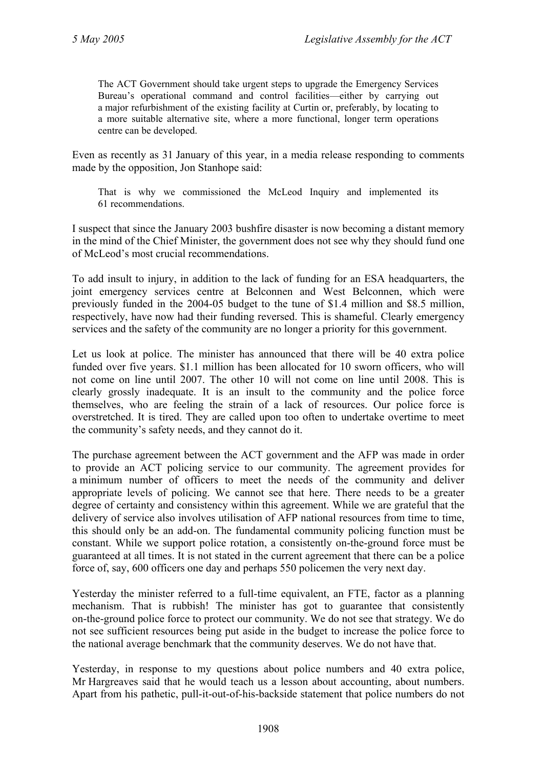> The ACT Government should take urgent steps to upgrade the Emergency Services Bureau's operational command and control facilities—either by carrying out a major refurbishment of the existing facility at Curtin or, preferably, by locating to a more suitable alternative site, where a more functional, longer term operations centre can be developed.

Even as recently as 31 January of this year, in a media release responding to comments made by the opposition, Jon Stanhope said:

> That is why we commissioned the McLeod Inquiry and implemented its 61 recommendations.

I suspect that since the January 2003 bushfire disaster is now becoming a distant memory in the mind of the Chief Minister, the government does not see why they should fund one of McLeod's most crucial recommendations.

To add insult to injury, in addition to the lack of funding for an ESA headquarters, the joint emergency services centre at Belconnen and West Belconnen, which were previously funded in the 2004-05 budget to the tune of $1.4 million and $8.5 million, respectively, have now had their funding reversed. This is shameful. Clearly emergency services and the safety of the community are no longer a priority for this government.

Let us look at police. The minister has announced that there will be 40 extra police funded over five years. $1.1 million has been allocated for 10 sworn officers, who will not come on line until 2007. The other 10 will not come on line until 2008. This is clearly grossly inadequate. It is an insult to the community and the police force themselves, who are feeling the strain of a lack of resources. Our police force is overstretched. It is tired. They are called upon too often to undertake overtime to meet the community's safety needs, and they cannot do it.

The purchase agreement between the ACT government and the AFP was made in order to provide an ACT policing service to our community. The agreement provides for a minimum number of officers to meet the needs of the community and deliver appropriate levels of policing. We cannot see that here. There needs to be a greater degree of certainty and consistency within this agreement. While we are grateful that the delivery of service also involves utilisation of AFP national resources from time to time, this should only be an add-on. The fundamental community policing function must be constant. While we support police rotation, a consistently on-the-ground force must be guaranteed at all times. It is not stated in the current agreement that there can be a police force of, say, 600 officers one day and perhaps 550 policemen the very next day.

Yesterday the minister referred to a full-time equivalent, an FTE, factor as a planning mechanism. That is rubbish! The minister has got to guarantee that consistently on-the-ground police force to protect our community. We do not see that strategy. We do not see sufficient resources being put aside in the budget to increase the police force to the national average benchmark that the community deserves. We do not have that.

Yesterday, in response to my questions about police numbers and 40 extra police, Mr Hargreaves said that he would teach us a lesson about accounting, about numbers. Apart from his pathetic, pull-it-out-of-his-backside statement that police numbers do not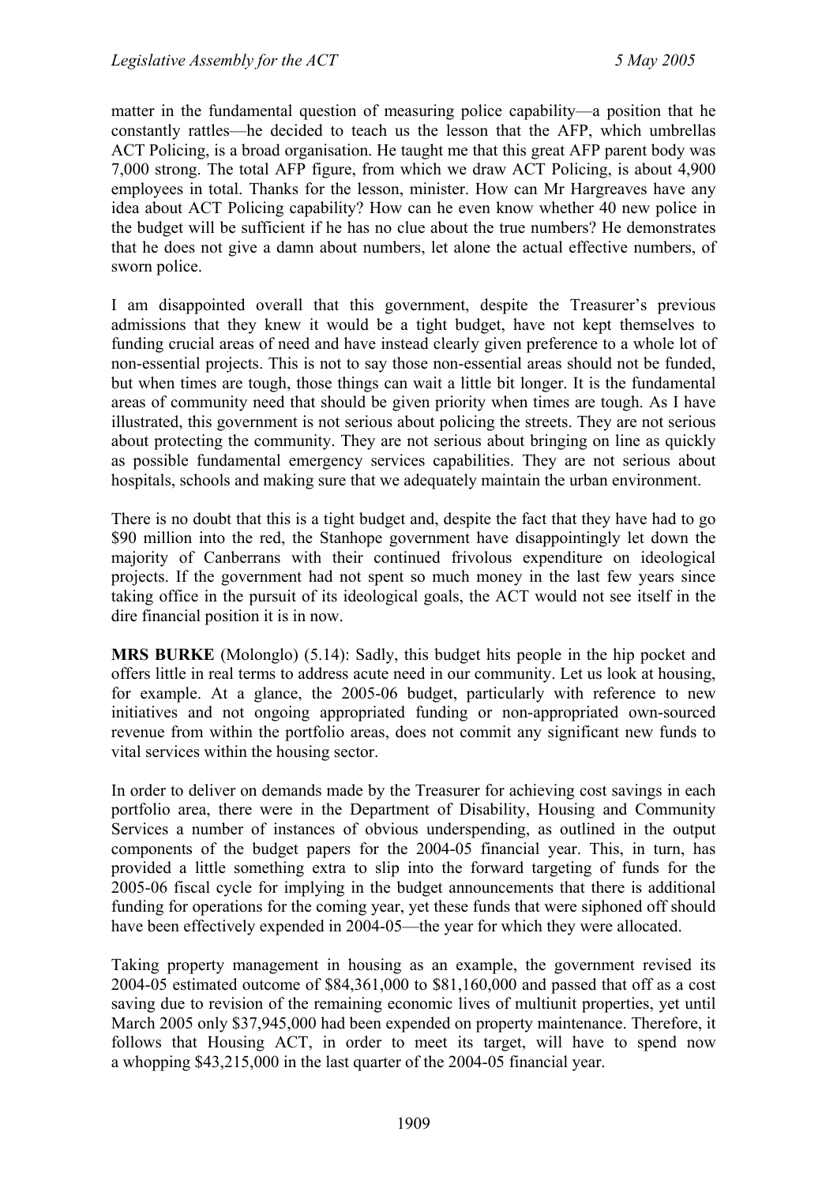matter in the fundamental question of measuring police capability—a position that he constantly rattles—he decided to teach us the lesson that the AFP, which umbrellas ACT Policing, is a broad organisation. He taught me that this great AFP parent body was 7,000 strong. The total AFP figure, from which we draw ACT Policing, is about 4,900 employees in total. Thanks for the lesson, minister. How can Mr Hargreaves have any idea about ACT Policing capability? How can he even know whether 40 new police in the budget will be sufficient if he has no clue about the true numbers? He demonstrates that he does not give a damn about numbers, let alone the actual effective numbers, of sworn police.

I am disappointed overall that this government, despite the Treasurer's previous admissions that they knew it would be a tight budget, have not kept themselves to funding crucial areas of need and have instead clearly given preference to a whole lot of non-essential projects. This is not to say those non-essential areas should not be funded, but when times are tough, those things can wait a little bit longer. It is the fundamental areas of community need that should be given priority when times are tough. As I have illustrated, this government is not serious about policing the streets. They are not serious about protecting the community. They are not serious about bringing on line as quickly as possible fundamental emergency services capabilities. They are not serious about hospitals, schools and making sure that we adequately maintain the urban environment.

There is no doubt that this is a tight budget and, despite the fact that they have had to go $90 million into the red, the Stanhope government have disappointingly let down the majority of Canberrans with their continued frivolous expenditure on ideological projects. If the government had not spent so much money in the last few years since taking office in the pursuit of its ideological goals, the ACT would not see itself in the dire financial position it is in now.

**MRS BURKE** (Molonglo) (5.14): Sadly, this budget hits people in the hip pocket and offers little in real terms to address acute need in our community. Let us look at housing, for example. At a glance, the 2005-06 budget, particularly with reference to new initiatives and not ongoing appropriated funding or non-appropriated own-sourced revenue from within the portfolio areas, does not commit any significant new funds to vital services within the housing sector.

In order to deliver on demands made by the Treasurer for achieving cost savings in each portfolio area, there were in the Department of Disability, Housing and Community Services a number of instances of obvious underspending, as outlined in the output components of the budget papers for the 2004-05 financial year. This, in turn, has provided a little something extra to slip into the forward targeting of funds for the 2005-06 fiscal cycle for implying in the budget announcements that there is additional funding for operations for the coming year, yet these funds that were siphoned off should have been effectively expended in 2004-05—the year for which they were allocated.

Taking property management in housing as an example, the government revised its 2004-05 estimated outcome of $84,361,000 to $81,160,000 and passed that off as a cost saving due to revision of the remaining economic lives of multiunit properties, yet until March 2005 only $37,945,000 had been expended on property maintenance. Therefore, it follows that Housing ACT, in order to meet its target, will have to spend now a whopping $43,215,000 in the last quarter of the 2004-05 financial year.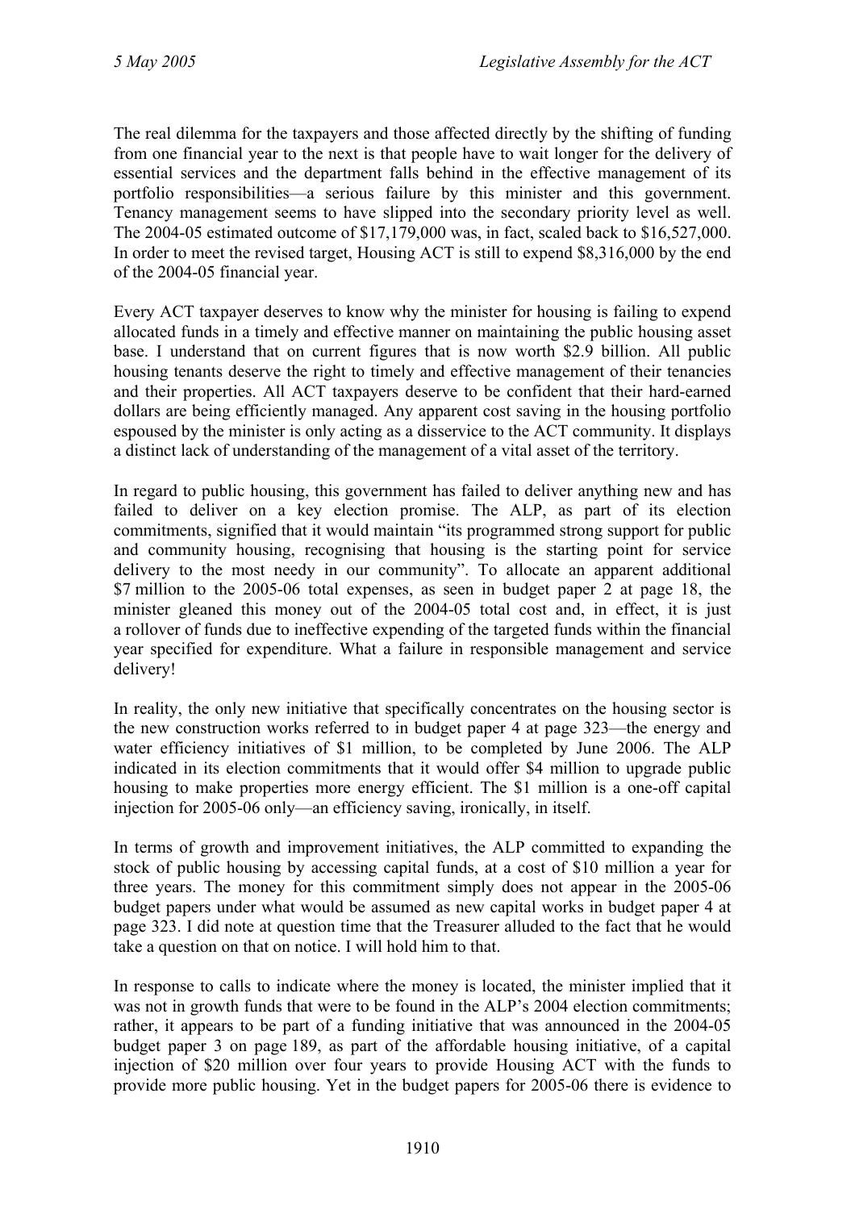The real dilemma for the taxpayers and those affected directly by the shifting of funding from one financial year to the next is that people have to wait longer for the delivery of essential services and the department falls behind in the effective management of its portfolio responsibilities—a serious failure by this minister and this government. Tenancy management seems to have slipped into the secondary priority level as well. The 2004-05 estimated outcome of $17,179,000 was, in fact, scaled back to $16,527,000. In order to meet the revised target, Housing ACT is still to expend $8,316,000 by the end of the 2004-05 financial year.

Every ACT taxpayer deserves to know why the minister for housing is failing to expend allocated funds in a timely and effective manner on maintaining the public housing asset base. I understand that on current figures that is now worth $2.9 billion. All public housing tenants deserve the right to timely and effective management of their tenancies and their properties. All ACT taxpayers deserve to be confident that their hard-earned dollars are being efficiently managed. Any apparent cost saving in the housing portfolio espoused by the minister is only acting as a disservice to the ACT community. It displays a distinct lack of understanding of the management of a vital asset of the territory.

In regard to public housing, this government has failed to deliver anything new and has failed to deliver on a key election promise. The ALP, as part of its election commitments, signified that it would maintain "its programmed strong support for public and community housing, recognising that housing is the starting point for service delivery to the most needy in our community". To allocate an apparent additional $7 million to the 2005-06 total expenses, as seen in budget paper 2 at page 18, the minister gleaned this money out of the 2004-05 total cost and, in effect, it is just a rollover of funds due to ineffective expending of the targeted funds within the financial year specified for expenditure. What a failure in responsible management and service delivery!

In reality, the only new initiative that specifically concentrates on the housing sector is the new construction works referred to in budget paper 4 at page 323—the energy and water efficiency initiatives of $1 million, to be completed by June 2006. The ALP indicated in its election commitments that it would offer $4 million to upgrade public housing to make properties more energy efficient. The $1 million is a one-off capital injection for 2005-06 only—an efficiency saving, ironically, in itself.

In terms of growth and improvement initiatives, the ALP committed to expanding the stock of public housing by accessing capital funds, at a cost of $10 million a year for three years. The money for this commitment simply does not appear in the 2005-06 budget papers under what would be assumed as new capital works in budget paper 4 at page 323. I did note at question time that the Treasurer alluded to the fact that he would take a question on that on notice. I will hold him to that.

In response to calls to indicate where the money is located, the minister implied that it was not in growth funds that were to be found in the ALP's 2004 election commitments; rather, it appears to be part of a funding initiative that was announced in the 2004-05 budget paper 3 on page 189, as part of the affordable housing initiative, of a capital injection of $20 million over four years to provide Housing ACT with the funds to provide more public housing. Yet in the budget papers for 2005-06 there is evidence to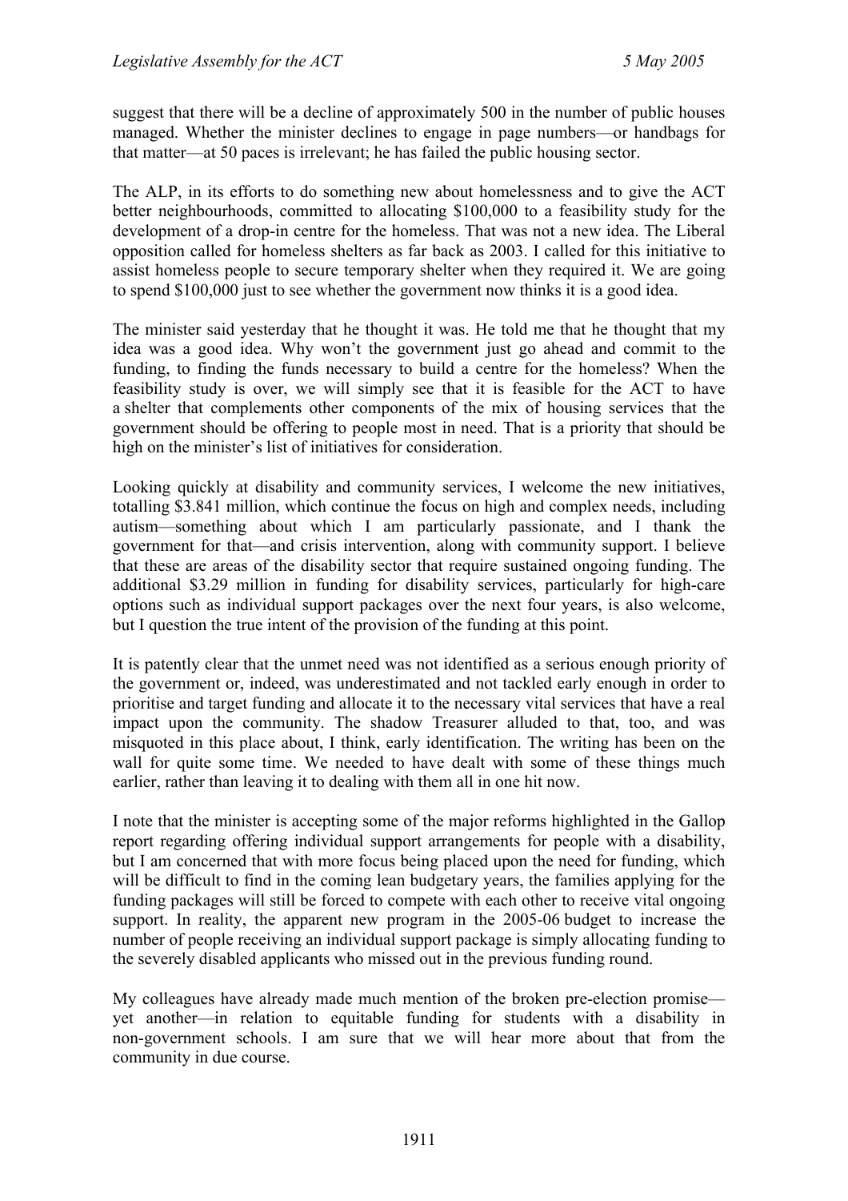suggest that there will be a decline of approximately 500 in the number of public houses managed. Whether the minister declines to engage in page numbers—or handbags for that matter—at 50 paces is irrelevant; he has failed the public housing sector.

The ALP, in its efforts to do something new about homelessness and to give the ACT better neighbourhoods, committed to allocating $100,000 to a feasibility study for the development of a drop-in centre for the homeless. That was not a new idea. The Liberal opposition called for homeless shelters as far back as 2003. I called for this initiative to assist homeless people to secure temporary shelter when they required it. We are going to spend $100,000 just to see whether the government now thinks it is a good idea.

The minister said yesterday that he thought it was. He told me that he thought that my idea was a good idea. Why won't the government just go ahead and commit to the funding, to finding the funds necessary to build a centre for the homeless? When the feasibility study is over, we will simply see that it is feasible for the ACT to have a shelter that complements other components of the mix of housing services that the government should be offering to people most in need. That is a priority that should be high on the minister's list of initiatives for consideration.

Looking quickly at disability and community services, I welcome the new initiatives, totalling $3.841 million, which continue the focus on high and complex needs, including autism—something about which I am particularly passionate, and I thank the government for that—and crisis intervention, along with community support. I believe that these are areas of the disability sector that require sustained ongoing funding. The additional $3.29 million in funding for disability services, particularly for high-care options such as individual support packages over the next four years, is also welcome, but I question the true intent of the provision of the funding at this point.

It is patently clear that the unmet need was not identified as a serious enough priority of the government or, indeed, was underestimated and not tackled early enough in order to prioritise and target funding and allocate it to the necessary vital services that have a real impact upon the community. The shadow Treasurer alluded to that, too, and was misquoted in this place about, I think, early identification. The writing has been on the wall for quite some time. We needed to have dealt with some of these things much earlier, rather than leaving it to dealing with them all in one hit now.

I note that the minister is accepting some of the major reforms highlighted in the Gallop report regarding offering individual support arrangements for people with a disability, but I am concerned that with more focus being placed upon the need for funding, which will be difficult to find in the coming lean budgetary years, the families applying for the funding packages will still be forced to compete with each other to receive vital ongoing support. In reality, the apparent new program in the 2005-06 budget to increase the number of people receiving an individual support package is simply allocating funding to the severely disabled applicants who missed out in the previous funding round.

My colleagues have already made much mention of the broken pre-election promise—yet another—in relation to equitable funding for students with a disability in non-government schools. I am sure that we will hear more about that from the community in due course.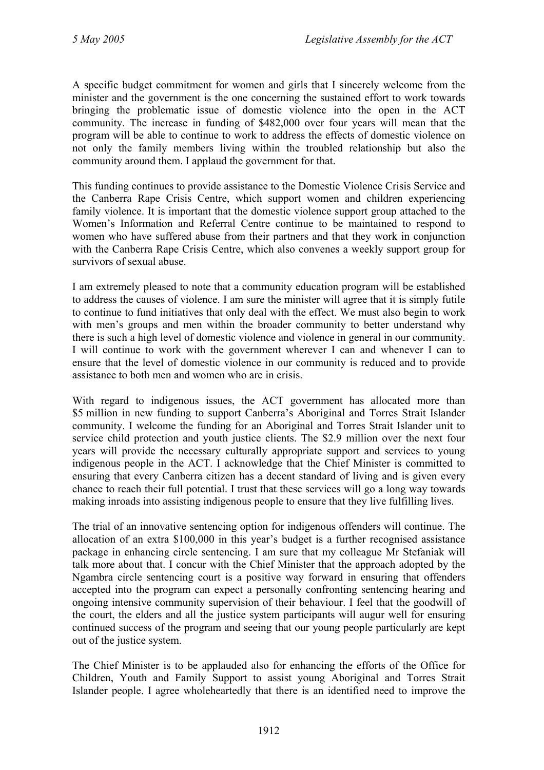A specific budget commitment for women and girls that I sincerely welcome from the minister and the government is the one concerning the sustained effort to work towards bringing the problematic issue of domestic violence into the open in the ACT community. The increase in funding of $482,000 over four years will mean that the program will be able to continue to work to address the effects of domestic violence on not only the family members living within the troubled relationship but also the community around them. I applaud the government for that.

This funding continues to provide assistance to the Domestic Violence Crisis Service and the Canberra Rape Crisis Centre, which support women and children experiencing family violence. It is important that the domestic violence support group attached to the Women's Information and Referral Centre continue to be maintained to respond to women who have suffered abuse from their partners and that they work in conjunction with the Canberra Rape Crisis Centre, which also convenes a weekly support group for survivors of sexual abuse.

I am extremely pleased to note that a community education program will be established to address the causes of violence. I am sure the minister will agree that it is simply futile to continue to fund initiatives that only deal with the effect. We must also begin to work with men's groups and men within the broader community to better understand why there is such a high level of domestic violence and violence in general in our community. I will continue to work with the government wherever I can and whenever I can to ensure that the level of domestic violence in our community is reduced and to provide assistance to both men and women who are in crisis.

With regard to indigenous issues, the ACT government has allocated more than $5 million in new funding to support Canberra's Aboriginal and Torres Strait Islander community. I welcome the funding for an Aboriginal and Torres Strait Islander unit to service child protection and youth justice clients. The $2.9 million over the next four years will provide the necessary culturally appropriate support and services to young indigenous people in the ACT. I acknowledge that the Chief Minister is committed to ensuring that every Canberra citizen has a decent standard of living and is given every chance to reach their full potential. I trust that these services will go a long way towards making inroads into assisting indigenous people to ensure that they live fulfilling lives.

The trial of an innovative sentencing option for indigenous offenders will continue. The allocation of an extra $100,000 in this year's budget is a further recognised assistance package in enhancing circle sentencing. I am sure that my colleague Mr Stefaniak will talk more about that. I concur with the Chief Minister that the approach adopted by the Ngambra circle sentencing court is a positive way forward in ensuring that offenders accepted into the program can expect a personally confronting sentencing hearing and ongoing intensive community supervision of their behaviour. I feel that the goodwill of the court, the elders and all the justice system participants will augur well for ensuring continued success of the program and seeing that our young people particularly are kept out of the justice system.

The Chief Minister is to be applauded also for enhancing the efforts of the Office for Children, Youth and Family Support to assist young Aboriginal and Torres Strait Islander people. I agree wholeheartedly that there is an identified need to improve the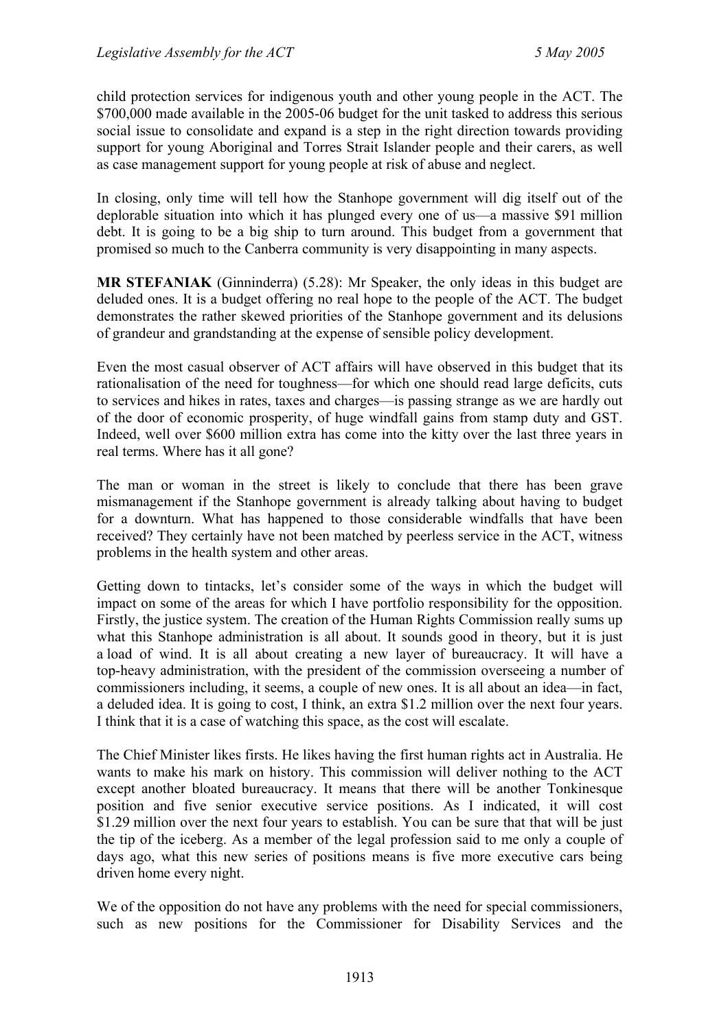child protection services for indigenous youth and other young people in the ACT. The $700,000 made available in the 2005-06 budget for the unit tasked to address this serious social issue to consolidate and expand is a step in the right direction towards providing support for young Aboriginal and Torres Strait Islander people and their carers, as well as case management support for young people at risk of abuse and neglect.

In closing, only time will tell how the Stanhope government will dig itself out of the deplorable situation into which it has plunged every one of us—a massive $91 million debt. It is going to be a big ship to turn around. This budget from a government that promised so much to the Canberra community is very disappointing in many aspects.

**MR STEFANIAK** (Ginninderra) (5.28): Mr Speaker, the only ideas in this budget are deluded ones. It is a budget offering no real hope to the people of the ACT. The budget demonstrates the rather skewed priorities of the Stanhope government and its delusions of grandeur and grandstanding at the expense of sensible policy development.

Even the most casual observer of ACT affairs will have observed in this budget that its rationalisation of the need for toughness—for which one should read large deficits, cuts to services and hikes in rates, taxes and charges—is passing strange as we are hardly out of the door of economic prosperity, of huge windfall gains from stamp duty and GST. Indeed, well over $600 million extra has come into the kitty over the last three years in real terms. Where has it all gone?

The man or woman in the street is likely to conclude that there has been grave mismanagement if the Stanhope government is already talking about having to budget for a downturn. What has happened to those considerable windfalls that have been received? They certainly have not been matched by peerless service in the ACT, witness problems in the health system and other areas.

Getting down to tintacks, let's consider some of the ways in which the budget will impact on some of the areas for which I have portfolio responsibility for the opposition. Firstly, the justice system. The creation of the Human Rights Commission really sums up what this Stanhope administration is all about. It sounds good in theory, but it is just a load of wind. It is all about creating a new layer of bureaucracy. It will have a top-heavy administration, with the president of the commission overseeing a number of commissioners including, it seems, a couple of new ones. It is all about an idea—in fact, a deluded idea. It is going to cost, I think, an extra $1.2 million over the next four years. I think that it is a case of watching this space, as the cost will escalate.

The Chief Minister likes firsts. He likes having the first human rights act in Australia. He wants to make his mark on history. This commission will deliver nothing to the ACT except another bloated bureaucracy. It means that there will be another Tonkinesque position and five senior executive service positions. As I indicated, it will cost $1.29 million over the next four years to establish. You can be sure that that will be just the tip of the iceberg. As a member of the legal profession said to me only a couple of days ago, what this new series of positions means is five more executive cars being driven home every night.

We of the opposition do not have any problems with the need for special commissioners, such as new positions for the Commissioner for Disability Services and the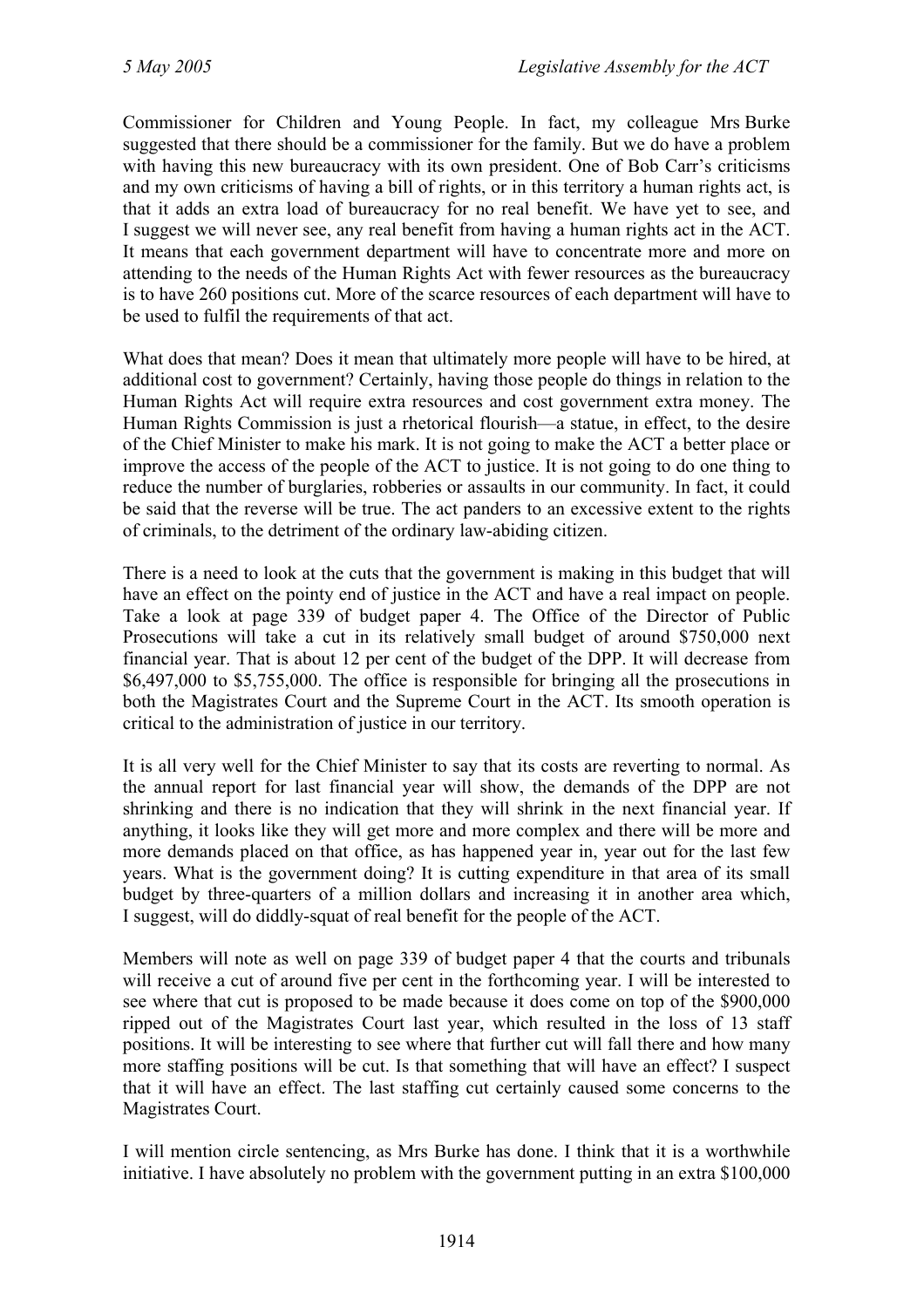Commissioner for Children and Young People. In fact, my colleague Mrs Burke suggested that there should be a commissioner for the family. But we do have a problem with having this new bureaucracy with its own president. One of Bob Carr's criticisms and my own criticisms of having a bill of rights, or in this territory a human rights act, is that it adds an extra load of bureaucracy for no real benefit. We have yet to see, and I suggest we will never see, any real benefit from having a human rights act in the ACT. It means that each government department will have to concentrate more and more on attending to the needs of the Human Rights Act with fewer resources as the bureaucracy is to have 260 positions cut. More of the scarce resources of each department will have to be used to fulfil the requirements of that act.

What does that mean? Does it mean that ultimately more people will have to be hired, at additional cost to government? Certainly, having those people do things in relation to the Human Rights Act will require extra resources and cost government extra money. The Human Rights Commission is just a rhetorical flourish—a statue, in effect, to the desire of the Chief Minister to make his mark. It is not going to make the ACT a better place or improve the access of the people of the ACT to justice. It is not going to do one thing to reduce the number of burglaries, robberies or assaults in our community. In fact, it could be said that the reverse will be true. The act panders to an excessive extent to the rights of criminals, to the detriment of the ordinary law-abiding citizen.

There is a need to look at the cuts that the government is making in this budget that will have an effect on the pointy end of justice in the ACT and have a real impact on people. Take a look at page 339 of budget paper 4. The Office of the Director of Public Prosecutions will take a cut in its relatively small budget of around $750,000 next financial year. That is about 12 per cent of the budget of the DPP. It will decrease from $6,497,000 to $5,755,000. The office is responsible for bringing all the prosecutions in both the Magistrates Court and the Supreme Court in the ACT. Its smooth operation is critical to the administration of justice in our territory.

It is all very well for the Chief Minister to say that its costs are reverting to normal. As the annual report for last financial year will show, the demands of the DPP are not shrinking and there is no indication that they will shrink in the next financial year. If anything, it looks like they will get more and more complex and there will be more and more demands placed on that office, as has happened year in, year out for the last few years. What is the government doing? It is cutting expenditure in that area of its small budget by three-quarters of a million dollars and increasing it in another area which, I suggest, will do diddly-squat of real benefit for the people of the ACT.

Members will note as well on page 339 of budget paper 4 that the courts and tribunals will receive a cut of around five per cent in the forthcoming year. I will be interested to see where that cut is proposed to be made because it does come on top of the $900,000 ripped out of the Magistrates Court last year, which resulted in the loss of 13 staff positions. It will be interesting to see where that further cut will fall there and how many more staffing positions will be cut. Is that something that will have an effect? I suspect that it will have an effect. The last staffing cut certainly caused some concerns to the Magistrates Court.

I will mention circle sentencing, as Mrs Burke has done. I think that it is a worthwhile initiative. I have absolutely no problem with the government putting in an extra $100,000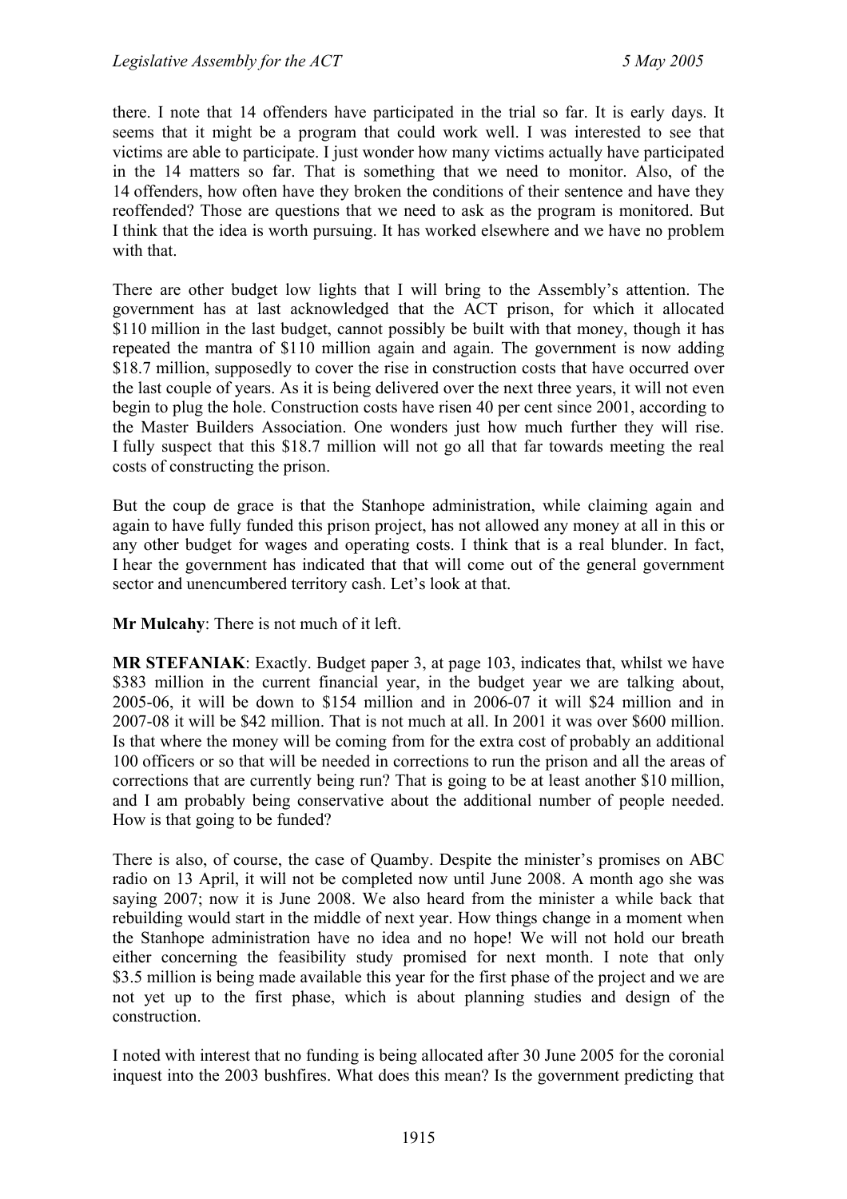there. I note that 14 offenders have participated in the trial so far. It is early days. It seems that it might be a program that could work well. I was interested to see that victims are able to participate. I just wonder how many victims actually have participated in the 14 matters so far. That is something that we need to monitor. Also, of the 14 offenders, how often have they broken the conditions of their sentence and have they reoffended? Those are questions that we need to ask as the program is monitored. But I think that the idea is worth pursuing. It has worked elsewhere and we have no problem with that.

There are other budget low lights that I will bring to the Assembly's attention. The government has at last acknowledged that the ACT prison, for which it allocated $110 million in the last budget, cannot possibly be built with that money, though it has repeated the mantra of $110 million again and again. The government is now adding $18.7 million, supposedly to cover the rise in construction costs that have occurred over the last couple of years. As it is being delivered over the next three years, it will not even begin to plug the hole. Construction costs have risen 40 per cent since 2001, according to the Master Builders Association. One wonders just how much further they will rise. I fully suspect that this $18.7 million will not go all that far towards meeting the real costs of constructing the prison.

But the coup de grace is that the Stanhope administration, while claiming again and again to have fully funded this prison project, has not allowed any money at all in this or any other budget for wages and operating costs. I think that is a real blunder. In fact, I hear the government has indicated that that will come out of the general government sector and unencumbered territory cash. Let's look at that.

**Mr Mulcahy**: There is not much of it left.

**MR STEFANIAK**: Exactly. Budget paper 3, at page 103, indicates that, whilst we have $383 million in the current financial year, in the budget year we are talking about, 2005-06, it will be down to $154 million and in 2006-07 it will $24 million and in 2007-08 it will be $42 million. That is not much at all. In 2001 it was over $600 million. Is that where the money will be coming from for the extra cost of probably an additional 100 officers or so that will be needed in corrections to run the prison and all the areas of corrections that are currently being run? That is going to be at least another $10 million, and I am probably being conservative about the additional number of people needed. How is that going to be funded?

There is also, of course, the case of Quamby. Despite the minister's promises on ABC radio on 13 April, it will not be completed now until June 2008. A month ago she was saying 2007; now it is June 2008. We also heard from the minister a while back that rebuilding would start in the middle of next year. How things change in a moment when the Stanhope administration have no idea and no hope! We will not hold our breath either concerning the feasibility study promised for next month. I note that only $3.5 million is being made available this year for the first phase of the project and we are not yet up to the first phase, which is about planning studies and design of the construction.

I noted with interest that no funding is being allocated after 30 June 2005 for the coronial inquest into the 2003 bushfires. What does this mean? Is the government predicting that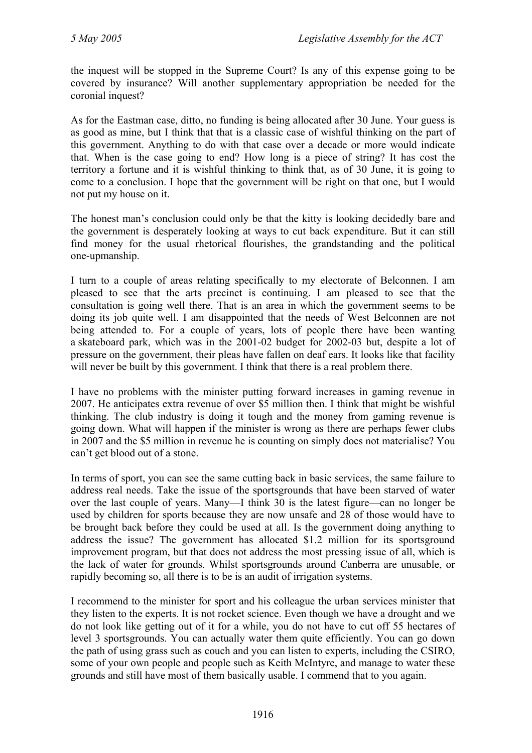the inquest will be stopped in the Supreme Court? Is any of this expense going to be covered by insurance? Will another supplementary appropriation be needed for the coronial inquest?

As for the Eastman case, ditto, no funding is being allocated after 30 June. Your guess is as good as mine, but I think that that is a classic case of wishful thinking on the part of this government. Anything to do with that case over a decade or more would indicate that. When is the case going to end? How long is a piece of string? It has cost the territory a fortune and it is wishful thinking to think that, as of 30 June, it is going to come to a conclusion. I hope that the government will be right on that one, but I would not put my house on it.

The honest man's conclusion could only be that the kitty is looking decidedly bare and the government is desperately looking at ways to cut back expenditure. But it can still find money for the usual rhetorical flourishes, the grandstanding and the political one-upmanship.

I turn to a couple of areas relating specifically to my electorate of Belconnen. I am pleased to see that the arts precinct is continuing. I am pleased to see that the consultation is going well there. That is an area in which the government seems to be doing its job quite well. I am disappointed that the needs of West Belconnen are not being attended to. For a couple of years, lots of people there have been wanting a skateboard park, which was in the 2001-02 budget for 2002-03 but, despite a lot of pressure on the government, their pleas have fallen on deaf ears. It looks like that facility will never be built by this government. I think that there is a real problem there.

I have no problems with the minister putting forward increases in gaming revenue in 2007. He anticipates extra revenue of over $5 million then. I think that might be wishful thinking. The club industry is doing it tough and the money from gaming revenue is going down. What will happen if the minister is wrong as there are perhaps fewer clubs in 2007 and the $5 million in revenue he is counting on simply does not materialise? You can't get blood out of a stone.

In terms of sport, you can see the same cutting back in basic services, the same failure to address real needs. Take the issue of the sportsgrounds that have been starved of water over the last couple of years. Many—I think 30 is the latest figure—can no longer be used by children for sports because they are now unsafe and 28 of those would have to be brought back before they could be used at all. Is the government doing anything to address the issue? The government has allocated $1.2 million for its sportsground improvement program, but that does not address the most pressing issue of all, which is the lack of water for grounds. Whilst sportsgrounds around Canberra are unusable, or rapidly becoming so, all there is to be is an audit of irrigation systems.

I recommend to the minister for sport and his colleague the urban services minister that they listen to the experts. It is not rocket science. Even though we have a drought and we do not look like getting out of it for a while, you do not have to cut off 55 hectares of level 3 sportsgrounds. You can actually water them quite efficiently. You can go down the path of using grass such as couch and you can listen to experts, including the CSIRO, some of your own people and people such as Keith McIntyre, and manage to water these grounds and still have most of them basically usable. I commend that to you again.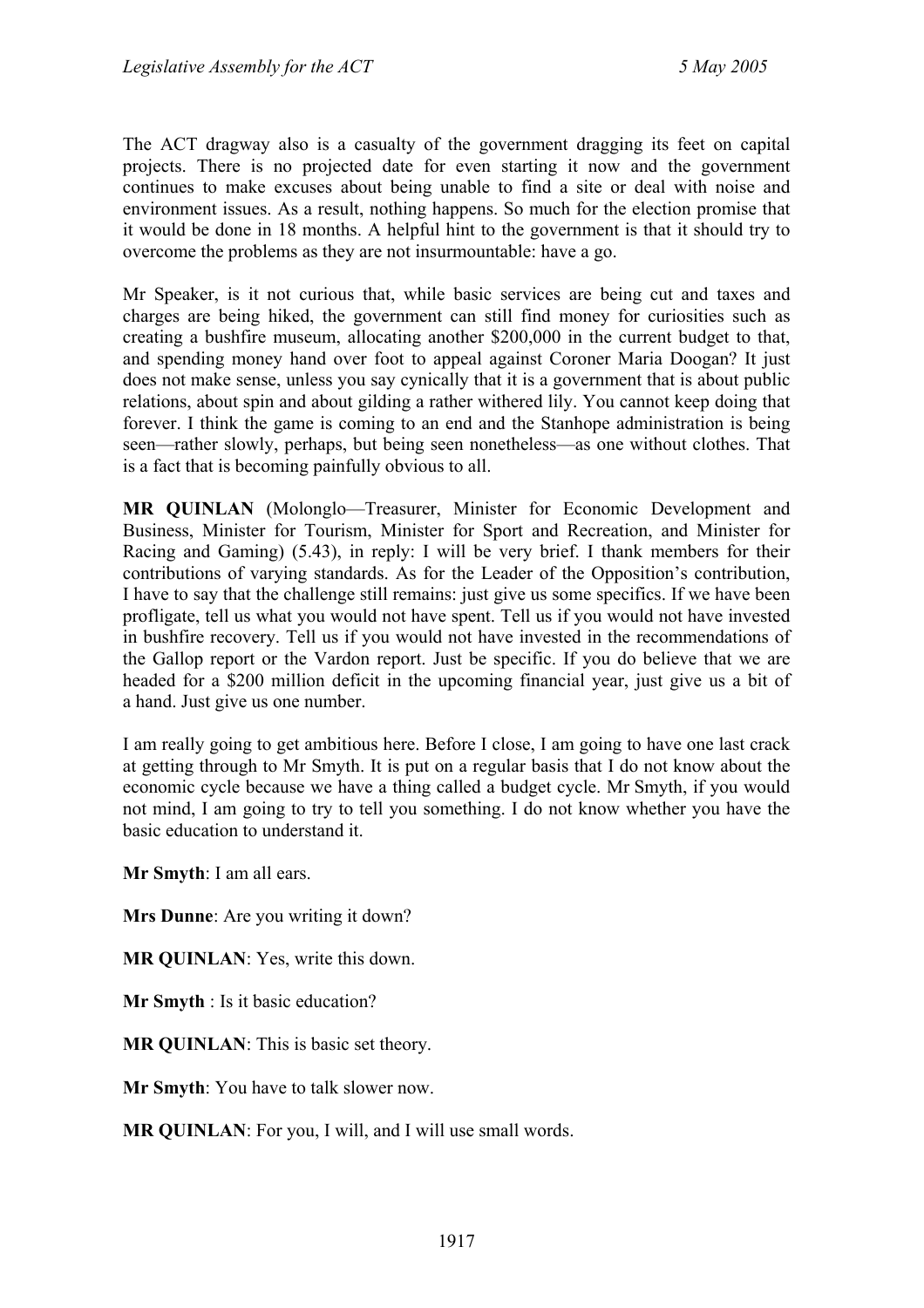The ACT dragway also is a casualty of the government dragging its feet on capital projects. There is no projected date for even starting it now and the government continues to make excuses about being unable to find a site or deal with noise and environment issues. As a result, nothing happens. So much for the election promise that it would be done in 18 months. A helpful hint to the government is that it should try to overcome the problems as they are not insurmountable: have a go.

Mr Speaker, is it not curious that, while basic services are being cut and taxes and charges are being hiked, the government can still find money for curiosities such as creating a bushfire museum, allocating another $200,000 in the current budget to that, and spending money hand over foot to appeal against Coroner Maria Doogan? It just does not make sense, unless you say cynically that it is a government that is about public relations, about spin and about gilding a rather withered lily. You cannot keep doing that forever. I think the game is coming to an end and the Stanhope administration is being seen—rather slowly, perhaps, but being seen nonetheless—as one without clothes. That is a fact that is becoming painfully obvious to all.

**MR QUINLAN** (Molonglo—Treasurer, Minister for Economic Development and Business, Minister for Tourism, Minister for Sport and Recreation, and Minister for Racing and Gaming) (5.43), in reply: I will be very brief. I thank members for their contributions of varying standards. As for the Leader of the Opposition's contribution, I have to say that the challenge still remains: just give us some specifics. If we have been profligate, tell us what you would not have spent. Tell us if you would not have invested in bushfire recovery. Tell us if you would not have invested in the recommendations of the Gallop report or the Vardon report. Just be specific. If you do believe that we are headed for a $200 million deficit in the upcoming financial year, just give us a bit of a hand. Just give us one number.

I am really going to get ambitious here. Before I close, I am going to have one last crack at getting through to Mr Smyth. It is put on a regular basis that I do not know about the economic cycle because we have a thing called a budget cycle. Mr Smyth, if you would not mind, I am going to try to tell you something. I do not know whether you have the basic education to understand it.

**Mr Smyth**: I am all ears.

**Mrs Dunne**: Are you writing it down?

**MR QUINLAN**: Yes, write this down.

**Mr Smyth** : Is it basic education?

**MR QUINLAN**: This is basic set theory.

**Mr Smyth**: You have to talk slower now.

**MR QUINLAN**: For you, I will, and I will use small words.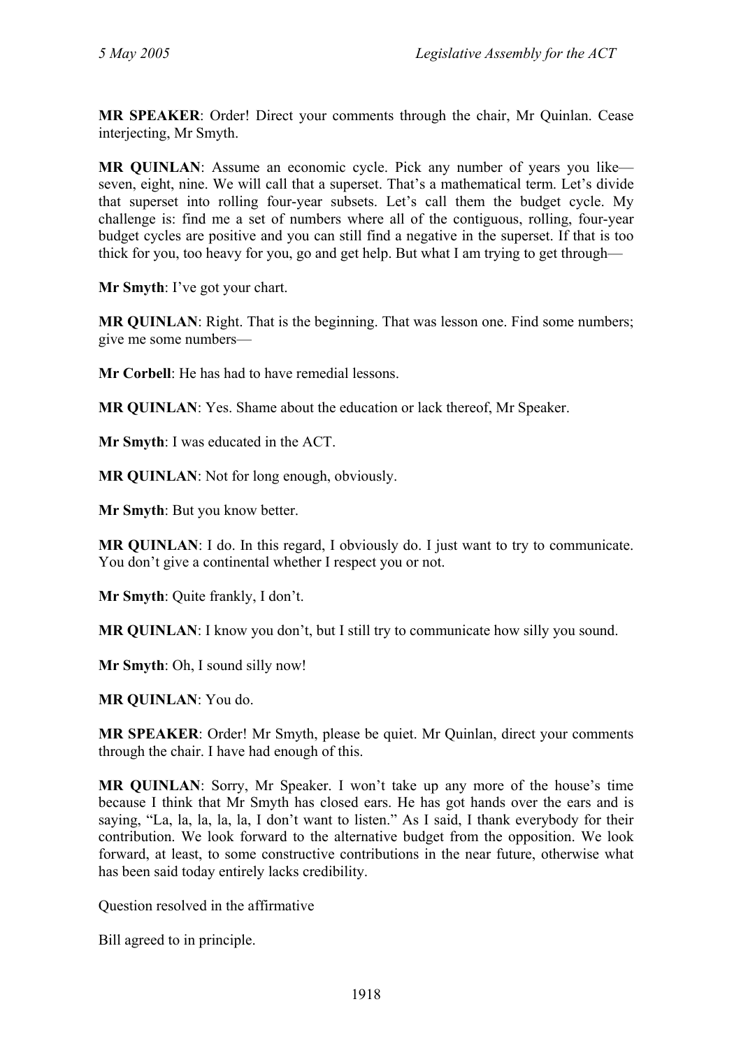**MR SPEAKER**: Order! Direct your comments through the chair, Mr Quinlan. Cease interjecting, Mr Smyth.

**MR QUINLAN**: Assume an economic cycle. Pick any number of years you like—seven, eight, nine. We will call that a superset. That's a mathematical term. Let's divide that superset into rolling four-year subsets. Let's call them the budget cycle. My challenge is: find me a set of numbers where all of the contiguous, rolling, four-year budget cycles are positive and you can still find a negative in the superset. If that is too thick for you, too heavy for you, go and get help. But what I am trying to get through—

**Mr Smyth**: I've got your chart.

**MR QUINLAN**: Right. That is the beginning. That was lesson one. Find some numbers; give me some numbers—

**Mr Corbell**: He has had to have remedial lessons.

**MR QUINLAN**: Yes. Shame about the education or lack thereof, Mr Speaker.

**Mr Smyth**: I was educated in the ACT.

**MR QUINLAN**: Not for long enough, obviously.

**Mr Smyth**: But you know better.

**MR QUINLAN**: I do. In this regard, I obviously do. I just want to try to communicate. You don't give a continental whether I respect you or not.

**Mr Smyth**: Quite frankly, I don't.

**MR QUINLAN**: I know you don't, but I still try to communicate how silly you sound.

**Mr Smyth**: Oh, I sound silly now!

**MR QUINLAN**: You do.

**MR SPEAKER**: Order! Mr Smyth, please be quiet. Mr Quinlan, direct your comments through the chair. I have had enough of this.

**MR QUINLAN**: Sorry, Mr Speaker. I won't take up any more of the house's time because I think that Mr Smyth has closed ears. He has got hands over the ears and is saying, "La, la, la, la, la, I don't want to listen." As I said, I thank everybody for their contribution. We look forward to the alternative budget from the opposition. We look forward, at least, to some constructive contributions in the near future, otherwise what has been said today entirely lacks credibility.

Question resolved in the affirmative

Bill agreed to in principle.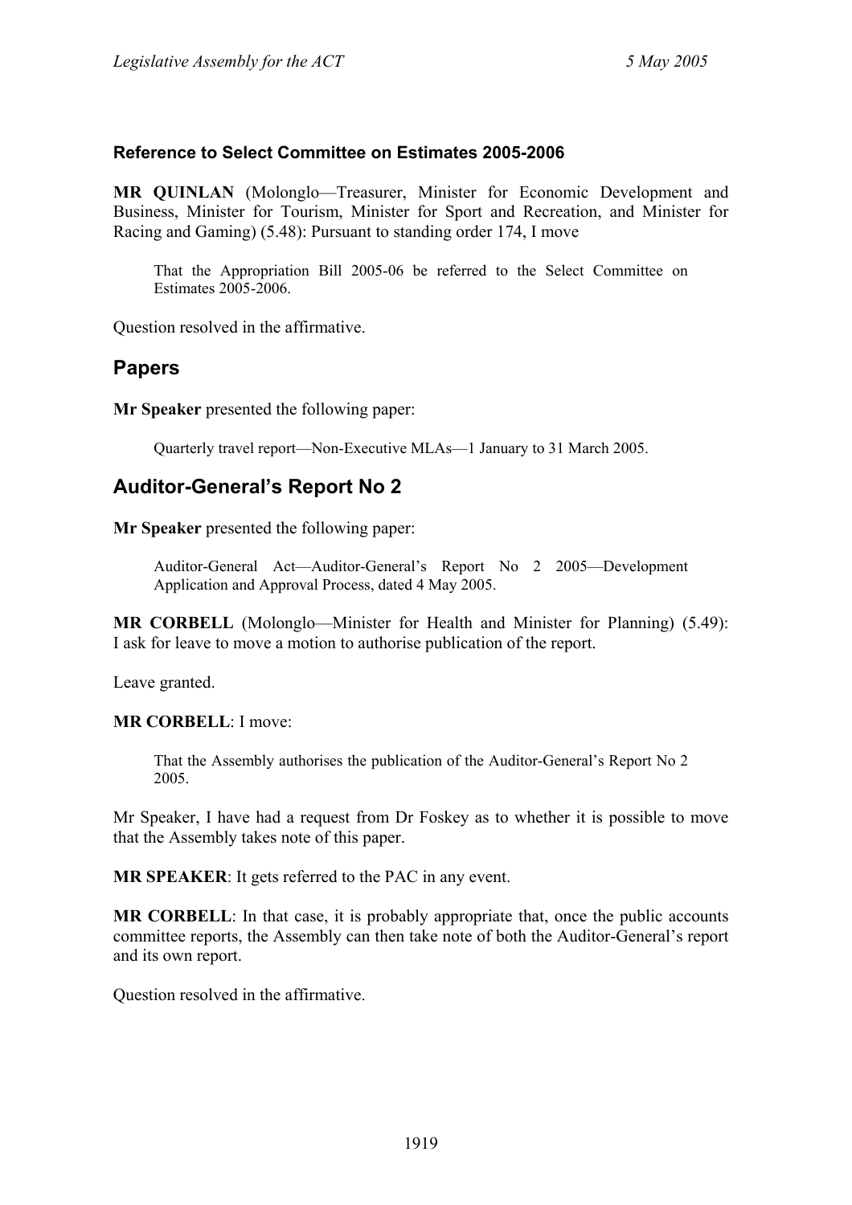### Reference to Select Committee on Estimates 2005-2006

**MR QUINLAN** (Molonglo—Treasurer, Minister for Economic Development and Business, Minister for Tourism, Minister for Sport and Recreation, and Minister for Racing and Gaming) (5.48): Pursuant to standing order 174, I move

> That the Appropriation Bill 2005-06 be referred to the Select Committee on Estimates 2005-2006.

Question resolved in the affirmative.

## Papers

**Mr Speaker** presented the following paper:

> Quarterly travel report—Non-Executive MLAs—1 January to 31 March 2005.

## Auditor-General's Report No 2

**Mr Speaker** presented the following paper:

> Auditor-General Act—Auditor-General's Report No 2 2005—Development Application and Approval Process, dated 4 May 2005.

**MR CORBELL** (Molonglo—Minister for Health and Minister for Planning) (5.49): I ask for leave to move a motion to authorise publication of the report.

Leave granted.

**MR CORBELL**: I move:

> That the Assembly authorises the publication of the Auditor-General's Report No 2 2005.

Mr Speaker, I have had a request from Dr Foskey as to whether it is possible to move that the Assembly takes note of this paper.

**MR SPEAKER**: It gets referred to the PAC in any event.

**MR CORBELL**: In that case, it is probably appropriate that, once the public accounts committee reports, the Assembly can then take note of both the Auditor-General's report and its own report.

Question resolved in the affirmative.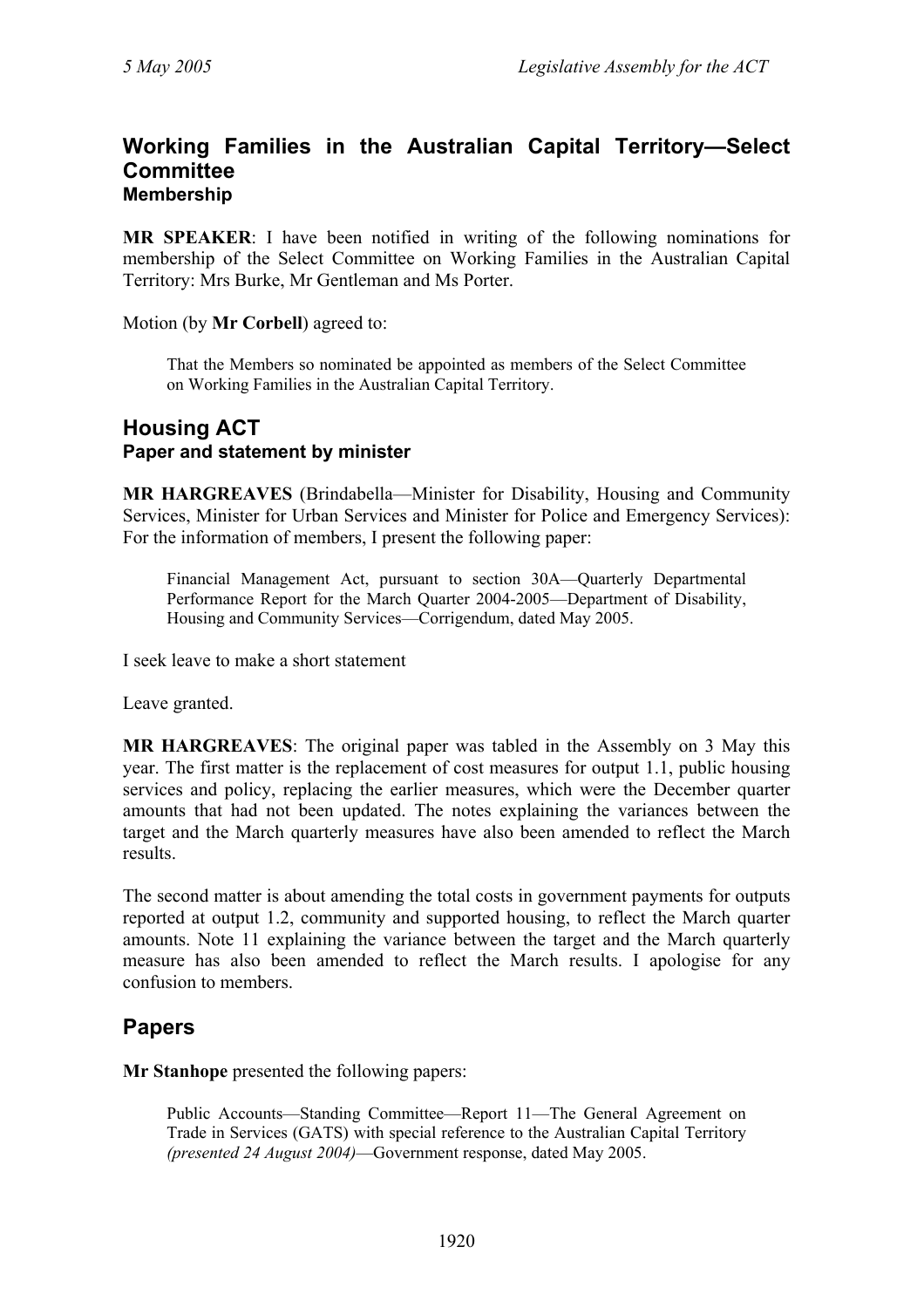## Working Families in the Australian Capital Territory—Select Committee

### Membership

**MR SPEAKER**: I have been notified in writing of the following nominations for membership of the Select Committee on Working Families in the Australian Capital Territory: Mrs Burke, Mr Gentleman and Ms Porter.

Motion (by **Mr Corbell**) agreed to:

> That the Members so nominated be appointed as members of the Select Committee on Working Families in the Australian Capital Territory.

## Housing ACT

### Paper and statement by minister

**MR HARGREAVES** (Brindabella—Minister for Disability, Housing and Community Services, Minister for Urban Services and Minister for Police and Emergency Services): For the information of members, I present the following paper:

> Financial Management Act, pursuant to section 30A—Quarterly Departmental Performance Report for the March Quarter 2004-2005—Department of Disability, Housing and Community Services—Corrigendum, dated May 2005.

I seek leave to make a short statement

Leave granted.

**MR HARGREAVES**: The original paper was tabled in the Assembly on 3 May this year. The first matter is the replacement of cost measures for output 1.1, public housing services and policy, replacing the earlier measures, which were the December quarter amounts that had not been updated. The notes explaining the variances between the target and the March quarterly measures have also been amended to reflect the March results.

The second matter is about amending the total costs in government payments for outputs reported at output 1.2, community and supported housing, to reflect the March quarter amounts. Note 11 explaining the variance between the target and the March quarterly measure has also been amended to reflect the March results. I apologise for any confusion to members.

## Papers

**Mr Stanhope** presented the following papers:

> Public Accounts—Standing Committee—Report 11—The General Agreement on Trade in Services (GATS) with special reference to the Australian Capital Territory *(presented 24 August 2004)*—Government response, dated May 2005.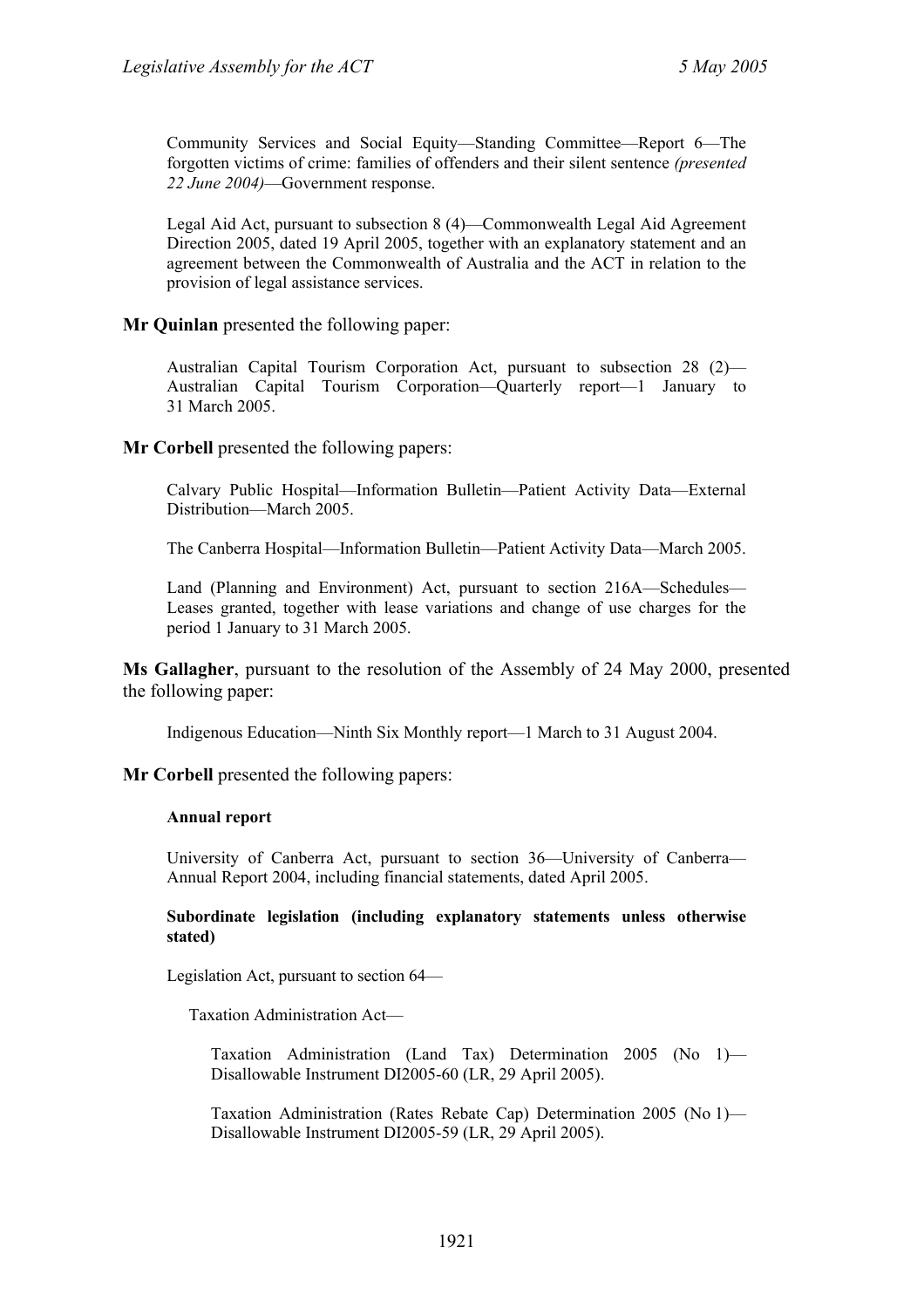Community Services and Social Equity—Standing Committee—Report 6—The forgotten victims of crime: families of offenders and their silent sentence *(presented 22 June 2004)*—Government response.

Legal Aid Act, pursuant to subsection 8 (4)—Commonwealth Legal Aid Agreement Direction 2005, dated 19 April 2005, together with an explanatory statement and an agreement between the Commonwealth of Australia and the ACT in relation to the provision of legal assistance services.

**Mr Quinlan** presented the following paper:

Australian Capital Tourism Corporation Act, pursuant to subsection 28 (2)—Australian Capital Tourism Corporation—Quarterly report—1 January to 31 March 2005.

**Mr Corbell** presented the following papers:

Calvary Public Hospital—Information Bulletin—Patient Activity Data—External Distribution—March 2005.

The Canberra Hospital—Information Bulletin—Patient Activity Data—March 2005.

Land (Planning and Environment) Act, pursuant to section 216A—Schedules—Leases granted, together with lease variations and change of use charges for the period 1 January to 31 March 2005.

**Ms Gallagher**, pursuant to the resolution of the Assembly of 24 May 2000, presented the following paper:

Indigenous Education—Ninth Six Monthly report—1 March to 31 August 2004.

**Mr Corbell** presented the following papers:

**Annual report**

University of Canberra Act, pursuant to section 36—University of Canberra—Annual Report 2004, including financial statements, dated April 2005.

**Subordinate legislation (including explanatory statements unless otherwise stated)**

Legislation Act, pursuant to section 64—

Taxation Administration Act—

Taxation Administration (Land Tax) Determination 2005 (No 1)—Disallowable Instrument DI2005-60 (LR, 29 April 2005).

Taxation Administration (Rates Rebate Cap) Determination 2005 (No 1)—Disallowable Instrument DI2005-59 (LR, 29 April 2005).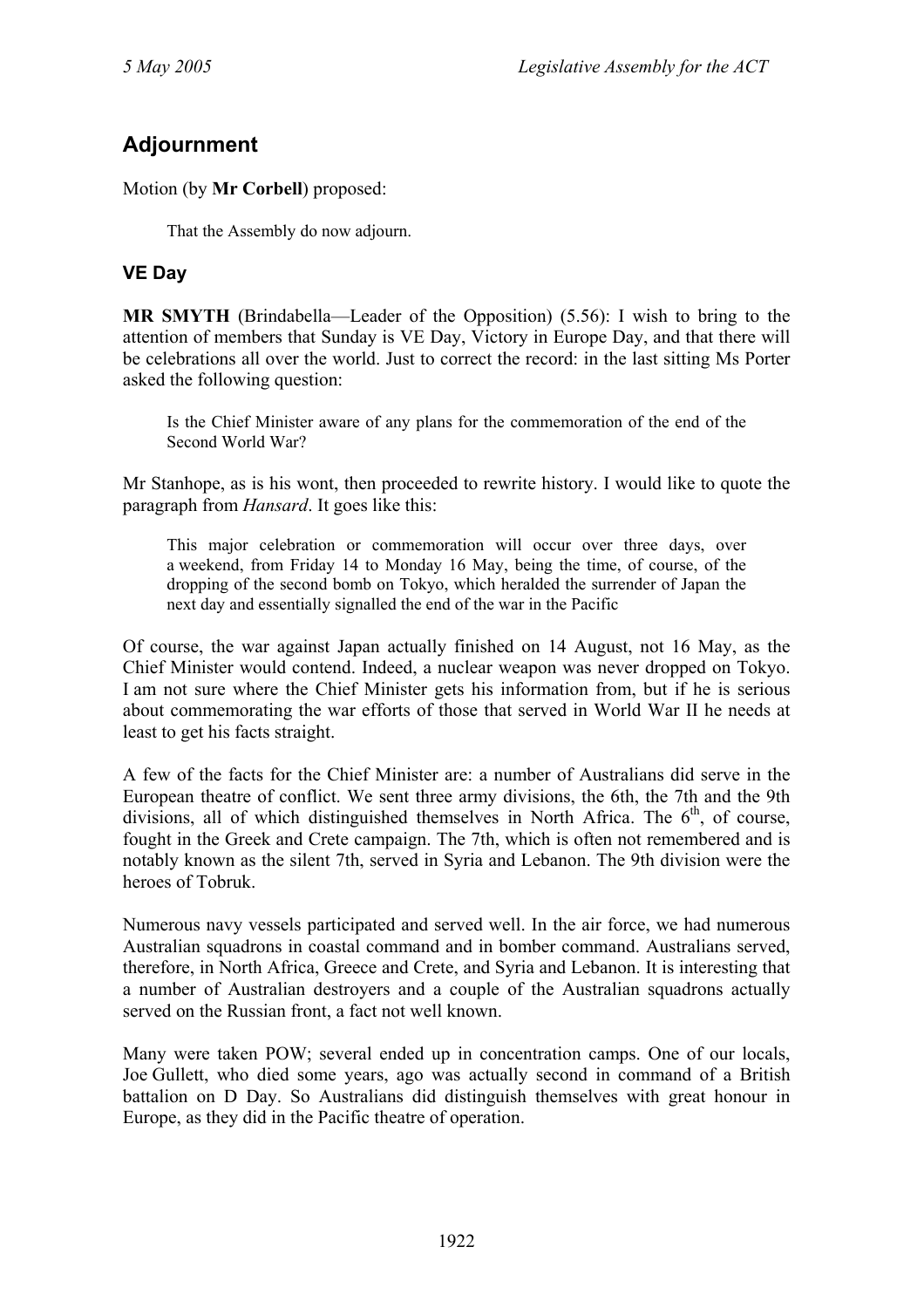## Adjournment

Motion (by **Mr Corbell**) proposed:

> That the Assembly do now adjourn.

### VE Day

**MR SMYTH** (Brindabella—Leader of the Opposition) (5.56): I wish to bring to the attention of members that Sunday is VE Day, Victory in Europe Day, and that there will be celebrations all over the world. Just to correct the record: in the last sitting Ms Porter asked the following question:

> Is the Chief Minister aware of any plans for the commemoration of the end of the Second World War?

Mr Stanhope, as is his wont, then proceeded to rewrite history. I would like to quote the paragraph from *Hansard*. It goes like this:

> This major celebration or commemoration will occur over three days, over a weekend, from Friday 14 to Monday 16 May, being the time, of course, of the dropping of the second bomb on Tokyo, which heralded the surrender of Japan the next day and essentially signalled the end of the war in the Pacific

Of course, the war against Japan actually finished on 14 August, not 16 May, as the Chief Minister would contend. Indeed, a nuclear weapon was never dropped on Tokyo. I am not sure where the Chief Minister gets his information from, but if he is serious about commemorating the war efforts of those that served in World War II he needs at least to get his facts straight.

A few of the facts for the Chief Minister are: a number of Australians did serve in the European theatre of conflict. We sent three army divisions, the 6th, the 7th and the 9th divisions, all of which distinguished themselves in North Africa. The 6th, of course, fought in the Greek and Crete campaign. The 7th, which is often not remembered and is notably known as the silent 7th, served in Syria and Lebanon. The 9th division were the heroes of Tobruk.

Numerous navy vessels participated and served well. In the air force, we had numerous Australian squadrons in coastal command and in bomber command. Australians served, therefore, in North Africa, Greece and Crete, and Syria and Lebanon. It is interesting that a number of Australian destroyers and a couple of the Australian squadrons actually served on the Russian front, a fact not well known.

Many were taken POW; several ended up in concentration camps. One of our locals, Joe Gullett, who died some years, ago was actually second in command of a British battalion on D Day. So Australians did distinguish themselves with great honour in Europe, as they did in the Pacific theatre of operation.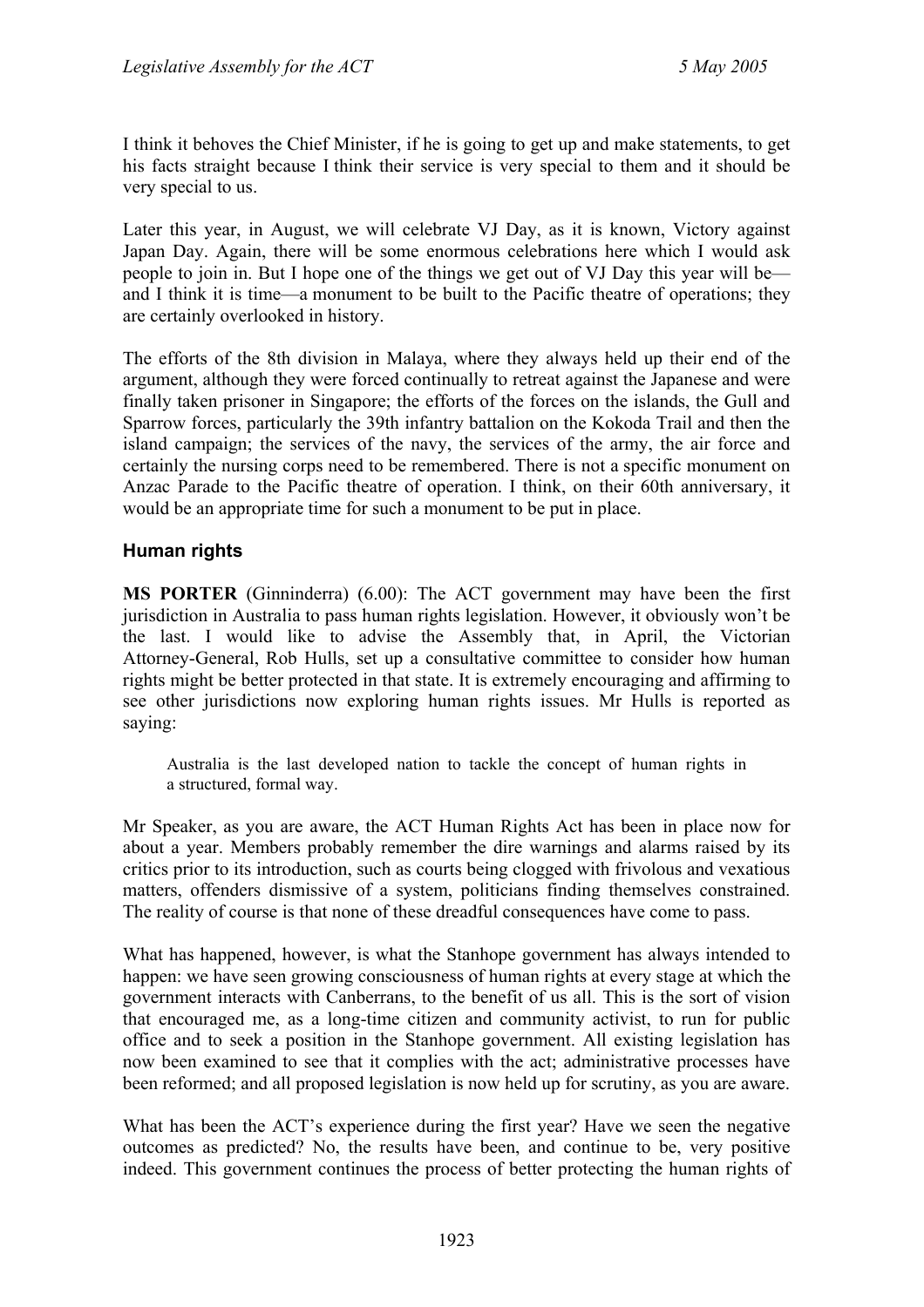I think it behoves the Chief Minister, if he is going to get up and make statements, to get his facts straight because I think their service is very special to them and it should be very special to us.

Later this year, in August, we will celebrate VJ Day, as it is known, Victory against Japan Day. Again, there will be some enormous celebrations here which I would ask people to join in. But I hope one of the things we get out of VJ Day this year will be—and I think it is time—a monument to be built to the Pacific theatre of operations; they are certainly overlooked in history.

The efforts of the 8th division in Malaya, where they always held up their end of the argument, although they were forced continually to retreat against the Japanese and were finally taken prisoner in Singapore; the efforts of the forces on the islands, the Gull and Sparrow forces, particularly the 39th infantry battalion on the Kokoda Trail and then the island campaign; the services of the navy, the services of the army, the air force and certainly the nursing corps need to be remembered. There is not a specific monument on Anzac Parade to the Pacific theatre of operation. I think, on their 60th anniversary, it would be an appropriate time for such a monument to be put in place.

## Human rights

**MS PORTER** (Ginninderra) (6.00): The ACT government may have been the first jurisdiction in Australia to pass human rights legislation. However, it obviously won't be the last. I would like to advise the Assembly that, in April, the Victorian Attorney-General, Rob Hulls, set up a consultative committee to consider how human rights might be better protected in that state. It is extremely encouraging and affirming to see other jurisdictions now exploring human rights issues. Mr Hulls is reported as saying:

> Australia is the last developed nation to tackle the concept of human rights in a structured, formal way.

Mr Speaker, as you are aware, the ACT Human Rights Act has been in place now for about a year. Members probably remember the dire warnings and alarms raised by its critics prior to its introduction, such as courts being clogged with frivolous and vexatious matters, offenders dismissive of a system, politicians finding themselves constrained. The reality of course is that none of these dreadful consequences have come to pass.

What has happened, however, is what the Stanhope government has always intended to happen: we have seen growing consciousness of human rights at every stage at which the government interacts with Canberrans, to the benefit of us all. This is the sort of vision that encouraged me, as a long-time citizen and community activist, to run for public office and to seek a position in the Stanhope government. All existing legislation has now been examined to see that it complies with the act; administrative processes have been reformed; and all proposed legislation is now held up for scrutiny, as you are aware.

What has been the ACT's experience during the first year? Have we seen the negative outcomes as predicted? No, the results have been, and continue to be, very positive indeed. This government continues the process of better protecting the human rights of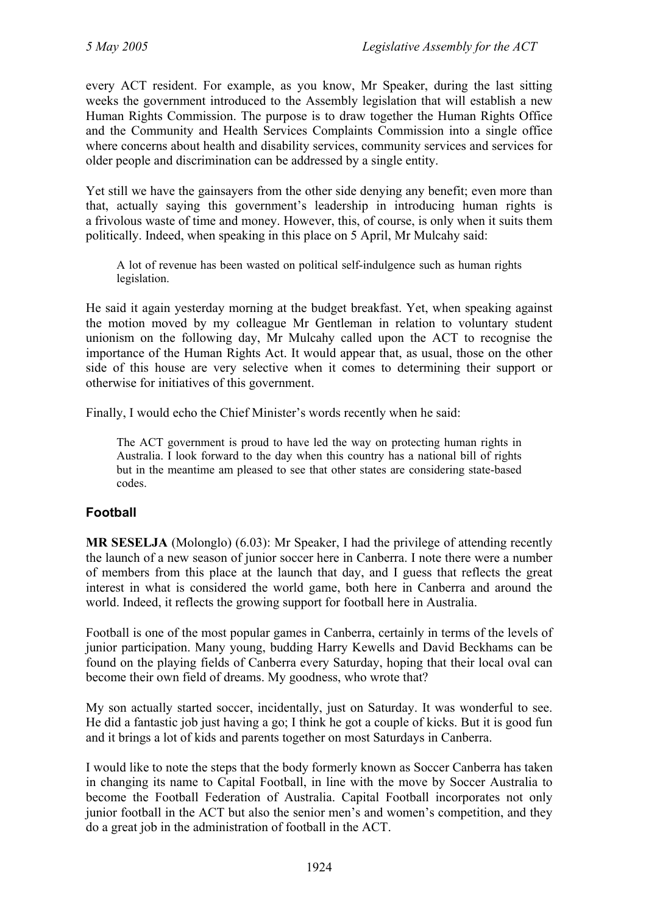every ACT resident. For example, as you know, Mr Speaker, during the last sitting weeks the government introduced to the Assembly legislation that will establish a new Human Rights Commission. The purpose is to draw together the Human Rights Office and the Community and Health Services Complaints Commission into a single office where concerns about health and disability services, community services and services for older people and discrimination can be addressed by a single entity.

Yet still we have the gainsayers from the other side denying any benefit; even more than that, actually saying this government's leadership in introducing human rights is a frivolous waste of time and money. However, this, of course, is only when it suits them politically. Indeed, when speaking in this place on 5 April, Mr Mulcahy said:

> A lot of revenue has been wasted on political self-indulgence such as human rights legislation.

He said it again yesterday morning at the budget breakfast. Yet, when speaking against the motion moved by my colleague Mr Gentleman in relation to voluntary student unionism on the following day, Mr Mulcahy called upon the ACT to recognise the importance of the Human Rights Act. It would appear that, as usual, those on the other side of this house are very selective when it comes to determining their support or otherwise for initiatives of this government.

Finally, I would echo the Chief Minister's words recently when he said:

> The ACT government is proud to have led the way on protecting human rights in Australia. I look forward to the day when this country has a national bill of rights but in the meantime am pleased to see that other states are considering state-based codes.

## Football

**MR SESELJA** (Molonglo) (6.03): Mr Speaker, I had the privilege of attending recently the launch of a new season of junior soccer here in Canberra. I note there were a number of members from this place at the launch that day, and I guess that reflects the great interest in what is considered the world game, both here in Canberra and around the world. Indeed, it reflects the growing support for football here in Australia.

Football is one of the most popular games in Canberra, certainly in terms of the levels of junior participation. Many young, budding Harry Kewells and David Beckhams can be found on the playing fields of Canberra every Saturday, hoping that their local oval can become their own field of dreams. My goodness, who wrote that?

My son actually started soccer, incidentally, just on Saturday. It was wonderful to see. He did a fantastic job just having a go; I think he got a couple of kicks. But it is good fun and it brings a lot of kids and parents together on most Saturdays in Canberra.

I would like to note the steps that the body formerly known as Soccer Canberra has taken in changing its name to Capital Football, in line with the move by Soccer Australia to become the Football Federation of Australia. Capital Football incorporates not only junior football in the ACT but also the senior men's and women's competition, and they do a great job in the administration of football in the ACT.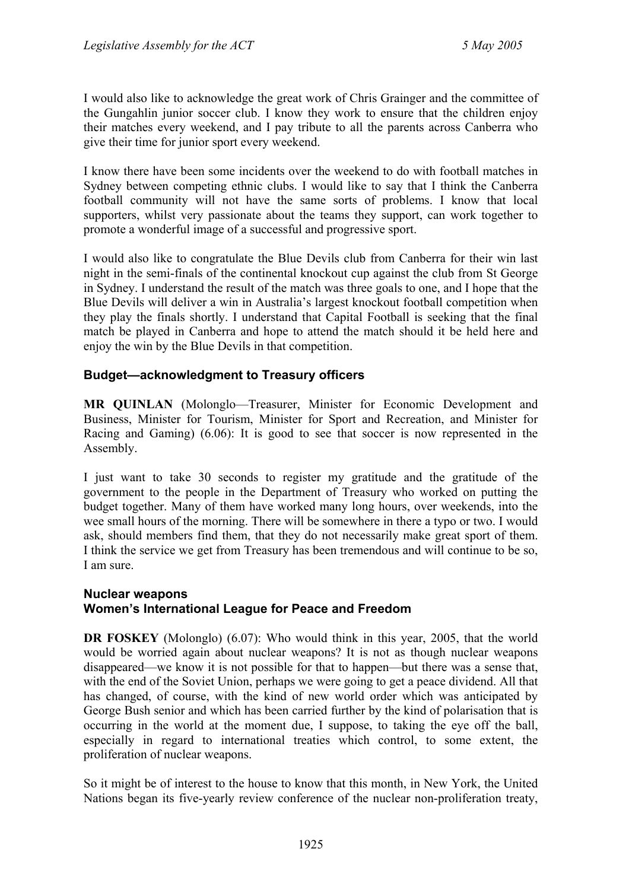I would also like to acknowledge the great work of Chris Grainger and the committee of the Gungahlin junior soccer club. I know they work to ensure that the children enjoy their matches every weekend, and I pay tribute to all the parents across Canberra who give their time for junior sport every weekend.

I know there have been some incidents over the weekend to do with football matches in Sydney between competing ethnic clubs. I would like to say that I think the Canberra football community will not have the same sorts of problems. I know that local supporters, whilst very passionate about the teams they support, can work together to promote a wonderful image of a successful and progressive sport.

I would also like to congratulate the Blue Devils club from Canberra for their win last night in the semi-finals of the continental knockout cup against the club from St George in Sydney. I understand the result of the match was three goals to one, and I hope that the Blue Devils will deliver a win in Australia's largest knockout football competition when they play the finals shortly. I understand that Capital Football is seeking that the final match be played in Canberra and hope to attend the match should it be held here and enjoy the win by the Blue Devils in that competition.

### Budget—acknowledgment to Treasury officers

**MR QUINLAN** (Molonglo—Treasurer, Minister for Economic Development and Business, Minister for Tourism, Minister for Sport and Recreation, and Minister for Racing and Gaming) (6.06): It is good to see that soccer is now represented in the Assembly.

I just want to take 30 seconds to register my gratitude and the gratitude of the government to the people in the Department of Treasury who worked on putting the budget together. Many of them have worked many long hours, over weekends, into the wee small hours of the morning. There will be somewhere in there a typo or two. I would ask, should members find them, that they do not necessarily make great sport of them. I think the service we get from Treasury has been tremendous and will continue to be so, I am sure.

### Nuclear weapons
### Women's International League for Peace and Freedom

**DR FOSKEY** (Molonglo) (6.07): Who would think in this year, 2005, that the world would be worried again about nuclear weapons? It is not as though nuclear weapons disappeared—we know it is not possible for that to happen—but there was a sense that, with the end of the Soviet Union, perhaps we were going to get a peace dividend. All that has changed, of course, with the kind of new world order which was anticipated by George Bush senior and which has been carried further by the kind of polarisation that is occurring in the world at the moment due, I suppose, to taking the eye off the ball, especially in regard to international treaties which control, to some extent, the proliferation of nuclear weapons.

So it might be of interest to the house to know that this month, in New York, the United Nations began its five-yearly review conference of the nuclear non-proliferation treaty,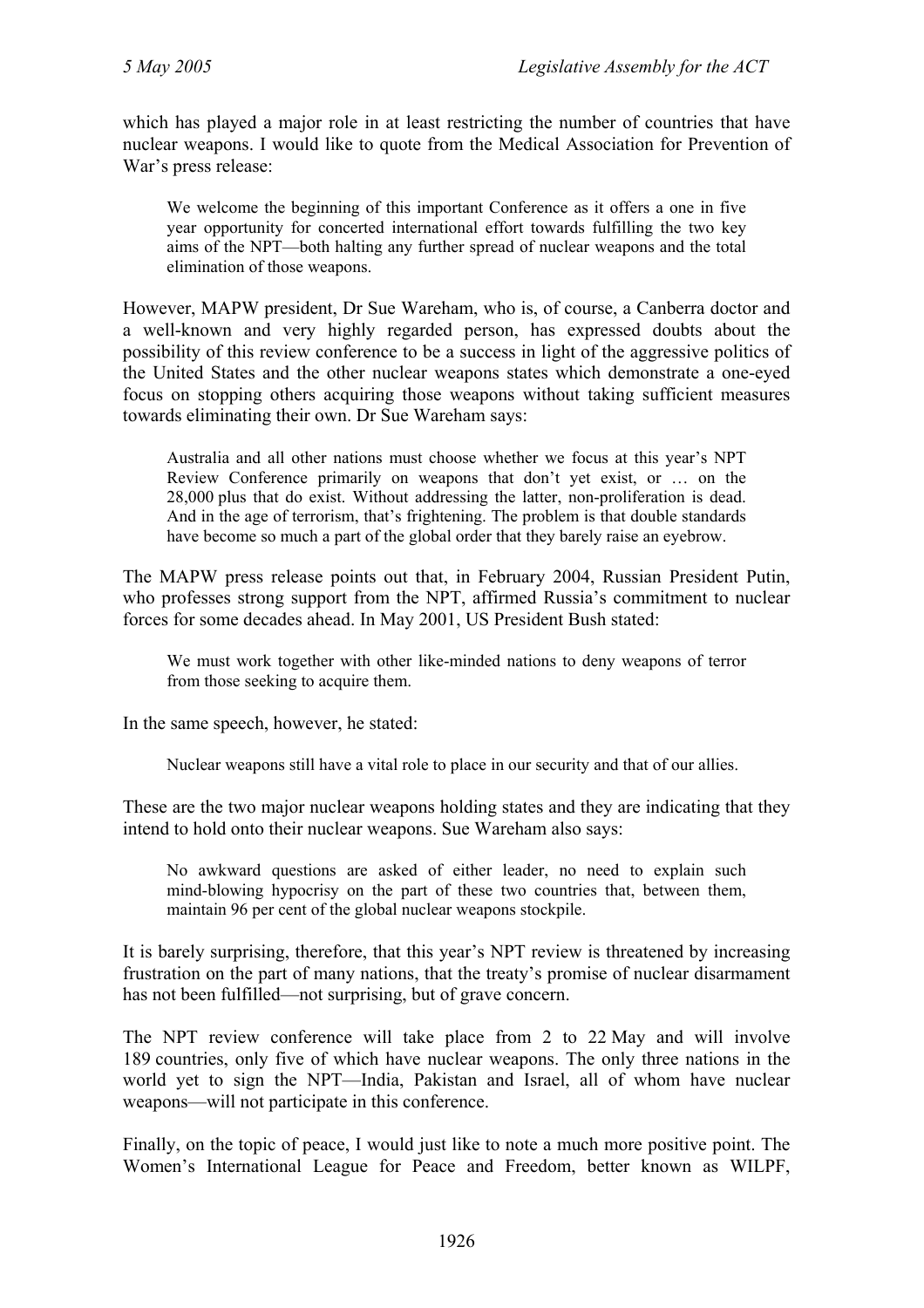which has played a major role in at least restricting the number of countries that have nuclear weapons. I would like to quote from the Medical Association for Prevention of War's press release:

> We welcome the beginning of this important Conference as it offers a one in five year opportunity for concerted international effort towards fulfilling the two key aims of the NPT—both halting any further spread of nuclear weapons and the total elimination of those weapons.

However, MAPW president, Dr Sue Wareham, who is, of course, a Canberra doctor and a well-known and very highly regarded person, has expressed doubts about the possibility of this review conference to be a success in light of the aggressive politics of the United States and the other nuclear weapons states which demonstrate a one-eyed focus on stopping others acquiring those weapons without taking sufficient measures towards eliminating their own. Dr Sue Wareham says:

> Australia and all other nations must choose whether we focus at this year's NPT Review Conference primarily on weapons that don't yet exist, or … on the 28,000 plus that do exist. Without addressing the latter, non-proliferation is dead. And in the age of terrorism, that's frightening. The problem is that double standards have become so much a part of the global order that they barely raise an eyebrow.

The MAPW press release points out that, in February 2004, Russian President Putin, who professes strong support from the NPT, affirmed Russia's commitment to nuclear forces for some decades ahead. In May 2001, US President Bush stated:

> We must work together with other like-minded nations to deny weapons of terror from those seeking to acquire them.

In the same speech, however, he stated:

> Nuclear weapons still have a vital role to place in our security and that of our allies.

These are the two major nuclear weapons holding states and they are indicating that they intend to hold onto their nuclear weapons. Sue Wareham also says:

> No awkward questions are asked of either leader, no need to explain such mind-blowing hypocrisy on the part of these two countries that, between them, maintain 96 per cent of the global nuclear weapons stockpile.

It is barely surprising, therefore, that this year's NPT review is threatened by increasing frustration on the part of many nations, that the treaty's promise of nuclear disarmament has not been fulfilled—not surprising, but of grave concern.

The NPT review conference will take place from 2 to 22 May and will involve 189 countries, only five of which have nuclear weapons. The only three nations in the world yet to sign the NPT—India, Pakistan and Israel, all of whom have nuclear weapons—will not participate in this conference.

Finally, on the topic of peace, I would just like to note a much more positive point. The Women's International League for Peace and Freedom, better known as WILPF,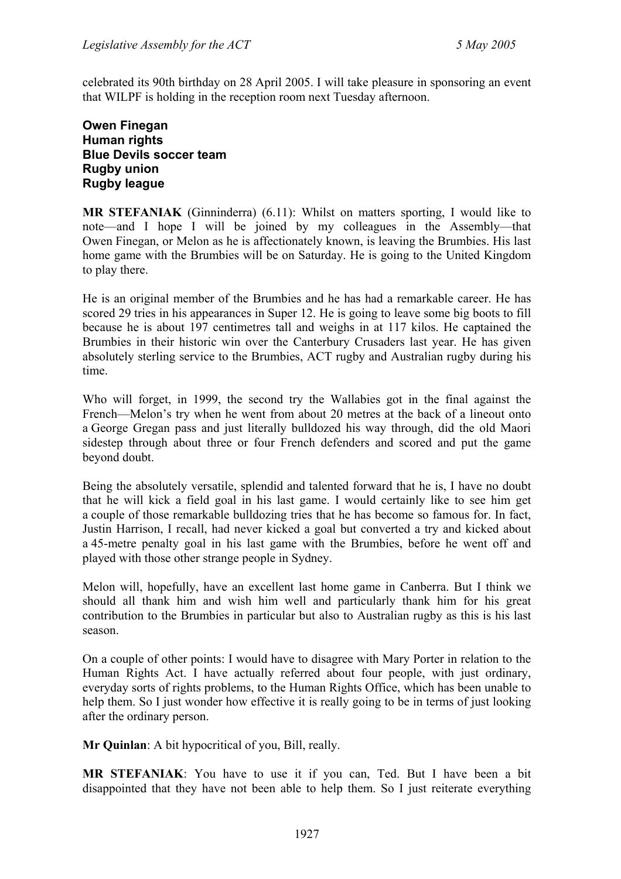celebrated its 90th birthday on 28 April 2005. I will take pleasure in sponsoring an event that WILPF is holding in the reception room next Tuesday afternoon.

**Owen Finegan**
**Human rights**
**Blue Devils soccer team**
**Rugby union**
**Rugby league**

**MR STEFANIAK** (Ginninderra) (6.11): Whilst on matters sporting, I would like to note—and I hope I will be joined by my colleagues in the Assembly—that Owen Finegan, or Melon as he is affectionately known, is leaving the Brumbies. His last home game with the Brumbies will be on Saturday. He is going to the United Kingdom to play there.

He is an original member of the Brumbies and he has had a remarkable career. He has scored 29 tries in his appearances in Super 12. He is going to leave some big boots to fill because he is about 197 centimetres tall and weighs in at 117 kilos. He captained the Brumbies in their historic win over the Canterbury Crusaders last year. He has given absolutely sterling service to the Brumbies, ACT rugby and Australian rugby during his time.

Who will forget, in 1999, the second try the Wallabies got in the final against the French—Melon's try when he went from about 20 metres at the back of a lineout onto a George Gregan pass and just literally bulldozed his way through, did the old Maori sidestep through about three or four French defenders and scored and put the game beyond doubt.

Being the absolutely versatile, splendid and talented forward that he is, I have no doubt that he will kick a field goal in his last game. I would certainly like to see him get a couple of those remarkable bulldozing tries that he has become so famous for. In fact, Justin Harrison, I recall, had never kicked a goal but converted a try and kicked about a 45-metre penalty goal in his last game with the Brumbies, before he went off and played with those other strange people in Sydney.

Melon will, hopefully, have an excellent last home game in Canberra. But I think we should all thank him and wish him well and particularly thank him for his great contribution to the Brumbies in particular but also to Australian rugby as this is his last season.

On a couple of other points: I would have to disagree with Mary Porter in relation to the Human Rights Act. I have actually referred about four people, with just ordinary, everyday sorts of rights problems, to the Human Rights Office, which has been unable to help them. So I just wonder how effective it is really going to be in terms of just looking after the ordinary person.

**Mr Quinlan**: A bit hypocritical of you, Bill, really.

**MR STEFANIAK**: You have to use it if you can, Ted. But I have been a bit disappointed that they have not been able to help them. So I just reiterate everything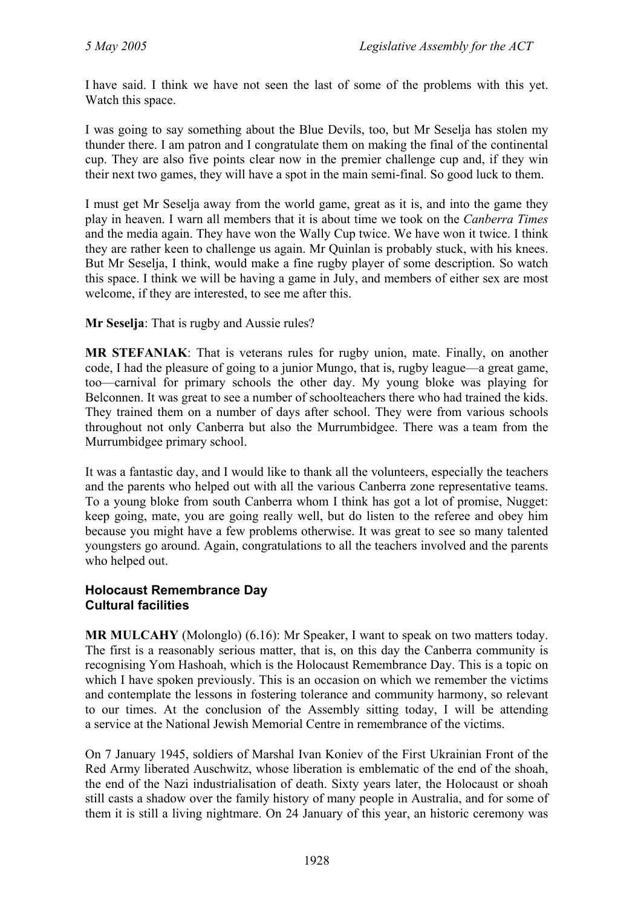I have said. I think we have not seen the last of some of the problems with this yet. Watch this space.

I was going to say something about the Blue Devils, too, but Mr Seselja has stolen my thunder there. I am patron and I congratulate them on making the final of the continental cup. They are also five points clear now in the premier challenge cup and, if they win their next two games, they will have a spot in the main semi-final. So good luck to them.

I must get Mr Seselja away from the world game, great as it is, and into the game they play in heaven. I warn all members that it is about time we took on the *Canberra Times* and the media again. They have won the Wally Cup twice. We have won it twice. I think they are rather keen to challenge us again. Mr Quinlan is probably stuck, with his knees. But Mr Seselja, I think, would make a fine rugby player of some description. So watch this space. I think we will be having a game in July, and members of either sex are most welcome, if they are interested, to see me after this.

**Mr Seselja**: That is rugby and Aussie rules?

**MR STEFANIAK**: That is veterans rules for rugby union, mate. Finally, on another code, I had the pleasure of going to a junior Mungo, that is, rugby league—a great game, too—carnival for primary schools the other day. My young bloke was playing for Belconnen. It was great to see a number of schoolteachers there who had trained the kids. They trained them on a number of days after school. They were from various schools throughout not only Canberra but also the Murrumbidgee. There was a team from the Murrumbidgee primary school.

It was a fantastic day, and I would like to thank all the volunteers, especially the teachers and the parents who helped out with all the various Canberra zone representative teams. To a young bloke from south Canberra whom I think has got a lot of promise, Nugget: keep going, mate, you are going really well, but do listen to the referee and obey him because you might have a few problems otherwise. It was great to see so many talented youngsters go around. Again, congratulations to all the teachers involved and the parents who helped out.

### Holocaust Remembrance Day
### Cultural facilities

**MR MULCAHY** (Molonglo) (6.16): Mr Speaker, I want to speak on two matters today. The first is a reasonably serious matter, that is, on this day the Canberra community is recognising Yom Hashoah, which is the Holocaust Remembrance Day. This is a topic on which I have spoken previously. This is an occasion on which we remember the victims and contemplate the lessons in fostering tolerance and community harmony, so relevant to our times. At the conclusion of the Assembly sitting today, I will be attending a service at the National Jewish Memorial Centre in remembrance of the victims.

On 7 January 1945, soldiers of Marshal Ivan Koniev of the First Ukrainian Front of the Red Army liberated Auschwitz, whose liberation is emblematic of the end of the shoah, the end of the Nazi industrialisation of death. Sixty years later, the Holocaust or shoah still casts a shadow over the family history of many people in Australia, and for some of them it is still a living nightmare. On 24 January of this year, an historic ceremony was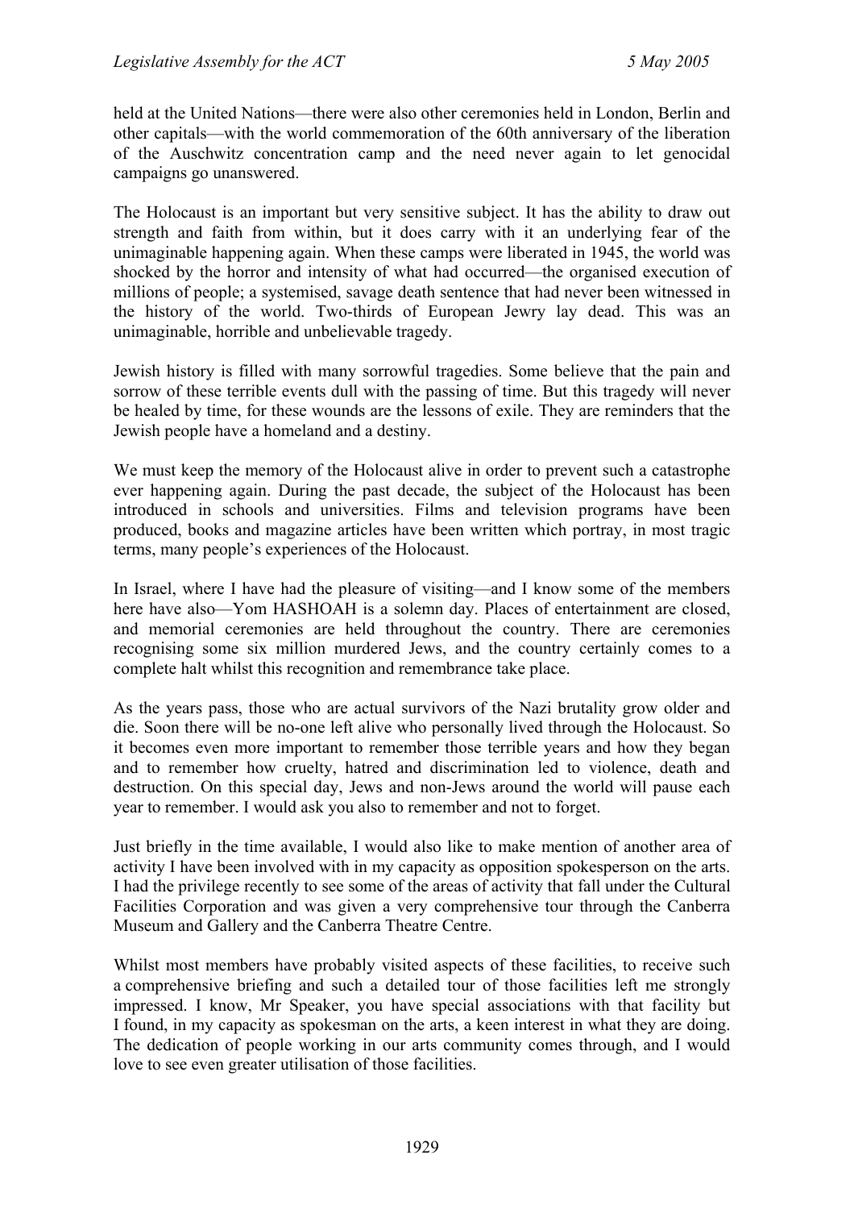held at the United Nations—there were also other ceremonies held in London, Berlin and other capitals—with the world commemoration of the 60th anniversary of the liberation of the Auschwitz concentration camp and the need never again to let genocidal campaigns go unanswered.

The Holocaust is an important but very sensitive subject. It has the ability to draw out strength and faith from within, but it does carry with it an underlying fear of the unimaginable happening again. When these camps were liberated in 1945, the world was shocked by the horror and intensity of what had occurred—the organised execution of millions of people; a systemised, savage death sentence that had never been witnessed in the history of the world. Two-thirds of European Jewry lay dead. This was an unimaginable, horrible and unbelievable tragedy.

Jewish history is filled with many sorrowful tragedies. Some believe that the pain and sorrow of these terrible events dull with the passing of time. But this tragedy will never be healed by time, for these wounds are the lessons of exile. They are reminders that the Jewish people have a homeland and a destiny.

We must keep the memory of the Holocaust alive in order to prevent such a catastrophe ever happening again. During the past decade, the subject of the Holocaust has been introduced in schools and universities. Films and television programs have been produced, books and magazine articles have been written which portray, in most tragic terms, many people's experiences of the Holocaust.

In Israel, where I have had the pleasure of visiting—and I know some of the members here have also—Yom HASHOAH is a solemn day. Places of entertainment are closed, and memorial ceremonies are held throughout the country. There are ceremonies recognising some six million murdered Jews, and the country certainly comes to a complete halt whilst this recognition and remembrance take place.

As the years pass, those who are actual survivors of the Nazi brutality grow older and die. Soon there will be no-one left alive who personally lived through the Holocaust. So it becomes even more important to remember those terrible years and how they began and to remember how cruelty, hatred and discrimination led to violence, death and destruction. On this special day, Jews and non-Jews around the world will pause each year to remember. I would ask you also to remember and not to forget.

Just briefly in the time available, I would also like to make mention of another area of activity I have been involved with in my capacity as opposition spokesperson on the arts. I had the privilege recently to see some of the areas of activity that fall under the Cultural Facilities Corporation and was given a very comprehensive tour through the Canberra Museum and Gallery and the Canberra Theatre Centre.

Whilst most members have probably visited aspects of these facilities, to receive such a comprehensive briefing and such a detailed tour of those facilities left me strongly impressed. I know, Mr Speaker, you have special associations with that facility but I found, in my capacity as spokesman on the arts, a keen interest in what they are doing. The dedication of people working in our arts community comes through, and I would love to see even greater utilisation of those facilities.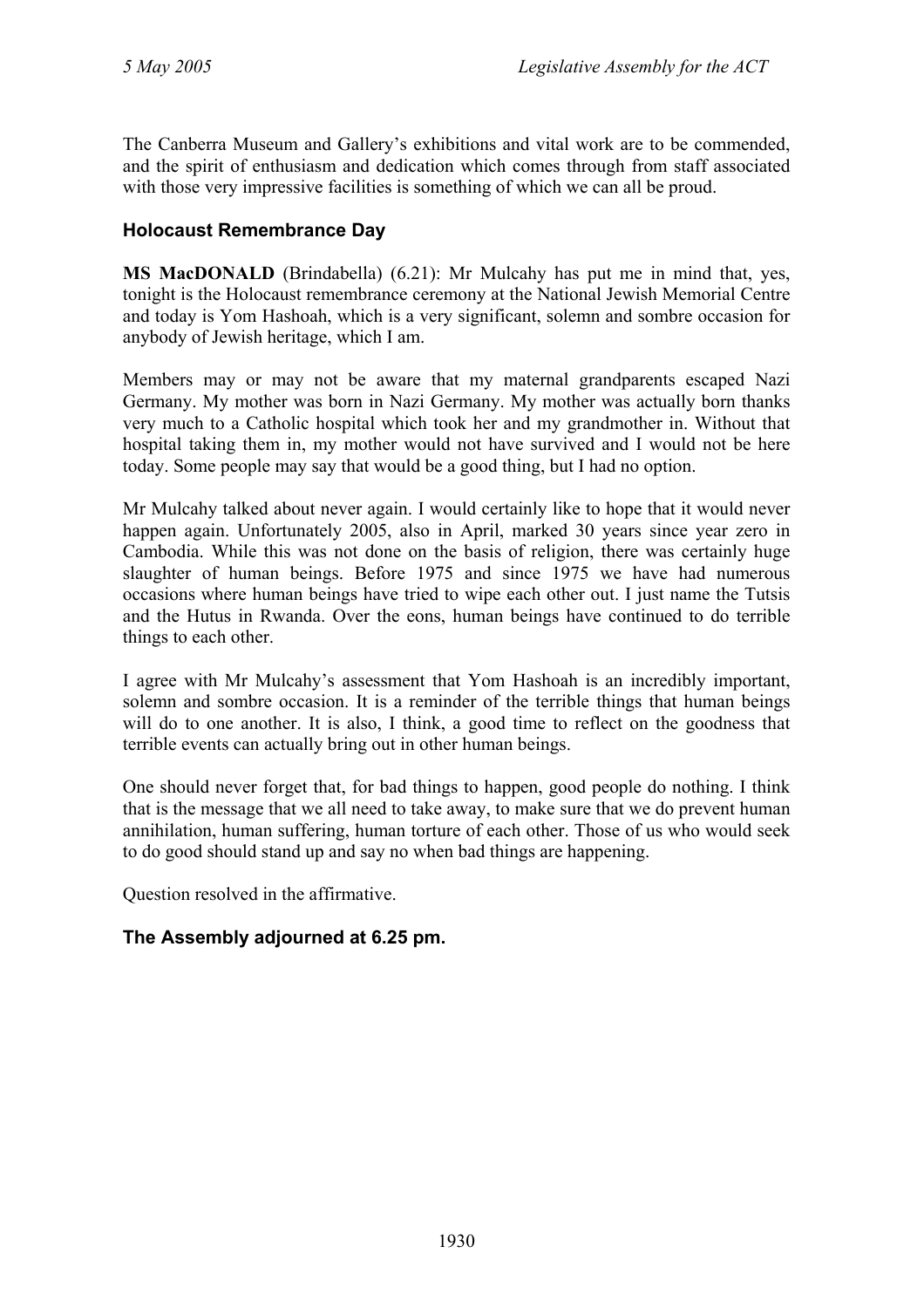The Canberra Museum and Gallery's exhibitions and vital work are to be commended, and the spirit of enthusiasm and dedication which comes through from staff associated with those very impressive facilities is something of which we can all be proud.

## Holocaust Remembrance Day

**MS MacDONALD** (Brindabella) (6.21): Mr Mulcahy has put me in mind that, yes, tonight is the Holocaust remembrance ceremony at the National Jewish Memorial Centre and today is Yom Hashoah, which is a very significant, solemn and sombre occasion for anybody of Jewish heritage, which I am.

Members may or may not be aware that my maternal grandparents escaped Nazi Germany. My mother was born in Nazi Germany. My mother was actually born thanks very much to a Catholic hospital which took her and my grandmother in. Without that hospital taking them in, my mother would not have survived and I would not be here today. Some people may say that would be a good thing, but I had no option.

Mr Mulcahy talked about never again. I would certainly like to hope that it would never happen again. Unfortunately 2005, also in April, marked 30 years since year zero in Cambodia. While this was not done on the basis of religion, there was certainly huge slaughter of human beings. Before 1975 and since 1975 we have had numerous occasions where human beings have tried to wipe each other out. I just name the Tutsis and the Hutus in Rwanda. Over the eons, human beings have continued to do terrible things to each other.

I agree with Mr Mulcahy's assessment that Yom Hashoah is an incredibly important, solemn and sombre occasion. It is a reminder of the terrible things that human beings will do to one another. It is also, I think, a good time to reflect on the goodness that terrible events can actually bring out in other human beings.

One should never forget that, for bad things to happen, good people do nothing. I think that is the message that we all need to take away, to make sure that we do prevent human annihilation, human suffering, human torture of each other. Those of us who would seek to do good should stand up and say no when bad things are happening.

Question resolved in the affirmative.

## The Assembly adjourned at 6.25 pm.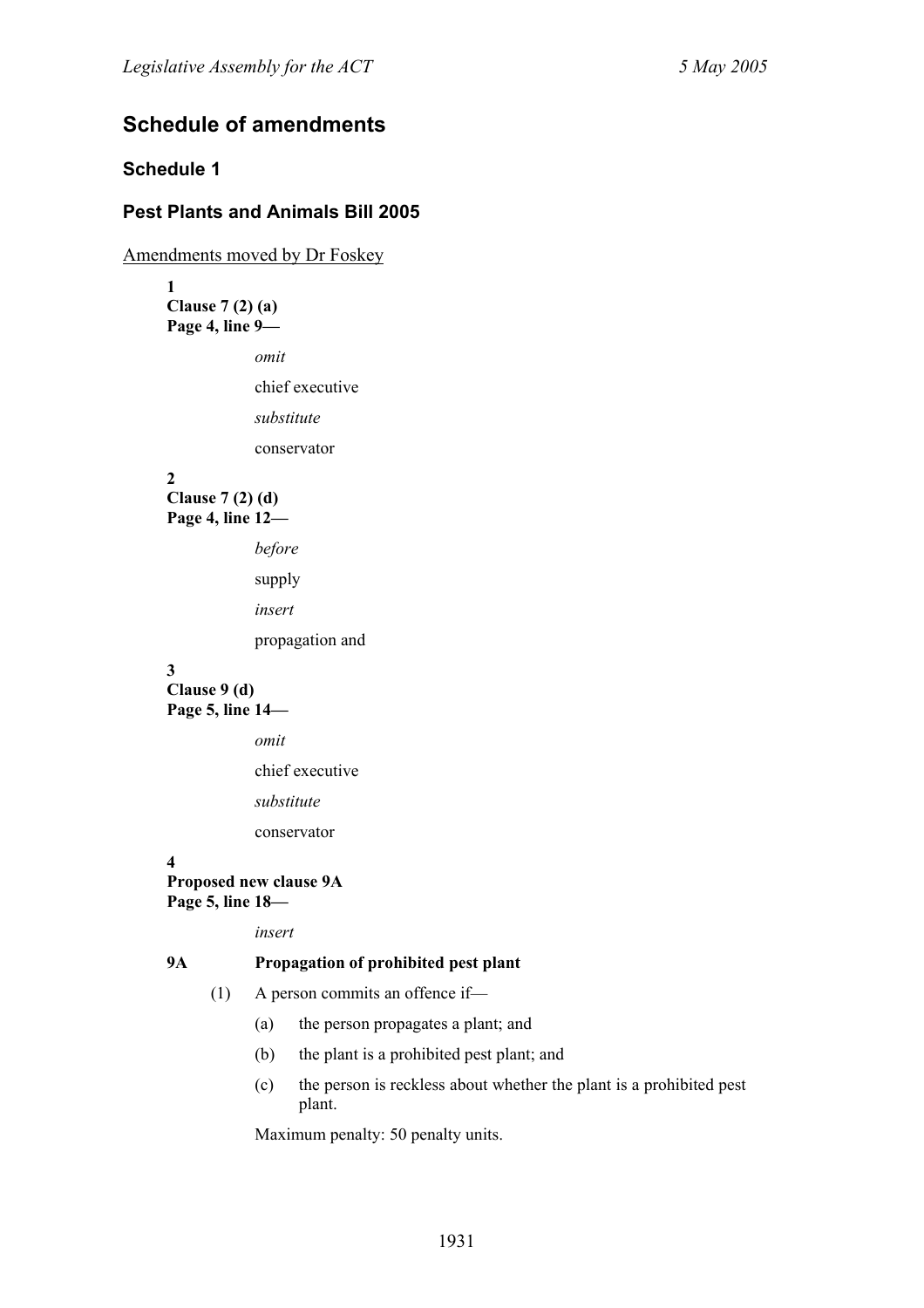## Schedule of amendments

### Schedule 1

### Pest Plants and Animals Bill 2005

Amendments moved by Dr Foskey

**1**
**Clause 7 (2) (a)**
**Page 4, line 9—**

*omit*

chief executive

*substitute*

conservator

**2**
**Clause 7 (2) (d)**
**Page 4, line 12—**

*before*

supply

*insert*

propagation and

**3**
**Clause 9 (d)**
**Page 5, line 14—**

*omit*

chief executive

*substitute*

conservator

**4**
**Proposed new clause 9A**
**Page 5, line 18—**

*insert*

**9A Propagation of prohibited pest plant**

(1) A person commits an offence if—

(a) the person propagates a plant; and

(b) the plant is a prohibited pest plant; and

(c) the person is reckless about whether the plant is a prohibited pest plant.

Maximum penalty: 50 penalty units.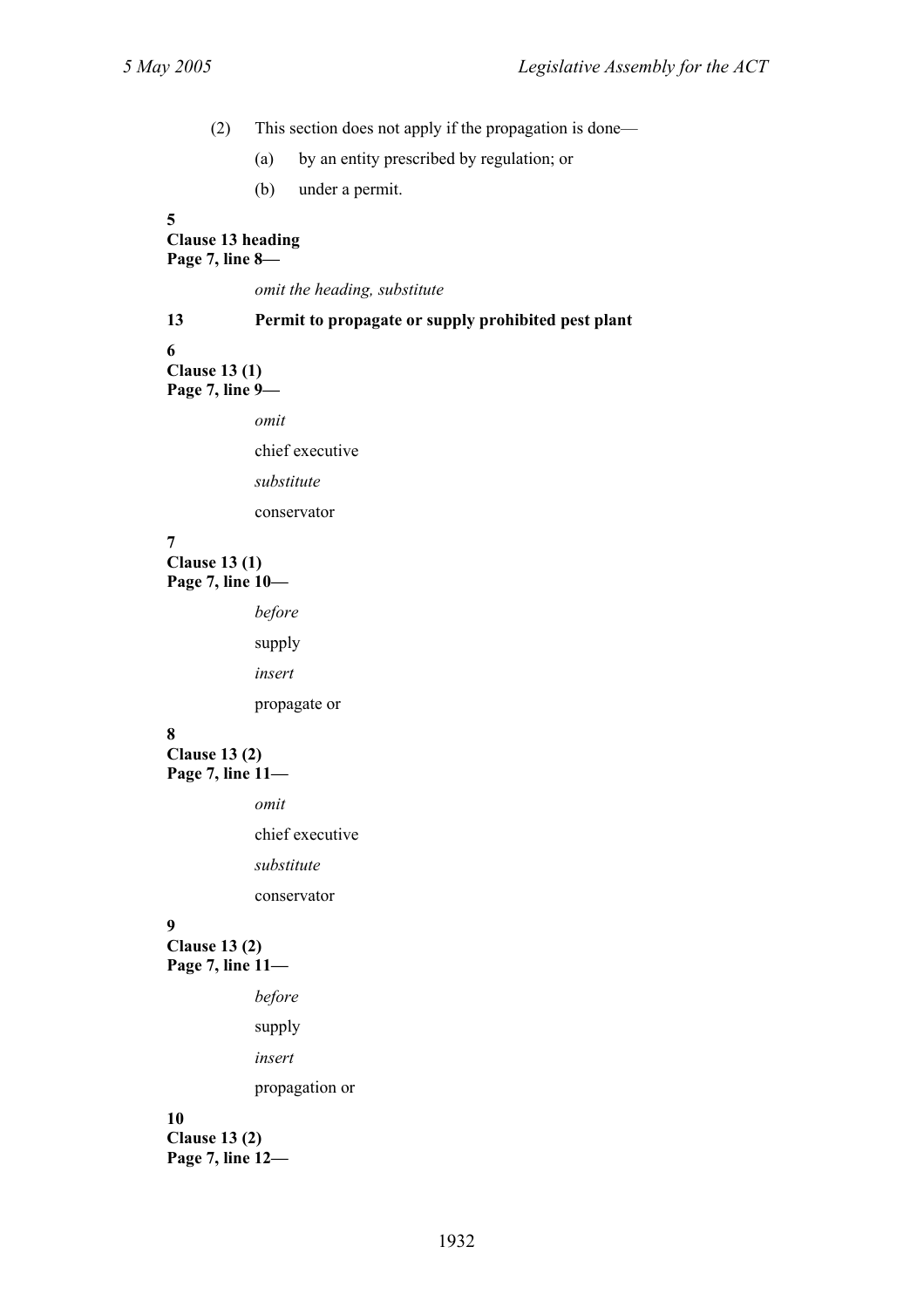(2) This section does not apply if the propagation is done—

(a) by an entity prescribed by regulation; or

(b) under a permit.

**5**
**Clause 13 heading**
**Page 7, line 8—**

*omit the heading, substitute*

**13 Permit to propagate or supply prohibited pest plant**

**6**
**Clause 13 (1)**
**Page 7, line 9—**

*omit*

chief executive

*substitute*

conservator

**7**
**Clause 13 (1)**
**Page 7, line 10—**

*before*

supply

*insert*

propagate or

**8**
**Clause 13 (2)**
**Page 7, line 11—**

*omit*

chief executive

*substitute*

conservator

**9**
**Clause 13 (2)**
**Page 7, line 11—**

*before*

supply

*insert*

propagation or

**10**
**Clause 13 (2)**
**Page 7, line 12—**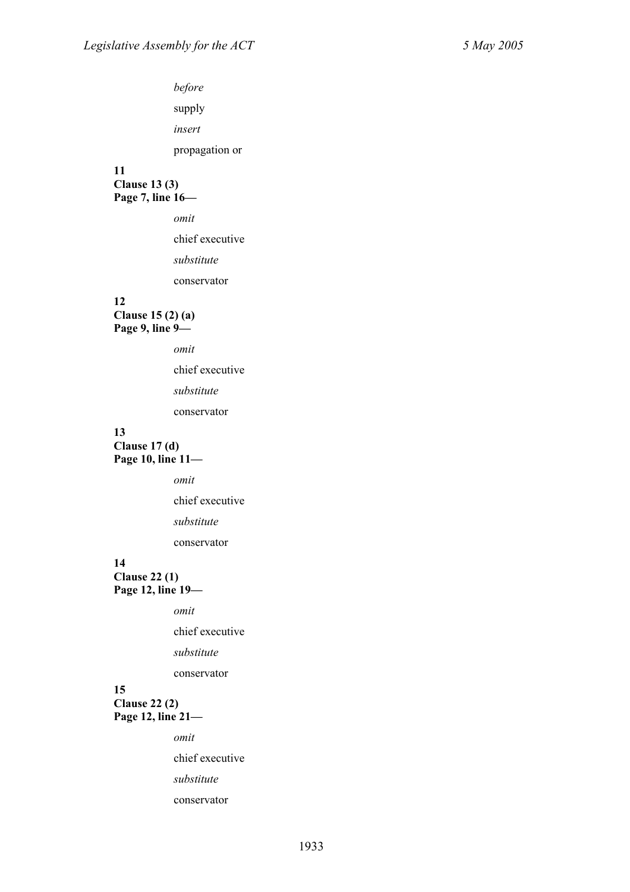*before*

supply

*insert*

propagation or

**11**
**Clause 13 (3)**
**Page 7, line 16—**

*omit*

chief executive

*substitute*

conservator

**12**
**Clause 15 (2) (a)**
**Page 9, line 9—**

*omit*

chief executive

*substitute*

conservator

**13**
**Clause 17 (d)**
**Page 10, line 11—**

*omit*

chief executive

*substitute*

conservator

**14**
**Clause 22 (1)**
**Page 12, line 19—**

*omit*

chief executive

*substitute*

conservator

**15**
**Clause 22 (2)**
**Page 12, line 21—**

*omit*

chief executive

*substitute*

conservator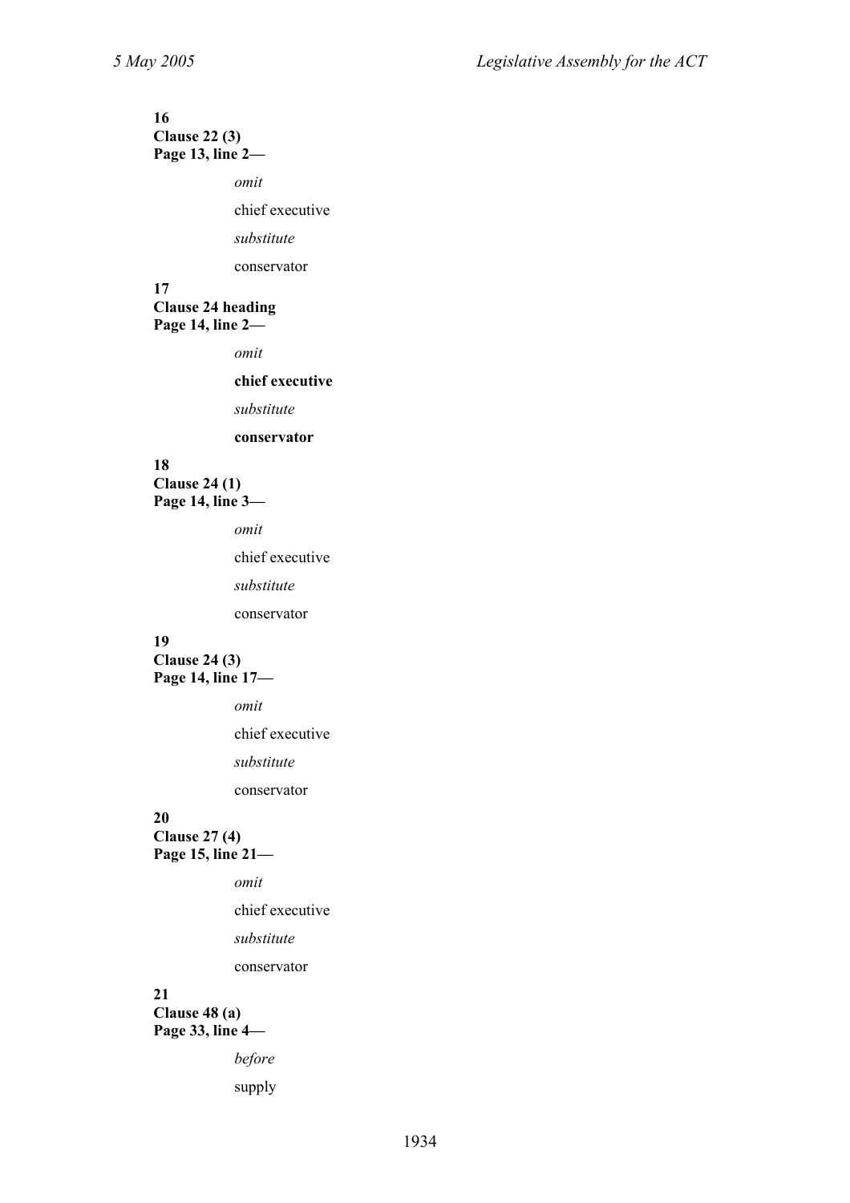**16**
**Clause 22 (3)**
**Page 13, line 2—**

*omit*

chief executive

*substitute*

conservator

**17**
**Clause 24 heading**
**Page 14, line 2—**

*omit*

**chief executive**

*substitute*

**conservator**

**18**
**Clause 24 (1)**
**Page 14, line 3—**

*omit*

chief executive

*substitute*

conservator

**19**
**Clause 24 (3)**
**Page 14, line 17—**

*omit*

chief executive

*substitute*

conservator

**20**
**Clause 27 (4)**
**Page 15, line 21—**

*omit*

chief executive

*substitute*

conservator

**21**
**Clause 48 (a)**
**Page 33, line 4—**

*before*

supply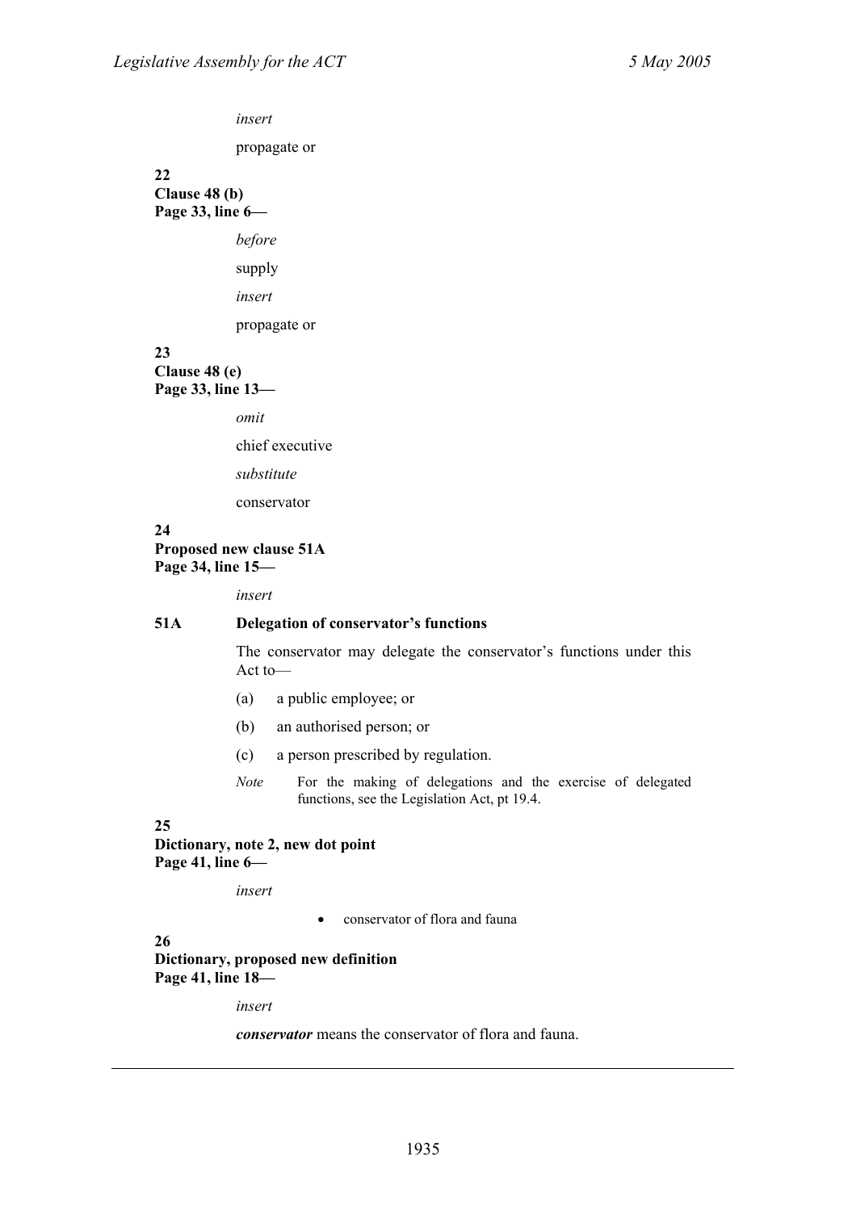*insert*

propagate or

**22**
**Clause 48 (b)**
**Page 33, line 6—**

*before*

supply

*insert*

propagate or

**23**
**Clause 48 (e)**
**Page 33, line 13—**

*omit*

chief executive

*substitute*

conservator

**24**
**Proposed new clause 51A**
**Page 34, line 15—**

*insert*

**51A Delegation of conservator's functions**

The conservator may delegate the conservator's functions under this Act to—

(a) a public employee; or

(b) an authorised person; or

(c) a person prescribed by regulation.

*Note* For the making of delegations and the exercise of delegated functions, see the Legislation Act, pt 19.4.

**25**
**Dictionary, note 2, new dot point**
**Page 41, line 6—**

*insert*

- conservator of flora and fauna

**26**
**Dictionary, proposed new definition**
**Page 41, line 18—**

*insert*

***conservator*** means the conservator of flora and fauna.